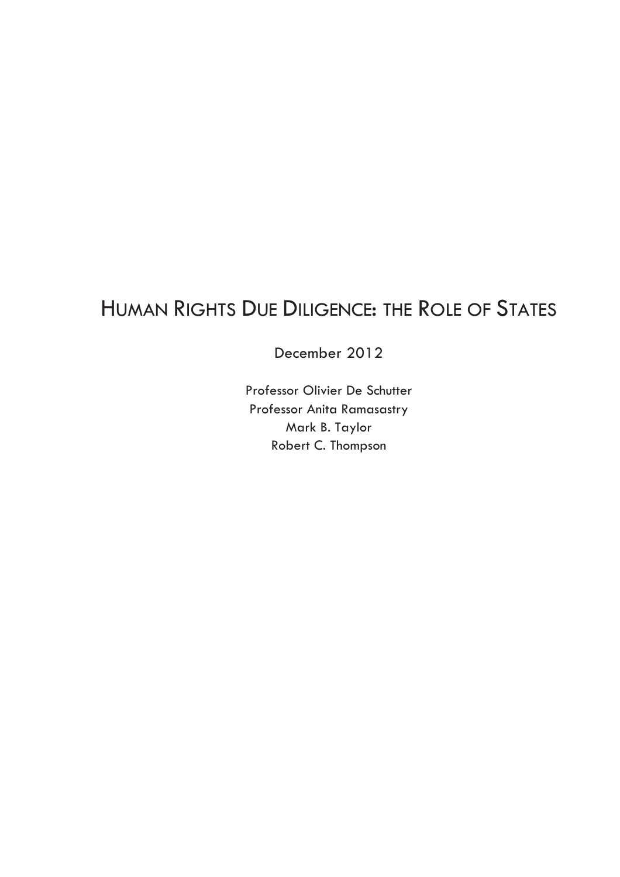# Human Rights Due Diligence: the Role of States

December 2012

Professor Olivier De Schutter
Professor Anita Ramasastry
Mark B. Taylor
Robert C. Thompson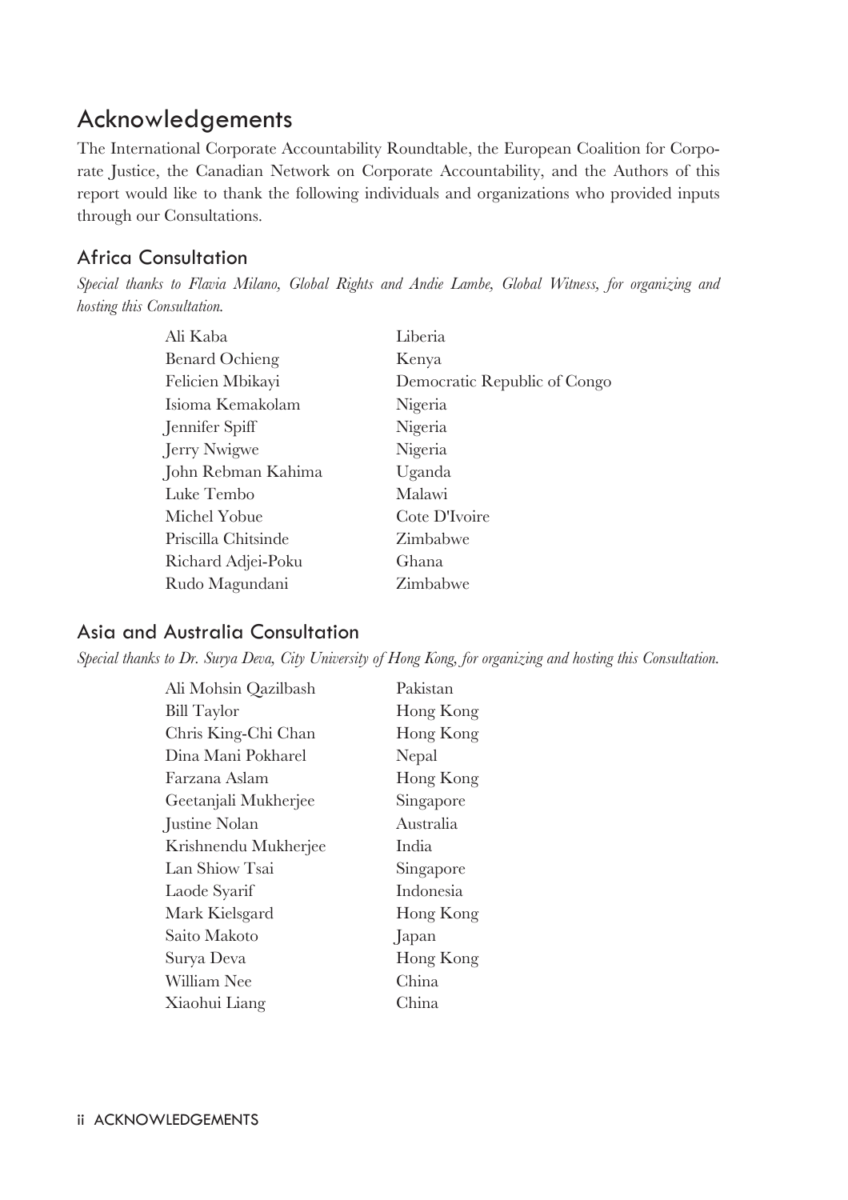# Acknowledgements

The International Corporate Accountability Roundtable, the European Coalition for Corporate Justice, the Canadian Network on Corporate Accountability, and the Authors of this report would like to thank the following individuals and organizations who provided inputs through our Consultations.

## Africa Consultation

*Special thanks to Flavia Milano, Global Rights and Andie Lambe, Global Witness, for organizing and hosting this Consultation.*

| | |
|---|---|
| Ali Kaba | Liberia |
| Benard Ochieng | Kenya |
| Felicien Mbikayi | Democratic Republic of Congo |
| Isioma Kemakolam | Nigeria |
| Jennifer Spiff | Nigeria |
| Jerry Nwigwe | Nigeria |
| John Rebman Kahima | Uganda |
| Luke Tembo | Malawi |
| Michel Yobue | Cote D'Ivoire |
| Priscilla Chitsinde | Zimbabwe |
| Richard Adjei-Poku | Ghana |
| Rudo Magundani | Zimbabwe |

## Asia and Australia Consultation

*Special thanks to Dr. Surya Deva, City University of Hong Kong, for organizing and hosting this Consultation.*

| | |
|---|---|
| Ali Mohsin Qazilbash | Pakistan |
| Bill Taylor | Hong Kong |
| Chris King-Chi Chan | Hong Kong |
| Dina Mani Pokharel | Nepal |
| Farzana Aslam | Hong Kong |
| Geetanjali Mukherjee | Singapore |
| Justine Nolan | Australia |
| Krishnendu Mukherjee | India |
| Lan Shiow Tsai | Singapore |
| Laode Syarif | Indonesia |
| Mark Kielsgard | Hong Kong |
| Saito Makoto | Japan |
| Surya Deva | Hong Kong |
| William Nee | China |
| Xiaohui Liang | China |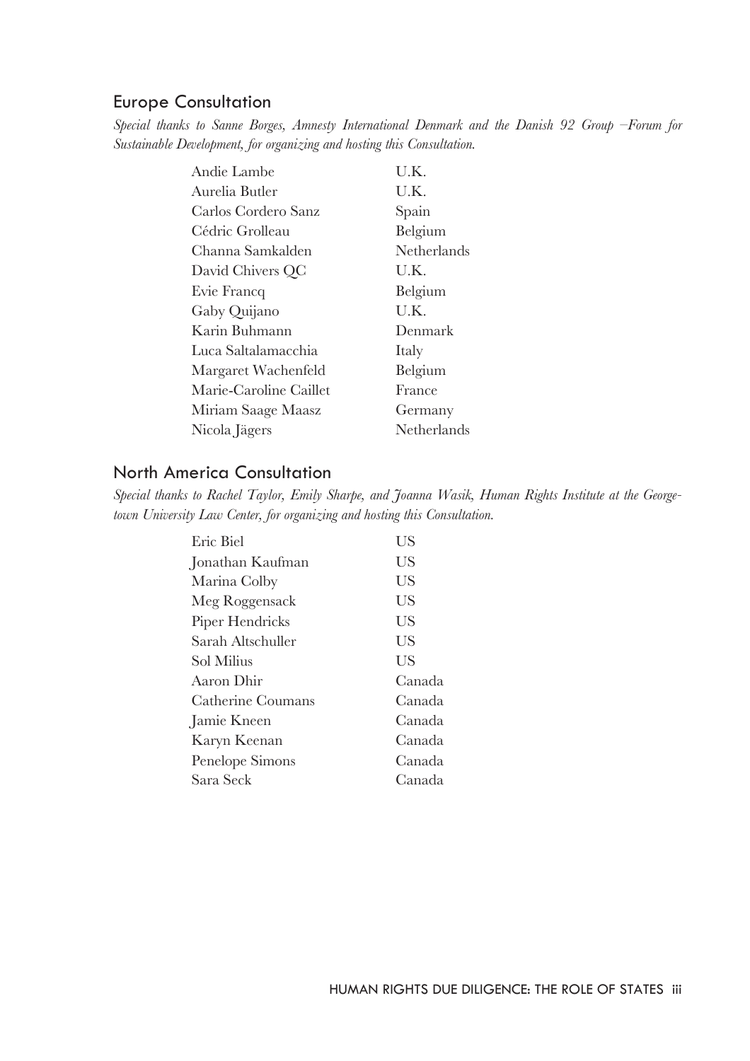## Europe Consultation

*Special thanks to Sanne Borges, Amnesty International Denmark and the Danish 92 Group –Forum for Sustainable Development, for organizing and hosting this Consultation.*

| | |
|---|---|
| Andie Lambe | U.K. |
| Aurelia Butler | U.K. |
| Carlos Cordero Sanz | Spain |
| Cédric Grolleau | Belgium |
| Channa Samkalden | Netherlands |
| David Chivers QC | U.K. |
| Evie Francq | Belgium |
| Gaby Quijano | U.K. |
| Karin Buhmann | Denmark |
| Luca Saltalamacchia | Italy |
| Margaret Wachenfeld | Belgium |
| Marie-Caroline Caillet | France |
| Miriam Saage Maasz | Germany |
| Nicola Jägers | Netherlands |

## North America Consultation

*Special thanks to Rachel Taylor, Emily Sharpe, and Joanna Wasik, Human Rights Institute at the Georgetown University Law Center, for organizing and hosting this Consultation.*

| | |
|---|---|
| Eric Biel | US |
| Jonathan Kaufman | US |
| Marina Colby | US |
| Meg Roggensack | US |
| Piper Hendricks | US |
| Sarah Altschuller | US |
| Sol Milius | US |
| Aaron Dhir | Canada |
| Catherine Coumans | Canada |
| Jamie Kneen | Canada |
| Karyn Keenan | Canada |
| Penelope Simons | Canada |
| Sara Seck | Canada |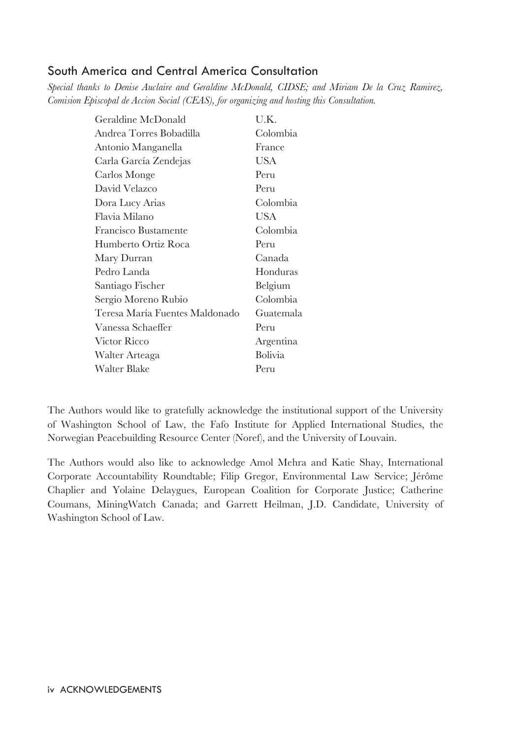## South America and Central America Consultation

*Special thanks to Denise Auclaire and Geraldine McDonald, CIDSE; and Miriam De la Cruz Ramirez, Comision Episcopal de Accion Social (CEAS), for organizing and hosting this Consultation.*

| | |
|---|---|
| Geraldine McDonald | U.K. |
| Andrea Torres Bobadilla | Colombia |
| Antonio Manganella | France |
| Carla García Zendejas | USA |
| Carlos Monge | Peru |
| David Velazco | Peru |
| Dora Lucy Arias | Colombia |
| Flavia Milano | USA |
| Francisco Bustamente | Colombia |
| Humberto Ortiz Roca | Peru |
| Mary Durran | Canada |
| Pedro Landa | Honduras |
| Santiago Fischer | Belgium |
| Sergio Moreno Rubio | Colombia |
| Teresa María Fuentes Maldonado | Guatemala |
| Vanessa Schaeffer | Peru |
| Victor Ricco | Argentina |
| Walter Arteaga | Bolivia |
| Walter Blake | Peru |

The Authors would like to gratefully acknowledge the institutional support of the University of Washington School of Law, the Fafo Institute for Applied International Studies, the Norwegian Peacebuilding Resource Center (Noref), and the University of Louvain.

The Authors would also like to acknowledge Amol Mehra and Katie Shay, International Corporate Accountability Roundtable; Filip Gregor, Environmental Law Service; Jérôme Chaplier and Yolaine Delaygues, European Coalition for Corporate Justice; Catherine Coumans, MiningWatch Canada; and Garrett Heilman, J.D. Candidate, University of Washington School of Law.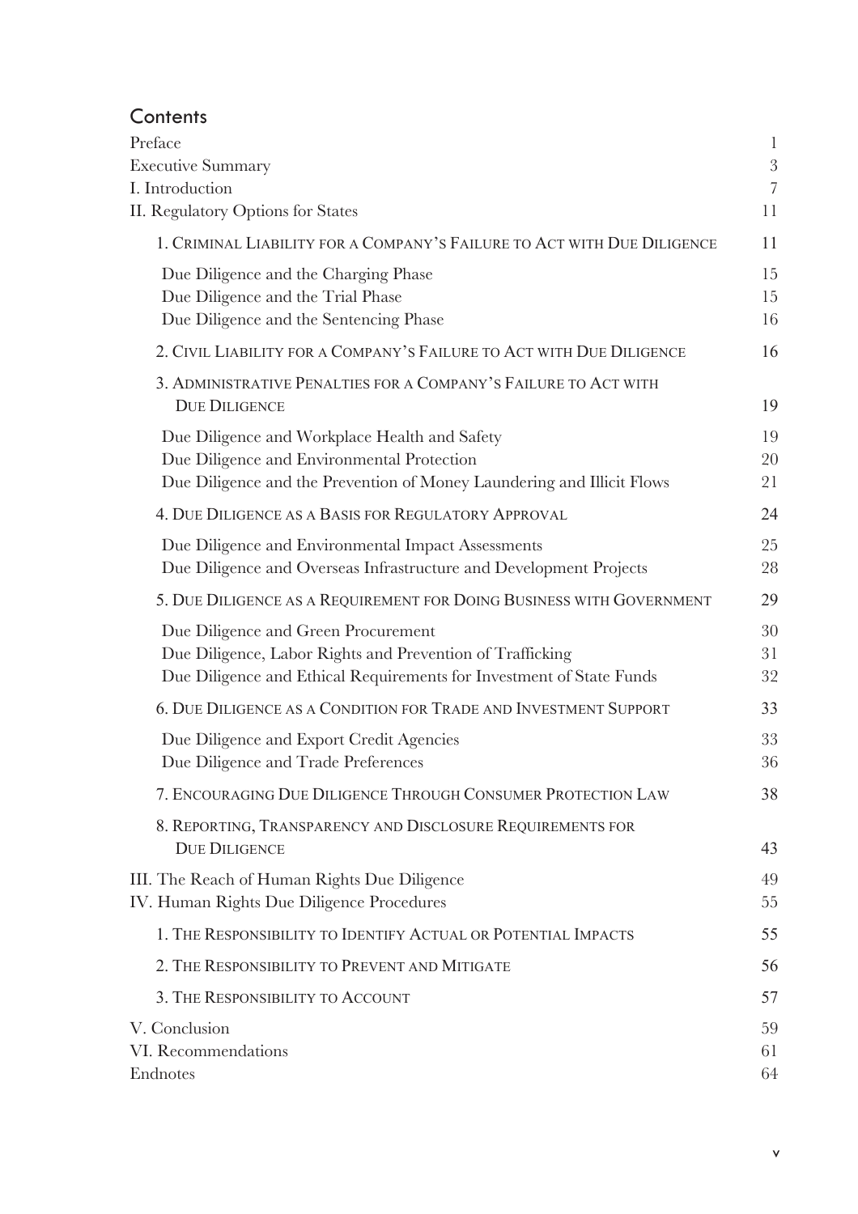## Contents

| | |
|---|---|
| Preface | 1 |
| Executive Summary | 3 |
| I. Introduction | 7 |
| II. Regulatory Options for States | 11 |
| 1. Criminal Liability for a Company's Failure to Act with Due Diligence | 11 |
| Due Diligence and the Charging Phase | 15 |
| Due Diligence and the Trial Phase | 15 |
| Due Diligence and the Sentencing Phase | 16 |
| 2. Civil Liability for a Company's Failure to Act with Due Diligence | 16 |
| 3. Administrative Penalties for a Company's Failure to Act with Due Diligence | 19 |
| Due Diligence and Workplace Health and Safety | 19 |
| Due Diligence and Environmental Protection | 20 |
| Due Diligence and the Prevention of Money Laundering and Illicit Flows | 21 |
| 4. Due Diligence as a Basis for Regulatory Approval | 24 |
| Due Diligence and Environmental Impact Assessments | 25 |
| Due Diligence and Overseas Infrastructure and Development Projects | 28 |
| 5. Due Diligence as a Requirement for Doing Business with Government | 29 |
| Due Diligence and Green Procurement | 30 |
| Due Diligence, Labor Rights and Prevention of Trafficking | 31 |
| Due Diligence and Ethical Requirements for Investment of State Funds | 32 |
| 6. Due Diligence as a Condition for Trade and Investment Support | 33 |
| Due Diligence and Export Credit Agencies | 33 |
| Due Diligence and Trade Preferences | 36 |
| 7. Encouraging Due Diligence Through Consumer Protection Law | 38 |
| 8. Reporting, Transparency and Disclosure Requirements for Due Diligence | 43 |
| III. The Reach of Human Rights Due Diligence | 49 |
| IV. Human Rights Due Diligence Procedures | 55 |
| 1. The Responsibility to Identify Actual or Potential Impacts | 55 |
| 2. The Responsibility to Prevent and Mitigate | 56 |
| 3. The Responsibility to Account | 57 |
| V. Conclusion | 59 |
| VI. Recommendations | 61 |
| Endnotes | 64 |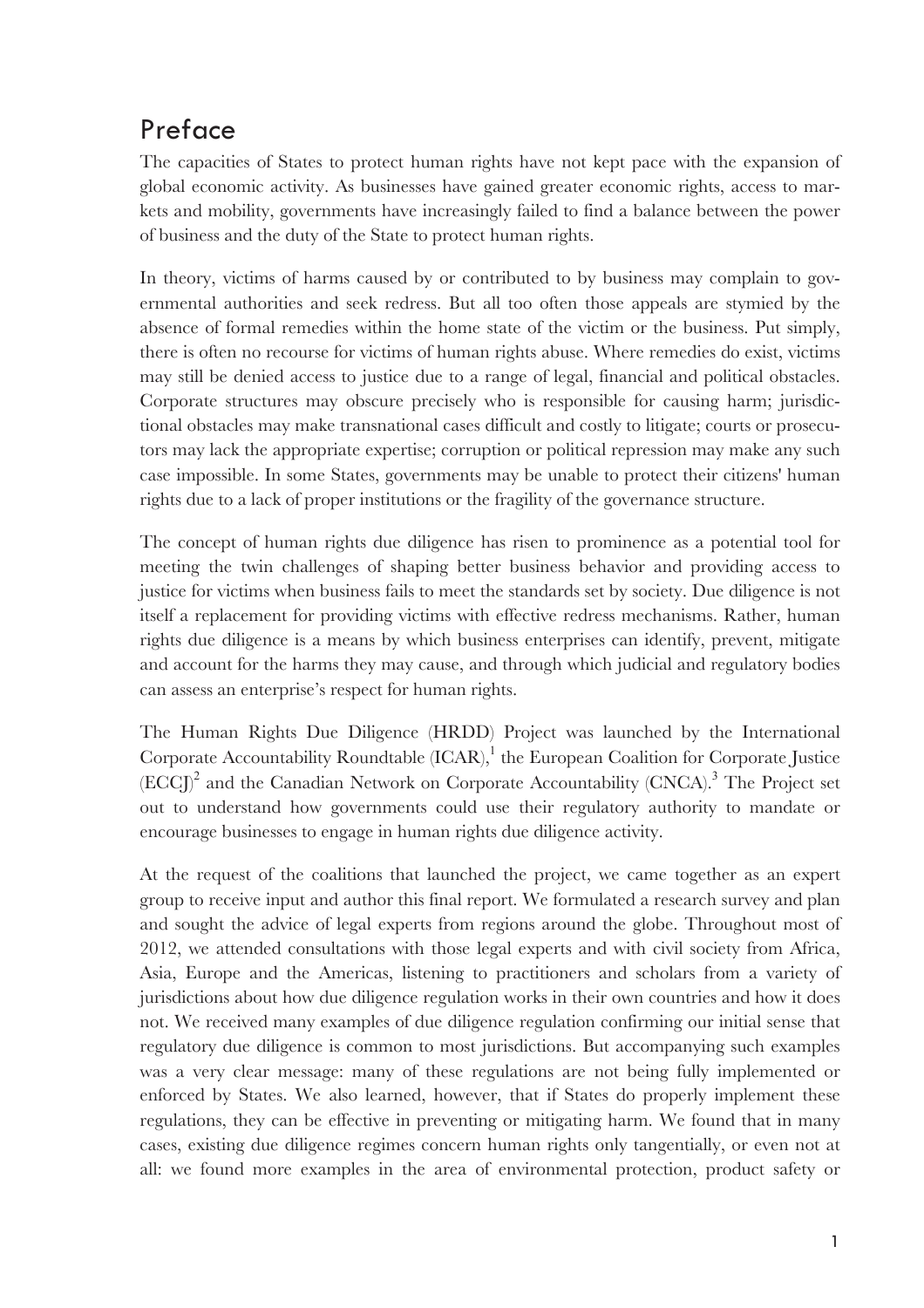## Preface

The capacities of States to protect human rights have not kept pace with the expansion of global economic activity. As businesses have gained greater economic rights, access to markets and mobility, governments have increasingly failed to find a balance between the power of business and the duty of the State to protect human rights.

In theory, victims of harms caused by or contributed to by business may complain to governmental authorities and seek redress. But all too often those appeals are stymied by the absence of formal remedies within the home state of the victim or the business. Put simply, there is often no recourse for victims of human rights abuse. Where remedies do exist, victims may still be denied access to justice due to a range of legal, financial and political obstacles. Corporate structures may obscure precisely who is responsible for causing harm; jurisdictional obstacles may make transnational cases difficult and costly to litigate; courts or prosecutors may lack the appropriate expertise; corruption or political repression may make any such case impossible. In some States, governments may be unable to protect their citizens' human rights due to a lack of proper institutions or the fragility of the governance structure.

The concept of human rights due diligence has risen to prominence as a potential tool for meeting the twin challenges of shaping better business behavior and providing access to justice for victims when business fails to meet the standards set by society. Due diligence is not itself a replacement for providing victims with effective redress mechanisms. Rather, human rights due diligence is a means by which business enterprises can identify, prevent, mitigate and account for the harms they may cause, and through which judicial and regulatory bodies can assess an enterprise's respect for human rights.

The Human Rights Due Diligence (HRDD) Project was launched by the International Corporate Accountability Roundtable (ICAR),[1] the European Coalition for Corporate Justice (ECCJ)[2] and the Canadian Network on Corporate Accountability (CNCA).[3] The Project set out to understand how governments could use their regulatory authority to mandate or encourage businesses to engage in human rights due diligence activity.

At the request of the coalitions that launched the project, we came together as an expert group to receive input and author this final report. We formulated a research survey and plan and sought the advice of legal experts from regions around the globe. Throughout most of 2012, we attended consultations with those legal experts and with civil society from Africa, Asia, Europe and the Americas, listening to practitioners and scholars from a variety of jurisdictions about how due diligence regulation works in their own countries and how it does not. We received many examples of due diligence regulation confirming our initial sense that regulatory due diligence is common to most jurisdictions. But accompanying such examples was a very clear message: many of these regulations are not being fully implemented or enforced by States. We also learned, however, that if States do properly implement these regulations, they can be effective in preventing or mitigating harm. We found that in many cases, existing due diligence regimes concern human rights only tangentially, or even not at all: we found more examples in the area of environmental protection, product safety or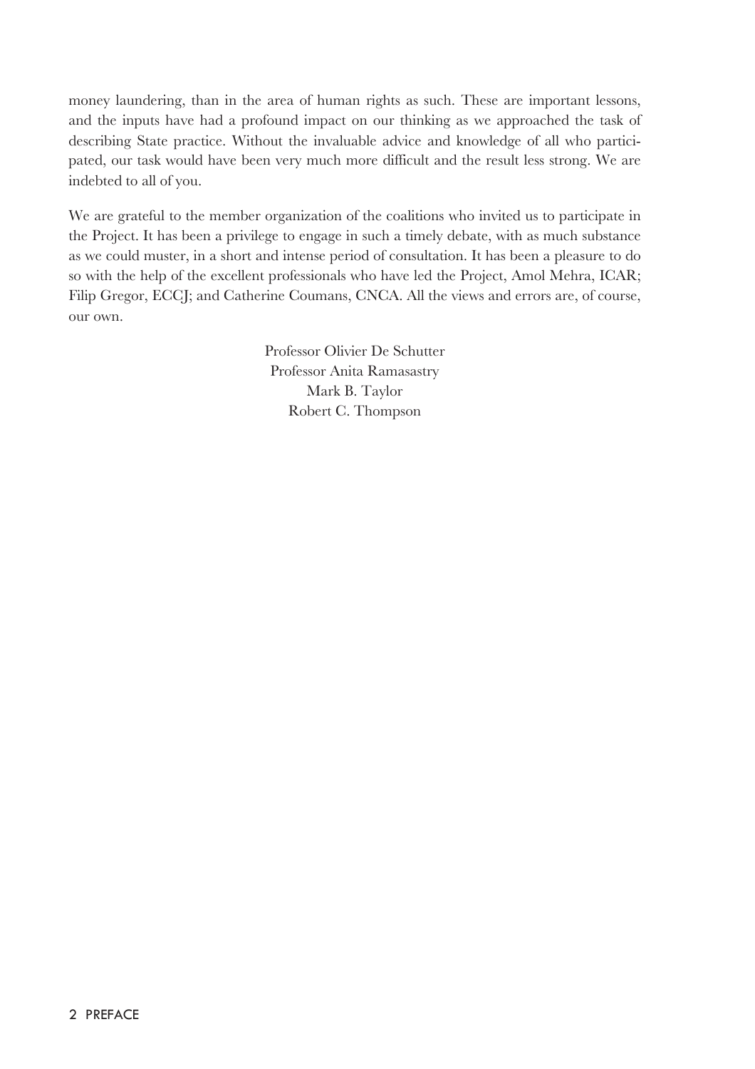money laundering, than in the area of human rights as such. These are important lessons, and the inputs have had a profound impact on our thinking as we approached the task of describing State practice. Without the invaluable advice and knowledge of all who participated, our task would have been very much more difficult and the result less strong. We are indebted to all of you.

We are grateful to the member organization of the coalitions who invited us to participate in the Project. It has been a privilege to engage in such a timely debate, with as much substance as we could muster, in a short and intense period of consultation. It has been a pleasure to do so with the help of the excellent professionals who have led the Project, Amol Mehra, ICAR; Filip Gregor, ECCJ; and Catherine Coumans, CNCA. All the views and errors are, of course, our own.

Professor Olivier De Schutter
Professor Anita Ramasastry
Mark B. Taylor
Robert C. Thompson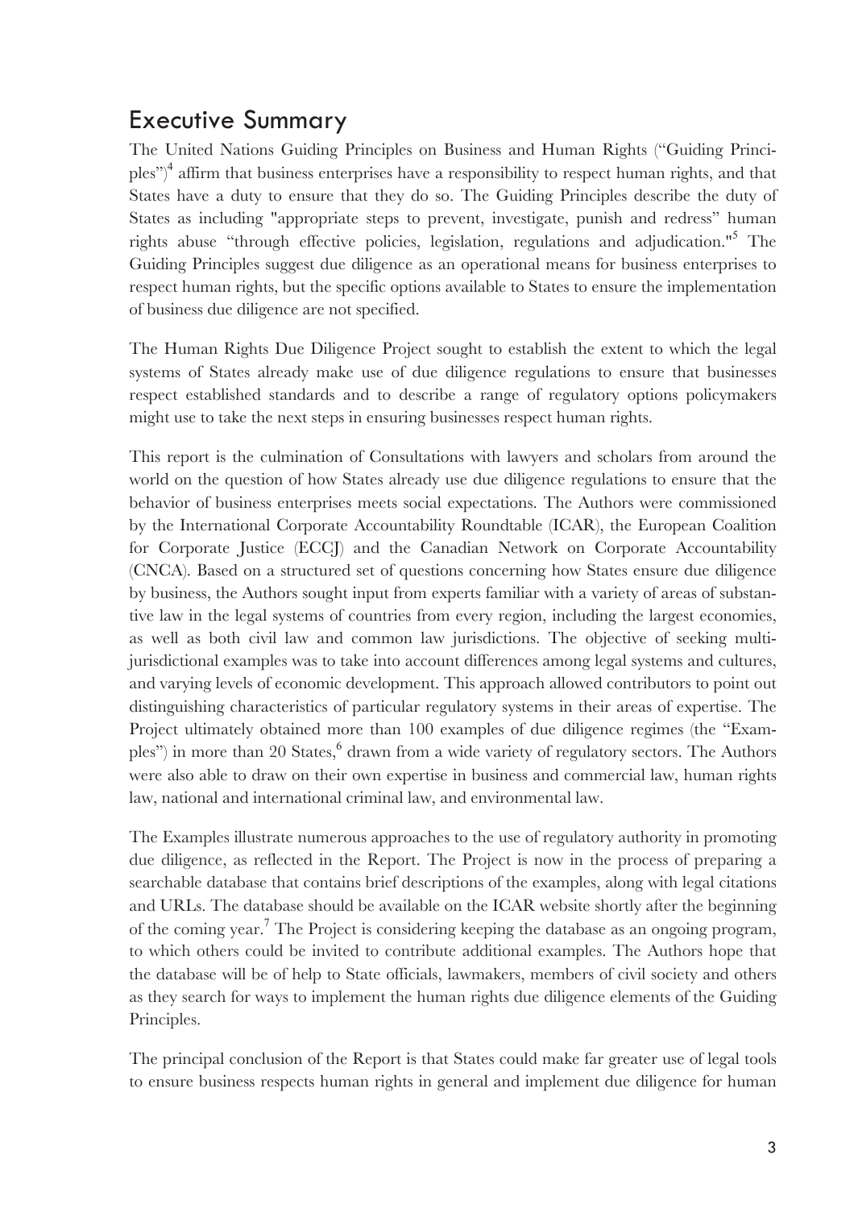## Executive Summary

The United Nations Guiding Principles on Business and Human Rights ("Guiding Principles")[4] affirm that business enterprises have a responsibility to respect human rights, and that States have a duty to ensure that they do so. The Guiding Principles describe the duty of States as including "appropriate steps to prevent, investigate, punish and redress" human rights abuse "through effective policies, legislation, regulations and adjudication."[5] The Guiding Principles suggest due diligence as an operational means for business enterprises to respect human rights, but the specific options available to States to ensure the implementation of business due diligence are not specified.

The Human Rights Due Diligence Project sought to establish the extent to which the legal systems of States already make use of due diligence regulations to ensure that businesses respect established standards and to describe a range of regulatory options policymakers might use to take the next steps in ensuring businesses respect human rights.

This report is the culmination of Consultations with lawyers and scholars from around the world on the question of how States already use due diligence regulations to ensure that the behavior of business enterprises meets social expectations. The Authors were commissioned by the International Corporate Accountability Roundtable (ICAR), the European Coalition for Corporate Justice (ECCJ) and the Canadian Network on Corporate Accountability (CNCA). Based on a structured set of questions concerning how States ensure due diligence by business, the Authors sought input from experts familiar with a variety of areas of substantive law in the legal systems of countries from every region, including the largest economies, as well as both civil law and common law jurisdictions. The objective of seeking multi-jurisdictional examples was to take into account differences among legal systems and cultures, and varying levels of economic development. This approach allowed contributors to point out distinguishing characteristics of particular regulatory systems in their areas of expertise. The Project ultimately obtained more than 100 examples of due diligence regimes (the "Examples") in more than 20 States,[6] drawn from a wide variety of regulatory sectors. The Authors were also able to draw on their own expertise in business and commercial law, human rights law, national and international criminal law, and environmental law.

The Examples illustrate numerous approaches to the use of regulatory authority in promoting due diligence, as reflected in the Report. The Project is now in the process of preparing a searchable database that contains brief descriptions of the examples, along with legal citations and URLs. The database should be available on the ICAR website shortly after the beginning of the coming year.[7] The Project is considering keeping the database as an ongoing program, to which others could be invited to contribute additional examples. The Authors hope that the database will be of help to State officials, lawmakers, members of civil society and others as they search for ways to implement the human rights due diligence elements of the Guiding Principles.

The principal conclusion of the Report is that States could make far greater use of legal tools to ensure business respects human rights in general and implement due diligence for human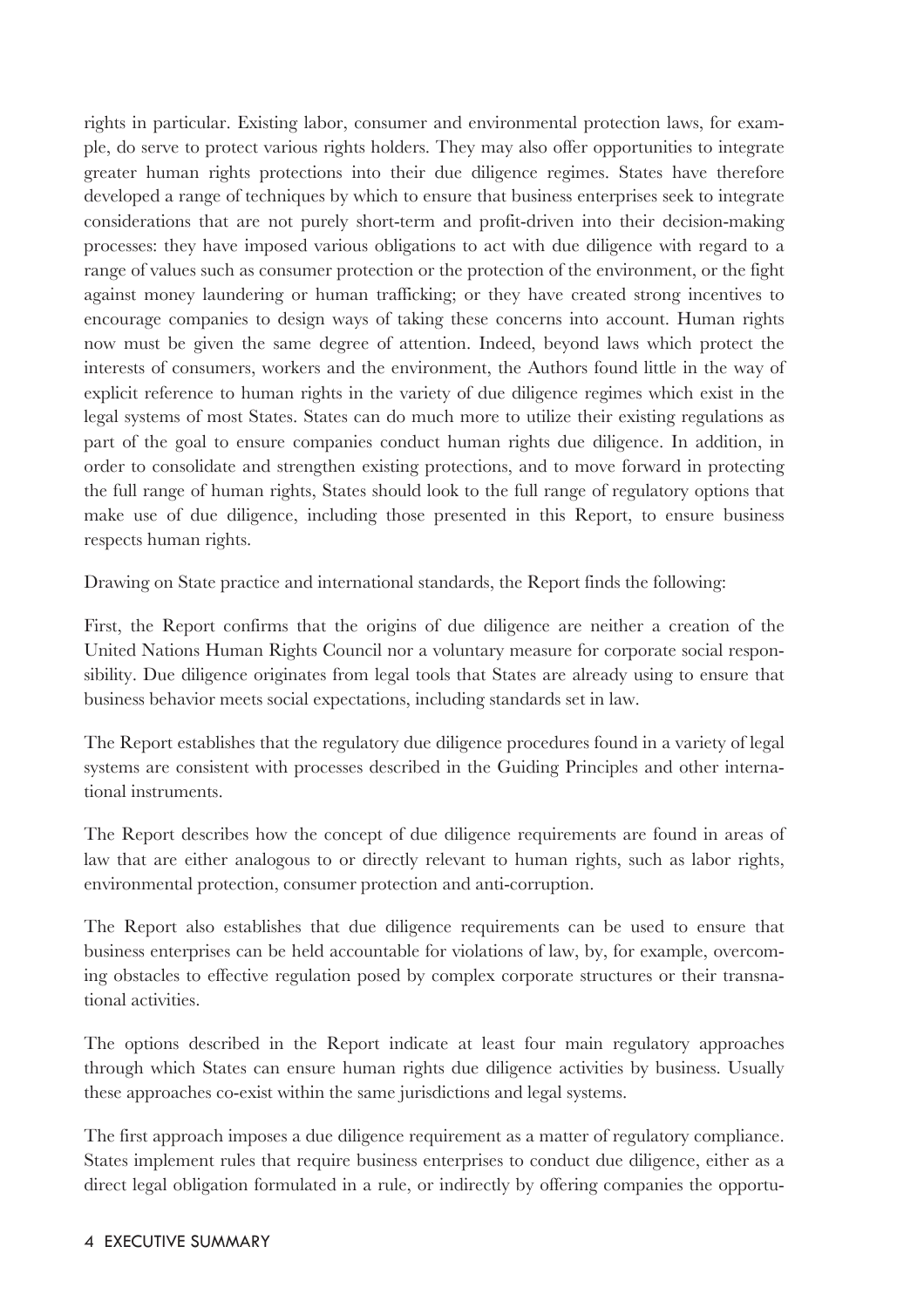rights in particular. Existing labor, consumer and environmental protection laws, for example, do serve to protect various rights holders. They may also offer opportunities to integrate greater human rights protections into their due diligence regimes. States have therefore developed a range of techniques by which to ensure that business enterprises seek to integrate considerations that are not purely short-term and profit-driven into their decision-making processes: they have imposed various obligations to act with due diligence with regard to a range of values such as consumer protection or the protection of the environment, or the fight against money laundering or human trafficking; or they have created strong incentives to encourage companies to design ways of taking these concerns into account. Human rights now must be given the same degree of attention. Indeed, beyond laws which protect the interests of consumers, workers and the environment, the Authors found little in the way of explicit reference to human rights in the variety of due diligence regimes which exist in the legal systems of most States. States can do much more to utilize their existing regulations as part of the goal to ensure companies conduct human rights due diligence. In addition, in order to consolidate and strengthen existing protections, and to move forward in protecting the full range of human rights, States should look to the full range of regulatory options that make use of due diligence, including those presented in this Report, to ensure business respects human rights.

Drawing on State practice and international standards, the Report finds the following:

First, the Report confirms that the origins of due diligence are neither a creation of the United Nations Human Rights Council nor a voluntary measure for corporate social responsibility. Due diligence originates from legal tools that States are already using to ensure that business behavior meets social expectations, including standards set in law.

The Report establishes that the regulatory due diligence procedures found in a variety of legal systems are consistent with processes described in the Guiding Principles and other international instruments.

The Report describes how the concept of due diligence requirements are found in areas of law that are either analogous to or directly relevant to human rights, such as labor rights, environmental protection, consumer protection and anti-corruption.

The Report also establishes that due diligence requirements can be used to ensure that business enterprises can be held accountable for violations of law, by, for example, overcoming obstacles to effective regulation posed by complex corporate structures or their transnational activities.

The options described in the Report indicate at least four main regulatory approaches through which States can ensure human rights due diligence activities by business. Usually these approaches co-exist within the same jurisdictions and legal systems.

The first approach imposes a due diligence requirement as a matter of regulatory compliance. States implement rules that require business enterprises to conduct due diligence, either as a direct legal obligation formulated in a rule, or indirectly by offering companies the opportu-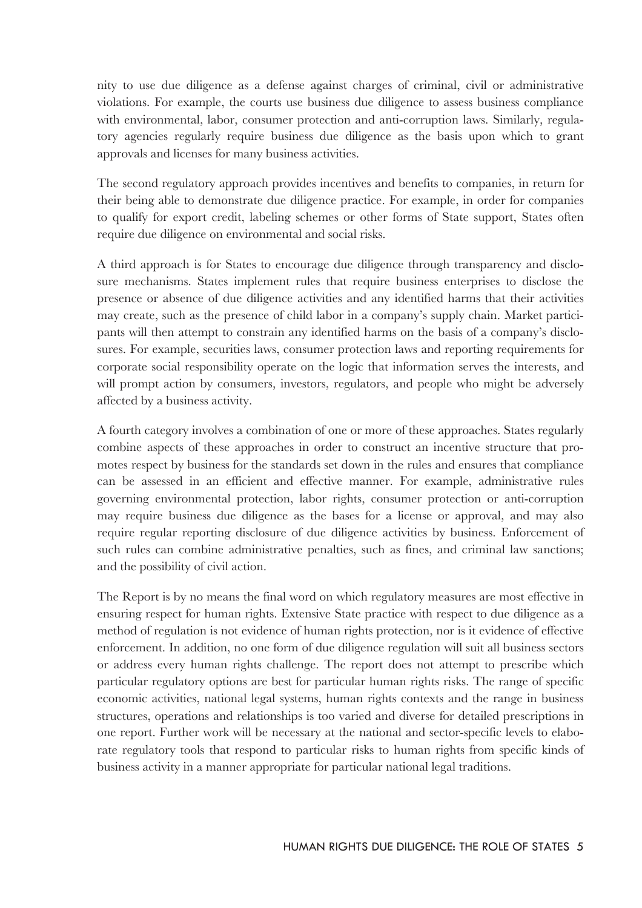nity to use due diligence as a defense against charges of criminal, civil or administrative violations. For example, the courts use business due diligence to assess business compliance with environmental, labor, consumer protection and anti-corruption laws. Similarly, regulatory agencies regularly require business due diligence as the basis upon which to grant approvals and licenses for many business activities.

The second regulatory approach provides incentives and benefits to companies, in return for their being able to demonstrate due diligence practice. For example, in order for companies to qualify for export credit, labeling schemes or other forms of State support, States often require due diligence on environmental and social risks.

A third approach is for States to encourage due diligence through transparency and disclosure mechanisms. States implement rules that require business enterprises to disclose the presence or absence of due diligence activities and any identified harms that their activities may create, such as the presence of child labor in a company's supply chain. Market participants will then attempt to constrain any identified harms on the basis of a company's disclosures. For example, securities laws, consumer protection laws and reporting requirements for corporate social responsibility operate on the logic that information serves the interests, and will prompt action by consumers, investors, regulators, and people who might be adversely affected by a business activity.

A fourth category involves a combination of one or more of these approaches. States regularly combine aspects of these approaches in order to construct an incentive structure that promotes respect by business for the standards set down in the rules and ensures that compliance can be assessed in an efficient and effective manner. For example, administrative rules governing environmental protection, labor rights, consumer protection or anti-corruption may require business due diligence as the bases for a license or approval, and may also require regular reporting disclosure of due diligence activities by business. Enforcement of such rules can combine administrative penalties, such as fines, and criminal law sanctions; and the possibility of civil action.

The Report is by no means the final word on which regulatory measures are most effective in ensuring respect for human rights. Extensive State practice with respect to due diligence as a method of regulation is not evidence of human rights protection, nor is it evidence of effective enforcement. In addition, no one form of due diligence regulation will suit all business sectors or address every human rights challenge. The report does not attempt to prescribe which particular regulatory options are best for particular human rights risks. The range of specific economic activities, national legal systems, human rights contexts and the range in business structures, operations and relationships is too varied and diverse for detailed prescriptions in one report. Further work will be necessary at the national and sector-specific levels to elaborate regulatory tools that respond to particular risks to human rights from specific kinds of business activity in a manner appropriate for particular national legal traditions.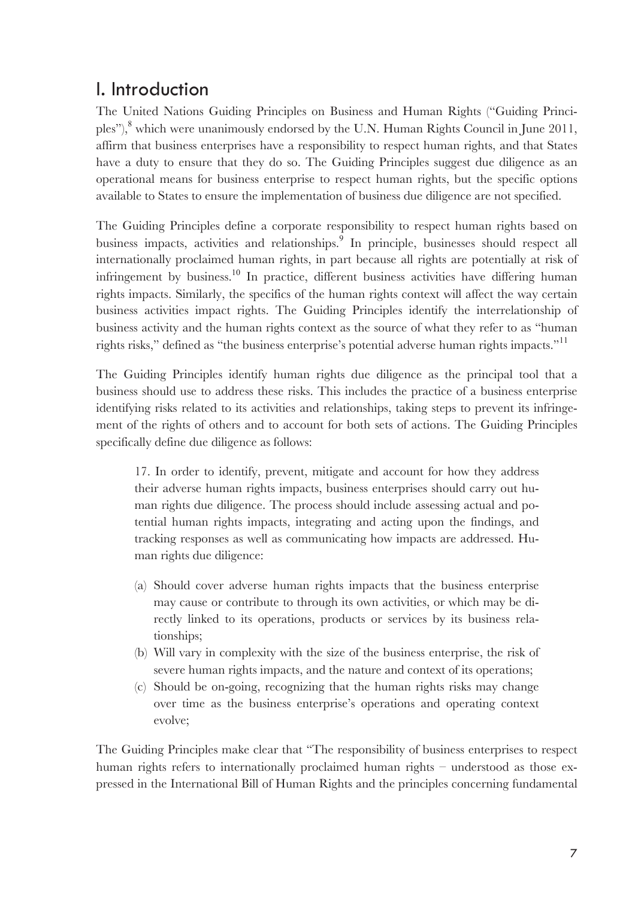# I. Introduction

The United Nations Guiding Principles on Business and Human Rights ("Guiding Principles"),[8] which were unanimously endorsed by the U.N. Human Rights Council in June 2011, affirm that business enterprises have a responsibility to respect human rights, and that States have a duty to ensure that they do so. The Guiding Principles suggest due diligence as an operational means for business enterprise to respect human rights, but the specific options available to States to ensure the implementation of business due diligence are not specified.

The Guiding Principles define a corporate responsibility to respect human rights based on business impacts, activities and relationships.[9] In principle, businesses should respect all internationally proclaimed human rights, in part because all rights are potentially at risk of infringement by business.[10] In practice, different business activities have differing human rights impacts. Similarly, the specifics of the human rights context will affect the way certain business activities impact rights. The Guiding Principles identify the interrelationship of business activity and the human rights context as the source of what they refer to as "human rights risks," defined as "the business enterprise's potential adverse human rights impacts."[11]

The Guiding Principles identify human rights due diligence as the principal tool that a business should use to address these risks. This includes the practice of a business enterprise identifying risks related to its activities and relationships, taking steps to prevent its infringement of the rights of others and to account for both sets of actions. The Guiding Principles specifically define due diligence as follows:

> 17. In order to identify, prevent, mitigate and account for how they address their adverse human rights impacts, business enterprises should carry out human rights due diligence. The process should include assessing actual and potential human rights impacts, integrating and acting upon the findings, and tracking responses as well as communicating how impacts are addressed. Human rights due diligence:
>
> (a) Should cover adverse human rights impacts that the business enterprise may cause or contribute to through its own activities, or which may be directly linked to its operations, products or services by its business relationships;
> (b) Will vary in complexity with the size of the business enterprise, the risk of severe human rights impacts, and the nature and context of its operations;
> (c) Should be on-going, recognizing that the human rights risks may change over time as the business enterprise's operations and operating context evolve;

The Guiding Principles make clear that "The responsibility of business enterprises to respect human rights refers to internationally proclaimed human rights – understood as those expressed in the International Bill of Human Rights and the principles concerning fundamental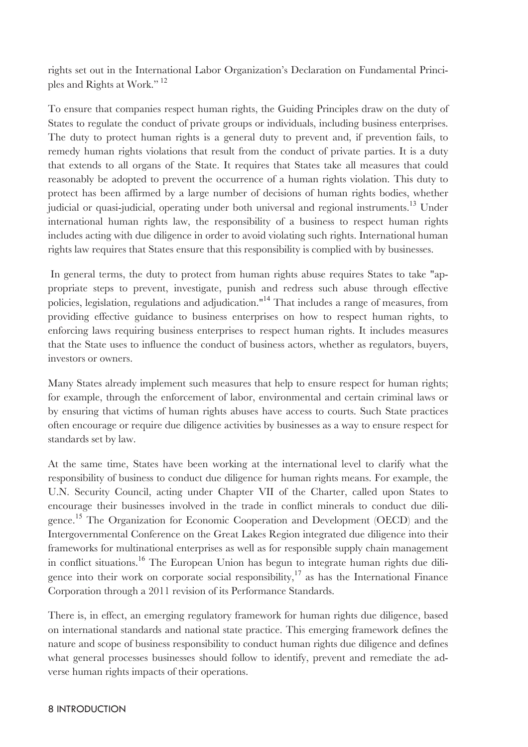rights set out in the International Labor Organization's Declaration on Fundamental Principles and Rights at Work." [12]

To ensure that companies respect human rights, the Guiding Principles draw on the duty of States to regulate the conduct of private groups or individuals, including business enterprises. The duty to protect human rights is a general duty to prevent and, if prevention fails, to remedy human rights violations that result from the conduct of private parties. It is a duty that extends to all organs of the State. It requires that States take all measures that could reasonably be adopted to prevent the occurrence of a human rights violation. This duty to protect has been affirmed by a large number of decisions of human rights bodies, whether judicial or quasi-judicial, operating under both universal and regional instruments.[13] Under international human rights law, the responsibility of a business to respect human rights includes acting with due diligence in order to avoid violating such rights. International human rights law requires that States ensure that this responsibility is complied with by businesses.

In general terms, the duty to protect from human rights abuse requires States to take "appropriate steps to prevent, investigate, punish and redress such abuse through effective policies, legislation, regulations and adjudication."[14] That includes a range of measures, from providing effective guidance to business enterprises on how to respect human rights, to enforcing laws requiring business enterprises to respect human rights. It includes measures that the State uses to influence the conduct of business actors, whether as regulators, buyers, investors or owners.

Many States already implement such measures that help to ensure respect for human rights; for example, through the enforcement of labor, environmental and certain criminal laws or by ensuring that victims of human rights abuses have access to courts. Such State practices often encourage or require due diligence activities by businesses as a way to ensure respect for standards set by law.

At the same time, States have been working at the international level to clarify what the responsibility of business to conduct due diligence for human rights means. For example, the U.N. Security Council, acting under Chapter VII of the Charter, called upon States to encourage their businesses involved in the trade in conflict minerals to conduct due diligence.[15] The Organization for Economic Cooperation and Development (OECD) and the Intergovernmental Conference on the Great Lakes Region integrated due diligence into their frameworks for multinational enterprises as well as for responsible supply chain management in conflict situations.[16] The European Union has begun to integrate human rights due diligence into their work on corporate social responsibility,[17] as has the International Finance Corporation through a 2011 revision of its Performance Standards.

There is, in effect, an emerging regulatory framework for human rights due diligence, based on international standards and national state practice. This emerging framework defines the nature and scope of business responsibility to conduct human rights due diligence and defines what general processes businesses should follow to identify, prevent and remediate the adverse human rights impacts of their operations.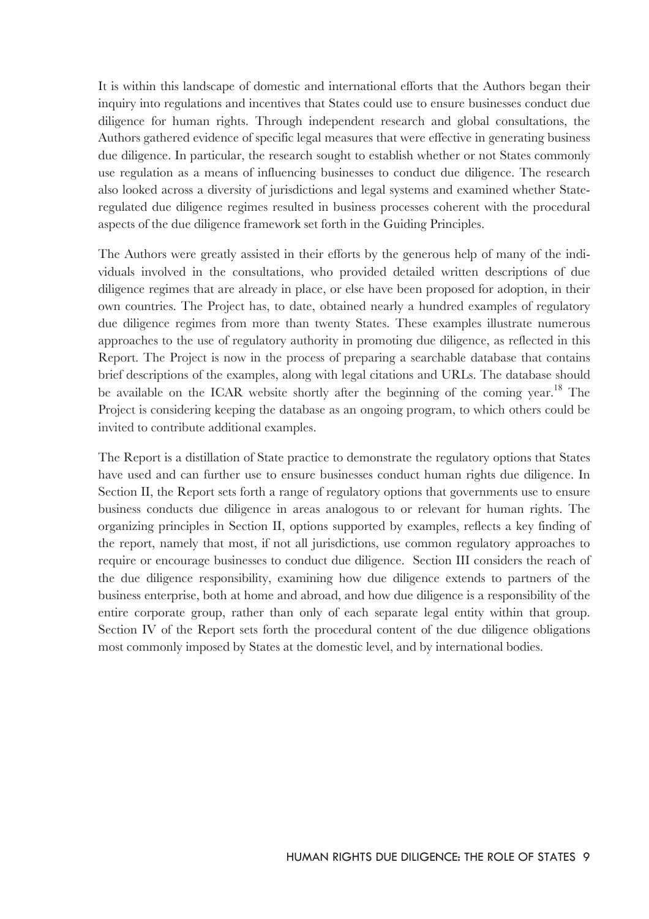It is within this landscape of domestic and international efforts that the Authors began their inquiry into regulations and incentives that States could use to ensure businesses conduct due diligence for human rights. Through independent research and global consultations, the Authors gathered evidence of specific legal measures that were effective in generating business due diligence. In particular, the research sought to establish whether or not States commonly use regulation as a means of influencing businesses to conduct due diligence. The research also looked across a diversity of jurisdictions and legal systems and examined whether State-regulated due diligence regimes resulted in business processes coherent with the procedural aspects of the due diligence framework set forth in the Guiding Principles.

The Authors were greatly assisted in their efforts by the generous help of many of the individuals involved in the consultations, who provided detailed written descriptions of due diligence regimes that are already in place, or else have been proposed for adoption, in their own countries. The Project has, to date, obtained nearly a hundred examples of regulatory due diligence regimes from more than twenty States. These examples illustrate numerous approaches to the use of regulatory authority in promoting due diligence, as reflected in this Report. The Project is now in the process of preparing a searchable database that contains brief descriptions of the examples, along with legal citations and URLs. The database should be available on the ICAR website shortly after the beginning of the coming year.[18] The Project is considering keeping the database as an ongoing program, to which others could be invited to contribute additional examples.

The Report is a distillation of State practice to demonstrate the regulatory options that States have used and can further use to ensure businesses conduct human rights due diligence. In Section II, the Report sets forth a range of regulatory options that governments use to ensure business conducts due diligence in areas analogous to or relevant for human rights. The organizing principles in Section II, options supported by examples, reflects a key finding of the report, namely that most, if not all jurisdictions, use common regulatory approaches to require or encourage businesses to conduct due diligence. Section III considers the reach of the due diligence responsibility, examining how due diligence extends to partners of the business enterprise, both at home and abroad, and how due diligence is a responsibility of the entire corporate group, rather than only of each separate legal entity within that group. Section IV of the Report sets forth the procedural content of the due diligence obligations most commonly imposed by States at the domestic level, and by international bodies.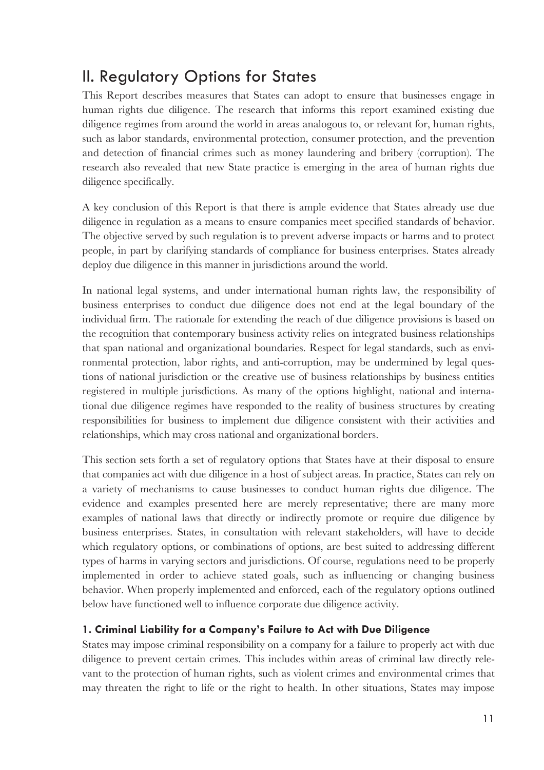## II. Regulatory Options for States

This Report describes measures that States can adopt to ensure that businesses engage in human rights due diligence. The research that informs this report examined existing due diligence regimes from around the world in areas analogous to, or relevant for, human rights, such as labor standards, environmental protection, consumer protection, and the prevention and detection of financial crimes such as money laundering and bribery (corruption). The research also revealed that new State practice is emerging in the area of human rights due diligence specifically.

A key conclusion of this Report is that there is ample evidence that States already use due diligence in regulation as a means to ensure companies meet specified standards of behavior. The objective served by such regulation is to prevent adverse impacts or harms and to protect people, in part by clarifying standards of compliance for business enterprises. States already deploy due diligence in this manner in jurisdictions around the world.

In national legal systems, and under international human rights law, the responsibility of business enterprises to conduct due diligence does not end at the legal boundary of the individual firm. The rationale for extending the reach of due diligence provisions is based on the recognition that contemporary business activity relies on integrated business relationships that span national and organizational boundaries. Respect for legal standards, such as environmental protection, labor rights, and anti-corruption, may be undermined by legal questions of national jurisdiction or the creative use of business relationships by business entities registered in multiple jurisdictions. As many of the options highlight, national and international due diligence regimes have responded to the reality of business structures by creating responsibilities for business to implement due diligence consistent with their activities and relationships, which may cross national and organizational borders.

This section sets forth a set of regulatory options that States have at their disposal to ensure that companies act with due diligence in a host of subject areas. In practice, States can rely on a variety of mechanisms to cause businesses to conduct human rights due diligence. The evidence and examples presented here are merely representative; there are many more examples of national laws that directly or indirectly promote or require due diligence by business enterprises. States, in consultation with relevant stakeholders, will have to decide which regulatory options, or combinations of options, are best suited to addressing different types of harms in varying sectors and jurisdictions. Of course, regulations need to be properly implemented in order to achieve stated goals, such as influencing or changing business behavior. When properly implemented and enforced, each of the regulatory options outlined below have functioned well to influence corporate due diligence activity.

#### 1. Criminal Liability for a Company's Failure to Act with Due Diligence

States may impose criminal responsibility on a company for a failure to properly act with due diligence to prevent certain crimes. This includes within areas of criminal law directly relevant to the protection of human rights, such as violent crimes and environmental crimes that may threaten the right to life or the right to health. In other situations, States may impose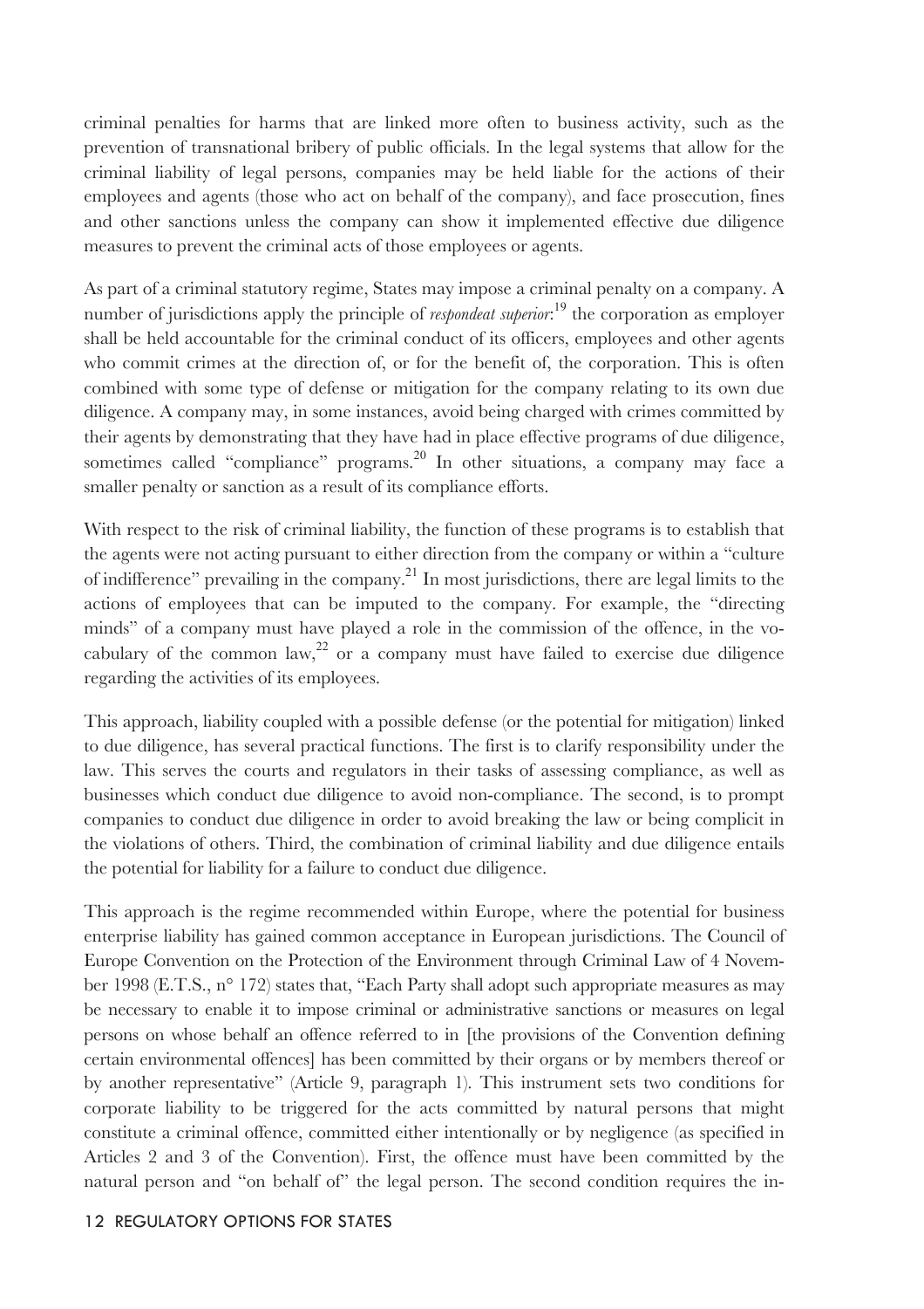criminal penalties for harms that are linked more often to business activity, such as the prevention of transnational bribery of public officials. In the legal systems that allow for the criminal liability of legal persons, companies may be held liable for the actions of their employees and agents (those who act on behalf of the company), and face prosecution, fines and other sanctions unless the company can show it implemented effective due diligence measures to prevent the criminal acts of those employees or agents.

As part of a criminal statutory regime, States may impose a criminal penalty on a company. A number of jurisdictions apply the principle of *respondeat superior*:[19] the corporation as employer shall be held accountable for the criminal conduct of its officers, employees and other agents who commit crimes at the direction of, or for the benefit of, the corporation. This is often combined with some type of defense or mitigation for the company relating to its own due diligence. A company may, in some instances, avoid being charged with crimes committed by their agents by demonstrating that they have had in place effective programs of due diligence, sometimes called "compliance" programs.[20] In other situations, a company may face a smaller penalty or sanction as a result of its compliance efforts.

With respect to the risk of criminal liability, the function of these programs is to establish that the agents were not acting pursuant to either direction from the company or within a "culture of indifference" prevailing in the company.[21] In most jurisdictions, there are legal limits to the actions of employees that can be imputed to the company. For example, the "directing minds" of a company must have played a role in the commission of the offence, in the vocabulary of the common law,[22] or a company must have failed to exercise due diligence regarding the activities of its employees.

This approach, liability coupled with a possible defense (or the potential for mitigation) linked to due diligence, has several practical functions. The first is to clarify responsibility under the law. This serves the courts and regulators in their tasks of assessing compliance, as well as businesses which conduct due diligence to avoid non-compliance. The second, is to prompt companies to conduct due diligence in order to avoid breaking the law or being complicit in the violations of others. Third, the combination of criminal liability and due diligence entails the potential for liability for a failure to conduct due diligence.

This approach is the regime recommended within Europe, where the potential for business enterprise liability has gained common acceptance in European jurisdictions. The Council of Europe Convention on the Protection of the Environment through Criminal Law of 4 November 1998 (E.T.S., n° 172) states that, "Each Party shall adopt such appropriate measures as may be necessary to enable it to impose criminal or administrative sanctions or measures on legal persons on whose behalf an offence referred to in [the provisions of the Convention defining certain environmental offences] has been committed by their organs or by members thereof or by another representative" (Article 9, paragraph 1). This instrument sets two conditions for corporate liability to be triggered for the acts committed by natural persons that might constitute a criminal offence, committed either intentionally or by negligence (as specified in Articles 2 and 3 of the Convention). First, the offence must have been committed by the natural person and "on behalf of" the legal person. The second condition requires the in-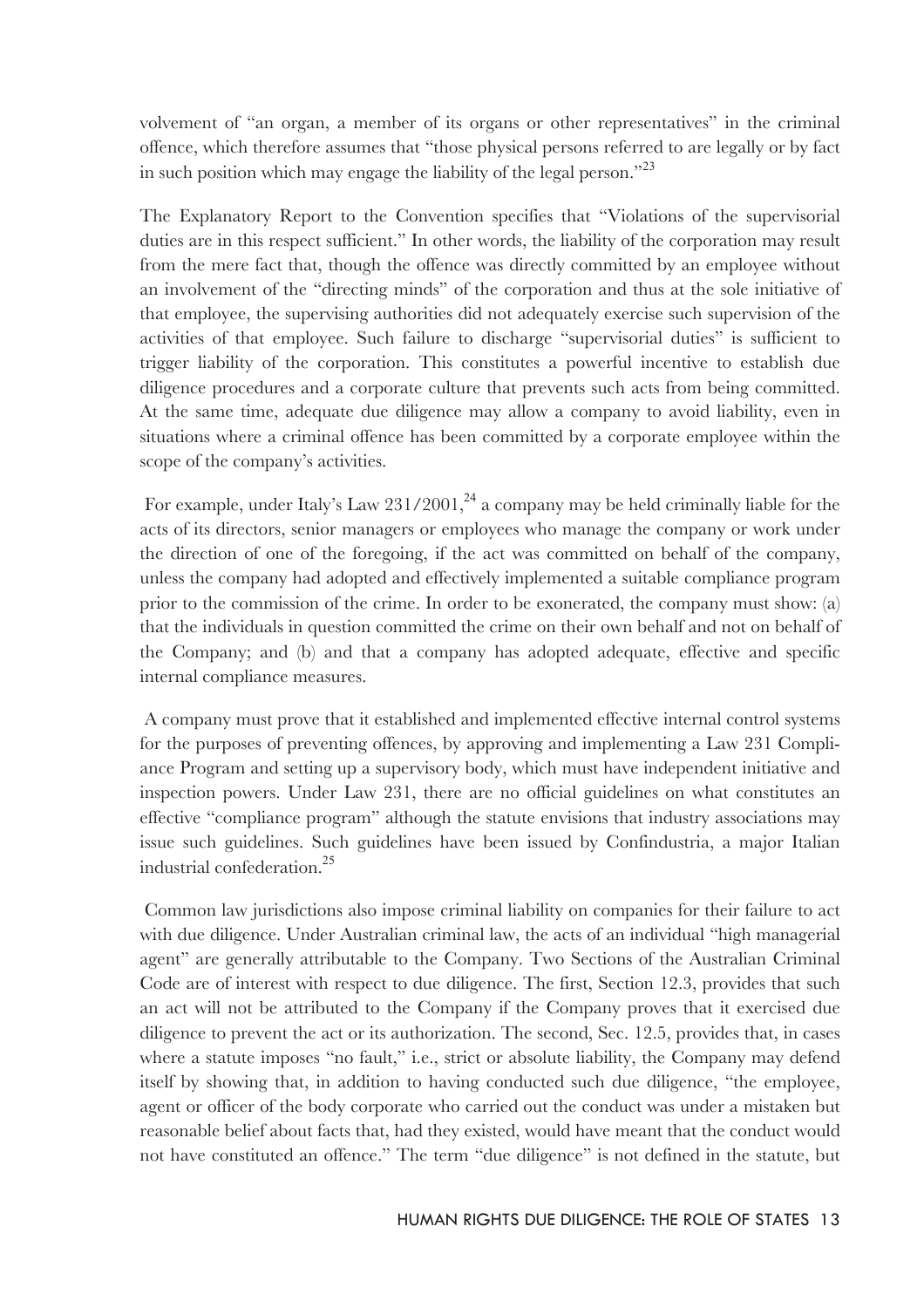volvement of "an organ, a member of its organs or other representatives" in the criminal offence, which therefore assumes that "those physical persons referred to are legally or by fact in such position which may engage the liability of the legal person."[23]

The Explanatory Report to the Convention specifies that "Violations of the supervisorial duties are in this respect sufficient." In other words, the liability of the corporation may result from the mere fact that, though the offence was directly committed by an employee without an involvement of the "directing minds" of the corporation and thus at the sole initiative of that employee, the supervising authorities did not adequately exercise such supervision of the activities of that employee. Such failure to discharge "supervisorial duties" is sufficient to trigger liability of the corporation. This constitutes a powerful incentive to establish due diligence procedures and a corporate culture that prevents such acts from being committed. At the same time, adequate due diligence may allow a company to avoid liability, even in situations where a criminal offence has been committed by a corporate employee within the scope of the company's activities.

For example, under Italy's Law 231/2001,[24] a company may be held criminally liable for the acts of its directors, senior managers or employees who manage the company or work under the direction of one of the foregoing, if the act was committed on behalf of the company, unless the company had adopted and effectively implemented a suitable compliance program prior to the commission of the crime. In order to be exonerated, the company must show: (a) that the individuals in question committed the crime on their own behalf and not on behalf of the Company; and (b) and that a company has adopted adequate, effective and specific internal compliance measures.

A company must prove that it established and implemented effective internal control systems for the purposes of preventing offences, by approving and implementing a Law 231 Compliance Program and setting up a supervisory body, which must have independent initiative and inspection powers. Under Law 231, there are no official guidelines on what constitutes an effective "compliance program" although the statute envisions that industry associations may issue such guidelines. Such guidelines have been issued by Confindustria, a major Italian industrial confederation.[25]

Common law jurisdictions also impose criminal liability on companies for their failure to act with due diligence. Under Australian criminal law, the acts of an individual "high managerial agent" are generally attributable to the Company. Two Sections of the Australian Criminal Code are of interest with respect to due diligence. The first, Section 12.3, provides that such an act will not be attributed to the Company if the Company proves that it exercised due diligence to prevent the act or its authorization. The second, Sec. 12.5, provides that, in cases where a statute imposes "no fault," i.e., strict or absolute liability, the Company may defend itself by showing that, in addition to having conducted such due diligence, "the employee, agent or officer of the body corporate who carried out the conduct was under a mistaken but reasonable belief about facts that, had they existed, would have meant that the conduct would not have constituted an offence." The term "due diligence" is not defined in the statute, but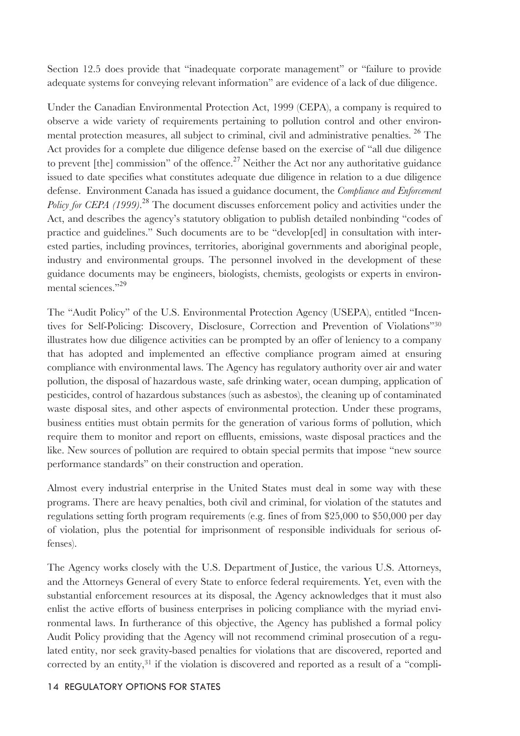Section 12.5 does provide that "inadequate corporate management" or "failure to provide adequate systems for conveying relevant information" are evidence of a lack of due diligence.

Under the Canadian Environmental Protection Act, 1999 (CEPA), a company is required to observe a wide variety of requirements pertaining to pollution control and other environmental protection measures, all subject to criminal, civil and administrative penalties. [26] The Act provides for a complete due diligence defense based on the exercise of "all due diligence to prevent [the] commission" of the offence.[27] Neither the Act nor any authoritative guidance issued to date specifies what constitutes adequate due diligence in relation to a due diligence defense. Environment Canada has issued a guidance document, the *Compliance and Enforcement Policy for CEPA (1999)*.[28] The document discusses enforcement policy and activities under the Act, and describes the agency's statutory obligation to publish detailed nonbinding "codes of practice and guidelines." Such documents are to be "develop[ed] in consultation with interested parties, including provinces, territories, aboriginal governments and aboriginal people, industry and environmental groups. The personnel involved in the development of these guidance documents may be engineers, biologists, chemists, geologists or experts in environmental sciences."[29]

The "Audit Policy" of the U.S. Environmental Protection Agency (USEPA), entitled "Incentives for Self-Policing: Discovery, Disclosure, Correction and Prevention of Violations"[30] illustrates how due diligence activities can be prompted by an offer of leniency to a company that has adopted and implemented an effective compliance program aimed at ensuring compliance with environmental laws. The Agency has regulatory authority over air and water pollution, the disposal of hazardous waste, safe drinking water, ocean dumping, application of pesticides, control of hazardous substances (such as asbestos), the cleaning up of contaminated waste disposal sites, and other aspects of environmental protection. Under these programs, business entities must obtain permits for the generation of various forms of pollution, which require them to monitor and report on effluents, emissions, waste disposal practices and the like. New sources of pollution are required to obtain special permits that impose "new source performance standards" on their construction and operation.

Almost every industrial enterprise in the United States must deal in some way with these programs. There are heavy penalties, both civil and criminal, for violation of the statutes and regulations setting forth program requirements (e.g. fines of from $25,000 to $50,000 per day of violation, plus the potential for imprisonment of responsible individuals for serious offenses).

The Agency works closely with the U.S. Department of Justice, the various U.S. Attorneys, and the Attorneys General of every State to enforce federal requirements. Yet, even with the substantial enforcement resources at its disposal, the Agency acknowledges that it must also enlist the active efforts of business enterprises in policing compliance with the myriad environmental laws. In furtherance of this objective, the Agency has published a formal policy Audit Policy providing that the Agency will not recommend criminal prosecution of a regulated entity, nor seek gravity-based penalties for violations that are discovered, reported and corrected by an entity,[31] if the violation is discovered and reported as a result of a "compli-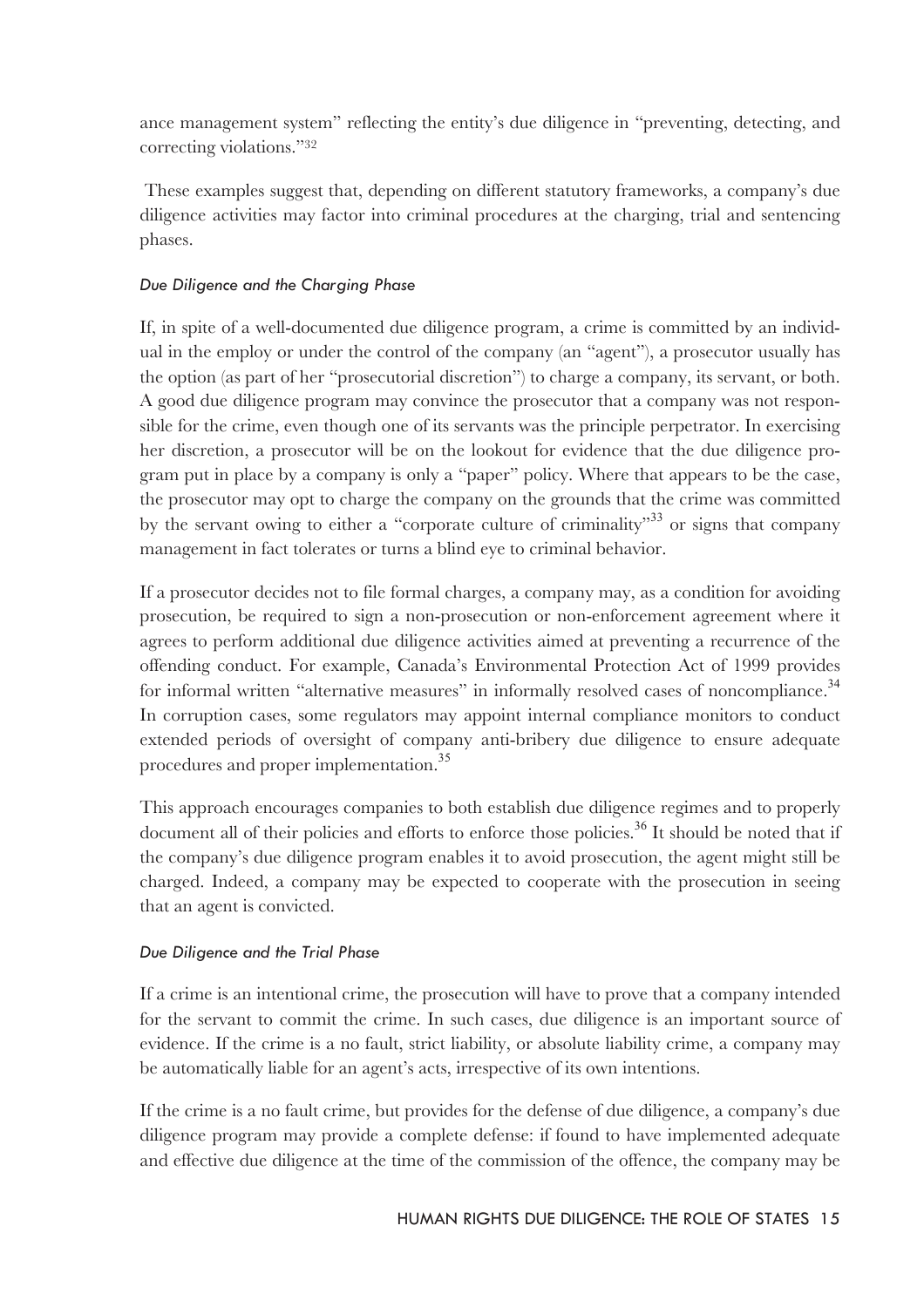ance management system" reflecting the entity's due diligence in "preventing, detecting, and correcting violations."[32]

These examples suggest that, depending on different statutory frameworks, a company's due diligence activities may factor into criminal procedures at the charging, trial and sentencing phases.

*Due Diligence and the Charging Phase*

If, in spite of a well-documented due diligence program, a crime is committed by an individual in the employ or under the control of the company (an "agent"), a prosecutor usually has the option (as part of her "prosecutorial discretion") to charge a company, its servant, or both. A good due diligence program may convince the prosecutor that a company was not responsible for the crime, even though one of its servants was the principle perpetrator. In exercising her discretion, a prosecutor will be on the lookout for evidence that the due diligence program put in place by a company is only a "paper" policy. Where that appears to be the case, the prosecutor may opt to charge the company on the grounds that the crime was committed by the servant owing to either a "corporate culture of criminality"[33] or signs that company management in fact tolerates or turns a blind eye to criminal behavior.

If a prosecutor decides not to file formal charges, a company may, as a condition for avoiding prosecution, be required to sign a non-prosecution or non-enforcement agreement where it agrees to perform additional due diligence activities aimed at preventing a recurrence of the offending conduct. For example, Canada's Environmental Protection Act of 1999 provides for informal written "alternative measures" in informally resolved cases of noncompliance.[34] In corruption cases, some regulators may appoint internal compliance monitors to conduct extended periods of oversight of company anti-bribery due diligence to ensure adequate procedures and proper implementation.[35]

This approach encourages companies to both establish due diligence regimes and to properly document all of their policies and efforts to enforce those policies.[36] It should be noted that if the company's due diligence program enables it to avoid prosecution, the agent might still be charged. Indeed, a company may be expected to cooperate with the prosecution in seeing that an agent is convicted.

*Due Diligence and the Trial Phase*

If a crime is an intentional crime, the prosecution will have to prove that a company intended for the servant to commit the crime. In such cases, due diligence is an important source of evidence. If the crime is a no fault, strict liability, or absolute liability crime, a company may be automatically liable for an agent's acts, irrespective of its own intentions.

If the crime is a no fault crime, but provides for the defense of due diligence, a company's due diligence program may provide a complete defense: if found to have implemented adequate and effective due diligence at the time of the commission of the offence, the company may be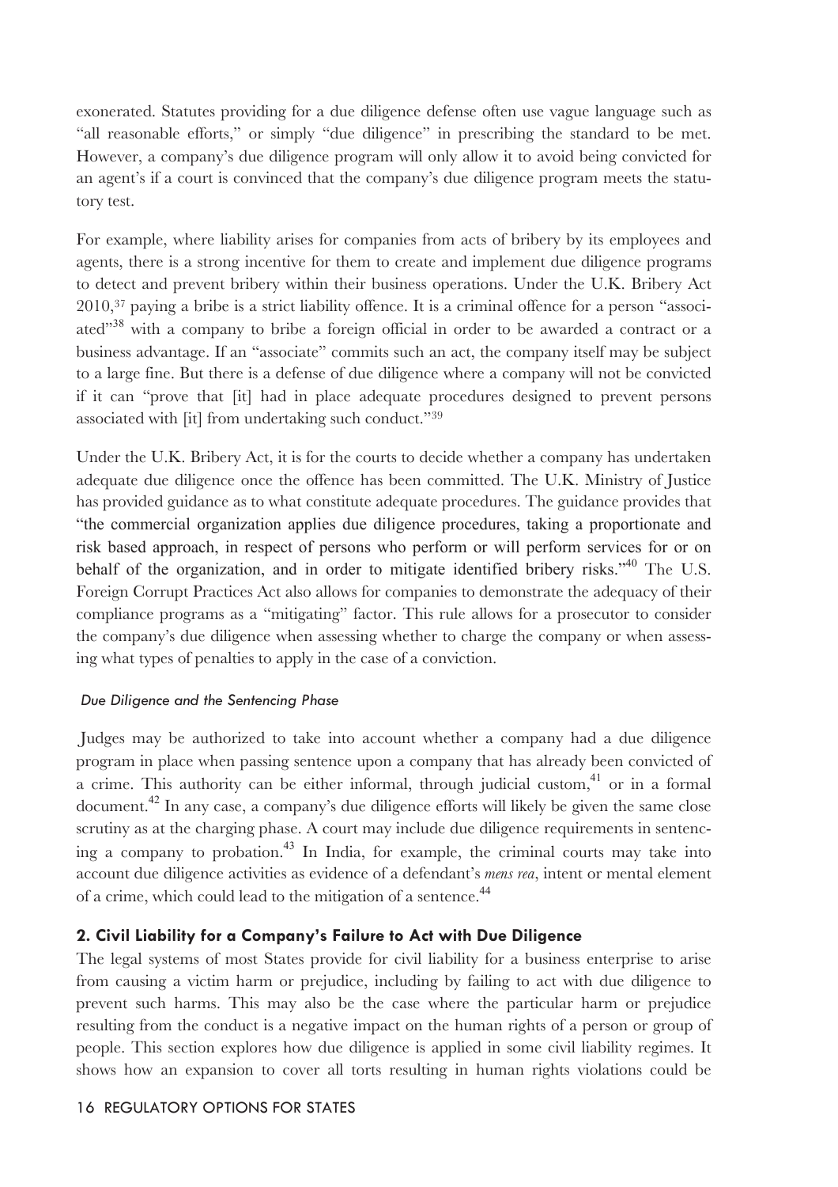exonerated. Statutes providing for a due diligence defense often use vague language such as "all reasonable efforts," or simply "due diligence" in prescribing the standard to be met. However, a company's due diligence program will only allow it to avoid being convicted for an agent's if a court is convinced that the company's due diligence program meets the statutory test.

For example, where liability arises for companies from acts of bribery by its employees and agents, there is a strong incentive for them to create and implement due diligence programs to detect and prevent bribery within their business operations. Under the U.K. Bribery Act 2010,[37] paying a bribe is a strict liability offence. It is a criminal offence for a person "associated"[38] with a company to bribe a foreign official in order to be awarded a contract or a business advantage. If an "associate" commits such an act, the company itself may be subject to a large fine. But there is a defense of due diligence where a company will not be convicted if it can "prove that [it] had in place adequate procedures designed to prevent persons associated with [it] from undertaking such conduct."[39]

Under the U.K. Bribery Act, it is for the courts to decide whether a company has undertaken adequate due diligence once the offence has been committed. The U.K. Ministry of Justice has provided guidance as to what constitute adequate procedures. The guidance provides that "the commercial organization applies due diligence procedures, taking a proportionate and risk based approach, in respect of persons who perform or will perform services for or on behalf of the organization, and in order to mitigate identified bribery risks."[40] The U.S. Foreign Corrupt Practices Act also allows for companies to demonstrate the adequacy of their compliance programs as a "mitigating" factor. This rule allows for a prosecutor to consider the company's due diligence when assessing whether to charge the company or when assessing what types of penalties to apply in the case of a conviction.

*Due Diligence and the Sentencing Phase*

Judges may be authorized to take into account whether a company had a due diligence program in place when passing sentence upon a company that has already been convicted of a crime. This authority can be either informal, through judicial custom,[41] or in a formal document.[42] In any case, a company's due diligence efforts will likely be given the same close scrutiny as at the charging phase. A court may include due diligence requirements in sentencing a company to probation.[43] In India, for example, the criminal courts may take into account due diligence activities as evidence of a defendant's *mens rea*, intent or mental element of a crime, which could lead to the mitigation of a sentence.[44]

### 2. Civil Liability for a Company's Failure to Act with Due Diligence

The legal systems of most States provide for civil liability for a business enterprise to arise from causing a victim harm or prejudice, including by failing to act with due diligence to prevent such harms. This may also be the case where the particular harm or prejudice resulting from the conduct is a negative impact on the human rights of a person or group of people. This section explores how due diligence is applied in some civil liability regimes. It shows how an expansion to cover all torts resulting in human rights violations could be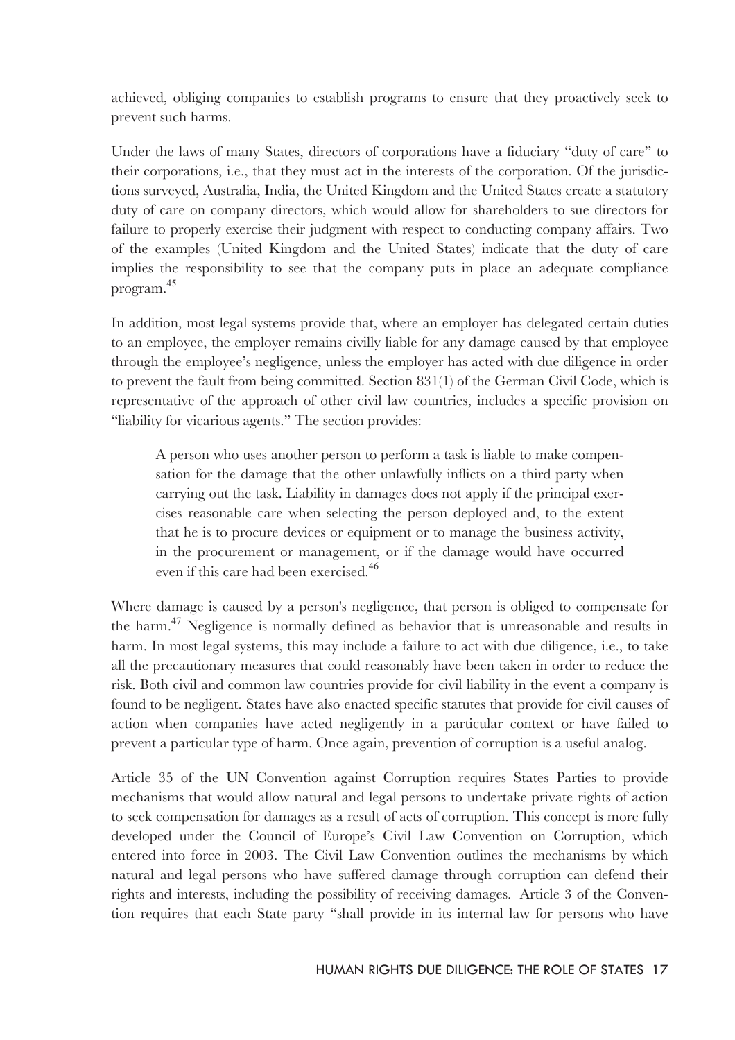achieved, obliging companies to establish programs to ensure that they proactively seek to prevent such harms.

Under the laws of many States, directors of corporations have a fiduciary "duty of care" to their corporations, i.e., that they must act in the interests of the corporation. Of the jurisdictions surveyed, Australia, India, the United Kingdom and the United States create a statutory duty of care on company directors, which would allow for shareholders to sue directors for failure to properly exercise their judgment with respect to conducting company affairs. Two of the examples (United Kingdom and the United States) indicate that the duty of care implies the responsibility to see that the company puts in place an adequate compliance program.[45]

In addition, most legal systems provide that, where an employer has delegated certain duties to an employee, the employer remains civilly liable for any damage caused by that employee through the employee's negligence, unless the employer has acted with due diligence in order to prevent the fault from being committed. Section 831(1) of the German Civil Code, which is representative of the approach of other civil law countries, includes a specific provision on "liability for vicarious agents." The section provides:

> A person who uses another person to perform a task is liable to make compensation for the damage that the other unlawfully inflicts on a third party when carrying out the task. Liability in damages does not apply if the principal exercises reasonable care when selecting the person deployed and, to the extent that he is to procure devices or equipment or to manage the business activity, in the procurement or management, or if the damage would have occurred even if this care had been exercised.[46]

Where damage is caused by a person's negligence, that person is obliged to compensate for the harm.[47] Negligence is normally defined as behavior that is unreasonable and results in harm. In most legal systems, this may include a failure to act with due diligence, i.e., to take all the precautionary measures that could reasonably have been taken in order to reduce the risk. Both civil and common law countries provide for civil liability in the event a company is found to be negligent. States have also enacted specific statutes that provide for civil causes of action when companies have acted negligently in a particular context or have failed to prevent a particular type of harm. Once again, prevention of corruption is a useful analog.

Article 35 of the UN Convention against Corruption requires States Parties to provide mechanisms that would allow natural and legal persons to undertake private rights of action to seek compensation for damages as a result of acts of corruption. This concept is more fully developed under the Council of Europe's Civil Law Convention on Corruption, which entered into force in 2003. The Civil Law Convention outlines the mechanisms by which natural and legal persons who have suffered damage through corruption can defend their rights and interests, including the possibility of receiving damages. Article 3 of the Convention requires that each State party "shall provide in its internal law for persons who have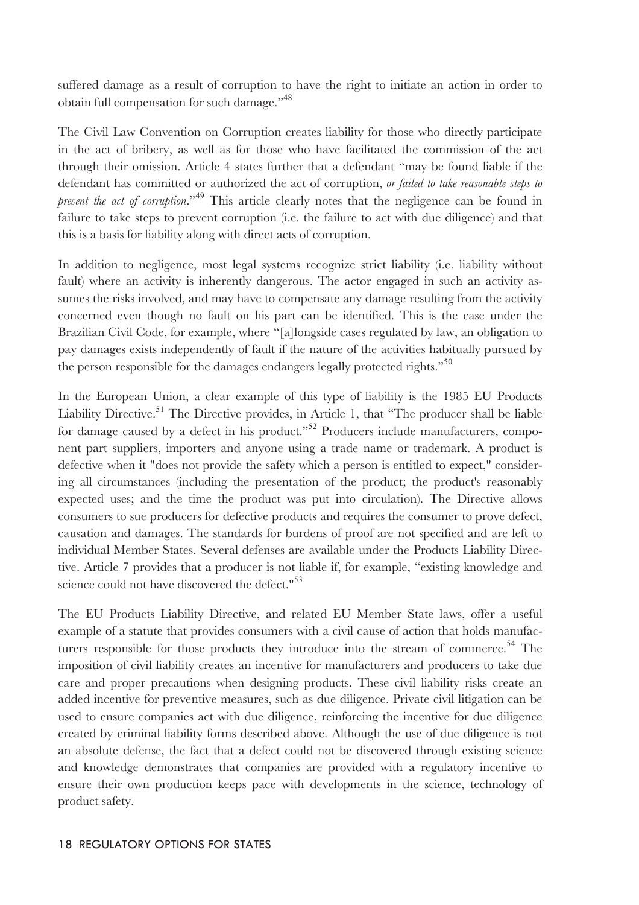suffered damage as a result of corruption to have the right to initiate an action in order to obtain full compensation for such damage."[48]

The Civil Law Convention on Corruption creates liability for those who directly participate in the act of bribery, as well as for those who have facilitated the commission of the act through their omission. Article 4 states further that a defendant "may be found liable if the defendant has committed or authorized the act of corruption, *or failed to take reasonable steps to prevent the act of corruption*."[49] This article clearly notes that the negligence can be found in failure to take steps to prevent corruption (i.e. the failure to act with due diligence) and that this is a basis for liability along with direct acts of corruption.

In addition to negligence, most legal systems recognize strict liability (i.e. liability without fault) where an activity is inherently dangerous. The actor engaged in such an activity assumes the risks involved, and may have to compensate any damage resulting from the activity concerned even though no fault on his part can be identified. This is the case under the Brazilian Civil Code, for example, where "[a]longside cases regulated by law, an obligation to pay damages exists independently of fault if the nature of the activities habitually pursued by the person responsible for the damages endangers legally protected rights."[50]

In the European Union, a clear example of this type of liability is the 1985 EU Products Liability Directive.[51] The Directive provides, in Article 1, that "The producer shall be liable for damage caused by a defect in his product."[52] Producers include manufacturers, component part suppliers, importers and anyone using a trade name or trademark. A product is defective when it "does not provide the safety which a person is entitled to expect," considering all circumstances (including the presentation of the product; the product's reasonably expected uses; and the time the product was put into circulation). The Directive allows consumers to sue producers for defective products and requires the consumer to prove defect, causation and damages. The standards for burdens of proof are not specified and are left to individual Member States. Several defenses are available under the Products Liability Directive. Article 7 provides that a producer is not liable if, for example, "existing knowledge and science could not have discovered the defect."[53]

The EU Products Liability Directive, and related EU Member State laws, offer a useful example of a statute that provides consumers with a civil cause of action that holds manufacturers responsible for those products they introduce into the stream of commerce.[54] The imposition of civil liability creates an incentive for manufacturers and producers to take due care and proper precautions when designing products. These civil liability risks create an added incentive for preventive measures, such as due diligence. Private civil litigation can be used to ensure companies act with due diligence, reinforcing the incentive for due diligence created by criminal liability forms described above. Although the use of due diligence is not an absolute defense, the fact that a defect could not be discovered through existing science and knowledge demonstrates that companies are provided with a regulatory incentive to ensure their own production keeps pace with developments in the science, technology of product safety.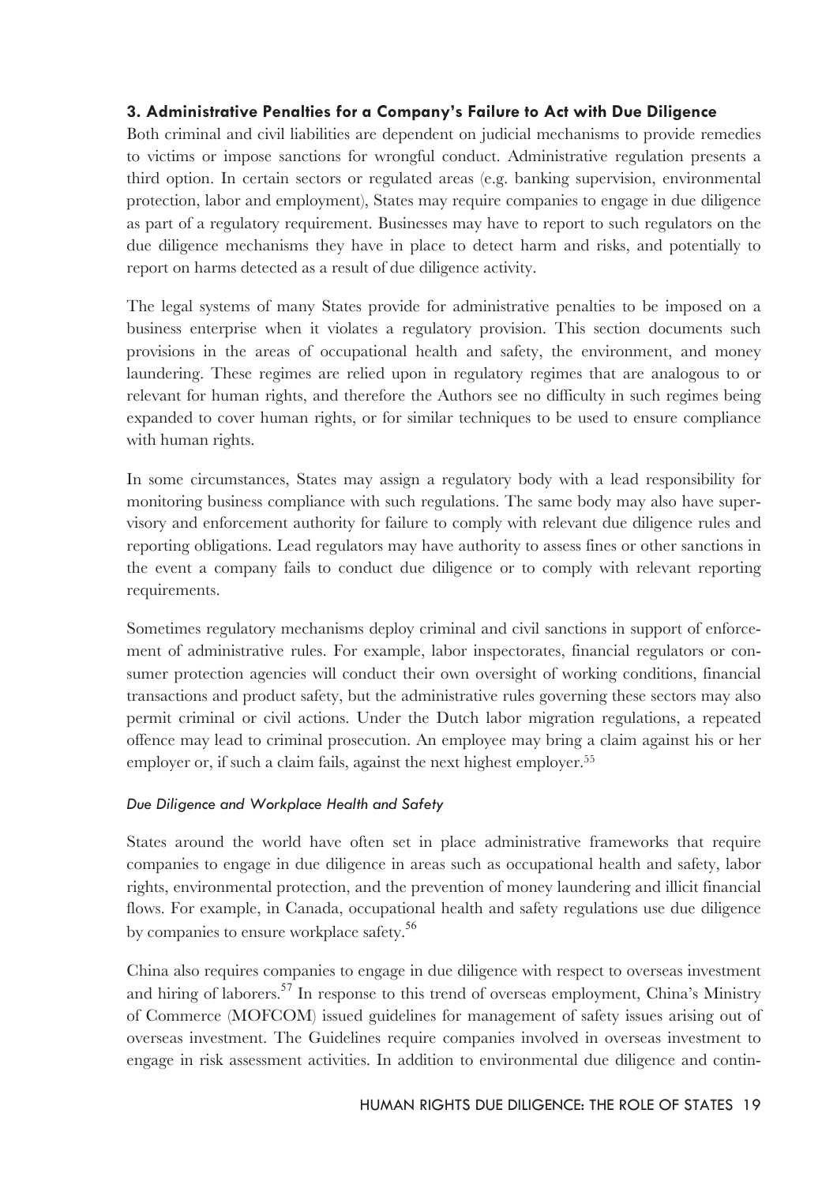### 3. Administrative Penalties for a Company's Failure to Act with Due Diligence

Both criminal and civil liabilities are dependent on judicial mechanisms to provide remedies to victims or impose sanctions for wrongful conduct. Administrative regulation presents a third option. In certain sectors or regulated areas (e.g. banking supervision, environmental protection, labor and employment), States may require companies to engage in due diligence as part of a regulatory requirement. Businesses may have to report to such regulators on the due diligence mechanisms they have in place to detect harm and risks, and potentially to report on harms detected as a result of due diligence activity.

The legal systems of many States provide for administrative penalties to be imposed on a business enterprise when it violates a regulatory provision. This section documents such provisions in the areas of occupational health and safety, the environment, and money laundering. These regimes are relied upon in regulatory regimes that are analogous to or relevant for human rights, and therefore the Authors see no difficulty in such regimes being expanded to cover human rights, or for similar techniques to be used to ensure compliance with human rights.

In some circumstances, States may assign a regulatory body with a lead responsibility for monitoring business compliance with such regulations. The same body may also have supervisory and enforcement authority for failure to comply with relevant due diligence rules and reporting obligations. Lead regulators may have authority to assess fines or other sanctions in the event a company fails to conduct due diligence or to comply with relevant reporting requirements.

Sometimes regulatory mechanisms deploy criminal and civil sanctions in support of enforcement of administrative rules. For example, labor inspectorates, financial regulators or consumer protection agencies will conduct their own oversight of working conditions, financial transactions and product safety, but the administrative rules governing these sectors may also permit criminal or civil actions. Under the Dutch labor migration regulations, a repeated offence may lead to criminal prosecution. An employee may bring a claim against his or her employer or, if such a claim fails, against the next highest employer.[55]

#### *Due Diligence and Workplace Health and Safety*

States around the world have often set in place administrative frameworks that require companies to engage in due diligence in areas such as occupational health and safety, labor rights, environmental protection, and the prevention of money laundering and illicit financial flows. For example, in Canada, occupational health and safety regulations use due diligence by companies to ensure workplace safety.[56]

China also requires companies to engage in due diligence with respect to overseas investment and hiring of laborers.[57] In response to this trend of overseas employment, China's Ministry of Commerce (MOFCOM) issued guidelines for management of safety issues arising out of overseas investment. The Guidelines require companies involved in overseas investment to engage in risk assessment activities. In addition to environmental due diligence and contin-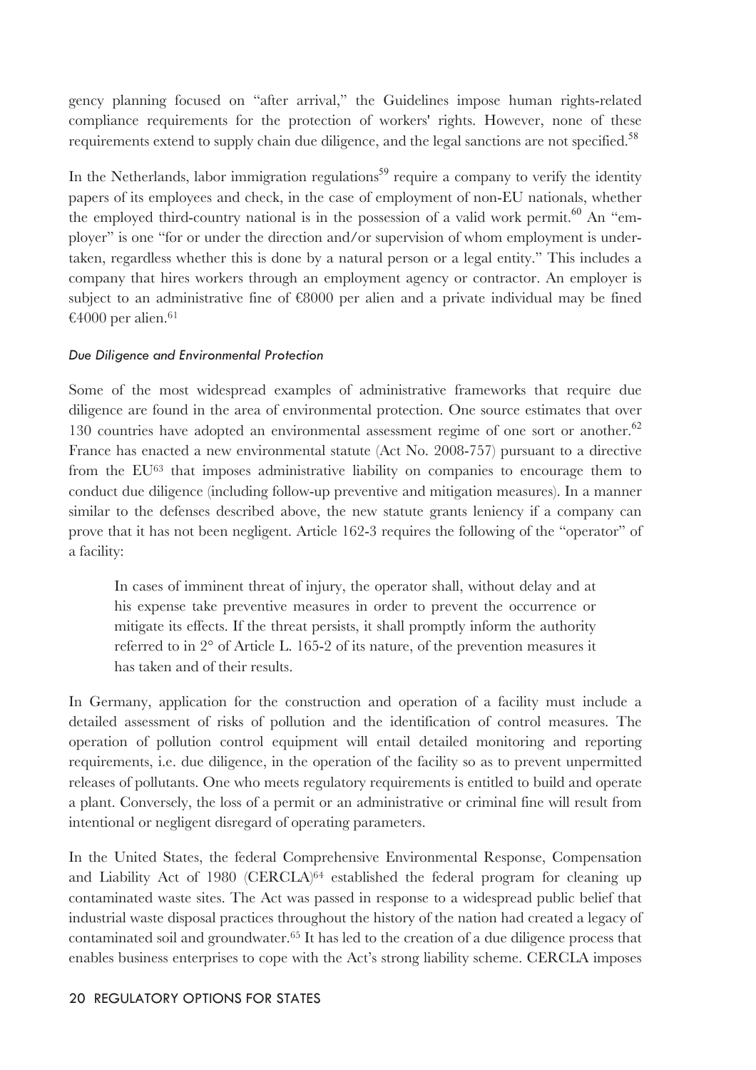gency planning focused on "after arrival," the Guidelines impose human rights-related compliance requirements for the protection of workers' rights. However, none of these requirements extend to supply chain due diligence, and the legal sanctions are not specified.[58]

In the Netherlands, labor immigration regulations[59] require a company to verify the identity papers of its employees and check, in the case of employment of non-EU nationals, whether the employed third-country national is in the possession of a valid work permit.[60] An "employer" is one "for or under the direction and/or supervision of whom employment is undertaken, regardless whether this is done by a natural person or a legal entity." This includes a company that hires workers through an employment agency or contractor. An employer is subject to an administrative fine of €8000 per alien and a private individual may be fined €4000 per alien.[61]

*Due Diligence and Environmental Protection*

Some of the most widespread examples of administrative frameworks that require due diligence are found in the area of environmental protection. One source estimates that over 130 countries have adopted an environmental assessment regime of one sort or another.[62] France has enacted a new environmental statute (Act No. 2008-757) pursuant to a directive from the EU[63] that imposes administrative liability on companies to encourage them to conduct due diligence (including follow-up preventive and mitigation measures). In a manner similar to the defenses described above, the new statute grants leniency if a company can prove that it has not been negligent. Article 162-3 requires the following of the "operator" of a facility:

> In cases of imminent threat of injury, the operator shall, without delay and at his expense take preventive measures in order to prevent the occurrence or mitigate its effects. If the threat persists, it shall promptly inform the authority referred to in 2° of Article L. 165-2 of its nature, of the prevention measures it has taken and of their results.

In Germany, application for the construction and operation of a facility must include a detailed assessment of risks of pollution and the identification of control measures. The operation of pollution control equipment will entail detailed monitoring and reporting requirements, i.e. due diligence, in the operation of the facility so as to prevent unpermitted releases of pollutants. One who meets regulatory requirements is entitled to build and operate a plant. Conversely, the loss of a permit or an administrative or criminal fine will result from intentional or negligent disregard of operating parameters.

In the United States, the federal Comprehensive Environmental Response, Compensation and Liability Act of 1980 (CERCLA)[64] established the federal program for cleaning up contaminated waste sites. The Act was passed in response to a widespread public belief that industrial waste disposal practices throughout the history of the nation had created a legacy of contaminated soil and groundwater.[65] It has led to the creation of a due diligence process that enables business enterprises to cope with the Act's strong liability scheme. CERCLA imposes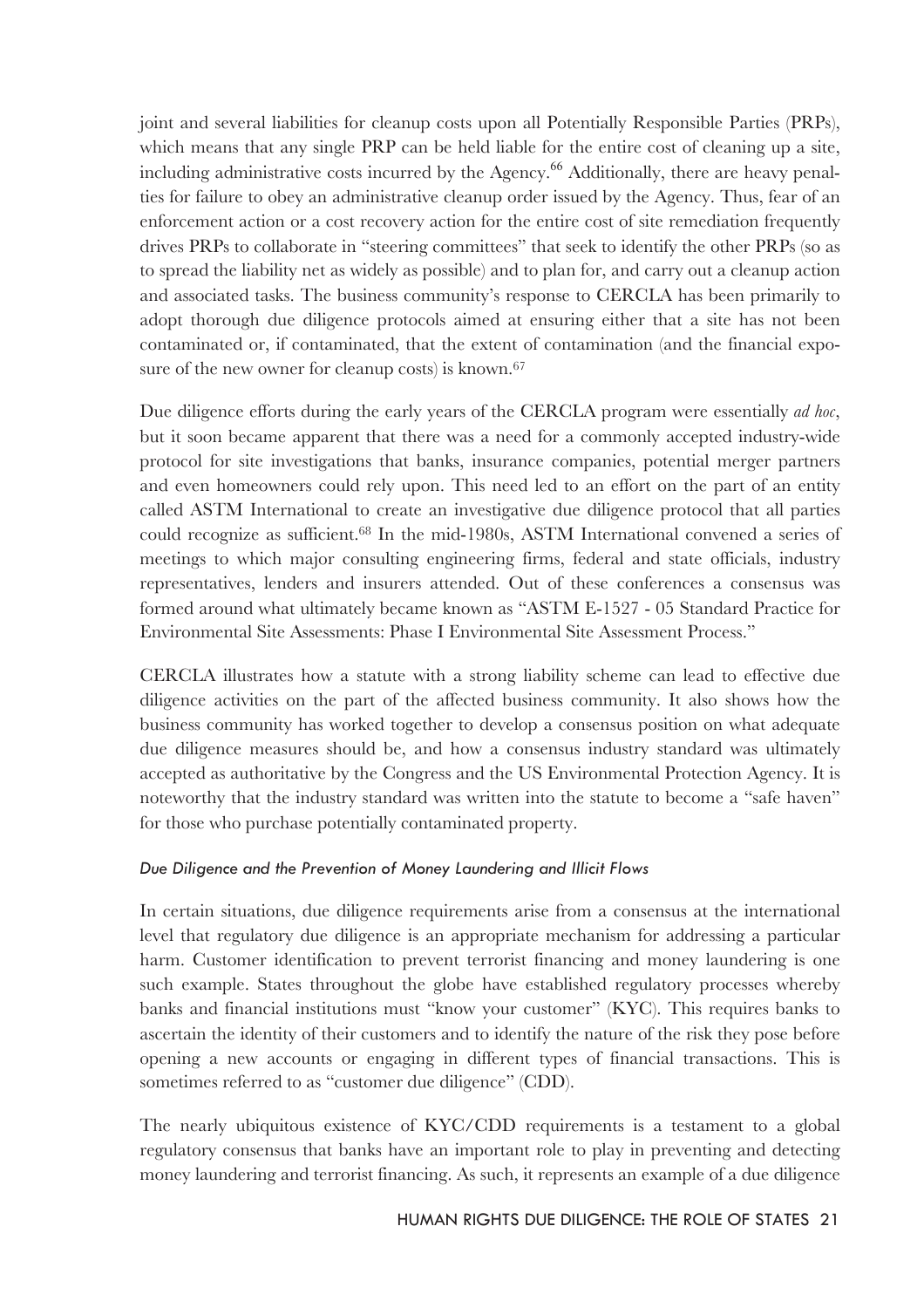joint and several liabilities for cleanup costs upon all Potentially Responsible Parties (PRPs), which means that any single PRP can be held liable for the entire cost of cleaning up a site, including administrative costs incurred by the Agency.[66] Additionally, there are heavy penalties for failure to obey an administrative cleanup order issued by the Agency. Thus, fear of an enforcement action or a cost recovery action for the entire cost of site remediation frequently drives PRPs to collaborate in "steering committees" that seek to identify the other PRPs (so as to spread the liability net as widely as possible) and to plan for, and carry out a cleanup action and associated tasks. The business community's response to CERCLA has been primarily to adopt thorough due diligence protocols aimed at ensuring either that a site has not been contaminated or, if contaminated, that the extent of contamination (and the financial exposure of the new owner for cleanup costs) is known.[67]

Due diligence efforts during the early years of the CERCLA program were essentially *ad hoc*, but it soon became apparent that there was a need for a commonly accepted industry-wide protocol for site investigations that banks, insurance companies, potential merger partners and even homeowners could rely upon. This need led to an effort on the part of an entity called ASTM International to create an investigative due diligence protocol that all parties could recognize as sufficient.[68] In the mid-1980s, ASTM International convened a series of meetings to which major consulting engineering firms, federal and state officials, industry representatives, lenders and insurers attended. Out of these conferences a consensus was formed around what ultimately became known as "ASTM E-1527 - 05 Standard Practice for Environmental Site Assessments: Phase I Environmental Site Assessment Process."

CERCLA illustrates how a statute with a strong liability scheme can lead to effective due diligence activities on the part of the affected business community. It also shows how the business community has worked together to develop a consensus position on what adequate due diligence measures should be, and how a consensus industry standard was ultimately accepted as authoritative by the Congress and the US Environmental Protection Agency. It is noteworthy that the industry standard was written into the statute to become a "safe haven" for those who purchase potentially contaminated property.

### *Due Diligence and the Prevention of Money Laundering and Illicit Flows*

In certain situations, due diligence requirements arise from a consensus at the international level that regulatory due diligence is an appropriate mechanism for addressing a particular harm. Customer identification to prevent terrorist financing and money laundering is one such example. States throughout the globe have established regulatory processes whereby banks and financial institutions must "know your customer" (KYC). This requires banks to ascertain the identity of their customers and to identify the nature of the risk they pose before opening a new accounts or engaging in different types of financial transactions. This is sometimes referred to as "customer due diligence" (CDD).

The nearly ubiquitous existence of KYC/CDD requirements is a testament to a global regulatory consensus that banks have an important role to play in preventing and detecting money laundering and terrorist financing. As such, it represents an example of a due diligence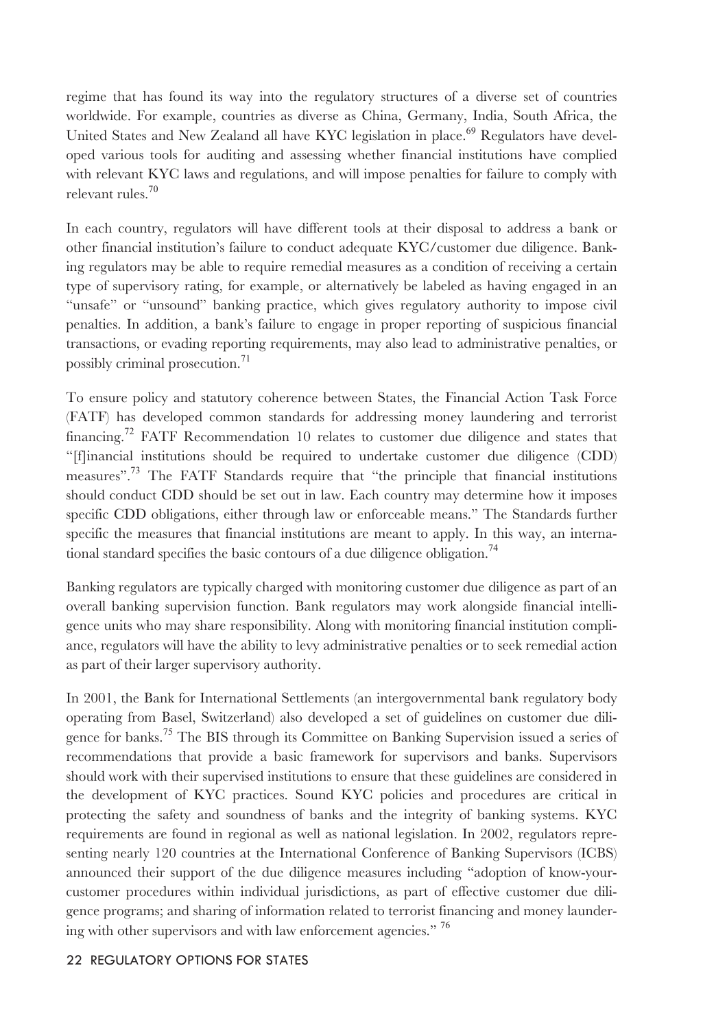regime that has found its way into the regulatory structures of a diverse set of countries worldwide. For example, countries as diverse as China, Germany, India, South Africa, the United States and New Zealand all have KYC legislation in place.[69] Regulators have developed various tools for auditing and assessing whether financial institutions have complied with relevant KYC laws and regulations, and will impose penalties for failure to comply with relevant rules.[70]

In each country, regulators will have different tools at their disposal to address a bank or other financial institution's failure to conduct adequate KYC/customer due diligence. Banking regulators may be able to require remedial measures as a condition of receiving a certain type of supervisory rating, for example, or alternatively be labeled as having engaged in an "unsafe" or "unsound" banking practice, which gives regulatory authority to impose civil penalties. In addition, a bank's failure to engage in proper reporting of suspicious financial transactions, or evading reporting requirements, may also lead to administrative penalties, or possibly criminal prosecution.[71]

To ensure policy and statutory coherence between States, the Financial Action Task Force (FATF) has developed common standards for addressing money laundering and terrorist financing.[72] FATF Recommendation 10 relates to customer due diligence and states that "[f]inancial institutions should be required to undertake customer due diligence (CDD) measures".[73] The FATF Standards require that "the principle that financial institutions should conduct CDD should be set out in law. Each country may determine how it imposes specific CDD obligations, either through law or enforceable means." The Standards further specific the measures that financial institutions are meant to apply. In this way, an international standard specifies the basic contours of a due diligence obligation.[74]

Banking regulators are typically charged with monitoring customer due diligence as part of an overall banking supervision function. Bank regulators may work alongside financial intelligence units who may share responsibility. Along with monitoring financial institution compliance, regulators will have the ability to levy administrative penalties or to seek remedial action as part of their larger supervisory authority.

In 2001, the Bank for International Settlements (an intergovernmental bank regulatory body operating from Basel, Switzerland) also developed a set of guidelines on customer due diligence for banks.[75] The BIS through its Committee on Banking Supervision issued a series of recommendations that provide a basic framework for supervisors and banks. Supervisors should work with their supervised institutions to ensure that these guidelines are considered in the development of KYC practices. Sound KYC policies and procedures are critical in protecting the safety and soundness of banks and the integrity of banking systems. KYC requirements are found in regional as well as national legislation. In 2002, regulators representing nearly 120 countries at the International Conference of Banking Supervisors (ICBS) announced their support of the due diligence measures including "adoption of know-your-customer procedures within individual jurisdictions, as part of effective customer due diligence programs; and sharing of information related to terrorist financing and money laundering with other supervisors and with law enforcement agencies." [76]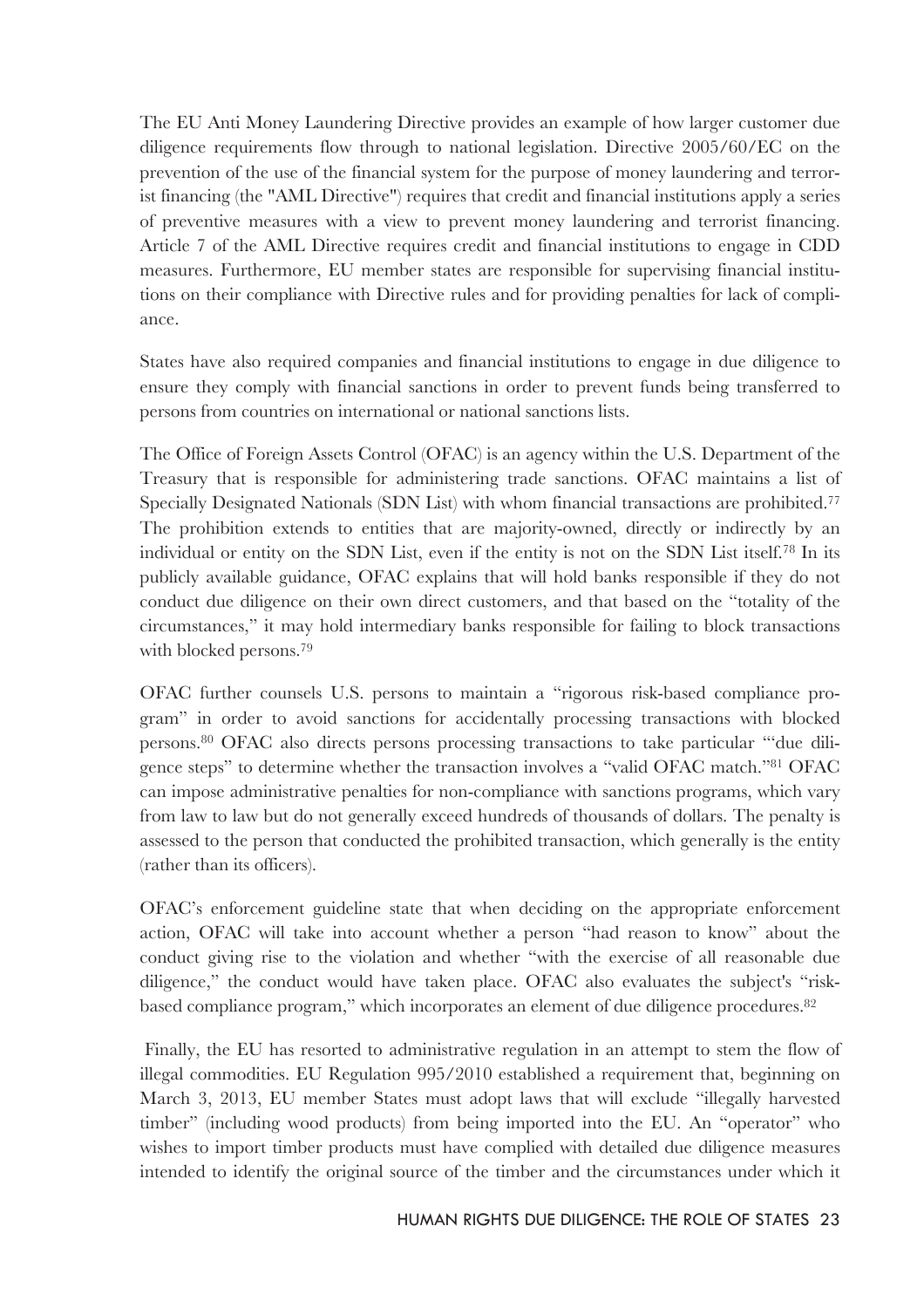The EU Anti Money Laundering Directive provides an example of how larger customer due diligence requirements flow through to national legislation. Directive 2005/60/EC on the prevention of the use of the financial system for the purpose of money laundering and terrorist financing (the "AML Directive") requires that credit and financial institutions apply a series of preventive measures with a view to prevent money laundering and terrorist financing. Article 7 of the AML Directive requires credit and financial institutions to engage in CDD measures. Furthermore, EU member states are responsible for supervising financial institutions on their compliance with Directive rules and for providing penalties for lack of compliance.

States have also required companies and financial institutions to engage in due diligence to ensure they comply with financial sanctions in order to prevent funds being transferred to persons from countries on international or national sanctions lists.

The Office of Foreign Assets Control (OFAC) is an agency within the U.S. Department of the Treasury that is responsible for administering trade sanctions. OFAC maintains a list of Specially Designated Nationals (SDN List) with whom financial transactions are prohibited.[77] The prohibition extends to entities that are majority-owned, directly or indirectly by an individual or entity on the SDN List, even if the entity is not on the SDN List itself.[78] In its publicly available guidance, OFAC explains that will hold banks responsible if they do not conduct due diligence on their own direct customers, and that based on the "totality of the circumstances," it may hold intermediary banks responsible for failing to block transactions with blocked persons.[79]

OFAC further counsels U.S. persons to maintain a "rigorous risk-based compliance program" in order to avoid sanctions for accidentally processing transactions with blocked persons.[80] OFAC also directs persons processing transactions to take particular "'due diligence steps" to determine whether the transaction involves a "valid OFAC match."[81] OFAC can impose administrative penalties for non-compliance with sanctions programs, which vary from law to law but do not generally exceed hundreds of thousands of dollars. The penalty is assessed to the person that conducted the prohibited transaction, which generally is the entity (rather than its officers).

OFAC's enforcement guideline state that when deciding on the appropriate enforcement action, OFAC will take into account whether a person "had reason to know" about the conduct giving rise to the violation and whether "with the exercise of all reasonable due diligence," the conduct would have taken place. OFAC also evaluates the subject's "risk-based compliance program," which incorporates an element of due diligence procedures.[82]

Finally, the EU has resorted to administrative regulation in an attempt to stem the flow of illegal commodities. EU Regulation 995/2010 established a requirement that, beginning on March 3, 2013, EU member States must adopt laws that will exclude "illegally harvested timber" (including wood products) from being imported into the EU. An "operator" who wishes to import timber products must have complied with detailed due diligence measures intended to identify the original source of the timber and the circumstances under which it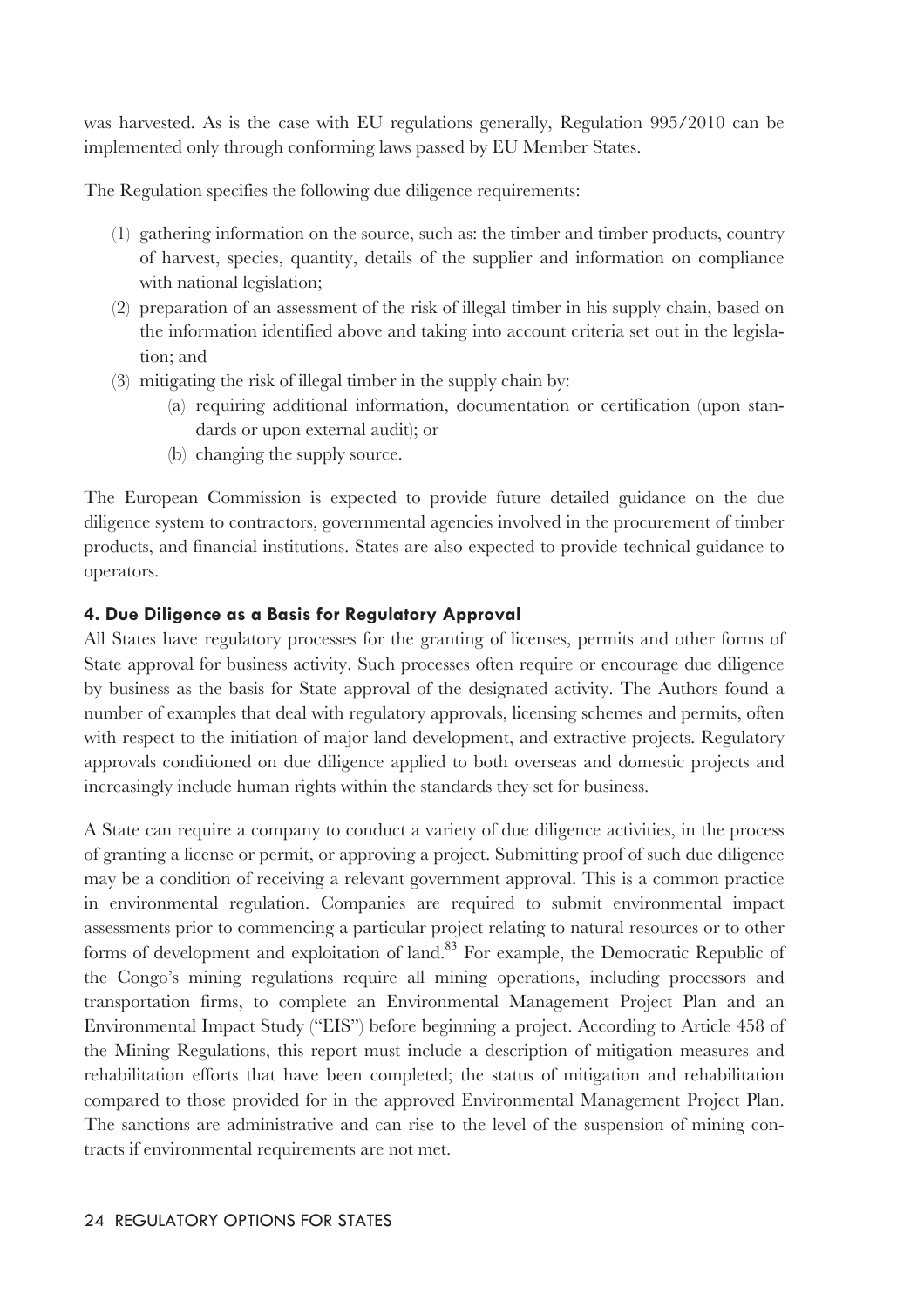was harvested. As is the case with EU regulations generally, Regulation 995/2010 can be implemented only through conforming laws passed by EU Member States.

The Regulation specifies the following due diligence requirements:

(1) gathering information on the source, such as: the timber and timber products, country of harvest, species, quantity, details of the supplier and information on compliance with national legislation;

(2) preparation of an assessment of the risk of illegal timber in his supply chain, based on the information identified above and taking into account criteria set out in the legislation; and

(3) mitigating the risk of illegal timber in the supply chain by:

   (a) requiring additional information, documentation or certification (upon standards or upon external audit); or

   (b) changing the supply source.

The European Commission is expected to provide future detailed guidance on the due diligence system to contractors, governmental agencies involved in the procurement of timber products, and financial institutions. States are also expected to provide technical guidance to operators.

### 4. Due Diligence as a Basis for Regulatory Approval

All States have regulatory processes for the granting of licenses, permits and other forms of State approval for business activity. Such processes often require or encourage due diligence by business as the basis for State approval of the designated activity. The Authors found a number of examples that deal with regulatory approvals, licensing schemes and permits, often with respect to the initiation of major land development, and extractive projects. Regulatory approvals conditioned on due diligence applied to both overseas and domestic projects and increasingly include human rights within the standards they set for business.

A State can require a company to conduct a variety of due diligence activities, in the process of granting a license or permit, or approving a project. Submitting proof of such due diligence may be a condition of receiving a relevant government approval. This is a common practice in environmental regulation. Companies are required to submit environmental impact assessments prior to commencing a particular project relating to natural resources or to other forms of development and exploitation of land.[83] For example, the Democratic Republic of the Congo's mining regulations require all mining operations, including processors and transportation firms, to complete an Environmental Management Project Plan and an Environmental Impact Study ("EIS") before beginning a project. According to Article 458 of the Mining Regulations, this report must include a description of mitigation measures and rehabilitation efforts that have been completed; the status of mitigation and rehabilitation compared to those provided for in the approved Environmental Management Project Plan. The sanctions are administrative and can rise to the level of the suspension of mining contracts if environmental requirements are not met.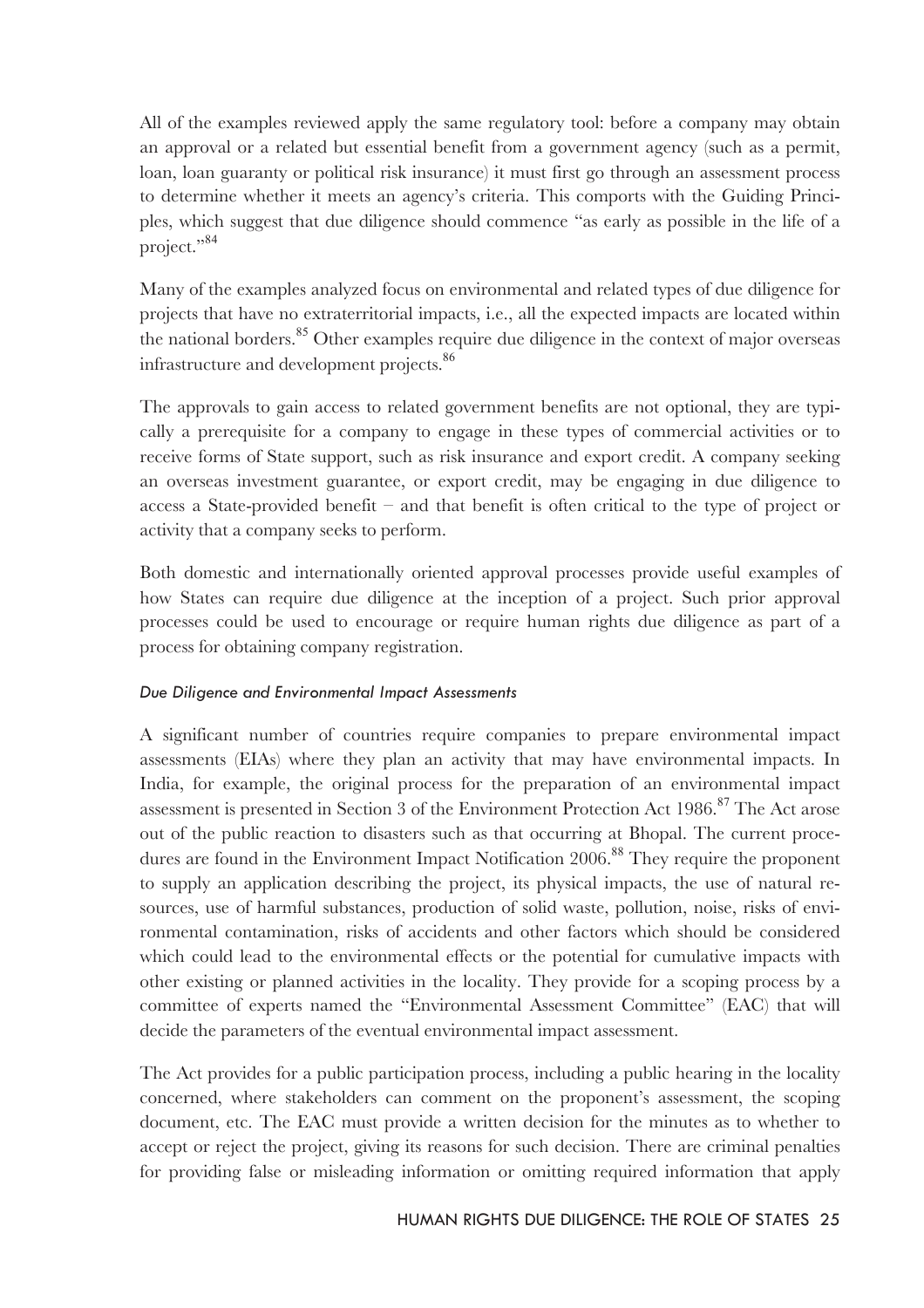All of the examples reviewed apply the same regulatory tool: before a company may obtain an approval or a related but essential benefit from a government agency (such as a permit, loan, loan guaranty or political risk insurance) it must first go through an assessment process to determine whether it meets an agency's criteria. This comports with the Guiding Principles, which suggest that due diligence should commence "as early as possible in the life of a project."[84]

Many of the examples analyzed focus on environmental and related types of due diligence for projects that have no extraterritorial impacts, i.e., all the expected impacts are located within the national borders.[85] Other examples require due diligence in the context of major overseas infrastructure and development projects.[86]

The approvals to gain access to related government benefits are not optional, they are typically a prerequisite for a company to engage in these types of commercial activities or to receive forms of State support, such as risk insurance and export credit. A company seeking an overseas investment guarantee, or export credit, may be engaging in due diligence to access a State-provided benefit – and that benefit is often critical to the type of project or activity that a company seeks to perform.

Both domestic and internationally oriented approval processes provide useful examples of how States can require due diligence at the inception of a project. Such prior approval processes could be used to encourage or require human rights due diligence as part of a process for obtaining company registration.

*Due Diligence and Environmental Impact Assessments*

A significant number of countries require companies to prepare environmental impact assessments (EIAs) where they plan an activity that may have environmental impacts. In India, for example, the original process for the preparation of an environmental impact assessment is presented in Section 3 of the Environment Protection Act 1986.[87] The Act arose out of the public reaction to disasters such as that occurring at Bhopal. The current procedures are found in the Environment Impact Notification 2006.[88] They require the proponent to supply an application describing the project, its physical impacts, the use of natural resources, use of harmful substances, production of solid waste, pollution, noise, risks of environmental contamination, risks of accidents and other factors which should be considered which could lead to the environmental effects or the potential for cumulative impacts with other existing or planned activities in the locality. They provide for a scoping process by a committee of experts named the "Environmental Assessment Committee" (EAC) that will decide the parameters of the eventual environmental impact assessment.

The Act provides for a public participation process, including a public hearing in the locality concerned, where stakeholders can comment on the proponent's assessment, the scoping document, etc. The EAC must provide a written decision for the minutes as to whether to accept or reject the project, giving its reasons for such decision. There are criminal penalties for providing false or misleading information or omitting required information that apply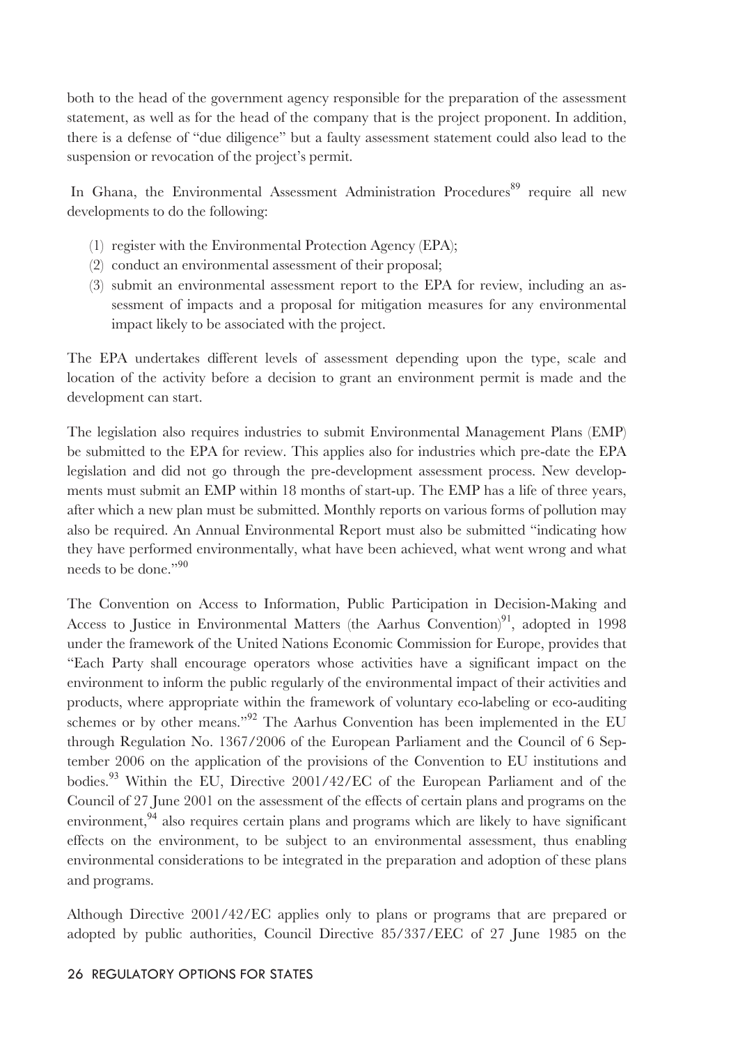both to the head of the government agency responsible for the preparation of the assessment statement, as well as for the head of the company that is the project proponent. In addition, there is a defense of "due diligence" but a faulty assessment statement could also lead to the suspension or revocation of the project's permit.

In Ghana, the Environmental Assessment Administration Procedures[89] require all new developments to do the following:

(1) register with the Environmental Protection Agency (EPA);
(2) conduct an environmental assessment of their proposal;
(3) submit an environmental assessment report to the EPA for review, including an assessment of impacts and a proposal for mitigation measures for any environmental impact likely to be associated with the project.

The EPA undertakes different levels of assessment depending upon the type, scale and location of the activity before a decision to grant an environment permit is made and the development can start.

The legislation also requires industries to submit Environmental Management Plans (EMP) be submitted to the EPA for review. This applies also for industries which pre-date the EPA legislation and did not go through the pre-development assessment process. New developments must submit an EMP within 18 months of start-up. The EMP has a life of three years, after which a new plan must be submitted. Monthly reports on various forms of pollution may also be required. An Annual Environmental Report must also be submitted "indicating how they have performed environmentally, what have been achieved, what went wrong and what needs to be done."[90]

The Convention on Access to Information, Public Participation in Decision-Making and Access to Justice in Environmental Matters (the Aarhus Convention)[91], adopted in 1998 under the framework of the United Nations Economic Commission for Europe, provides that "Each Party shall encourage operators whose activities have a significant impact on the environment to inform the public regularly of the environmental impact of their activities and products, where appropriate within the framework of voluntary eco-labeling or eco-auditing schemes or by other means."[92] The Aarhus Convention has been implemented in the EU through Regulation No. 1367/2006 of the European Parliament and the Council of 6 September 2006 on the application of the provisions of the Convention to EU institutions and bodies.[93] Within the EU, Directive 2001/42/EC of the European Parliament and of the Council of 27 June 2001 on the assessment of the effects of certain plans and programs on the environment,[94] also requires certain plans and programs which are likely to have significant effects on the environment, to be subject to an environmental assessment, thus enabling environmental considerations to be integrated in the preparation and adoption of these plans and programs.

Although Directive 2001/42/EC applies only to plans or programs that are prepared or adopted by public authorities, Council Directive 85/337/EEC of 27 June 1985 on the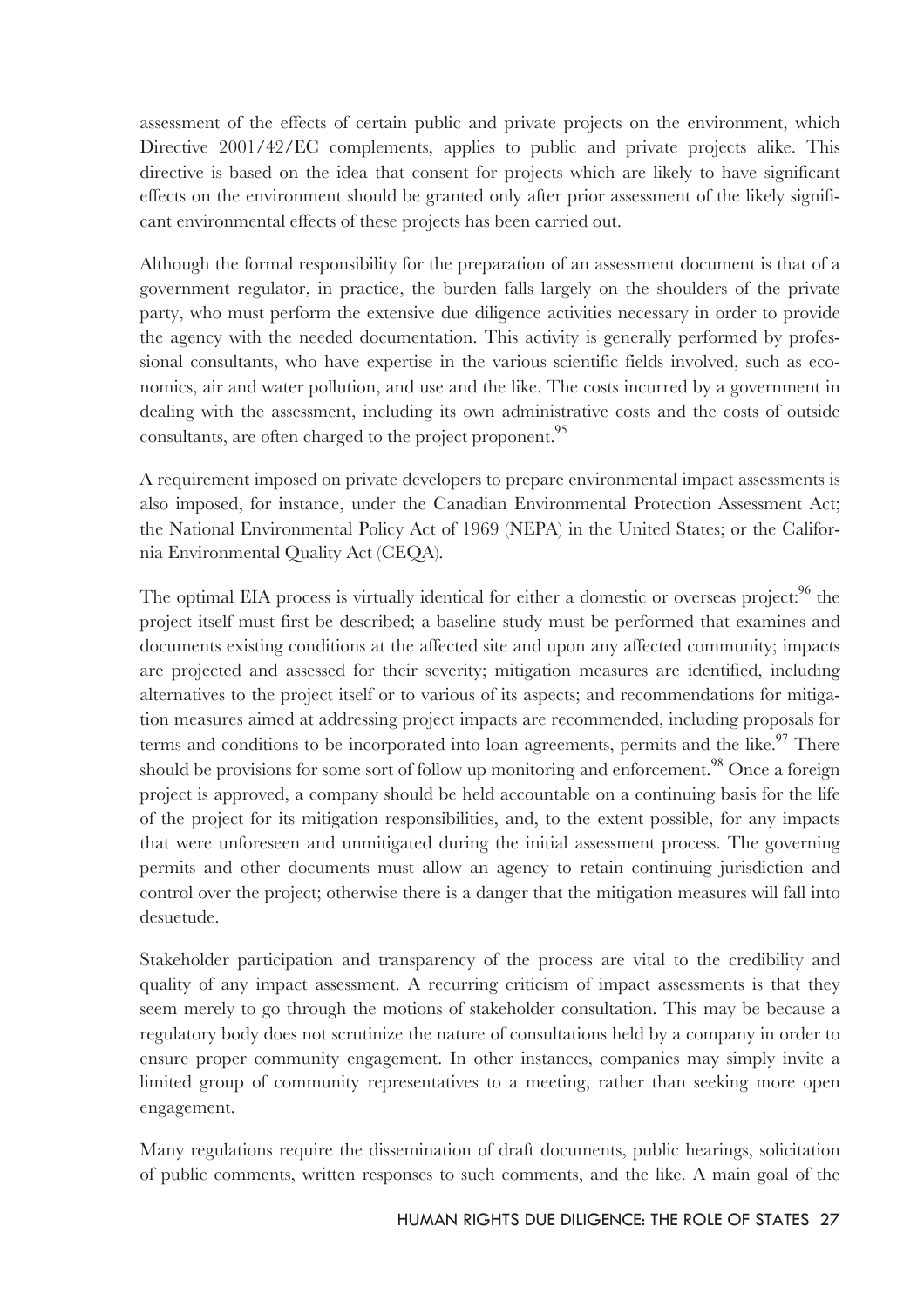assessment of the effects of certain public and private projects on the environment, which Directive 2001/42/EC complements, applies to public and private projects alike. This directive is based on the idea that consent for projects which are likely to have significant effects on the environment should be granted only after prior assessment of the likely significant environmental effects of these projects has been carried out.

Although the formal responsibility for the preparation of an assessment document is that of a government regulator, in practice, the burden falls largely on the shoulders of the private party, who must perform the extensive due diligence activities necessary in order to provide the agency with the needed documentation. This activity is generally performed by professional consultants, who have expertise in the various scientific fields involved, such as economics, air and water pollution, and use and the like. The costs incurred by a government in dealing with the assessment, including its own administrative costs and the costs of outside consultants, are often charged to the project proponent.[95]

A requirement imposed on private developers to prepare environmental impact assessments is also imposed, for instance, under the Canadian Environmental Protection Assessment Act; the National Environmental Policy Act of 1969 (NEPA) in the United States; or the California Environmental Quality Act (CEQA).

The optimal EIA process is virtually identical for either a domestic or overseas project:[96] the project itself must first be described; a baseline study must be performed that examines and documents existing conditions at the affected site and upon any affected community; impacts are projected and assessed for their severity; mitigation measures are identified, including alternatives to the project itself or to various of its aspects; and recommendations for mitigation measures aimed at addressing project impacts are recommended, including proposals for terms and conditions to be incorporated into loan agreements, permits and the like.[97] There should be provisions for some sort of follow up monitoring and enforcement.[98] Once a foreign project is approved, a company should be held accountable on a continuing basis for the life of the project for its mitigation responsibilities, and, to the extent possible, for any impacts that were unforeseen and unmitigated during the initial assessment process. The governing permits and other documents must allow an agency to retain continuing jurisdiction and control over the project; otherwise there is a danger that the mitigation measures will fall into desuetude.

Stakeholder participation and transparency of the process are vital to the credibility and quality of any impact assessment. A recurring criticism of impact assessments is that they seem merely to go through the motions of stakeholder consultation. This may be because a regulatory body does not scrutinize the nature of consultations held by a company in order to ensure proper community engagement. In other instances, companies may simply invite a limited group of community representatives to a meeting, rather than seeking more open engagement.

Many regulations require the dissemination of draft documents, public hearings, solicitation of public comments, written responses to such comments, and the like. A main goal of the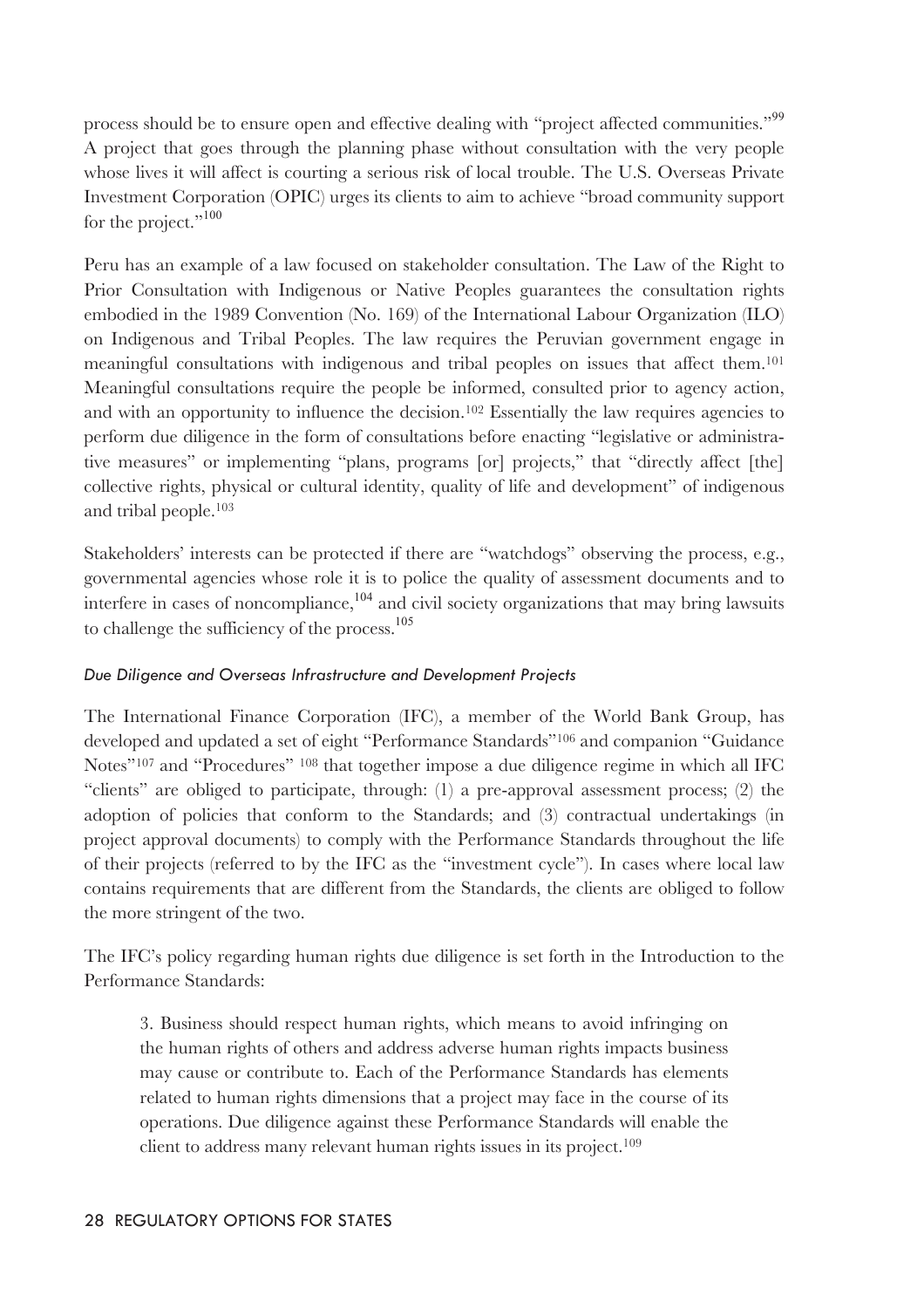process should be to ensure open and effective dealing with "project affected communities."[99] A project that goes through the planning phase without consultation with the very people whose lives it will affect is courting a serious risk of local trouble. The U.S. Overseas Private Investment Corporation (OPIC) urges its clients to aim to achieve "broad community support for the project."[100]

Peru has an example of a law focused on stakeholder consultation. The Law of the Right to Prior Consultation with Indigenous or Native Peoples guarantees the consultation rights embodied in the 1989 Convention (No. 169) of the International Labour Organization (ILO) on Indigenous and Tribal Peoples. The law requires the Peruvian government engage in meaningful consultations with indigenous and tribal peoples on issues that affect them.[101] Meaningful consultations require the people be informed, consulted prior to agency action, and with an opportunity to influence the decision.[102] Essentially the law requires agencies to perform due diligence in the form of consultations before enacting "legislative or administrative measures" or implementing "plans, programs [or] projects," that "directly affect [the] collective rights, physical or cultural identity, quality of life and development" of indigenous and tribal people.[103]

Stakeholders' interests can be protected if there are "watchdogs" observing the process, e.g., governmental agencies whose role it is to police the quality of assessment documents and to interfere in cases of noncompliance,[104] and civil society organizations that may bring lawsuits to challenge the sufficiency of the process.[105]

#### *Due Diligence and Overseas Infrastructure and Development Projects*

The International Finance Corporation (IFC), a member of the World Bank Group, has developed and updated a set of eight "Performance Standards"[106] and companion "Guidance Notes"[107] and "Procedures" [108] that together impose a due diligence regime in which all IFC "clients" are obliged to participate, through: (1) a pre-approval assessment process; (2) the adoption of policies that conform to the Standards; and (3) contractual undertakings (in project approval documents) to comply with the Performance Standards throughout the life of their projects (referred to by the IFC as the "investment cycle"). In cases where local law contains requirements that are different from the Standards, the clients are obliged to follow the more stringent of the two.

The IFC's policy regarding human rights due diligence is set forth in the Introduction to the Performance Standards:

> 3. Business should respect human rights, which means to avoid infringing on the human rights of others and address adverse human rights impacts business may cause or contribute to. Each of the Performance Standards has elements related to human rights dimensions that a project may face in the course of its operations. Due diligence against these Performance Standards will enable the client to address many relevant human rights issues in its project.[109]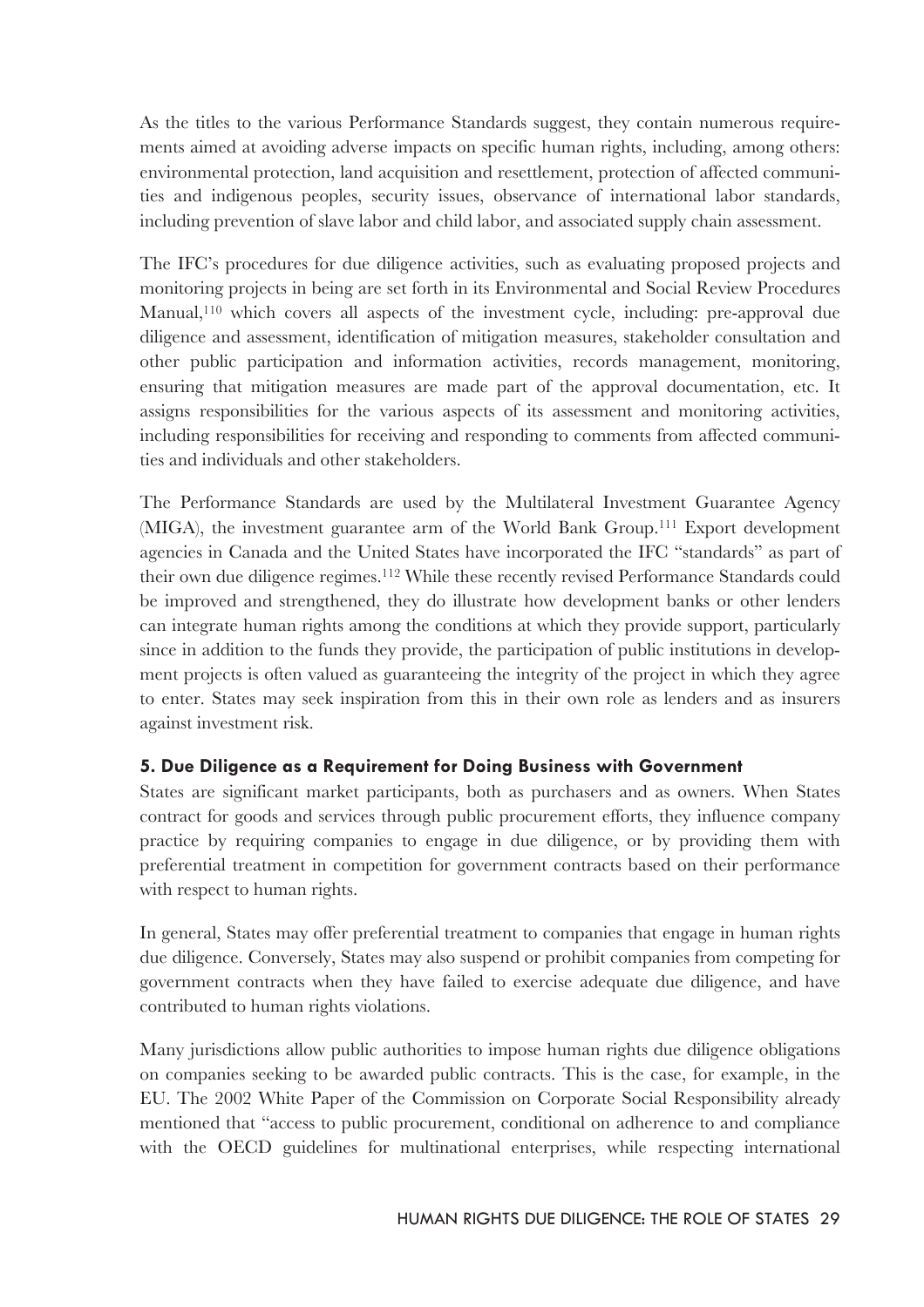As the titles to the various Performance Standards suggest, they contain numerous requirements aimed at avoiding adverse impacts on specific human rights, including, among others: environmental protection, land acquisition and resettlement, protection of affected communities and indigenous peoples, security issues, observance of international labor standards, including prevention of slave labor and child labor, and associated supply chain assessment.

The IFC's procedures for due diligence activities, such as evaluating proposed projects and monitoring projects in being are set forth in its Environmental and Social Review Procedures Manual,[110] which covers all aspects of the investment cycle, including: pre-approval due diligence and assessment, identification of mitigation measures, stakeholder consultation and other public participation and information activities, records management, monitoring, ensuring that mitigation measures are made part of the approval documentation, etc. It assigns responsibilities for the various aspects of its assessment and monitoring activities, including responsibilities for receiving and responding to comments from affected communities and individuals and other stakeholders.

The Performance Standards are used by the Multilateral Investment Guarantee Agency (MIGA), the investment guarantee arm of the World Bank Group.[111] Export development agencies in Canada and the United States have incorporated the IFC "standards" as part of their own due diligence regimes.[112] While these recently revised Performance Standards could be improved and strengthened, they do illustrate how development banks or other lenders can integrate human rights among the conditions at which they provide support, particularly since in addition to the funds they provide, the participation of public institutions in development projects is often valued as guaranteeing the integrity of the project in which they agree to enter. States may seek inspiration from this in their own role as lenders and as insurers against investment risk.

### 5. Due Diligence as a Requirement for Doing Business with Government

States are significant market participants, both as purchasers and as owners. When States contract for goods and services through public procurement efforts, they influence company practice by requiring companies to engage in due diligence, or by providing them with preferential treatment in competition for government contracts based on their performance with respect to human rights.

In general, States may offer preferential treatment to companies that engage in human rights due diligence. Conversely, States may also suspend or prohibit companies from competing for government contracts when they have failed to exercise adequate due diligence, and have contributed to human rights violations.

Many jurisdictions allow public authorities to impose human rights due diligence obligations on companies seeking to be awarded public contracts. This is the case, for example, in the EU. The 2002 White Paper of the Commission on Corporate Social Responsibility already mentioned that "access to public procurement, conditional on adherence to and compliance with the OECD guidelines for multinational enterprises, while respecting international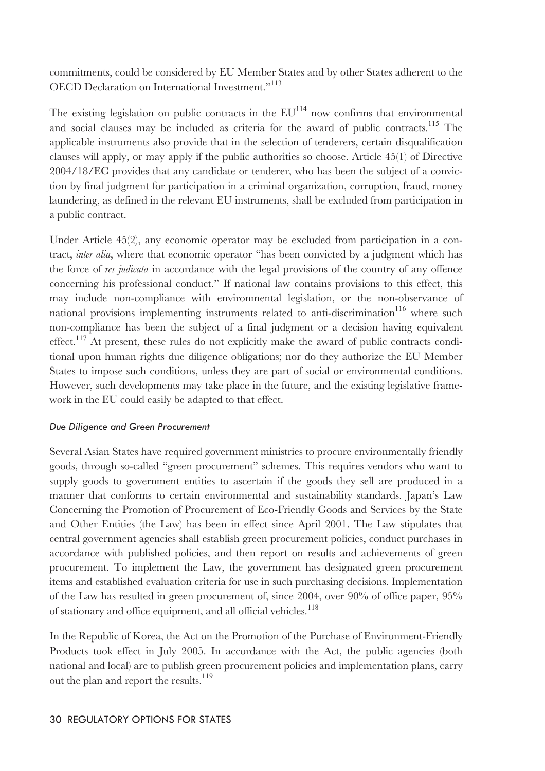commitments, could be considered by EU Member States and by other States adherent to the OECD Declaration on International Investment."[113]

The existing legislation on public contracts in the EU[114] now confirms that environmental and social clauses may be included as criteria for the award of public contracts.[115] The applicable instruments also provide that in the selection of tenderers, certain disqualification clauses will apply, or may apply if the public authorities so choose. Article 45(1) of Directive 2004/18/EC provides that any candidate or tenderer, who has been the subject of a conviction by final judgment for participation in a criminal organization, corruption, fraud, money laundering, as defined in the relevant EU instruments, shall be excluded from participation in a public contract.

Under Article 45(2), any economic operator may be excluded from participation in a contract, *inter alia*, where that economic operator "has been convicted by a judgment which has the force of *res judicata* in accordance with the legal provisions of the country of any offence concerning his professional conduct." If national law contains provisions to this effect, this may include non-compliance with environmental legislation, or the non-observance of national provisions implementing instruments related to anti-discrimination[116] where such non-compliance has been the subject of a final judgment or a decision having equivalent effect.[117] At present, these rules do not explicitly make the award of public contracts conditional upon human rights due diligence obligations; nor do they authorize the EU Member States to impose such conditions, unless they are part of social or environmental conditions. However, such developments may take place in the future, and the existing legislative framework in the EU could easily be adapted to that effect.

#### *Due Diligence and Green Procurement*

Several Asian States have required government ministries to procure environmentally friendly goods, through so-called "green procurement" schemes. This requires vendors who want to supply goods to government entities to ascertain if the goods they sell are produced in a manner that conforms to certain environmental and sustainability standards. Japan's Law Concerning the Promotion of Procurement of Eco-Friendly Goods and Services by the State and Other Entities (the Law) has been in effect since April 2001. The Law stipulates that central government agencies shall establish green procurement policies, conduct purchases in accordance with published policies, and then report on results and achievements of green procurement. To implement the Law, the government has designated green procurement items and established evaluation criteria for use in such purchasing decisions. Implementation of the Law has resulted in green procurement of, since 2004, over 90% of office paper, 95% of stationary and office equipment, and all official vehicles.[118]

In the Republic of Korea, the Act on the Promotion of the Purchase of Environment-Friendly Products took effect in July 2005. In accordance with the Act, the public agencies (both national and local) are to publish green procurement policies and implementation plans, carry out the plan and report the results.[119]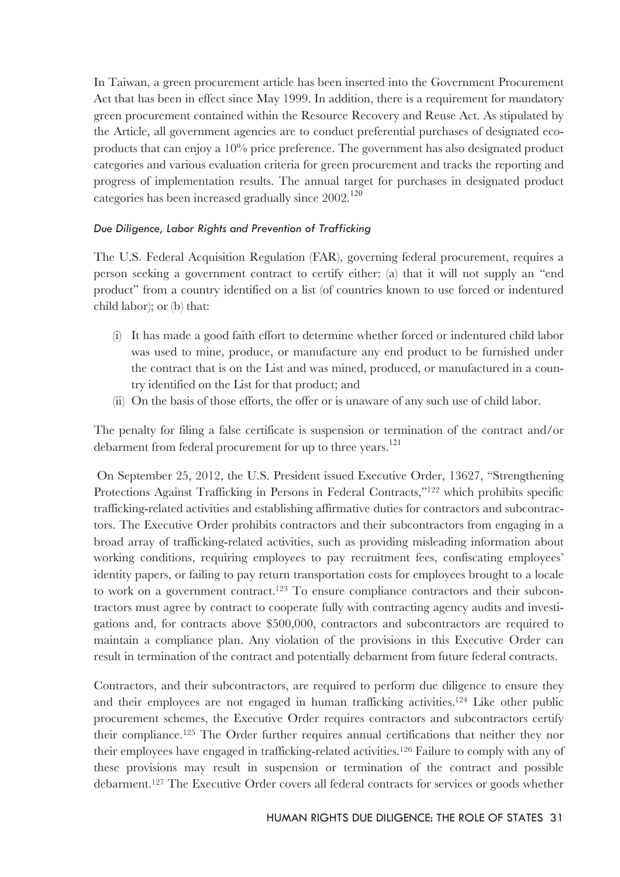In Taiwan, a green procurement article has been inserted into the Government Procurement Act that has been in effect since May 1999. In addition, there is a requirement for mandatory green procurement contained within the Resource Recovery and Reuse Act. As stipulated by the Article, all government agencies are to conduct preferential purchases of designated eco-products that can enjoy a 10% price preference. The government has also designated product categories and various evaluation criteria for green procurement and tracks the reporting and progress of implementation results. The annual target for purchases in designated product categories has been increased gradually since 2002.[120]

*Due Diligence, Labor Rights and Prevention of Trafficking*

The U.S. Federal Acquisition Regulation (FAR), governing federal procurement, requires a person seeking a government contract to certify either: (a) that it will not supply an "end product" from a country identified on a list (of countries known to use forced or indentured child labor); or (b) that:

(i) It has made a good faith effort to determine whether forced or indentured child labor was used to mine, produce, or manufacture any end product to be furnished under the contract that is on the List and was mined, produced, or manufactured in a country identified on the List for that product; and
(ii) On the basis of those efforts, the offer or is unaware of any such use of child labor.

The penalty for filing a false certificate is suspension or termination of the contract and/or debarment from federal procurement for up to three years.[121]

On September 25, 2012, the U.S. President issued Executive Order, 13627, "Strengthening Protections Against Trafficking in Persons in Federal Contracts,"[122] which prohibits specific trafficking-related activities and establishing affirmative duties for contractors and subcontractors. The Executive Order prohibits contractors and their subcontractors from engaging in a broad array of trafficking-related activities, such as providing misleading information about working conditions, requiring employees to pay recruitment fees, confiscating employees' identity papers, or failing to pay return transportation costs for employees brought to a locale to work on a government contract.[123] To ensure compliance contractors and their subcontractors must agree by contract to cooperate fully with contracting agency audits and investigations and, for contracts above $500,000, contractors and subcontractors are required to maintain a compliance plan. Any violation of the provisions in this Executive Order can result in termination of the contract and potentially debarment from future federal contracts.

Contractors, and their subcontractors, are required to perform due diligence to ensure they and their employees are not engaged in human trafficking activities.[124] Like other public procurement schemes, the Executive Order requires contractors and subcontractors certify their compliance.[125] The Order further requires annual certifications that neither they nor their employees have engaged in trafficking-related activities.[126] Failure to comply with any of these provisions may result in suspension or termination of the contract and possible debarment.[127] The Executive Order covers all federal contracts for services or goods whether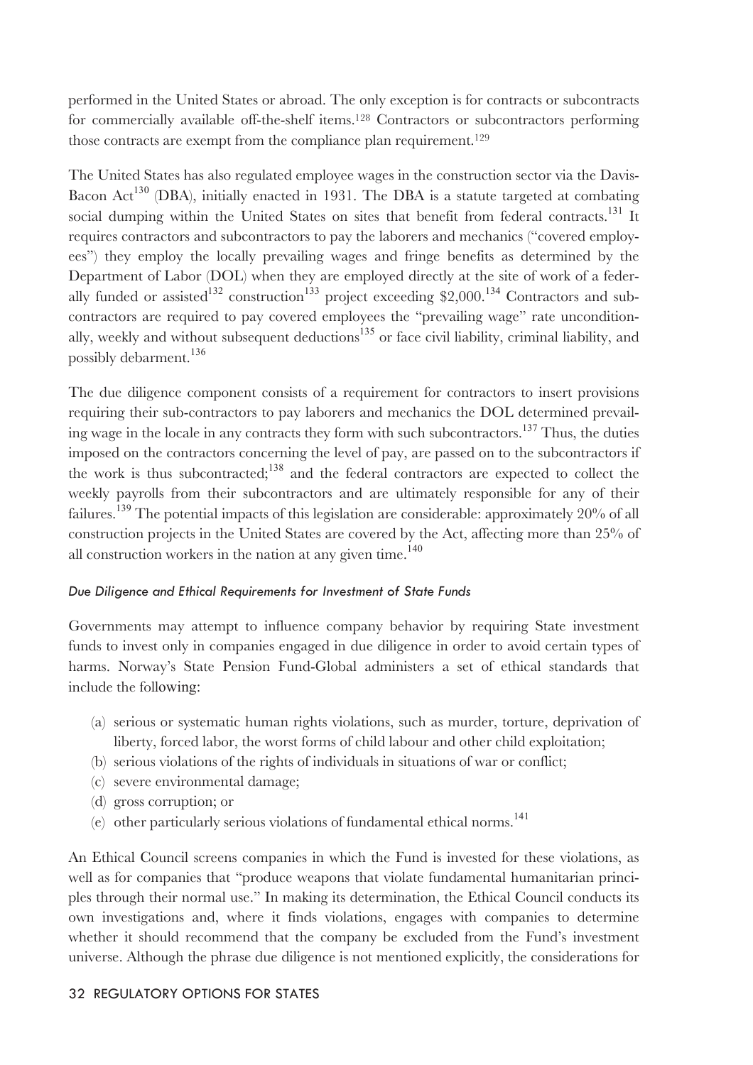performed in the United States or abroad. The only exception is for contracts or subcontracts for commercially available off-the-shelf items.[128] Contractors or subcontractors performing those contracts are exempt from the compliance plan requirement.[129]

The United States has also regulated employee wages in the construction sector via the Davis-Bacon Act[130] (DBA), initially enacted in 1931. The DBA is a statute targeted at combating social dumping within the United States on sites that benefit from federal contracts.[131] It requires contractors and subcontractors to pay the laborers and mechanics ("covered employees") they employ the locally prevailing wages and fringe benefits as determined by the Department of Labor (DOL) when they are employed directly at the site of work of a federally funded or assisted[132] construction[133] project exceeding $2,000.[134] Contractors and subcontractors are required to pay covered employees the "prevailing wage" rate unconditionally, weekly and without subsequent deductions[135] or face civil liability, criminal liability, and possibly debarment.[136]

The due diligence component consists of a requirement for contractors to insert provisions requiring their sub-contractors to pay laborers and mechanics the DOL determined prevailing wage in the locale in any contracts they form with such subcontractors.[137] Thus, the duties imposed on the contractors concerning the level of pay, are passed on to the subcontractors if the work is thus subcontracted;[138] and the federal contractors are expected to collect the weekly payrolls from their subcontractors and are ultimately responsible for any of their failures.[139] The potential impacts of this legislation are considerable: approximately 20% of all construction projects in the United States are covered by the Act, affecting more than 25% of all construction workers in the nation at any given time.[140]

#### *Due Diligence and Ethical Requirements for Investment of State Funds*

Governments may attempt to influence company behavior by requiring State investment funds to invest only in companies engaged in due diligence in order to avoid certain types of harms. Norway's State Pension Fund-Global administers a set of ethical standards that include the following:

(a) serious or systematic human rights violations, such as murder, torture, deprivation of liberty, forced labor, the worst forms of child labour and other child exploitation;
(b) serious violations of the rights of individuals in situations of war or conflict;
(c) severe environmental damage;
(d) gross corruption; or
(e) other particularly serious violations of fundamental ethical norms.[141]

An Ethical Council screens companies in which the Fund is invested for these violations, as well as for companies that "produce weapons that violate fundamental humanitarian principles through their normal use." In making its determination, the Ethical Council conducts its own investigations and, where it finds violations, engages with companies to determine whether it should recommend that the company be excluded from the Fund's investment universe. Although the phrase due diligence is not mentioned explicitly, the considerations for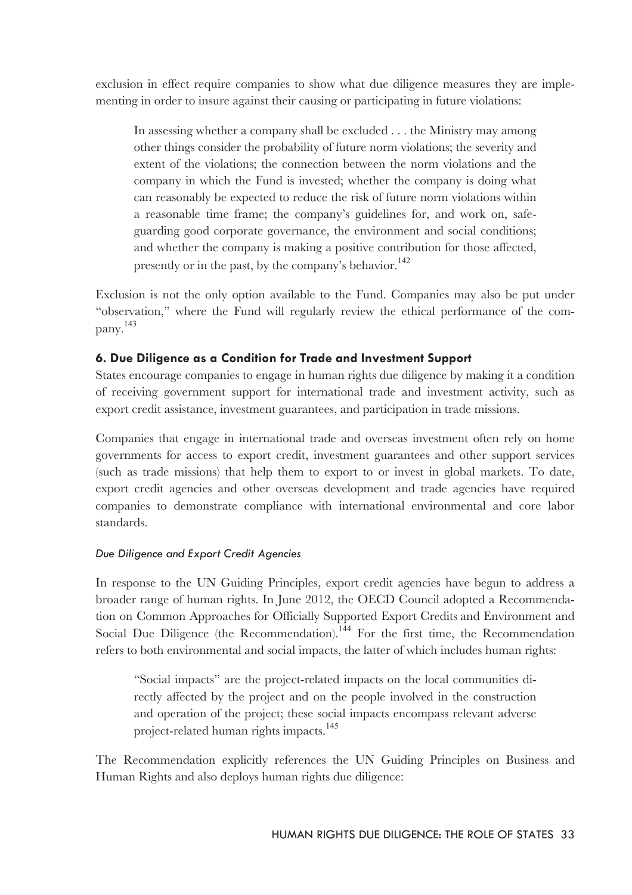exclusion in effect require companies to show what due diligence measures they are implementing in order to insure against their causing or participating in future violations:

> In assessing whether a company shall be excluded . . . the Ministry may among other things consider the probability of future norm violations; the severity and extent of the violations; the connection between the norm violations and the company in which the Fund is invested; whether the company is doing what can reasonably be expected to reduce the risk of future norm violations within a reasonable time frame; the company's guidelines for, and work on, safeguarding good corporate governance, the environment and social conditions; and whether the company is making a positive contribution for those affected, presently or in the past, by the company's behavior.[142]

Exclusion is not the only option available to the Fund. Companies may also be put under "observation," where the Fund will regularly review the ethical performance of the company.[143]

### 6. Due Diligence as a Condition for Trade and Investment Support

States encourage companies to engage in human rights due diligence by making it a condition of receiving government support for international trade and investment activity, such as export credit assistance, investment guarantees, and participation in trade missions.

Companies that engage in international trade and overseas investment often rely on home governments for access to export credit, investment guarantees and other support services (such as trade missions) that help them to export to or invest in global markets. To date, export credit agencies and other overseas development and trade agencies have required companies to demonstrate compliance with international environmental and core labor standards.

#### *Due Diligence and Export Credit Agencies*

In response to the UN Guiding Principles, export credit agencies have begun to address a broader range of human rights. In June 2012, the OECD Council adopted a Recommendation on Common Approaches for Officially Supported Export Credits and Environment and Social Due Diligence (the Recommendation).[144] For the first time, the Recommendation refers to both environmental and social impacts, the latter of which includes human rights:

> "Social impacts" are the project-related impacts on the local communities directly affected by the project and on the people involved in the construction and operation of the project; these social impacts encompass relevant adverse project-related human rights impacts.[145]

The Recommendation explicitly references the UN Guiding Principles on Business and Human Rights and also deploys human rights due diligence: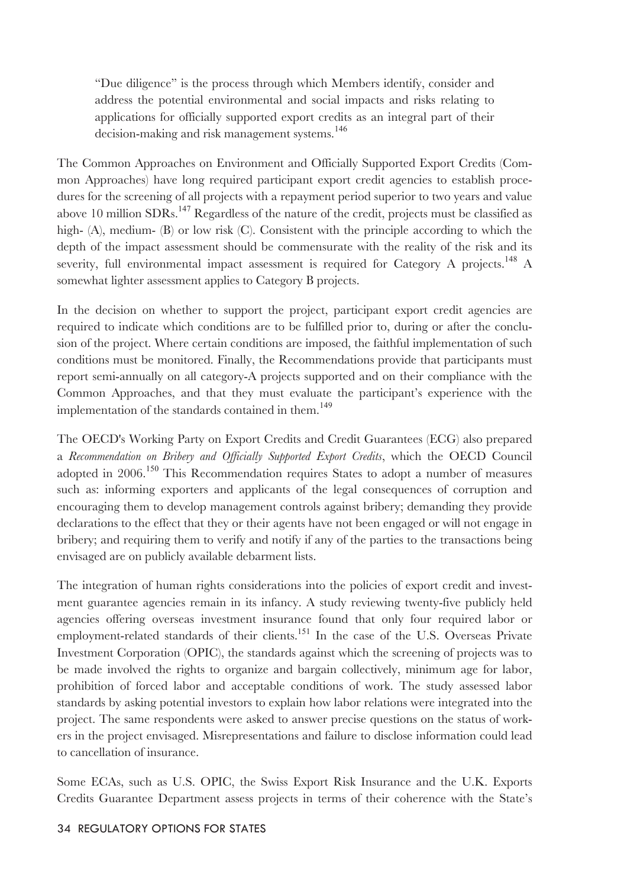> "Due diligence" is the process through which Members identify, consider and address the potential environmental and social impacts and risks relating to applications for officially supported export credits as an integral part of their decision-making and risk management systems.[146]

The Common Approaches on Environment and Officially Supported Export Credits (Common Approaches) have long required participant export credit agencies to establish procedures for the screening of all projects with a repayment period superior to two years and value above 10 million SDRs.[147] Regardless of the nature of the credit, projects must be classified as high- (A), medium- (B) or low risk (C). Consistent with the principle according to which the depth of the impact assessment should be commensurate with the reality of the risk and its severity, full environmental impact assessment is required for Category A projects.[148] A somewhat lighter assessment applies to Category B projects.

In the decision on whether to support the project, participant export credit agencies are required to indicate which conditions are to be fulfilled prior to, during or after the conclusion of the project. Where certain conditions are imposed, the faithful implementation of such conditions must be monitored. Finally, the Recommendations provide that participants must report semi-annually on all category-A projects supported and on their compliance with the Common Approaches, and that they must evaluate the participant's experience with the implementation of the standards contained in them.[149]

The OECD's Working Party on Export Credits and Credit Guarantees (ECG) also prepared a *Recommendation on Bribery and Officially Supported Export Credits*, which the OECD Council adopted in 2006.[150] This Recommendation requires States to adopt a number of measures such as: informing exporters and applicants of the legal consequences of corruption and encouraging them to develop management controls against bribery; demanding they provide declarations to the effect that they or their agents have not been engaged or will not engage in bribery; and requiring them to verify and notify if any of the parties to the transactions being envisaged are on publicly available debarment lists.

The integration of human rights considerations into the policies of export credit and investment guarantee agencies remain in its infancy. A study reviewing twenty-five publicly held agencies offering overseas investment insurance found that only four required labor or employment-related standards of their clients.[151] In the case of the U.S. Overseas Private Investment Corporation (OPIC), the standards against which the screening of projects was to be made involved the rights to organize and bargain collectively, minimum age for labor, prohibition of forced labor and acceptable conditions of work. The study assessed labor standards by asking potential investors to explain how labor relations were integrated into the project. The same respondents were asked to answer precise questions on the status of workers in the project envisaged. Misrepresentations and failure to disclose information could lead to cancellation of insurance.

Some ECAs, such as U.S. OPIC, the Swiss Export Risk Insurance and the U.K. Exports Credits Guarantee Department assess projects in terms of their coherence with the State's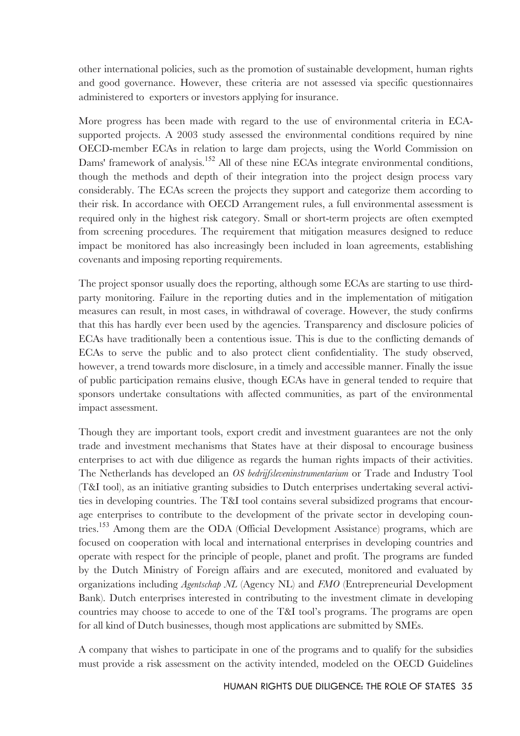other international policies, such as the promotion of sustainable development, human rights and good governance. However, these criteria are not assessed via specific questionnaires administered to exporters or investors applying for insurance.

More progress has been made with regard to the use of environmental criteria in ECA-supported projects. A 2003 study assessed the environmental conditions required by nine OECD-member ECAs in relation to large dam projects, using the World Commission on Dams' framework of analysis.[152] All of these nine ECAs integrate environmental conditions, though the methods and depth of their integration into the project design process vary considerably. The ECAs screen the projects they support and categorize them according to their risk. In accordance with OECD Arrangement rules, a full environmental assessment is required only in the highest risk category. Small or short-term projects are often exempted from screening procedures. The requirement that mitigation measures designed to reduce impact be monitored has also increasingly been included in loan agreements, establishing covenants and imposing reporting requirements.

The project sponsor usually does the reporting, although some ECAs are starting to use third-party monitoring. Failure in the reporting duties and in the implementation of mitigation measures can result, in most cases, in withdrawal of coverage. However, the study confirms that this has hardly ever been used by the agencies. Transparency and disclosure policies of ECAs have traditionally been a contentious issue. This is due to the conflicting demands of ECAs to serve the public and to also protect client confidentiality. The study observed, however, a trend towards more disclosure, in a timely and accessible manner. Finally the issue of public participation remains elusive, though ECAs have in general tended to require that sponsors undertake consultations with affected communities, as part of the environmental impact assessment.

Though they are important tools, export credit and investment guarantees are not the only trade and investment mechanisms that States have at their disposal to encourage business enterprises to act with due diligence as regards the human rights impacts of their activities. The Netherlands has developed an *OS bedrijfsleveninstrumentarium* or Trade and Industry Tool (T&I tool), as an initiative granting subsidies to Dutch enterprises undertaking several activities in developing countries. The T&I tool contains several subsidized programs that encourage enterprises to contribute to the development of the private sector in developing countries.[153] Among them are the ODA (Official Development Assistance) programs, which are focused on cooperation with local and international enterprises in developing countries and operate with respect for the principle of people, planet and profit. The programs are funded by the Dutch Ministry of Foreign affairs and are executed, monitored and evaluated by organizations including *Agentschap NL* (Agency NL) and *FMO* (Entrepreneurial Development Bank). Dutch enterprises interested in contributing to the investment climate in developing countries may choose to accede to one of the T&I tool's programs. The programs are open for all kind of Dutch businesses, though most applications are submitted by SMEs.

A company that wishes to participate in one of the programs and to qualify for the subsidies must provide a risk assessment on the activity intended, modeled on the OECD Guidelines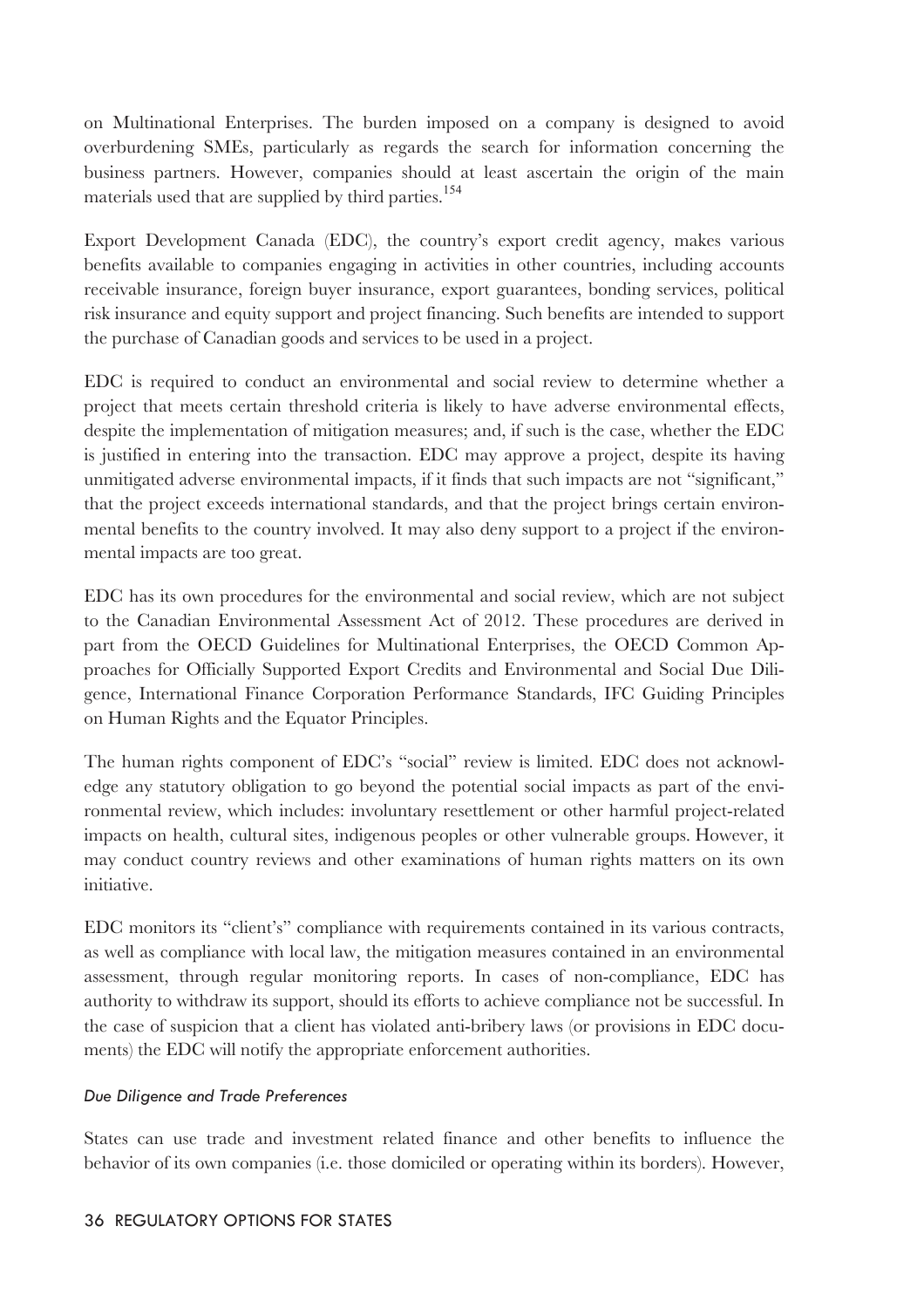on Multinational Enterprises. The burden imposed on a company is designed to avoid overburdening SMEs, particularly as regards the search for information concerning the business partners. However, companies should at least ascertain the origin of the main materials used that are supplied by third parties.[154]

Export Development Canada (EDC), the country's export credit agency, makes various benefits available to companies engaging in activities in other countries, including accounts receivable insurance, foreign buyer insurance, export guarantees, bonding services, political risk insurance and equity support and project financing. Such benefits are intended to support the purchase of Canadian goods and services to be used in a project.

EDC is required to conduct an environmental and social review to determine whether a project that meets certain threshold criteria is likely to have adverse environmental effects, despite the implementation of mitigation measures; and, if such is the case, whether the EDC is justified in entering into the transaction. EDC may approve a project, despite its having unmitigated adverse environmental impacts, if it finds that such impacts are not "significant," that the project exceeds international standards, and that the project brings certain environmental benefits to the country involved. It may also deny support to a project if the environmental impacts are too great.

EDC has its own procedures for the environmental and social review, which are not subject to the Canadian Environmental Assessment Act of 2012. These procedures are derived in part from the OECD Guidelines for Multinational Enterprises, the OECD Common Approaches for Officially Supported Export Credits and Environmental and Social Due Diligence, International Finance Corporation Performance Standards, IFC Guiding Principles on Human Rights and the Equator Principles.

The human rights component of EDC's "social" review is limited. EDC does not acknowledge any statutory obligation to go beyond the potential social impacts as part of the environmental review, which includes: involuntary resettlement or other harmful project-related impacts on health, cultural sites, indigenous peoples or other vulnerable groups. However, it may conduct country reviews and other examinations of human rights matters on its own initiative.

EDC monitors its "client's" compliance with requirements contained in its various contracts, as well as compliance with local law, the mitigation measures contained in an environmental assessment, through regular monitoring reports. In cases of non-compliance, EDC has authority to withdraw its support, should its efforts to achieve compliance not be successful. In the case of suspicion that a client has violated anti-bribery laws (or provisions in EDC documents) the EDC will notify the appropriate enforcement authorities.

*Due Diligence and Trade Preferences*

States can use trade and investment related finance and other benefits to influence the behavior of its own companies (i.e. those domiciled or operating within its borders). However,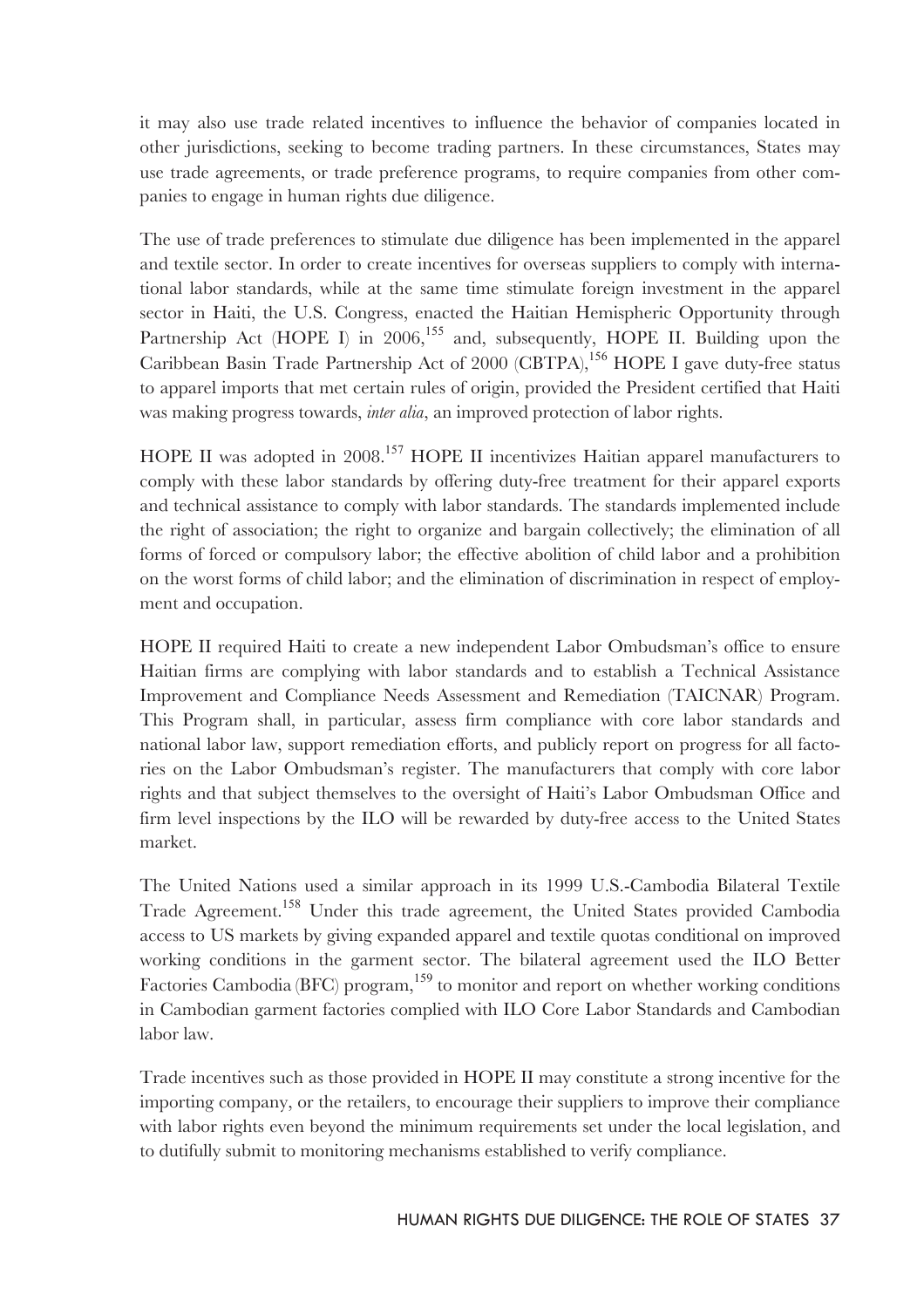it may also use trade related incentives to influence the behavior of companies located in other jurisdictions, seeking to become trading partners. In these circumstances, States may use trade agreements, or trade preference programs, to require companies from other companies to engage in human rights due diligence.

The use of trade preferences to stimulate due diligence has been implemented in the apparel and textile sector. In order to create incentives for overseas suppliers to comply with international labor standards, while at the same time stimulate foreign investment in the apparel sector in Haiti, the U.S. Congress, enacted the Haitian Hemispheric Opportunity through Partnership Act (HOPE I) in 2006,[155] and, subsequently, HOPE II. Building upon the Caribbean Basin Trade Partnership Act of 2000 (CBTPA),[156] HOPE I gave duty-free status to apparel imports that met certain rules of origin, provided the President certified that Haiti was making progress towards, *inter alia*, an improved protection of labor rights.

HOPE II was adopted in 2008.[157] HOPE II incentivizes Haitian apparel manufacturers to comply with these labor standards by offering duty-free treatment for their apparel exports and technical assistance to comply with labor standards. The standards implemented include the right of association; the right to organize and bargain collectively; the elimination of all forms of forced or compulsory labor; the effective abolition of child labor and a prohibition on the worst forms of child labor; and the elimination of discrimination in respect of employment and occupation.

HOPE II required Haiti to create a new independent Labor Ombudsman's office to ensure Haitian firms are complying with labor standards and to establish a Technical Assistance Improvement and Compliance Needs Assessment and Remediation (TAICNAR) Program. This Program shall, in particular, assess firm compliance with core labor standards and national labor law, support remediation efforts, and publicly report on progress for all factories on the Labor Ombudsman's register. The manufacturers that comply with core labor rights and that subject themselves to the oversight of Haiti's Labor Ombudsman Office and firm level inspections by the ILO will be rewarded by duty-free access to the United States market.

The United Nations used a similar approach in its 1999 U.S.-Cambodia Bilateral Textile Trade Agreement.[158] Under this trade agreement, the United States provided Cambodia access to US markets by giving expanded apparel and textile quotas conditional on improved working conditions in the garment sector. The bilateral agreement used the ILO Better Factories Cambodia (BFC) program,[159] to monitor and report on whether working conditions in Cambodian garment factories complied with ILO Core Labor Standards and Cambodian labor law.

Trade incentives such as those provided in HOPE II may constitute a strong incentive for the importing company, or the retailers, to encourage their suppliers to improve their compliance with labor rights even beyond the minimum requirements set under the local legislation, and to dutifully submit to monitoring mechanisms established to verify compliance.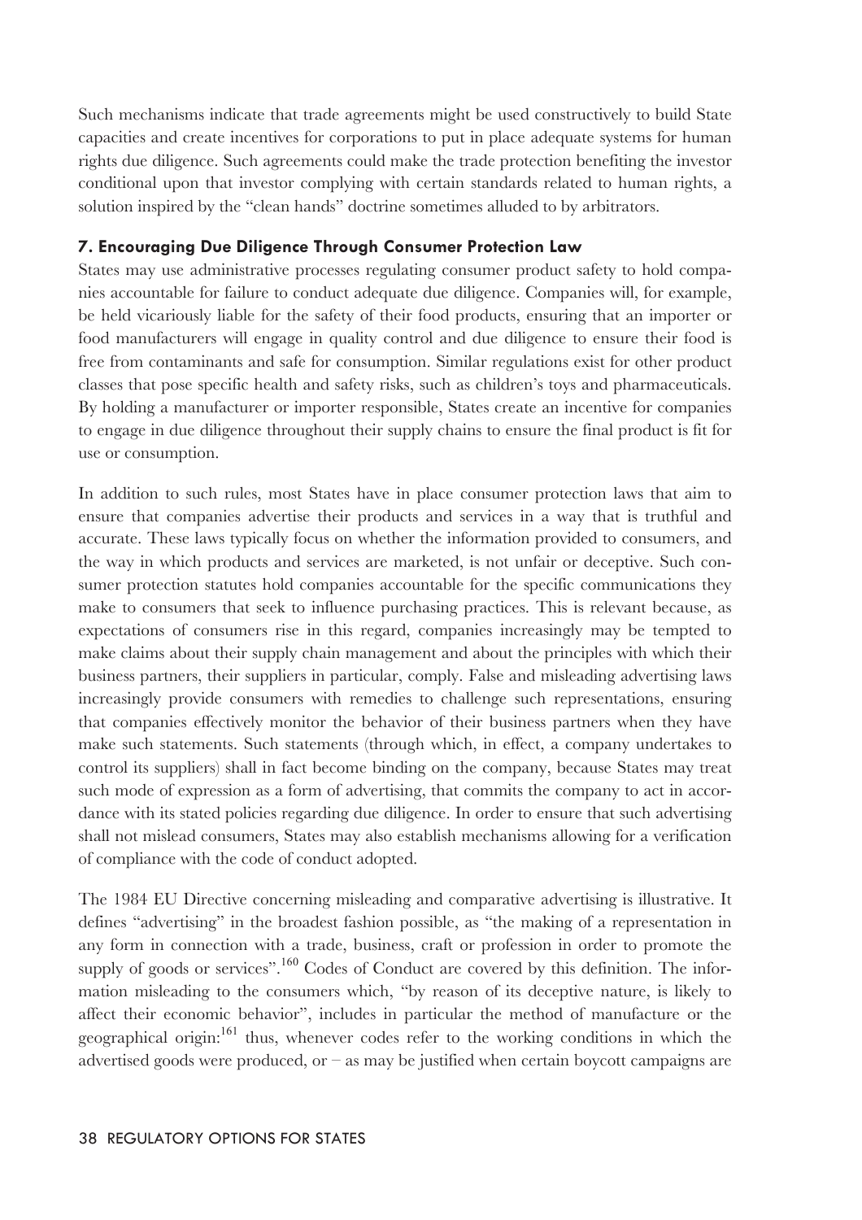Such mechanisms indicate that trade agreements might be used constructively to build State capacities and create incentives for corporations to put in place adequate systems for human rights due diligence. Such agreements could make the trade protection benefiting the investor conditional upon that investor complying with certain standards related to human rights, a solution inspired by the "clean hands" doctrine sometimes alluded to by arbitrators.

### 7. Encouraging Due Diligence Through Consumer Protection Law

States may use administrative processes regulating consumer product safety to hold companies accountable for failure to conduct adequate due diligence. Companies will, for example, be held vicariously liable for the safety of their food products, ensuring that an importer or food manufacturers will engage in quality control and due diligence to ensure their food is free from contaminants and safe for consumption. Similar regulations exist for other product classes that pose specific health and safety risks, such as children's toys and pharmaceuticals. By holding a manufacturer or importer responsible, States create an incentive for companies to engage in due diligence throughout their supply chains to ensure the final product is fit for use or consumption.

In addition to such rules, most States have in place consumer protection laws that aim to ensure that companies advertise their products and services in a way that is truthful and accurate. These laws typically focus on whether the information provided to consumers, and the way in which products and services are marketed, is not unfair or deceptive. Such consumer protection statutes hold companies accountable for the specific communications they make to consumers that seek to influence purchasing practices. This is relevant because, as expectations of consumers rise in this regard, companies increasingly may be tempted to make claims about their supply chain management and about the principles with which their business partners, their suppliers in particular, comply. False and misleading advertising laws increasingly provide consumers with remedies to challenge such representations, ensuring that companies effectively monitor the behavior of their business partners when they have make such statements. Such statements (through which, in effect, a company undertakes to control its suppliers) shall in fact become binding on the company, because States may treat such mode of expression as a form of advertising, that commits the company to act in accordance with its stated policies regarding due diligence. In order to ensure that such advertising shall not mislead consumers, States may also establish mechanisms allowing for a verification of compliance with the code of conduct adopted.

The 1984 EU Directive concerning misleading and comparative advertising is illustrative. It defines "advertising" in the broadest fashion possible, as "the making of a representation in any form in connection with a trade, business, craft or profession in order to promote the supply of goods or services".[160] Codes of Conduct are covered by this definition. The information misleading to the consumers which, "by reason of its deceptive nature, is likely to affect their economic behavior", includes in particular the method of manufacture or the geographical origin:[161] thus, whenever codes refer to the working conditions in which the advertised goods were produced, or – as may be justified when certain boycott campaigns are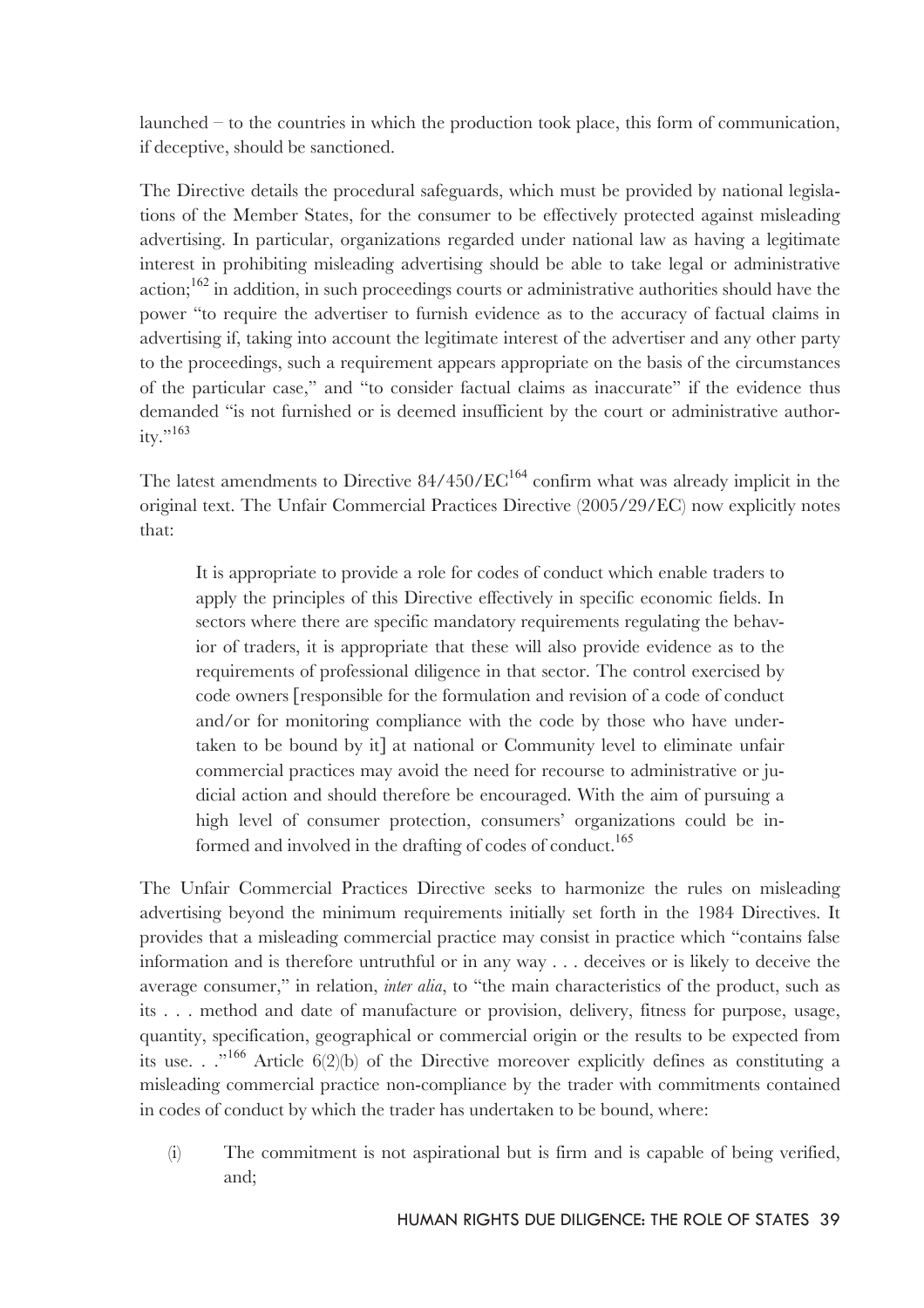launched – to the countries in which the production took place, this form of communication, if deceptive, should be sanctioned.

The Directive details the procedural safeguards, which must be provided by national legislations of the Member States, for the consumer to be effectively protected against misleading advertising. In particular, organizations regarded under national law as having a legitimate interest in prohibiting misleading advertising should be able to take legal or administrative action;[162] in addition, in such proceedings courts or administrative authorities should have the power "to require the advertiser to furnish evidence as to the accuracy of factual claims in advertising if, taking into account the legitimate interest of the advertiser and any other party to the proceedings, such a requirement appears appropriate on the basis of the circumstances of the particular case," and "to consider factual claims as inaccurate" if the evidence thus demanded "is not furnished or is deemed insufficient by the court or administrative authority."[163]

The latest amendments to Directive 84/450/EC[164] confirm what was already implicit in the original text. The Unfair Commercial Practices Directive (2005/29/EC) now explicitly notes that:

> It is appropriate to provide a role for codes of conduct which enable traders to apply the principles of this Directive effectively in specific economic fields. In sectors where there are specific mandatory requirements regulating the behavior of traders, it is appropriate that these will also provide evidence as to the requirements of professional diligence in that sector. The control exercised by code owners [responsible for the formulation and revision of a code of conduct and/or for monitoring compliance with the code by those who have undertaken to be bound by it] at national or Community level to eliminate unfair commercial practices may avoid the need for recourse to administrative or judicial action and should therefore be encouraged. With the aim of pursuing a high level of consumer protection, consumers' organizations could be informed and involved in the drafting of codes of conduct.[165]

The Unfair Commercial Practices Directive seeks to harmonize the rules on misleading advertising beyond the minimum requirements initially set forth in the 1984 Directives. It provides that a misleading commercial practice may consist in practice which "contains false information and is therefore untruthful or in any way . . . deceives or is likely to deceive the average consumer," in relation, *inter alia*, to "the main characteristics of the product, such as its . . . method and date of manufacture or provision, delivery, fitness for purpose, usage, quantity, specification, geographical or commercial origin or the results to be expected from its use. . ."[166] Article 6(2)(b) of the Directive moreover explicitly defines as constituting a misleading commercial practice non-compliance by the trader with commitments contained in codes of conduct by which the trader has undertaken to be bound, where:

(i) The commitment is not aspirational but is firm and is capable of being verified, and;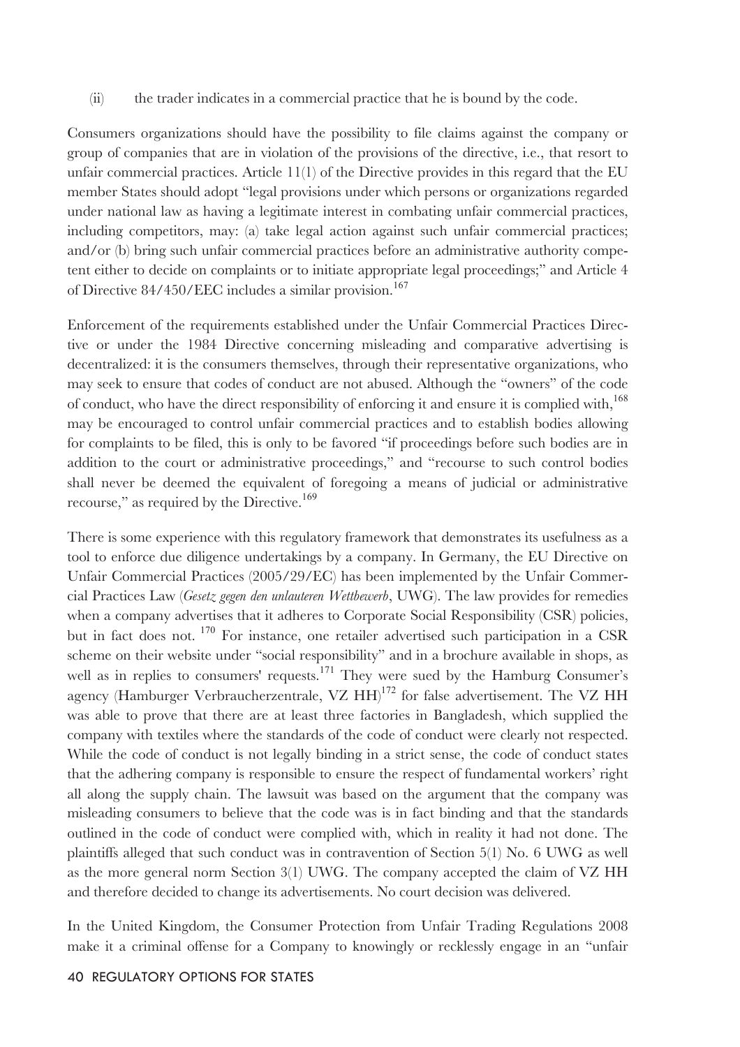(ii) the trader indicates in a commercial practice that he is bound by the code.

Consumers organizations should have the possibility to file claims against the company or group of companies that are in violation of the provisions of the directive, i.e., that resort to unfair commercial practices. Article 11(1) of the Directive provides in this regard that the EU member States should adopt "legal provisions under which persons or organizations regarded under national law as having a legitimate interest in combating unfair commercial practices, including competitors, may: (a) take legal action against such unfair commercial practices; and/or (b) bring such unfair commercial practices before an administrative authority competent either to decide on complaints or to initiate appropriate legal proceedings;" and Article 4 of Directive 84/450/EEC includes a similar provision.[167]

Enforcement of the requirements established under the Unfair Commercial Practices Directive or under the 1984 Directive concerning misleading and comparative advertising is decentralized: it is the consumers themselves, through their representative organizations, who may seek to ensure that codes of conduct are not abused. Although the "owners" of the code of conduct, who have the direct responsibility of enforcing it and ensure it is complied with,[168] may be encouraged to control unfair commercial practices and to establish bodies allowing for complaints to be filed, this is only to be favored "if proceedings before such bodies are in addition to the court or administrative proceedings," and "recourse to such control bodies shall never be deemed the equivalent of foregoing a means of judicial or administrative recourse," as required by the Directive.[169]

There is some experience with this regulatory framework that demonstrates its usefulness as a tool to enforce due diligence undertakings by a company. In Germany, the EU Directive on Unfair Commercial Practices (2005/29/EC) has been implemented by the Unfair Commercial Practices Law (*Gesetz gegen den unlauteren Wettbewerb*, UWG). The law provides for remedies when a company advertises that it adheres to Corporate Social Responsibility (CSR) policies, but in fact does not.[170] For instance, one retailer advertised such participation in a CSR scheme on their website under "social responsibility" and in a brochure available in shops, as well as in replies to consumers' requests.[171] They were sued by the Hamburg Consumer's agency (Hamburger Verbraucherzentrale, VZ HH)[172] for false advertisement. The VZ HH was able to prove that there are at least three factories in Bangladesh, which supplied the company with textiles where the standards of the code of conduct were clearly not respected. While the code of conduct is not legally binding in a strict sense, the code of conduct states that the adhering company is responsible to ensure the respect of fundamental workers' right all along the supply chain. The lawsuit was based on the argument that the company was misleading consumers to believe that the code was is in fact binding and that the standards outlined in the code of conduct were complied with, which in reality it had not done. The plaintiffs alleged that such conduct was in contravention of Section 5(1) No. 6 UWG as well as the more general norm Section 3(1) UWG. The company accepted the claim of VZ HH and therefore decided to change its advertisements. No court decision was delivered.

In the United Kingdom, the Consumer Protection from Unfair Trading Regulations 2008 make it a criminal offense for a Company to knowingly or recklessly engage in an "unfair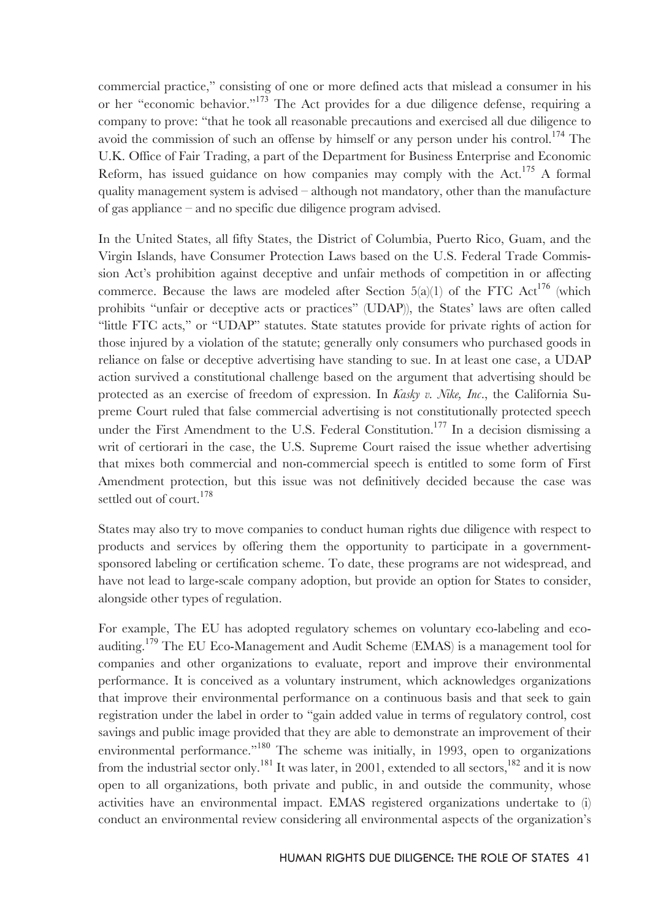commercial practice," consisting of one or more defined acts that mislead a consumer in his or her "economic behavior."[173] The Act provides for a due diligence defense, requiring a company to prove: "that he took all reasonable precautions and exercised all due diligence to avoid the commission of such an offense by himself or any person under his control.[174] The U.K. Office of Fair Trading, a part of the Department for Business Enterprise and Economic Reform, has issued guidance on how companies may comply with the Act.[175] A formal quality management system is advised – although not mandatory, other than the manufacture of gas appliance – and no specific due diligence program advised.

In the United States, all fifty States, the District of Columbia, Puerto Rico, Guam, and the Virgin Islands, have Consumer Protection Laws based on the U.S. Federal Trade Commission Act's prohibition against deceptive and unfair methods of competition in or affecting commerce. Because the laws are modeled after Section 5(a)(1) of the FTC Act[176] (which prohibits "unfair or deceptive acts or practices" (UDAP)), the States' laws are often called "little FTC acts," or "UDAP" statutes. State statutes provide for private rights of action for those injured by a violation of the statute; generally only consumers who purchased goods in reliance on false or deceptive advertising have standing to sue. In at least one case, a UDAP action survived a constitutional challenge based on the argument that advertising should be protected as an exercise of freedom of expression. In *Kasky v. Nike, Inc*., the California Supreme Court ruled that false commercial advertising is not constitutionally protected speech under the First Amendment to the U.S. Federal Constitution.[177] In a decision dismissing a writ of certiorari in the case, the U.S. Supreme Court raised the issue whether advertising that mixes both commercial and non-commercial speech is entitled to some form of First Amendment protection, but this issue was not definitively decided because the case was settled out of court.[178]

States may also try to move companies to conduct human rights due diligence with respect to products and services by offering them the opportunity to participate in a government-sponsored labeling or certification scheme. To date, these programs are not widespread, and have not lead to large-scale company adoption, but provide an option for States to consider, alongside other types of regulation.

For example, The EU has adopted regulatory schemes on voluntary eco-labeling and eco-auditing.[179] The EU Eco-Management and Audit Scheme (EMAS) is a management tool for companies and other organizations to evaluate, report and improve their environmental performance. It is conceived as a voluntary instrument, which acknowledges organizations that improve their environmental performance on a continuous basis and that seek to gain registration under the label in order to "gain added value in terms of regulatory control, cost savings and public image provided that they are able to demonstrate an improvement of their environmental performance."[180] The scheme was initially, in 1993, open to organizations from the industrial sector only.[181] It was later, in 2001, extended to all sectors,[182] and it is now open to all organizations, both private and public, in and outside the community, whose activities have an environmental impact. EMAS registered organizations undertake to (i) conduct an environmental review considering all environmental aspects of the organization's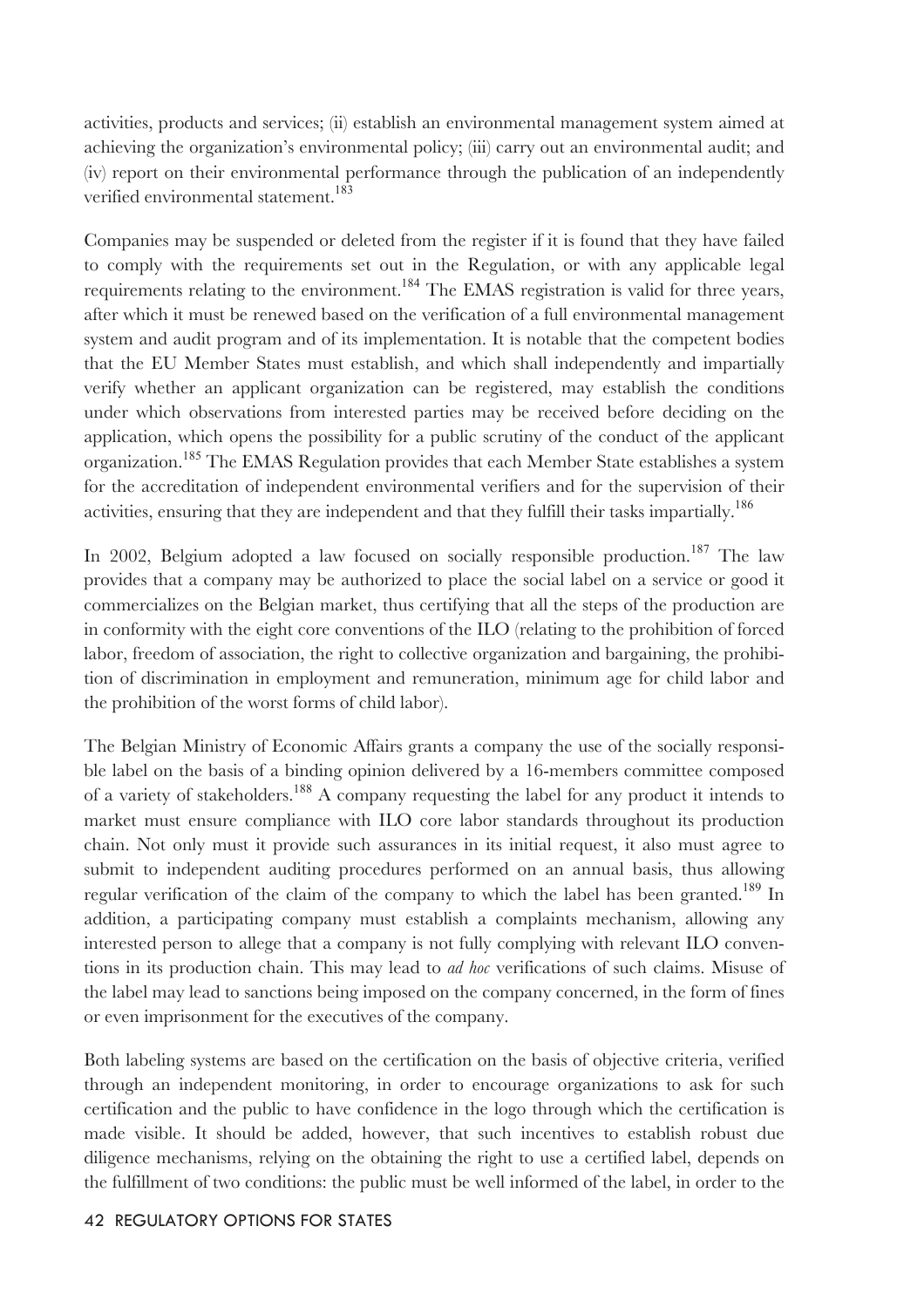activities, products and services; (ii) establish an environmental management system aimed at achieving the organization's environmental policy; (iii) carry out an environmental audit; and (iv) report on their environmental performance through the publication of an independently verified environmental statement.[183]

Companies may be suspended or deleted from the register if it is found that they have failed to comply with the requirements set out in the Regulation, or with any applicable legal requirements relating to the environment.[184] The EMAS registration is valid for three years, after which it must be renewed based on the verification of a full environmental management system and audit program and of its implementation. It is notable that the competent bodies that the EU Member States must establish, and which shall independently and impartially verify whether an applicant organization can be registered, may establish the conditions under which observations from interested parties may be received before deciding on the application, which opens the possibility for a public scrutiny of the conduct of the applicant organization.[185] The EMAS Regulation provides that each Member State establishes a system for the accreditation of independent environmental verifiers and for the supervision of their activities, ensuring that they are independent and that they fulfill their tasks impartially.[186]

In 2002, Belgium adopted a law focused on socially responsible production.[187] The law provides that a company may be authorized to place the social label on a service or good it commercializes on the Belgian market, thus certifying that all the steps of the production are in conformity with the eight core conventions of the ILO (relating to the prohibition of forced labor, freedom of association, the right to collective organization and bargaining, the prohibition of discrimination in employment and remuneration, minimum age for child labor and the prohibition of the worst forms of child labor).

The Belgian Ministry of Economic Affairs grants a company the use of the socially responsible label on the basis of a binding opinion delivered by a 16-members committee composed of a variety of stakeholders.[188] A company requesting the label for any product it intends to market must ensure compliance with ILO core labor standards throughout its production chain. Not only must it provide such assurances in its initial request, it also must agree to submit to independent auditing procedures performed on an annual basis, thus allowing regular verification of the claim of the company to which the label has been granted.[189] In addition, a participating company must establish a complaints mechanism, allowing any interested person to allege that a company is not fully complying with relevant ILO conventions in its production chain. This may lead to *ad hoc* verifications of such claims. Misuse of the label may lead to sanctions being imposed on the company concerned, in the form of fines or even imprisonment for the executives of the company.

Both labeling systems are based on the certification on the basis of objective criteria, verified through an independent monitoring, in order to encourage organizations to ask for such certification and the public to have confidence in the logo through which the certification is made visible. It should be added, however, that such incentives to establish robust due diligence mechanisms, relying on the obtaining the right to use a certified label, depends on the fulfillment of two conditions: the public must be well informed of the label, in order to the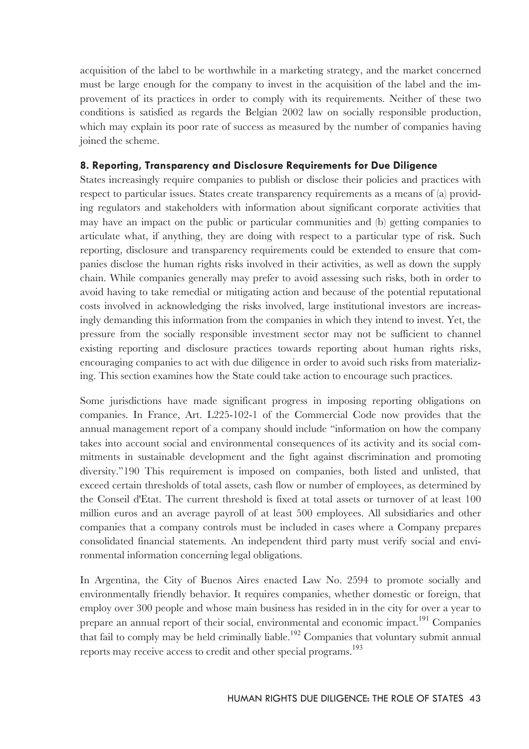acquisition of the label to be worthwhile in a marketing strategy, and the market concerned must be large enough for the company to invest in the acquisition of the label and the improvement of its practices in order to comply with its requirements. Neither of these two conditions is satisfied as regards the Belgian 2002 law on socially responsible production, which may explain its poor rate of success as measured by the number of companies having joined the scheme.

## 8. Reporting, Transparency and Disclosure Requirements for Due Diligence

States increasingly require companies to publish or disclose their policies and practices with respect to particular issues. States create transparency requirements as a means of (a) providing regulators and stakeholders with information about significant corporate activities that may have an impact on the public or particular communities and (b) getting companies to articulate what, if anything, they are doing with respect to a particular type of risk. Such reporting, disclosure and transparency requirements could be extended to ensure that companies disclose the human rights risks involved in their activities, as well as down the supply chain. While companies generally may prefer to avoid assessing such risks, both in order to avoid having to take remedial or mitigating action and because of the potential reputational costs involved in acknowledging the risks involved, large institutional investors are increasingly demanding this information from the companies in which they intend to invest. Yet, the pressure from the socially responsible investment sector may not be sufficient to channel existing reporting and disclosure practices towards reporting about human rights risks, encouraging companies to act with due diligence in order to avoid such risks from materializing. This section examines how the State could take action to encourage such practices.

Some jurisdictions have made significant progress in imposing reporting obligations on companies. In France, Art. L225-102-1 of the Commercial Code now provides that the annual management report of a company should include "information on how the company takes into account social and environmental consequences of its activity and its social commitments in sustainable development and the fight against discrimination and promoting diversity."190 This requirement is imposed on companies, both listed and unlisted, that exceed certain thresholds of total assets, cash flow or number of employees, as determined by the Conseil d'Etat. The current threshold is fixed at total assets or turnover of at least 100 million euros and an average payroll of at least 500 employees. All subsidiaries and other companies that a company controls must be included in cases where a Company prepares consolidated financial statements. An independent third party must verify social and environmental information concerning legal obligations.

In Argentina, the City of Buenos Aires enacted Law No. 2594 to promote socially and environmentally friendly behavior. It requires companies, whether domestic or foreign, that employ over 300 people and whose main business has resided in in the city for over a year to prepare an annual report of their social, environmental and economic impact.[191] Companies that fail to comply may be held criminally liable.[192] Companies that voluntary submit annual reports may receive access to credit and other special programs.[193]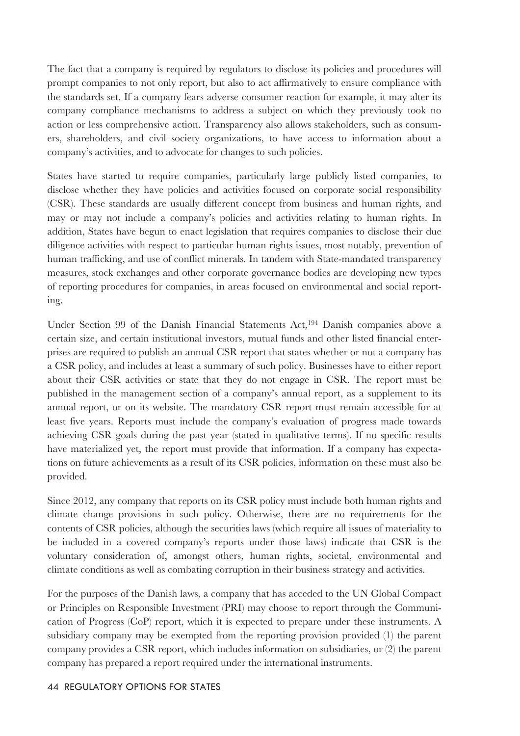The fact that a company is required by regulators to disclose its policies and procedures will prompt companies to not only report, but also to act affirmatively to ensure compliance with the standards set. If a company fears adverse consumer reaction for example, it may alter its company compliance mechanisms to address a subject on which they previously took no action or less comprehensive action. Transparency also allows stakeholders, such as consumers, shareholders, and civil society organizations, to have access to information about a company's activities, and to advocate for changes to such policies.

States have started to require companies, particularly large publicly listed companies, to disclose whether they have policies and activities focused on corporate social responsibility (CSR). These standards are usually different concept from business and human rights, and may or may not include a company's policies and activities relating to human rights. In addition, States have begun to enact legislation that requires companies to disclose their due diligence activities with respect to particular human rights issues, most notably, prevention of human trafficking, and use of conflict minerals. In tandem with State-mandated transparency measures, stock exchanges and other corporate governance bodies are developing new types of reporting procedures for companies, in areas focused on environmental and social reporting.

Under Section 99 of the Danish Financial Statements Act,[194] Danish companies above a certain size, and certain institutional investors, mutual funds and other listed financial enterprises are required to publish an annual CSR report that states whether or not a company has a CSR policy, and includes at least a summary of such policy. Businesses have to either report about their CSR activities or state that they do not engage in CSR. The report must be published in the management section of a company's annual report, as a supplement to its annual report, or on its website. The mandatory CSR report must remain accessible for at least five years. Reports must include the company's evaluation of progress made towards achieving CSR goals during the past year (stated in qualitative terms). If no specific results have materialized yet, the report must provide that information. If a company has expectations on future achievements as a result of its CSR policies, information on these must also be provided.

Since 2012, any company that reports on its CSR policy must include both human rights and climate change provisions in such policy. Otherwise, there are no requirements for the contents of CSR policies, although the securities laws (which require all issues of materiality to be included in a covered company's reports under those laws) indicate that CSR is the voluntary consideration of, amongst others, human rights, societal, environmental and climate conditions as well as combating corruption in their business strategy and activities.

For the purposes of the Danish laws, a company that has acceded to the UN Global Compact or Principles on Responsible Investment (PRI) may choose to report through the Communication of Progress (CoP) report, which it is expected to prepare under these instruments. A subsidiary company may be exempted from the reporting provision provided (1) the parent company provides a CSR report, which includes information on subsidiaries, or (2) the parent company has prepared a report required under the international instruments.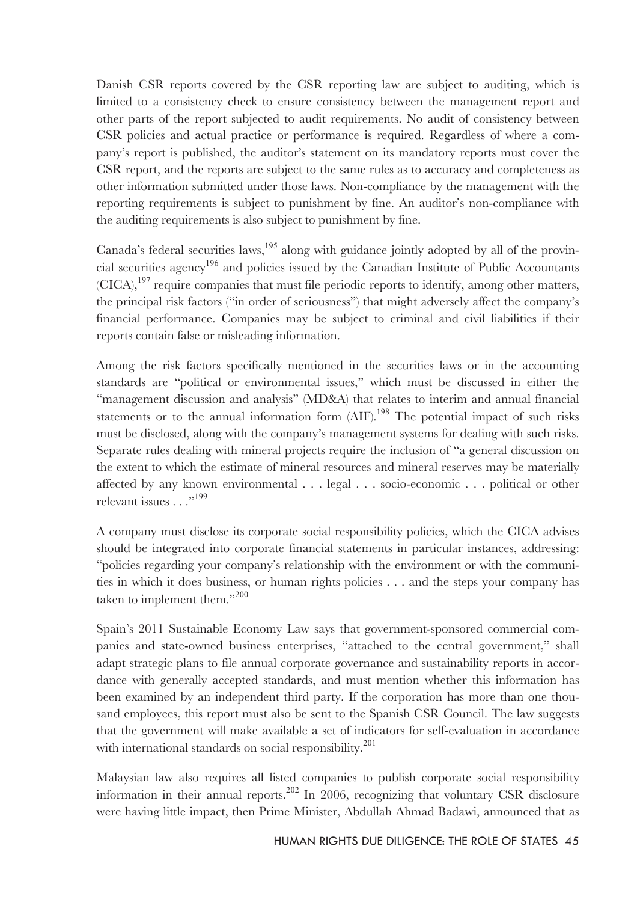Danish CSR reports covered by the CSR reporting law are subject to auditing, which is limited to a consistency check to ensure consistency between the management report and other parts of the report subjected to audit requirements. No audit of consistency between CSR policies and actual practice or performance is required. Regardless of where a company's report is published, the auditor's statement on its mandatory reports must cover the CSR report, and the reports are subject to the same rules as to accuracy and completeness as other information submitted under those laws. Non-compliance by the management with the reporting requirements is subject to punishment by fine. An auditor's non-compliance with the auditing requirements is also subject to punishment by fine.

Canada's federal securities laws,[195] along with guidance jointly adopted by all of the provincial securities agency[196] and policies issued by the Canadian Institute of Public Accountants (CICA),[197] require companies that must file periodic reports to identify, among other matters, the principal risk factors ("in order of seriousness") that might adversely affect the company's financial performance. Companies may be subject to criminal and civil liabilities if their reports contain false or misleading information.

Among the risk factors specifically mentioned in the securities laws or in the accounting standards are "political or environmental issues," which must be discussed in either the "management discussion and analysis" (MD&A) that relates to interim and annual financial statements or to the annual information form (AIF).[198] The potential impact of such risks must be disclosed, along with the company's management systems for dealing with such risks. Separate rules dealing with mineral projects require the inclusion of "a general discussion on the extent to which the estimate of mineral resources and mineral reserves may be materially affected by any known environmental . . . legal . . . socio-economic . . . political or other relevant issues . . ."[199]

A company must disclose its corporate social responsibility policies, which the CICA advises should be integrated into corporate financial statements in particular instances, addressing: "policies regarding your company's relationship with the environment or with the communities in which it does business, or human rights policies . . . and the steps your company has taken to implement them."[200]

Spain's 2011 Sustainable Economy Law says that government-sponsored commercial companies and state-owned business enterprises, "attached to the central government," shall adapt strategic plans to file annual corporate governance and sustainability reports in accordance with generally accepted standards, and must mention whether this information has been examined by an independent third party. If the corporation has more than one thousand employees, this report must also be sent to the Spanish CSR Council. The law suggests that the government will make available a set of indicators for self-evaluation in accordance with international standards on social responsibility.[201]

Malaysian law also requires all listed companies to publish corporate social responsibility information in their annual reports.[202] In 2006, recognizing that voluntary CSR disclosure were having little impact, then Prime Minister, Abdullah Ahmad Badawi, announced that as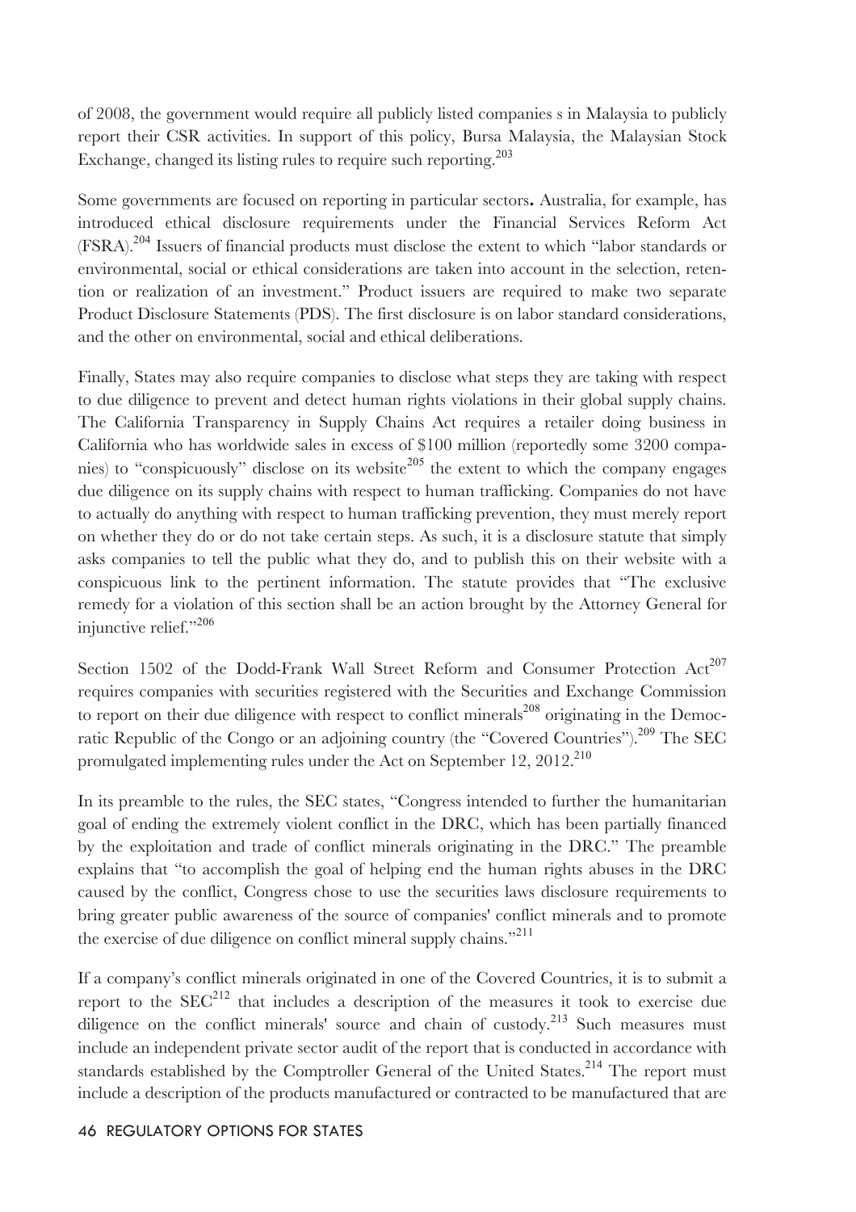of 2008, the government would require all publicly listed companies s in Malaysia to publicly report their CSR activities. In support of this policy, Bursa Malaysia, the Malaysian Stock Exchange, changed its listing rules to require such reporting.[203]

Some governments are focused on reporting in particular sectors**.** Australia, for example, has introduced ethical disclosure requirements under the Financial Services Reform Act (FSRA).[204] Issuers of financial products must disclose the extent to which "labor standards or environmental, social or ethical considerations are taken into account in the selection, retention or realization of an investment." Product issuers are required to make two separate Product Disclosure Statements (PDS). The first disclosure is on labor standard considerations, and the other on environmental, social and ethical deliberations.

Finally, States may also require companies to disclose what steps they are taking with respect to due diligence to prevent and detect human rights violations in their global supply chains. The California Transparency in Supply Chains Act requires a retailer doing business in California who has worldwide sales in excess of $100 million (reportedly some 3200 companies) to "conspicuously" disclose on its website[205] the extent to which the company engages due diligence on its supply chains with respect to human trafficking. Companies do not have to actually do anything with respect to human trafficking prevention, they must merely report on whether they do or do not take certain steps. As such, it is a disclosure statute that simply asks companies to tell the public what they do, and to publish this on their website with a conspicuous link to the pertinent information. The statute provides that "The exclusive remedy for a violation of this section shall be an action brought by the Attorney General for injunctive relief."[206]

Section 1502 of the Dodd-Frank Wall Street Reform and Consumer Protection Act[207] requires companies with securities registered with the Securities and Exchange Commission to report on their due diligence with respect to conflict minerals[208] originating in the Democratic Republic of the Congo or an adjoining country (the "Covered Countries").[209] The SEC promulgated implementing rules under the Act on September 12, 2012.[210]

In its preamble to the rules, the SEC states, "Congress intended to further the humanitarian goal of ending the extremely violent conflict in the DRC, which has been partially financed by the exploitation and trade of conflict minerals originating in the DRC." The preamble explains that "to accomplish the goal of helping end the human rights abuses in the DRC caused by the conflict, Congress chose to use the securities laws disclosure requirements to bring greater public awareness of the source of companies' conflict minerals and to promote the exercise of due diligence on conflict mineral supply chains."[211]

If a company's conflict minerals originated in one of the Covered Countries, it is to submit a report to the SEC[212] that includes a description of the measures it took to exercise due diligence on the conflict minerals' source and chain of custody.[213] Such measures must include an independent private sector audit of the report that is conducted in accordance with standards established by the Comptroller General of the United States.[214] The report must include a description of the products manufactured or contracted to be manufactured that are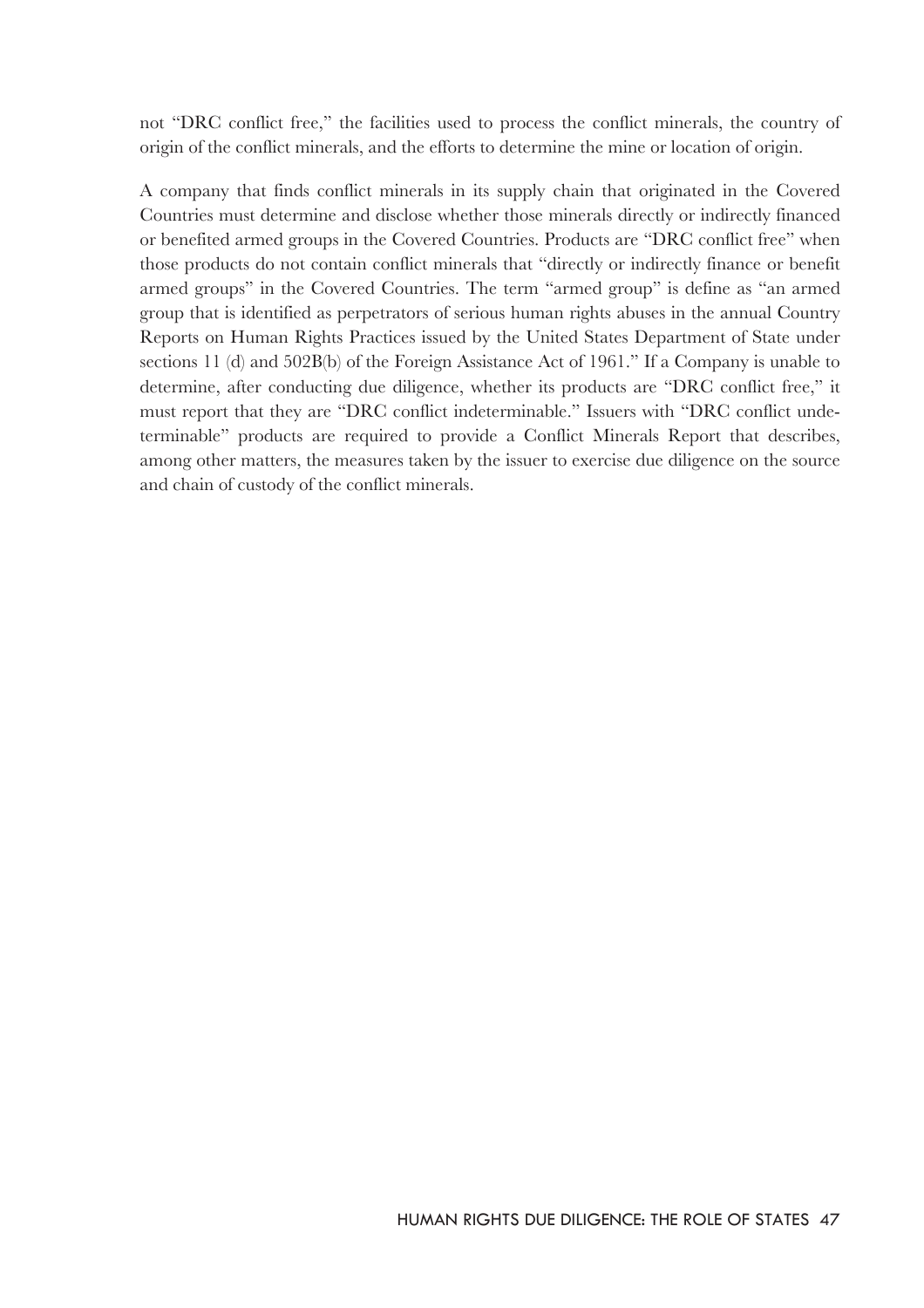not "DRC conflict free," the facilities used to process the conflict minerals, the country of origin of the conflict minerals, and the efforts to determine the mine or location of origin.

A company that finds conflict minerals in its supply chain that originated in the Covered Countries must determine and disclose whether those minerals directly or indirectly financed or benefited armed groups in the Covered Countries. Products are "DRC conflict free" when those products do not contain conflict minerals that "directly or indirectly finance or benefit armed groups" in the Covered Countries. The term "armed group" is define as "an armed group that is identified as perpetrators of serious human rights abuses in the annual Country Reports on Human Rights Practices issued by the United States Department of State under sections 11 (d) and 502B(b) of the Foreign Assistance Act of 1961." If a Company is unable to determine, after conducting due diligence, whether its products are "DRC conflict free," it must report that they are "DRC conflict indeterminable." Issuers with "DRC conflict undeterminable" products are required to provide a Conflict Minerals Report that describes, among other matters, the measures taken by the issuer to exercise due diligence on the source and chain of custody of the conflict minerals.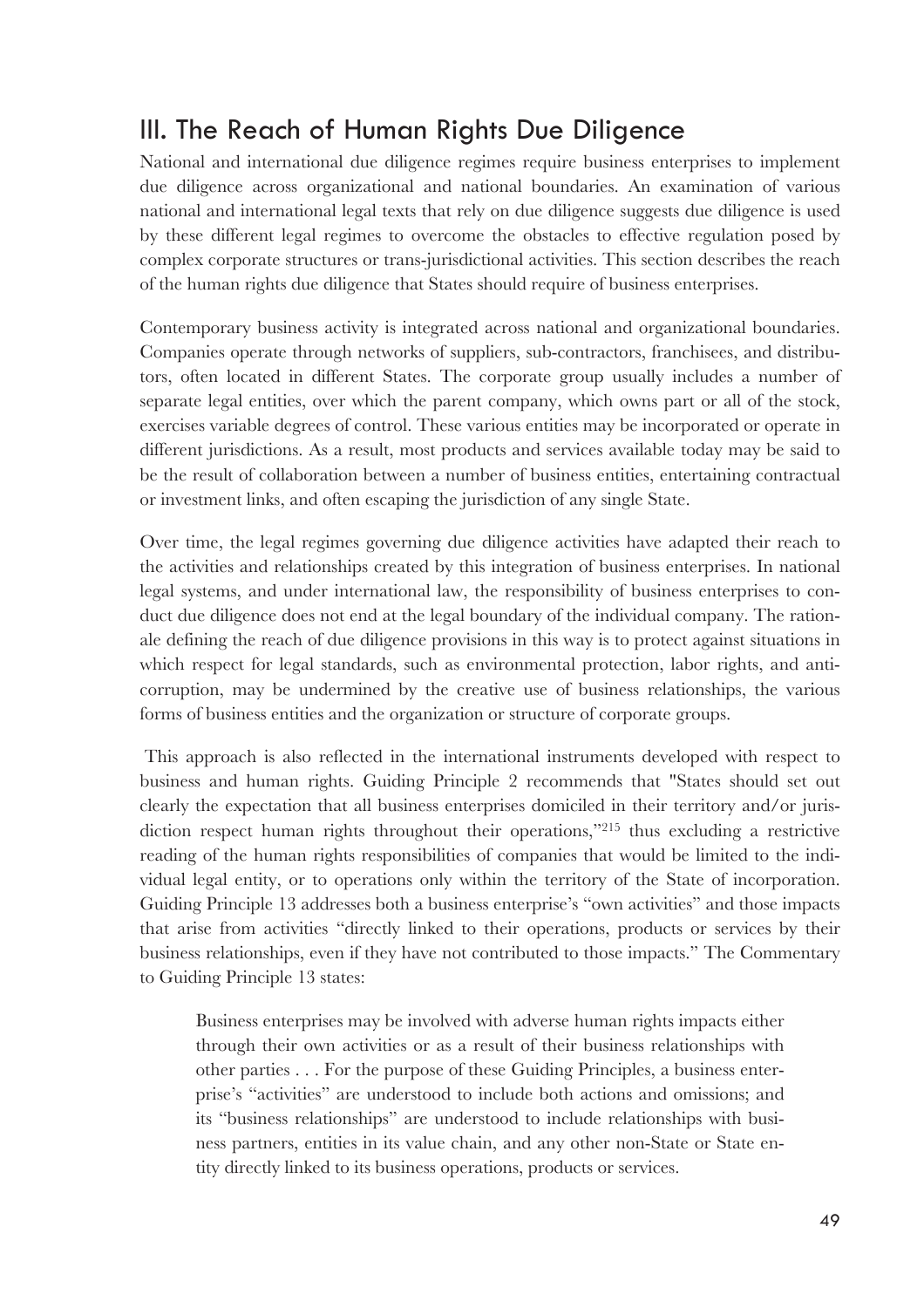## III. The Reach of Human Rights Due Diligence

National and international due diligence regimes require business enterprises to implement due diligence across organizational and national boundaries. An examination of various national and international legal texts that rely on due diligence suggests due diligence is used by these different legal regimes to overcome the obstacles to effective regulation posed by complex corporate structures or trans-jurisdictional activities. This section describes the reach of the human rights due diligence that States should require of business enterprises.

Contemporary business activity is integrated across national and organizational boundaries. Companies operate through networks of suppliers, sub-contractors, franchisees, and distributors, often located in different States. The corporate group usually includes a number of separate legal entities, over which the parent company, which owns part or all of the stock, exercises variable degrees of control. These various entities may be incorporated or operate in different jurisdictions. As a result, most products and services available today may be said to be the result of collaboration between a number of business entities, entertaining contractual or investment links, and often escaping the jurisdiction of any single State.

Over time, the legal regimes governing due diligence activities have adapted their reach to the activities and relationships created by this integration of business enterprises. In national legal systems, and under international law, the responsibility of business enterprises to conduct due diligence does not end at the legal boundary of the individual company. The rationale defining the reach of due diligence provisions in this way is to protect against situations in which respect for legal standards, such as environmental protection, labor rights, and anti-corruption, may be undermined by the creative use of business relationships, the various forms of business entities and the organization or structure of corporate groups.

This approach is also reflected in the international instruments developed with respect to business and human rights. Guiding Principle 2 recommends that "States should set out clearly the expectation that all business enterprises domiciled in their territory and/or jurisdiction respect human rights throughout their operations,"[215] thus excluding a restrictive reading of the human rights responsibilities of companies that would be limited to the individual legal entity, or to operations only within the territory of the State of incorporation. Guiding Principle 13 addresses both a business enterprise's "own activities" and those impacts that arise from activities "directly linked to their operations, products or services by their business relationships, even if they have not contributed to those impacts." The Commentary to Guiding Principle 13 states:

> Business enterprises may be involved with adverse human rights impacts either through their own activities or as a result of their business relationships with other parties . . . For the purpose of these Guiding Principles, a business enterprise's "activities" are understood to include both actions and omissions; and its "business relationships" are understood to include relationships with business partners, entities in its value chain, and any other non-State or State entity directly linked to its business operations, products or services.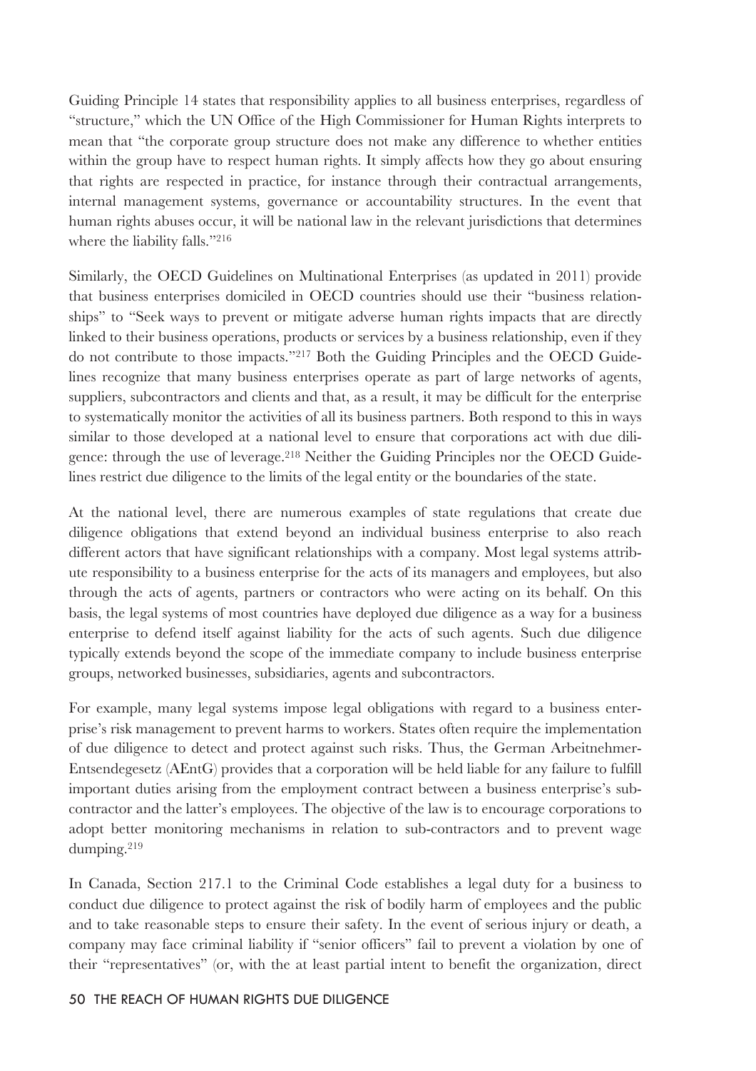Guiding Principle 14 states that responsibility applies to all business enterprises, regardless of "structure," which the UN Office of the High Commissioner for Human Rights interprets to mean that "the corporate group structure does not make any difference to whether entities within the group have to respect human rights. It simply affects how they go about ensuring that rights are respected in practice, for instance through their contractual arrangements, internal management systems, governance or accountability structures. In the event that human rights abuses occur, it will be national law in the relevant jurisdictions that determines where the liability falls."[216]

Similarly, the OECD Guidelines on Multinational Enterprises (as updated in 2011) provide that business enterprises domiciled in OECD countries should use their "business relationships" to "Seek ways to prevent or mitigate adverse human rights impacts that are directly linked to their business operations, products or services by a business relationship, even if they do not contribute to those impacts."[217] Both the Guiding Principles and the OECD Guidelines recognize that many business enterprises operate as part of large networks of agents, suppliers, subcontractors and clients and that, as a result, it may be difficult for the enterprise to systematically monitor the activities of all its business partners. Both respond to this in ways similar to those developed at a national level to ensure that corporations act with due diligence: through the use of leverage.[218] Neither the Guiding Principles nor the OECD Guidelines restrict due diligence to the limits of the legal entity or the boundaries of the state.

At the national level, there are numerous examples of state regulations that create due diligence obligations that extend beyond an individual business enterprise to also reach different actors that have significant relationships with a company. Most legal systems attribute responsibility to a business enterprise for the acts of its managers and employees, but also through the acts of agents, partners or contractors who were acting on its behalf. On this basis, the legal systems of most countries have deployed due diligence as a way for a business enterprise to defend itself against liability for the acts of such agents. Such due diligence typically extends beyond the scope of the immediate company to include business enterprise groups, networked businesses, subsidiaries, agents and subcontractors.

For example, many legal systems impose legal obligations with regard to a business enterprise's risk management to prevent harms to workers. States often require the implementation of due diligence to detect and protect against such risks. Thus, the German Arbeitnehmer-Entsendegesetz (AEntG) provides that a corporation will be held liable for any failure to fulfill important duties arising from the employment contract between a business enterprise's subcontractor and the latter's employees. The objective of the law is to encourage corporations to adopt better monitoring mechanisms in relation to sub-contractors and to prevent wage dumping.[219]

In Canada, Section 217.1 to the Criminal Code establishes a legal duty for a business to conduct due diligence to protect against the risk of bodily harm of employees and the public and to take reasonable steps to ensure their safety. In the event of serious injury or death, a company may face criminal liability if "senior officers" fail to prevent a violation by one of their "representatives" (or, with the at least partial intent to benefit the organization, direct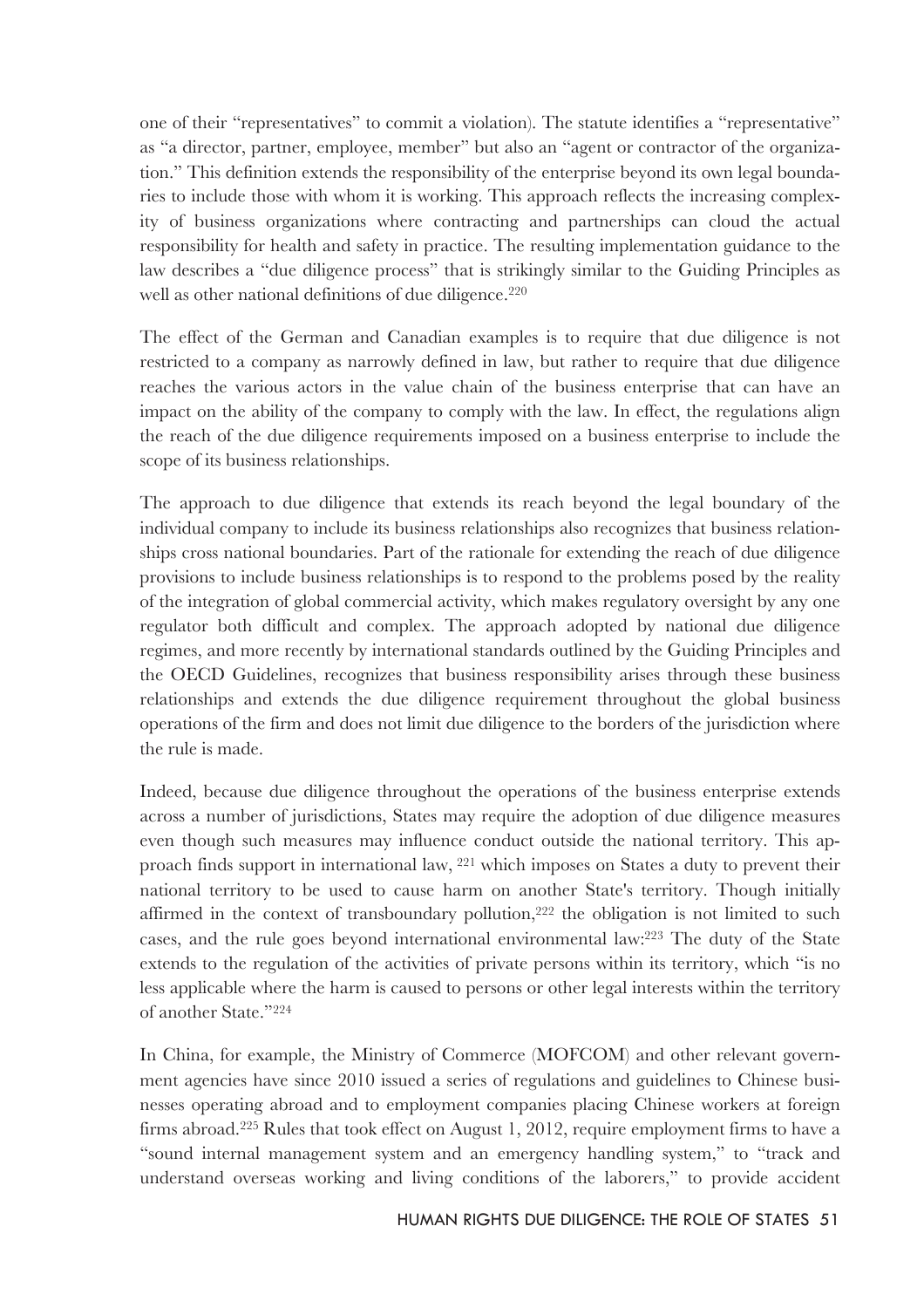one of their "representatives" to commit a violation). The statute identifies a "representative" as "a director, partner, employee, member" but also an "agent or contractor of the organization." This definition extends the responsibility of the enterprise beyond its own legal boundaries to include those with whom it is working. This approach reflects the increasing complexity of business organizations where contracting and partnerships can cloud the actual responsibility for health and safety in practice. The resulting implementation guidance to the law describes a "due diligence process" that is strikingly similar to the Guiding Principles as well as other national definitions of due diligence.[220]

The effect of the German and Canadian examples is to require that due diligence is not restricted to a company as narrowly defined in law, but rather to require that due diligence reaches the various actors in the value chain of the business enterprise that can have an impact on the ability of the company to comply with the law. In effect, the regulations align the reach of the due diligence requirements imposed on a business enterprise to include the scope of its business relationships.

The approach to due diligence that extends its reach beyond the legal boundary of the individual company to include its business relationships also recognizes that business relationships cross national boundaries. Part of the rationale for extending the reach of due diligence provisions to include business relationships is to respond to the problems posed by the reality of the integration of global commercial activity, which makes regulatory oversight by any one regulator both difficult and complex. The approach adopted by national due diligence regimes, and more recently by international standards outlined by the Guiding Principles and the OECD Guidelines, recognizes that business responsibility arises through these business relationships and extends the due diligence requirement throughout the global business operations of the firm and does not limit due diligence to the borders of the jurisdiction where the rule is made.

Indeed, because due diligence throughout the operations of the business enterprise extends across a number of jurisdictions, States may require the adoption of due diligence measures even though such measures may influence conduct outside the national territory. This approach finds support in international law, [221] which imposes on States a duty to prevent their national territory to be used to cause harm on another State's territory. Though initially affirmed in the context of transboundary pollution,[222] the obligation is not limited to such cases, and the rule goes beyond international environmental law:[223] The duty of the State extends to the regulation of the activities of private persons within its territory, which "is no less applicable where the harm is caused to persons or other legal interests within the territory of another State."[224]

In China, for example, the Ministry of Commerce (MOFCOM) and other relevant government agencies have since 2010 issued a series of regulations and guidelines to Chinese businesses operating abroad and to employment companies placing Chinese workers at foreign firms abroad.[225] Rules that took effect on August 1, 2012, require employment firms to have a "sound internal management system and an emergency handling system," to "track and understand overseas working and living conditions of the laborers," to provide accident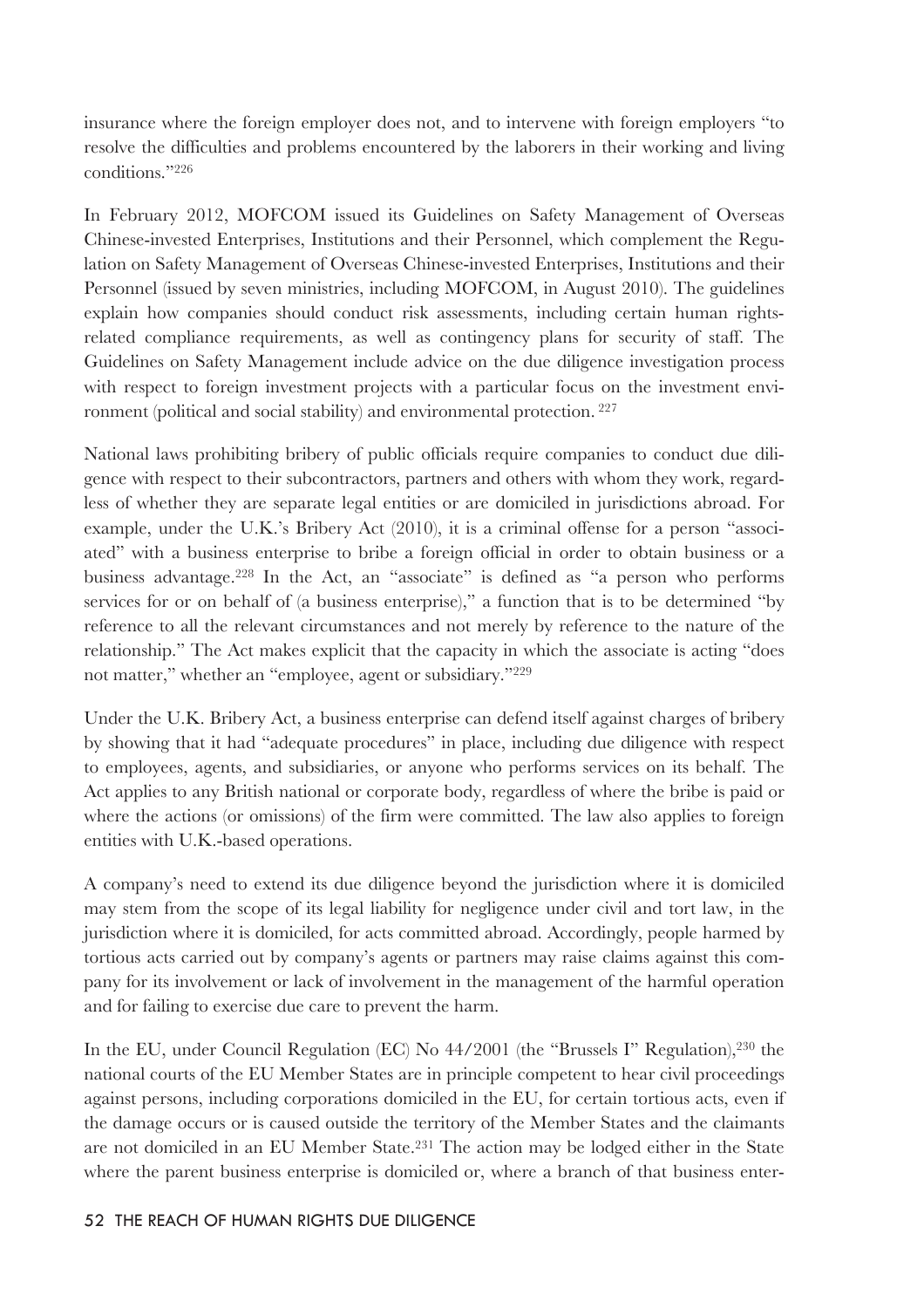insurance where the foreign employer does not, and to intervene with foreign employers "to resolve the difficulties and problems encountered by the laborers in their working and living conditions."[226]

In February 2012, MOFCOM issued its Guidelines on Safety Management of Overseas Chinese-invested Enterprises, Institutions and their Personnel, which complement the Regulation on Safety Management of Overseas Chinese-invested Enterprises, Institutions and their Personnel (issued by seven ministries, including MOFCOM, in August 2010). The guidelines explain how companies should conduct risk assessments, including certain human rights-related compliance requirements, as well as contingency plans for security of staff. The Guidelines on Safety Management include advice on the due diligence investigation process with respect to foreign investment projects with a particular focus on the investment environment (political and social stability) and environmental protection. [227]

National laws prohibiting bribery of public officials require companies to conduct due diligence with respect to their subcontractors, partners and others with whom they work, regardless of whether they are separate legal entities or are domiciled in jurisdictions abroad. For example, under the U.K.'s Bribery Act (2010), it is a criminal offense for a person "associated" with a business enterprise to bribe a foreign official in order to obtain business or a business advantage.[228] In the Act, an "associate" is defined as "a person who performs services for or on behalf of (a business enterprise)," a function that is to be determined "by reference to all the relevant circumstances and not merely by reference to the nature of the relationship." The Act makes explicit that the capacity in which the associate is acting "does not matter," whether an "employee, agent or subsidiary."[229]

Under the U.K. Bribery Act, a business enterprise can defend itself against charges of bribery by showing that it had "adequate procedures" in place, including due diligence with respect to employees, agents, and subsidiaries, or anyone who performs services on its behalf. The Act applies to any British national or corporate body, regardless of where the bribe is paid or where the actions (or omissions) of the firm were committed. The law also applies to foreign entities with U.K.-based operations.

A company's need to extend its due diligence beyond the jurisdiction where it is domiciled may stem from the scope of its legal liability for negligence under civil and tort law, in the jurisdiction where it is domiciled, for acts committed abroad. Accordingly, people harmed by tortious acts carried out by company's agents or partners may raise claims against this company for its involvement or lack of involvement in the management of the harmful operation and for failing to exercise due care to prevent the harm.

In the EU, under Council Regulation (EC) No 44/2001 (the "Brussels I" Regulation),[230] the national courts of the EU Member States are in principle competent to hear civil proceedings against persons, including corporations domiciled in the EU, for certain tortious acts, even if the damage occurs or is caused outside the territory of the Member States and the claimants are not domiciled in an EU Member State.[231] The action may be lodged either in the State where the parent business enterprise is domiciled or, where a branch of that business enter-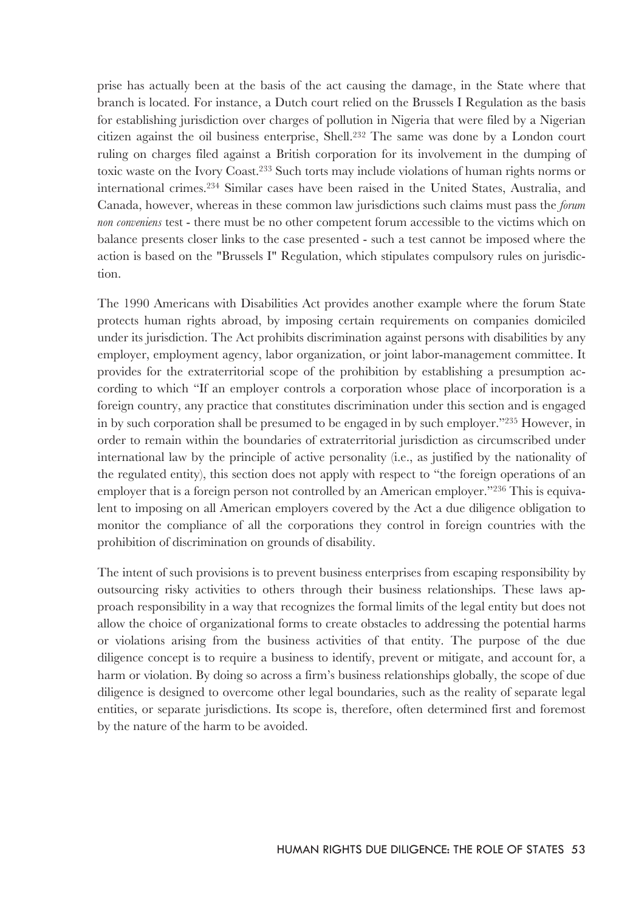prise has actually been at the basis of the act causing the damage, in the State where that branch is located. For instance, a Dutch court relied on the Brussels I Regulation as the basis for establishing jurisdiction over charges of pollution in Nigeria that were filed by a Nigerian citizen against the oil business enterprise, Shell.[232] The same was done by a London court ruling on charges filed against a British corporation for its involvement in the dumping of toxic waste on the Ivory Coast.[233] Such torts may include violations of human rights norms or international crimes.[234] Similar cases have been raised in the United States, Australia, and Canada, however, whereas in these common law jurisdictions such claims must pass the *forum non conveniens* test - there must be no other competent forum accessible to the victims which on balance presents closer links to the case presented - such a test cannot be imposed where the action is based on the "Brussels I" Regulation, which stipulates compulsory rules on jurisdiction.

The 1990 Americans with Disabilities Act provides another example where the forum State protects human rights abroad, by imposing certain requirements on companies domiciled under its jurisdiction. The Act prohibits discrimination against persons with disabilities by any employer, employment agency, labor organization, or joint labor-management committee. It provides for the extraterritorial scope of the prohibition by establishing a presumption according to which "If an employer controls a corporation whose place of incorporation is a foreign country, any practice that constitutes discrimination under this section and is engaged in by such corporation shall be presumed to be engaged in by such employer."[235] However, in order to remain within the boundaries of extraterritorial jurisdiction as circumscribed under international law by the principle of active personality (i.e., as justified by the nationality of the regulated entity), this section does not apply with respect to "the foreign operations of an employer that is a foreign person not controlled by an American employer."[236] This is equivalent to imposing on all American employers covered by the Act a due diligence obligation to monitor the compliance of all the corporations they control in foreign countries with the prohibition of discrimination on grounds of disability.

The intent of such provisions is to prevent business enterprises from escaping responsibility by outsourcing risky activities to others through their business relationships. These laws approach responsibility in a way that recognizes the formal limits of the legal entity but does not allow the choice of organizational forms to create obstacles to addressing the potential harms or violations arising from the business activities of that entity. The purpose of the due diligence concept is to require a business to identify, prevent or mitigate, and account for, a harm or violation. By doing so across a firm's business relationships globally, the scope of due diligence is designed to overcome other legal boundaries, such as the reality of separate legal entities, or separate jurisdictions. Its scope is, therefore, often determined first and foremost by the nature of the harm to be avoided.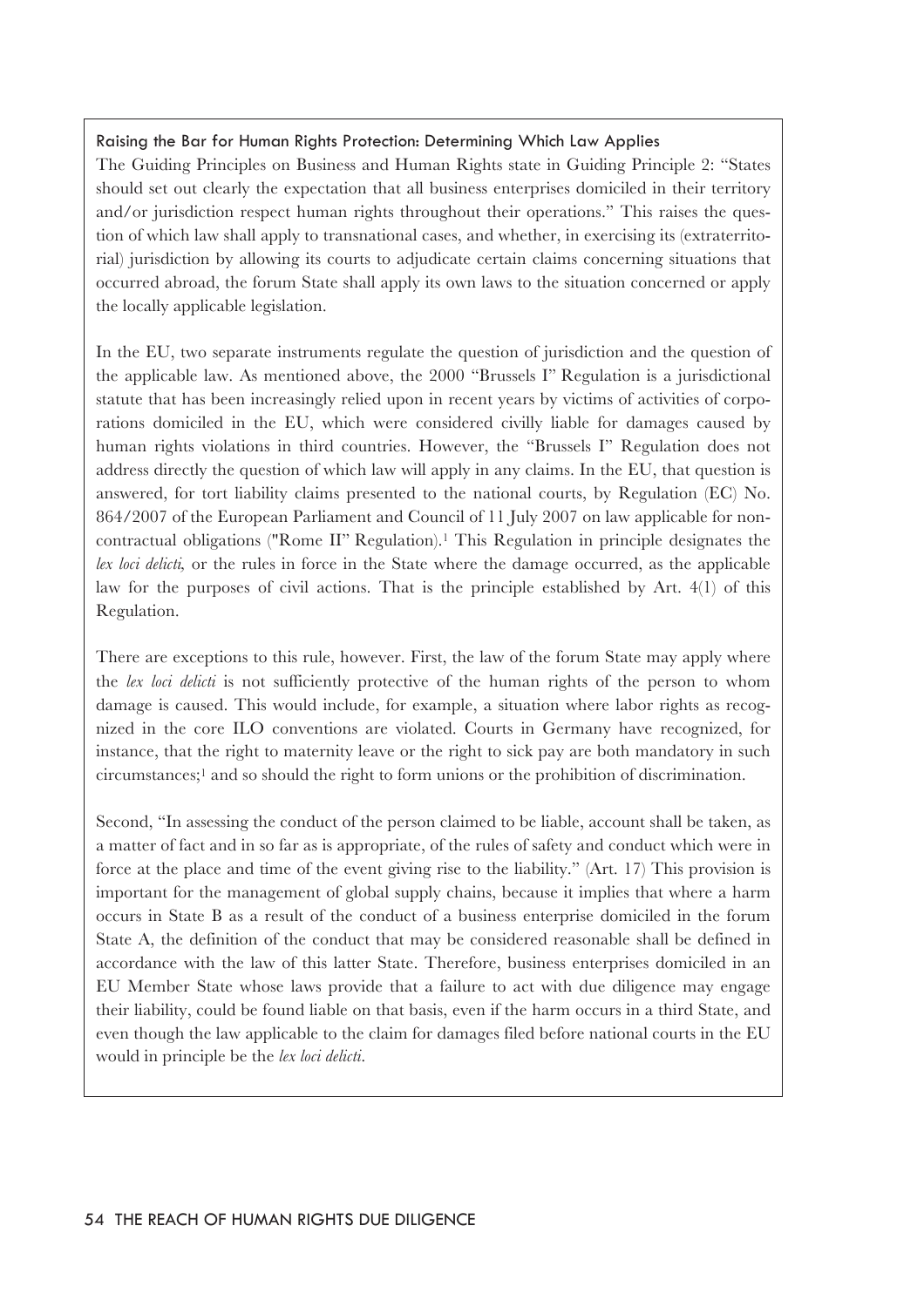### Raising the Bar for Human Rights Protection: Determining Which Law Applies

The Guiding Principles on Business and Human Rights state in Guiding Principle 2: "States should set out clearly the expectation that all business enterprises domiciled in their territory and/or jurisdiction respect human rights throughout their operations." This raises the question of which law shall apply to transnational cases, and whether, in exercising its (extraterritorial) jurisdiction by allowing its courts to adjudicate certain claims concerning situations that occurred abroad, the forum State shall apply its own laws to the situation concerned or apply the locally applicable legislation.

In the EU, two separate instruments regulate the question of jurisdiction and the question of the applicable law. As mentioned above, the 2000 "Brussels I" Regulation is a jurisdictional statute that has been increasingly relied upon in recent years by victims of activities of corporations domiciled in the EU, which were considered civilly liable for damages caused by human rights violations in third countries. However, the "Brussels I" Regulation does not address directly the question of which law will apply in any claims. In the EU, that question is answered, for tort liability claims presented to the national courts, by Regulation (EC) No. 864/2007 of the European Parliament and Council of 11 July 2007 on law applicable for non-contractual obligations ("Rome II" Regulation).[1] This Regulation in principle designates the *lex loci delicti,* or the rules in force in the State where the damage occurred, as the applicable law for the purposes of civil actions. That is the principle established by Art. 4(1) of this Regulation.

There are exceptions to this rule, however. First, the law of the forum State may apply where the *lex loci delicti* is not sufficiently protective of the human rights of the person to whom damage is caused. This would include, for example, a situation where labor rights as recognized in the core ILO conventions are violated. Courts in Germany have recognized, for instance, that the right to maternity leave or the right to sick pay are both mandatory in such circumstances;[1] and so should the right to form unions or the prohibition of discrimination.

Second, "In assessing the conduct of the person claimed to be liable, account shall be taken, as a matter of fact and in so far as is appropriate, of the rules of safety and conduct which were in force at the place and time of the event giving rise to the liability." (Art. 17) This provision is important for the management of global supply chains, because it implies that where a harm occurs in State B as a result of the conduct of a business enterprise domiciled in the forum State A, the definition of the conduct that may be considered reasonable shall be defined in accordance with the law of this latter State. Therefore, business enterprises domiciled in an EU Member State whose laws provide that a failure to act with due diligence may engage their liability, could be found liable on that basis, even if the harm occurs in a third State, and even though the law applicable to the claim for damages filed before national courts in the EU would in principle be the *lex loci delicti*.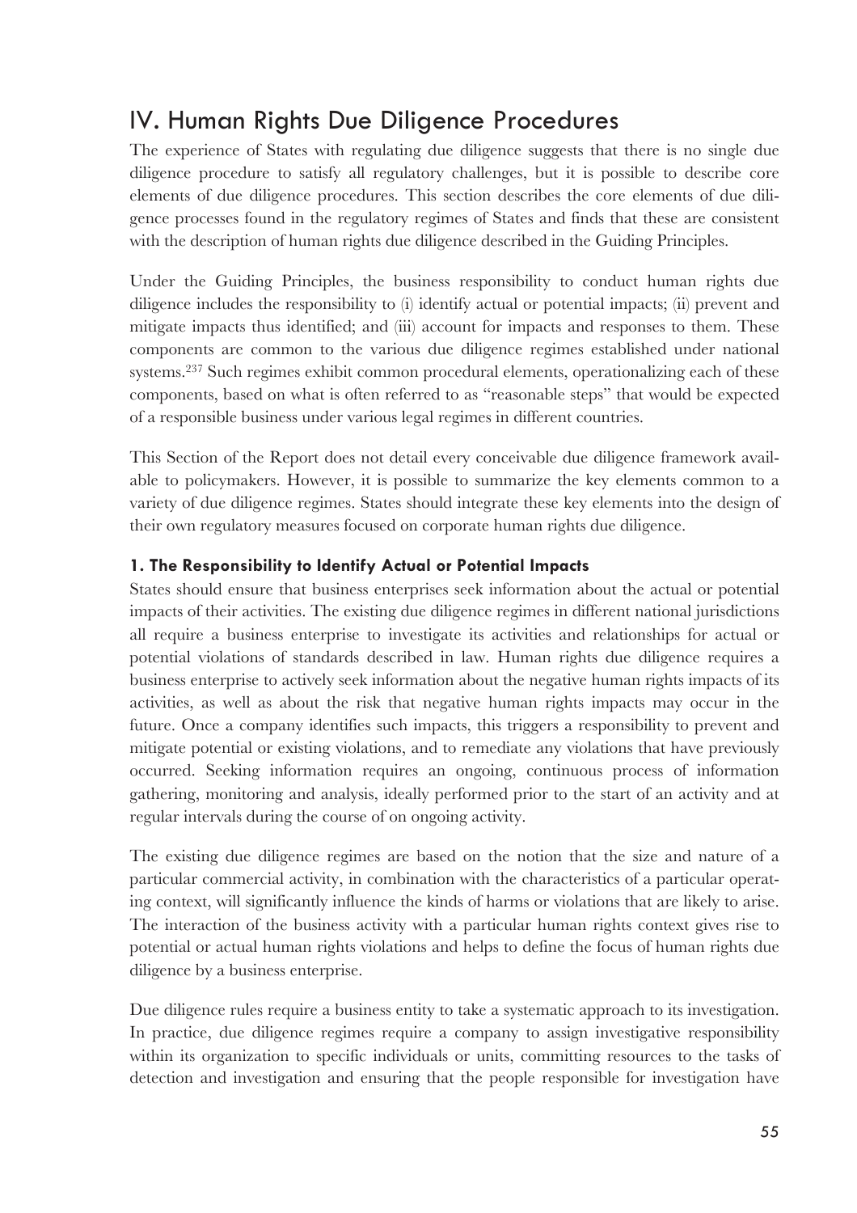# IV. Human Rights Due Diligence Procedures

The experience of States with regulating due diligence suggests that there is no single due diligence procedure to satisfy all regulatory challenges, but it is possible to describe core elements of due diligence procedures. This section describes the core elements of due diligence processes found in the regulatory regimes of States and finds that these are consistent with the description of human rights due diligence described in the Guiding Principles.

Under the Guiding Principles, the business responsibility to conduct human rights due diligence includes the responsibility to (i) identify actual or potential impacts; (ii) prevent and mitigate impacts thus identified; and (iii) account for impacts and responses to them. These components are common to the various due diligence regimes established under national systems.[237] Such regimes exhibit common procedural elements, operationalizing each of these components, based on what is often referred to as "reasonable steps" that would be expected of a responsible business under various legal regimes in different countries.

This Section of the Report does not detail every conceivable due diligence framework available to policymakers. However, it is possible to summarize the key elements common to a variety of due diligence regimes. States should integrate these key elements into the design of their own regulatory measures focused on corporate human rights due diligence.

### 1. The Responsibility to Identify Actual or Potential Impacts

States should ensure that business enterprises seek information about the actual or potential impacts of their activities. The existing due diligence regimes in different national jurisdictions all require a business enterprise to investigate its activities and relationships for actual or potential violations of standards described in law. Human rights due diligence requires a business enterprise to actively seek information about the negative human rights impacts of its activities, as well as about the risk that negative human rights impacts may occur in the future. Once a company identifies such impacts, this triggers a responsibility to prevent and mitigate potential or existing violations, and to remediate any violations that have previously occurred. Seeking information requires an ongoing, continuous process of information gathering, monitoring and analysis, ideally performed prior to the start of an activity and at regular intervals during the course of on ongoing activity.

The existing due diligence regimes are based on the notion that the size and nature of a particular commercial activity, in combination with the characteristics of a particular operating context, will significantly influence the kinds of harms or violations that are likely to arise. The interaction of the business activity with a particular human rights context gives rise to potential or actual human rights violations and helps to define the focus of human rights due diligence by a business enterprise.

Due diligence rules require a business entity to take a systematic approach to its investigation. In practice, due diligence regimes require a company to assign investigative responsibility within its organization to specific individuals or units, committing resources to the tasks of detection and investigation and ensuring that the people responsible for investigation have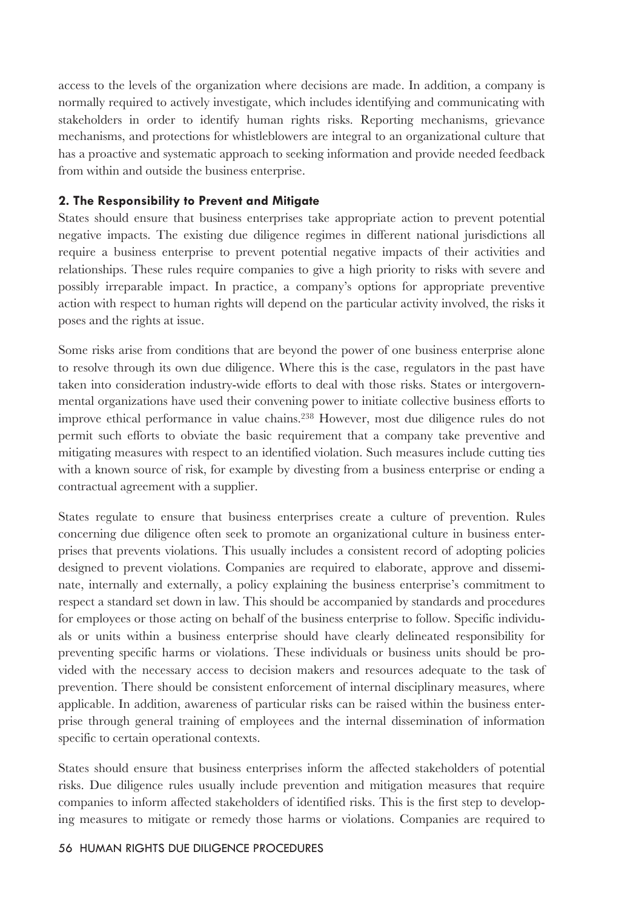access to the levels of the organization where decisions are made. In addition, a company is normally required to actively investigate, which includes identifying and communicating with stakeholders in order to identify human rights risks. Reporting mechanisms, grievance mechanisms, and protections for whistleblowers are integral to an organizational culture that has a proactive and systematic approach to seeking information and provide needed feedback from within and outside the business enterprise.

### 2. The Responsibility to Prevent and Mitigate

States should ensure that business enterprises take appropriate action to prevent potential negative impacts. The existing due diligence regimes in different national jurisdictions all require a business enterprise to prevent potential negative impacts of their activities and relationships. These rules require companies to give a high priority to risks with severe and possibly irreparable impact. In practice, a company's options for appropriate preventive action with respect to human rights will depend on the particular activity involved, the risks it poses and the rights at issue.

Some risks arise from conditions that are beyond the power of one business enterprise alone to resolve through its own due diligence. Where this is the case, regulators in the past have taken into consideration industry-wide efforts to deal with those risks. States or intergovernmental organizations have used their convening power to initiate collective business efforts to improve ethical performance in value chains.[238] However, most due diligence rules do not permit such efforts to obviate the basic requirement that a company take preventive and mitigating measures with respect to an identified violation. Such measures include cutting ties with a known source of risk, for example by divesting from a business enterprise or ending a contractual agreement with a supplier.

States regulate to ensure that business enterprises create a culture of prevention. Rules concerning due diligence often seek to promote an organizational culture in business enterprises that prevents violations. This usually includes a consistent record of adopting policies designed to prevent violations. Companies are required to elaborate, approve and disseminate, internally and externally, a policy explaining the business enterprise's commitment to respect a standard set down in law. This should be accompanied by standards and procedures for employees or those acting on behalf of the business enterprise to follow. Specific individuals or units within a business enterprise should have clearly delineated responsibility for preventing specific harms or violations. These individuals or business units should be provided with the necessary access to decision makers and resources adequate to the task of prevention. There should be consistent enforcement of internal disciplinary measures, where applicable. In addition, awareness of particular risks can be raised within the business enterprise through general training of employees and the internal dissemination of information specific to certain operational contexts.

States should ensure that business enterprises inform the affected stakeholders of potential risks. Due diligence rules usually include prevention and mitigation measures that require companies to inform affected stakeholders of identified risks. This is the first step to developing measures to mitigate or remedy those harms or violations. Companies are required to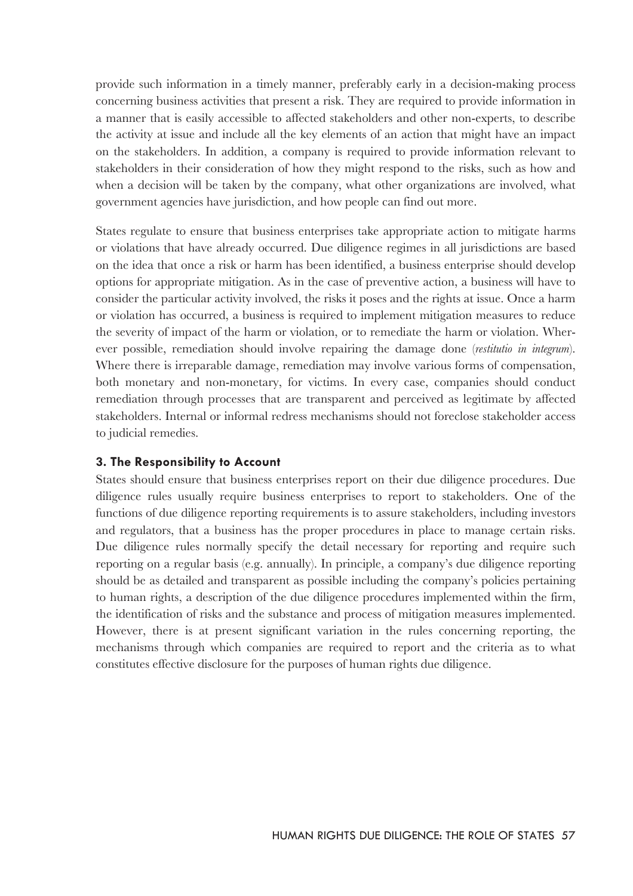provide such information in a timely manner, preferably early in a decision-making process concerning business activities that present a risk. They are required to provide information in a manner that is easily accessible to affected stakeholders and other non-experts, to describe the activity at issue and include all the key elements of an action that might have an impact on the stakeholders. In addition, a company is required to provide information relevant to stakeholders in their consideration of how they might respond to the risks, such as how and when a decision will be taken by the company, what other organizations are involved, what government agencies have jurisdiction, and how people can find out more.

States regulate to ensure that business enterprises take appropriate action to mitigate harms or violations that have already occurred. Due diligence regimes in all jurisdictions are based on the idea that once a risk or harm has been identified, a business enterprise should develop options for appropriate mitigation. As in the case of preventive action, a business will have to consider the particular activity involved, the risks it poses and the rights at issue. Once a harm or violation has occurred, a business is required to implement mitigation measures to reduce the severity of impact of the harm or violation, or to remediate the harm or violation. Wherever possible, remediation should involve repairing the damage done (*restitutio in integrum*). Where there is irreparable damage, remediation may involve various forms of compensation, both monetary and non-monetary, for victims. In every case, companies should conduct remediation through processes that are transparent and perceived as legitimate by affected stakeholders. Internal or informal redress mechanisms should not foreclose stakeholder access to judicial remedies.

### 3. The Responsibility to Account

States should ensure that business enterprises report on their due diligence procedures. Due diligence rules usually require business enterprises to report to stakeholders. One of the functions of due diligence reporting requirements is to assure stakeholders, including investors and regulators, that a business has the proper procedures in place to manage certain risks. Due diligence rules normally specify the detail necessary for reporting and require such reporting on a regular basis (e.g. annually). In principle, a company's due diligence reporting should be as detailed and transparent as possible including the company's policies pertaining to human rights, a description of the due diligence procedures implemented within the firm, the identification of risks and the substance and process of mitigation measures implemented. However, there is at present significant variation in the rules concerning reporting, the mechanisms through which companies are required to report and the criteria as to what constitutes effective disclosure for the purposes of human rights due diligence.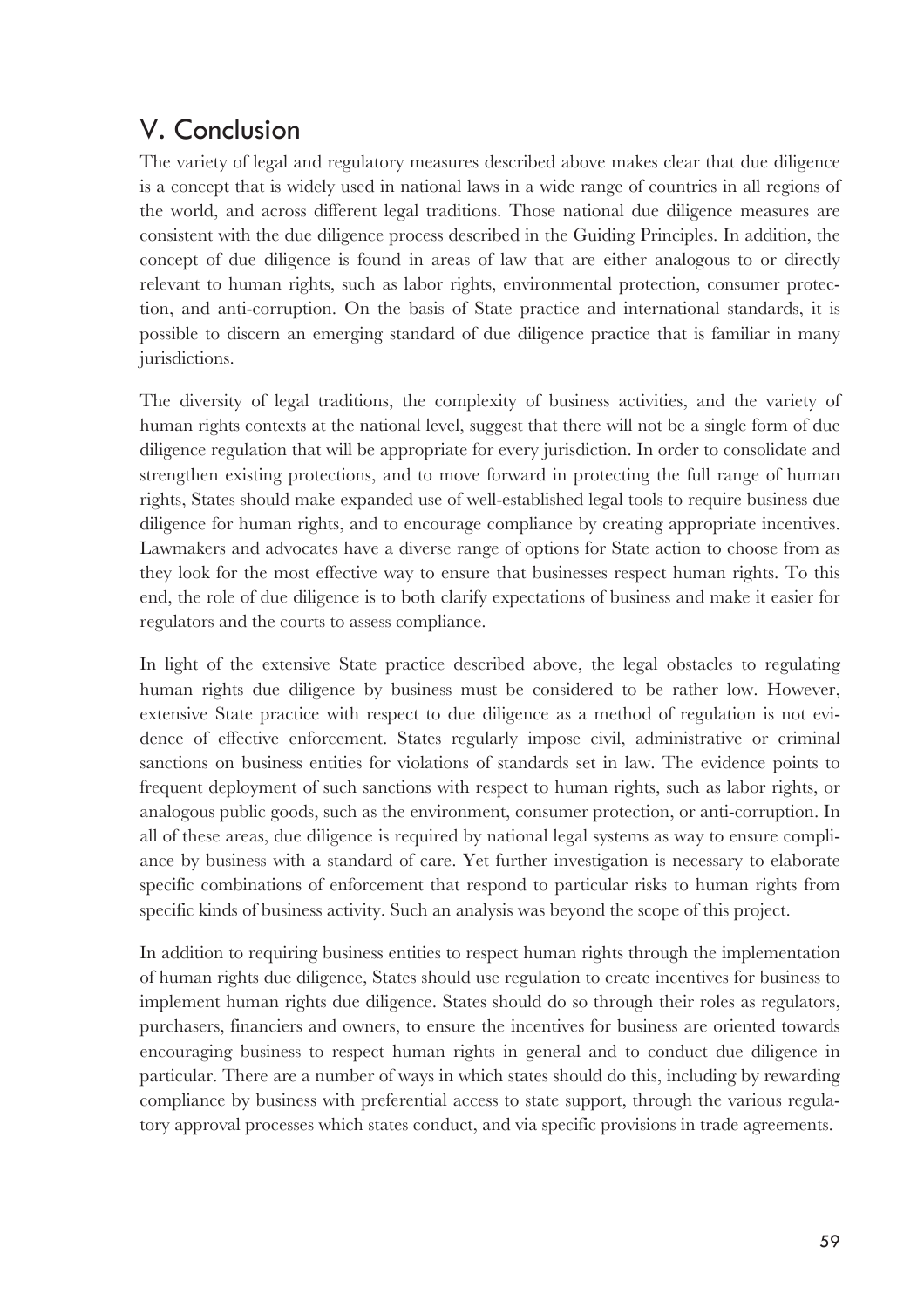## V. Conclusion

The variety of legal and regulatory measures described above makes clear that due diligence is a concept that is widely used in national laws in a wide range of countries in all regions of the world, and across different legal traditions. Those national due diligence measures are consistent with the due diligence process described in the Guiding Principles. In addition, the concept of due diligence is found in areas of law that are either analogous to or directly relevant to human rights, such as labor rights, environmental protection, consumer protection, and anti-corruption. On the basis of State practice and international standards, it is possible to discern an emerging standard of due diligence practice that is familiar in many jurisdictions.

The diversity of legal traditions, the complexity of business activities, and the variety of human rights contexts at the national level, suggest that there will not be a single form of due diligence regulation that will be appropriate for every jurisdiction. In order to consolidate and strengthen existing protections, and to move forward in protecting the full range of human rights, States should make expanded use of well-established legal tools to require business due diligence for human rights, and to encourage compliance by creating appropriate incentives. Lawmakers and advocates have a diverse range of options for State action to choose from as they look for the most effective way to ensure that businesses respect human rights. To this end, the role of due diligence is to both clarify expectations of business and make it easier for regulators and the courts to assess compliance.

In light of the extensive State practice described above, the legal obstacles to regulating human rights due diligence by business must be considered to be rather low. However, extensive State practice with respect to due diligence as a method of regulation is not evidence of effective enforcement. States regularly impose civil, administrative or criminal sanctions on business entities for violations of standards set in law. The evidence points to frequent deployment of such sanctions with respect to human rights, such as labor rights, or analogous public goods, such as the environment, consumer protection, or anti-corruption. In all of these areas, due diligence is required by national legal systems as way to ensure compliance by business with a standard of care. Yet further investigation is necessary to elaborate specific combinations of enforcement that respond to particular risks to human rights from specific kinds of business activity. Such an analysis was beyond the scope of this project.

In addition to requiring business entities to respect human rights through the implementation of human rights due diligence, States should use regulation to create incentives for business to implement human rights due diligence. States should do so through their roles as regulators, purchasers, financiers and owners, to ensure the incentives for business are oriented towards encouraging business to respect human rights in general and to conduct due diligence in particular. There are a number of ways in which states should do this, including by rewarding compliance by business with preferential access to state support, through the various regulatory approval processes which states conduct, and via specific provisions in trade agreements.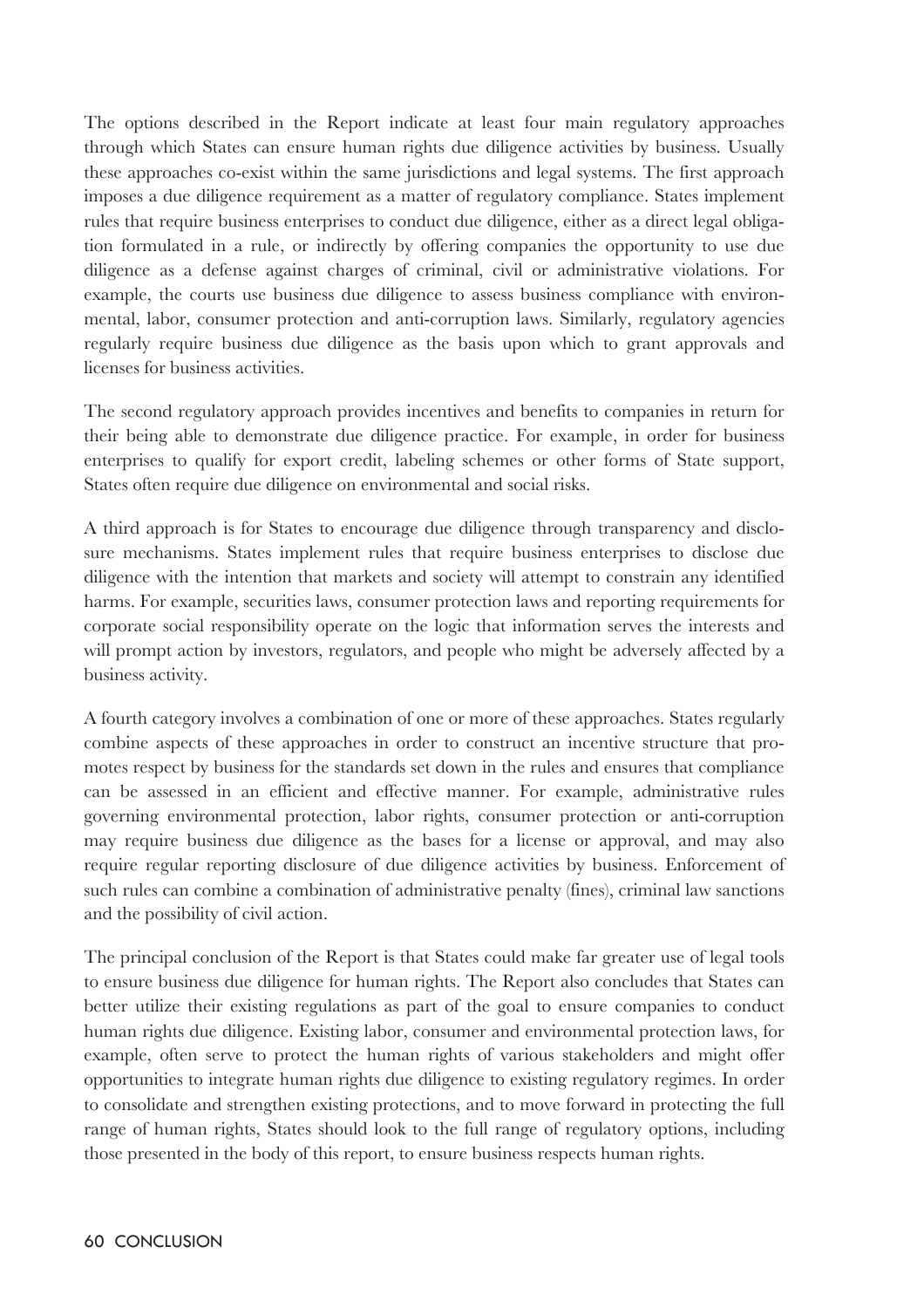The options described in the Report indicate at least four main regulatory approaches through which States can ensure human rights due diligence activities by business. Usually these approaches co-exist within the same jurisdictions and legal systems. The first approach imposes a due diligence requirement as a matter of regulatory compliance. States implement rules that require business enterprises to conduct due diligence, either as a direct legal obligation formulated in a rule, or indirectly by offering companies the opportunity to use due diligence as a defense against charges of criminal, civil or administrative violations. For example, the courts use business due diligence to assess business compliance with environmental, labor, consumer protection and anti-corruption laws. Similarly, regulatory agencies regularly require business due diligence as the basis upon which to grant approvals and licenses for business activities.

The second regulatory approach provides incentives and benefits to companies in return for their being able to demonstrate due diligence practice. For example, in order for business enterprises to qualify for export credit, labeling schemes or other forms of State support, States often require due diligence on environmental and social risks.

A third approach is for States to encourage due diligence through transparency and disclosure mechanisms. States implement rules that require business enterprises to disclose due diligence with the intention that markets and society will attempt to constrain any identified harms. For example, securities laws, consumer protection laws and reporting requirements for corporate social responsibility operate on the logic that information serves the interests and will prompt action by investors, regulators, and people who might be adversely affected by a business activity.

A fourth category involves a combination of one or more of these approaches. States regularly combine aspects of these approaches in order to construct an incentive structure that promotes respect by business for the standards set down in the rules and ensures that compliance can be assessed in an efficient and effective manner. For example, administrative rules governing environmental protection, labor rights, consumer protection or anti-corruption may require business due diligence as the bases for a license or approval, and may also require regular reporting disclosure of due diligence activities by business. Enforcement of such rules can combine a combination of administrative penalty (fines), criminal law sanctions and the possibility of civil action.

The principal conclusion of the Report is that States could make far greater use of legal tools to ensure business due diligence for human rights. The Report also concludes that States can better utilize their existing regulations as part of the goal to ensure companies to conduct human rights due diligence. Existing labor, consumer and environmental protection laws, for example, often serve to protect the human rights of various stakeholders and might offer opportunities to integrate human rights due diligence to existing regulatory regimes. In order to consolidate and strengthen existing protections, and to move forward in protecting the full range of human rights, States should look to the full range of regulatory options, including those presented in the body of this report, to ensure business respects human rights.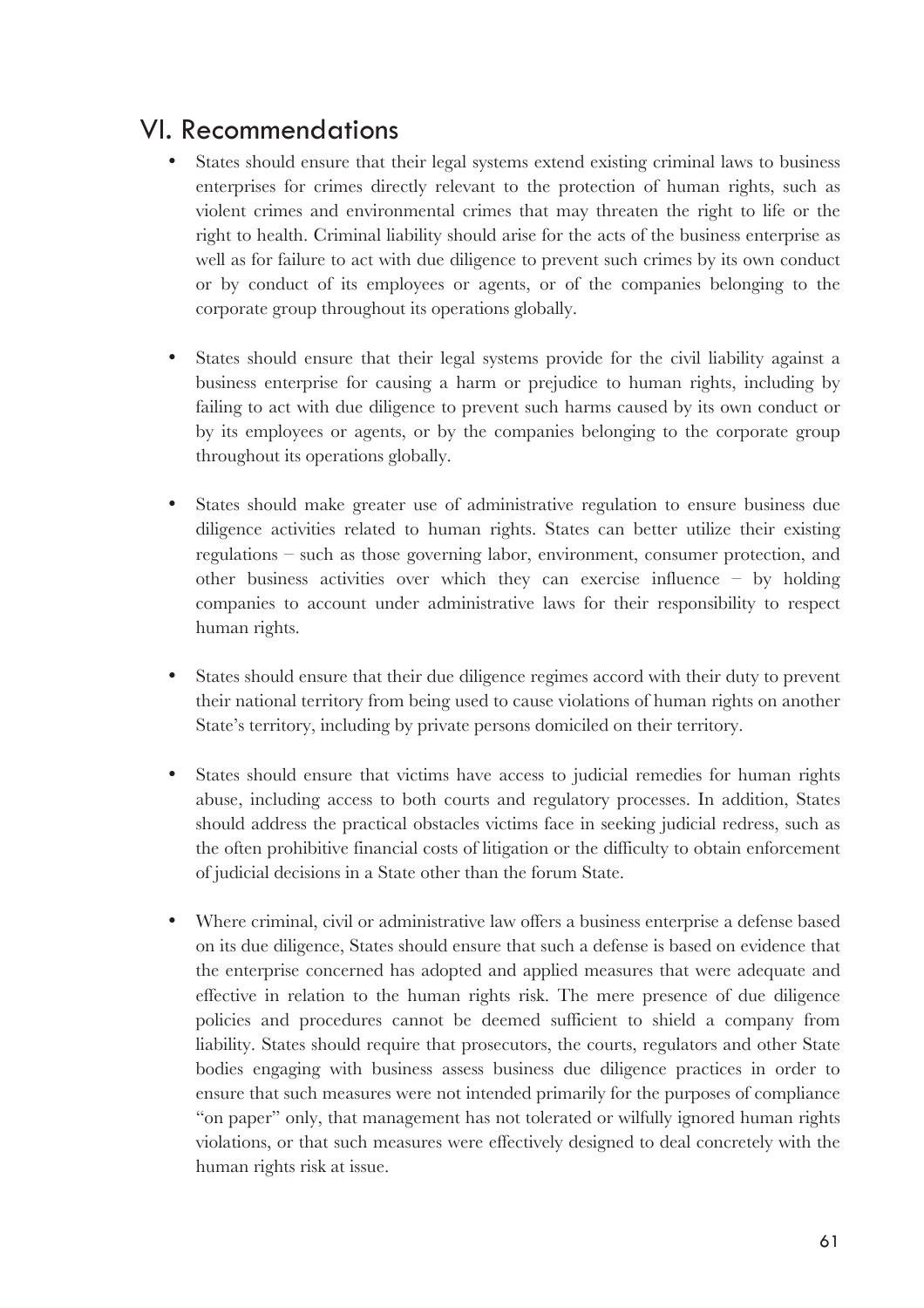## VI. Recommendations

- States should ensure that their legal systems extend existing criminal laws to business enterprises for crimes directly relevant to the protection of human rights, such as violent crimes and environmental crimes that may threaten the right to life or the right to health. Criminal liability should arise for the acts of the business enterprise as well as for failure to act with due diligence to prevent such crimes by its own conduct or by conduct of its employees or agents, or of the companies belonging to the corporate group throughout its operations globally.

- States should ensure that their legal systems provide for the civil liability against a business enterprise for causing a harm or prejudice to human rights, including by failing to act with due diligence to prevent such harms caused by its own conduct or by its employees or agents, or by the companies belonging to the corporate group throughout its operations globally.

- States should make greater use of administrative regulation to ensure business due diligence activities related to human rights. States can better utilize their existing regulations – such as those governing labor, environment, consumer protection, and other business activities over which they can exercise influence – by holding companies to account under administrative laws for their responsibility to respect human rights.

- States should ensure that their due diligence regimes accord with their duty to prevent their national territory from being used to cause violations of human rights on another State's territory, including by private persons domiciled on their territory.

- States should ensure that victims have access to judicial remedies for human rights abuse, including access to both courts and regulatory processes. In addition, States should address the practical obstacles victims face in seeking judicial redress, such as the often prohibitive financial costs of litigation or the difficulty to obtain enforcement of judicial decisions in a State other than the forum State.

- Where criminal, civil or administrative law offers a business enterprise a defense based on its due diligence, States should ensure that such a defense is based on evidence that the enterprise concerned has adopted and applied measures that were adequate and effective in relation to the human rights risk. The mere presence of due diligence policies and procedures cannot be deemed sufficient to shield a company from liability. States should require that prosecutors, the courts, regulators and other State bodies engaging with business assess business due diligence practices in order to ensure that such measures were not intended primarily for the purposes of compliance "on paper" only, that management has not tolerated or wilfully ignored human rights violations, or that such measures were effectively designed to deal concretely with the human rights risk at issue.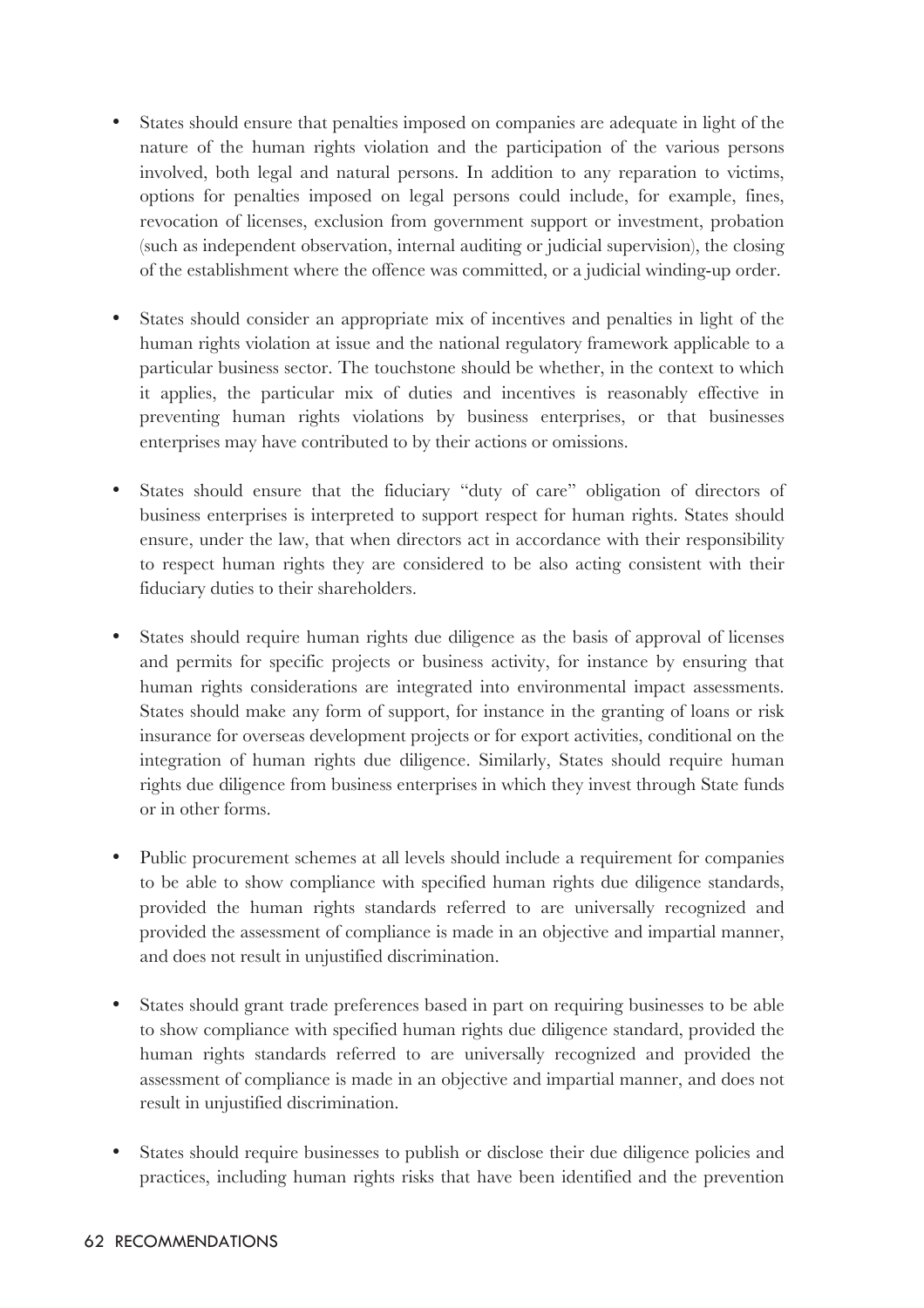- States should ensure that penalties imposed on companies are adequate in light of the nature of the human rights violation and the participation of the various persons involved, both legal and natural persons. In addition to any reparation to victims, options for penalties imposed on legal persons could include, for example, fines, revocation of licenses, exclusion from government support or investment, probation (such as independent observation, internal auditing or judicial supervision), the closing of the establishment where the offence was committed, or a judicial winding-up order.

- States should consider an appropriate mix of incentives and penalties in light of the human rights violation at issue and the national regulatory framework applicable to a particular business sector. The touchstone should be whether, in the context to which it applies, the particular mix of duties and incentives is reasonably effective in preventing human rights violations by business enterprises, or that businesses enterprises may have contributed to by their actions or omissions.

- States should ensure that the fiduciary "duty of care" obligation of directors of business enterprises is interpreted to support respect for human rights. States should ensure, under the law, that when directors act in accordance with their responsibility to respect human rights they are considered to be also acting consistent with their fiduciary duties to their shareholders.

- States should require human rights due diligence as the basis of approval of licenses and permits for specific projects or business activity, for instance by ensuring that human rights considerations are integrated into environmental impact assessments. States should make any form of support, for instance in the granting of loans or risk insurance for overseas development projects or for export activities, conditional on the integration of human rights due diligence. Similarly, States should require human rights due diligence from business enterprises in which they invest through State funds or in other forms.

- Public procurement schemes at all levels should include a requirement for companies to be able to show compliance with specified human rights due diligence standards, provided the human rights standards referred to are universally recognized and provided the assessment of compliance is made in an objective and impartial manner, and does not result in unjustified discrimination.

- States should grant trade preferences based in part on requiring businesses to be able to show compliance with specified human rights due diligence standard, provided the human rights standards referred to are universally recognized and provided the assessment of compliance is made in an objective and impartial manner, and does not result in unjustified discrimination.

- States should require businesses to publish or disclose their due diligence policies and practices, including human rights risks that have been identified and the prevention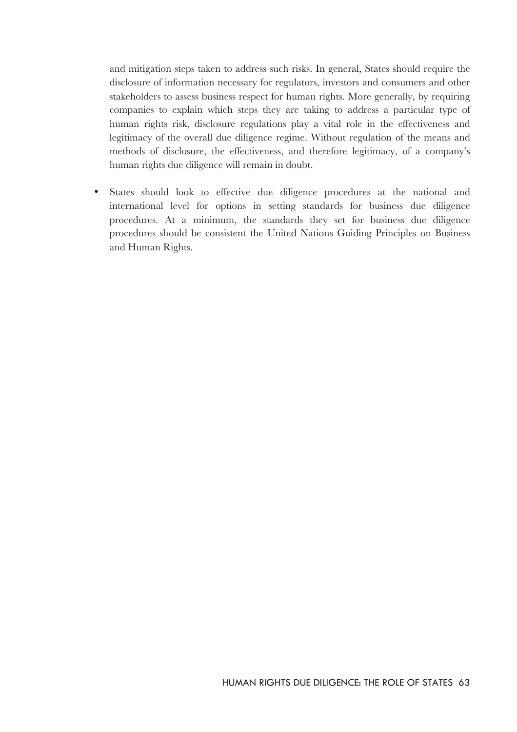and mitigation steps taken to address such risks. In general, States should require the disclosure of information necessary for regulators, investors and consumers and other stakeholders to assess business respect for human rights. More generally, by requiring companies to explain which steps they are taking to address a particular type of human rights risk, disclosure regulations play a vital role in the effectiveness and legitimacy of the overall due diligence regime. Without regulation of the means and methods of disclosure, the effectiveness, and therefore legitimacy, of a company's human rights due diligence will remain in doubt.

- States should look to effective due diligence procedures at the national and international level for options in setting standards for business due diligence procedures. At a minimum, the standards they set for business due diligence procedures should be consistent the United Nations Guiding Principles on Business and Human Rights.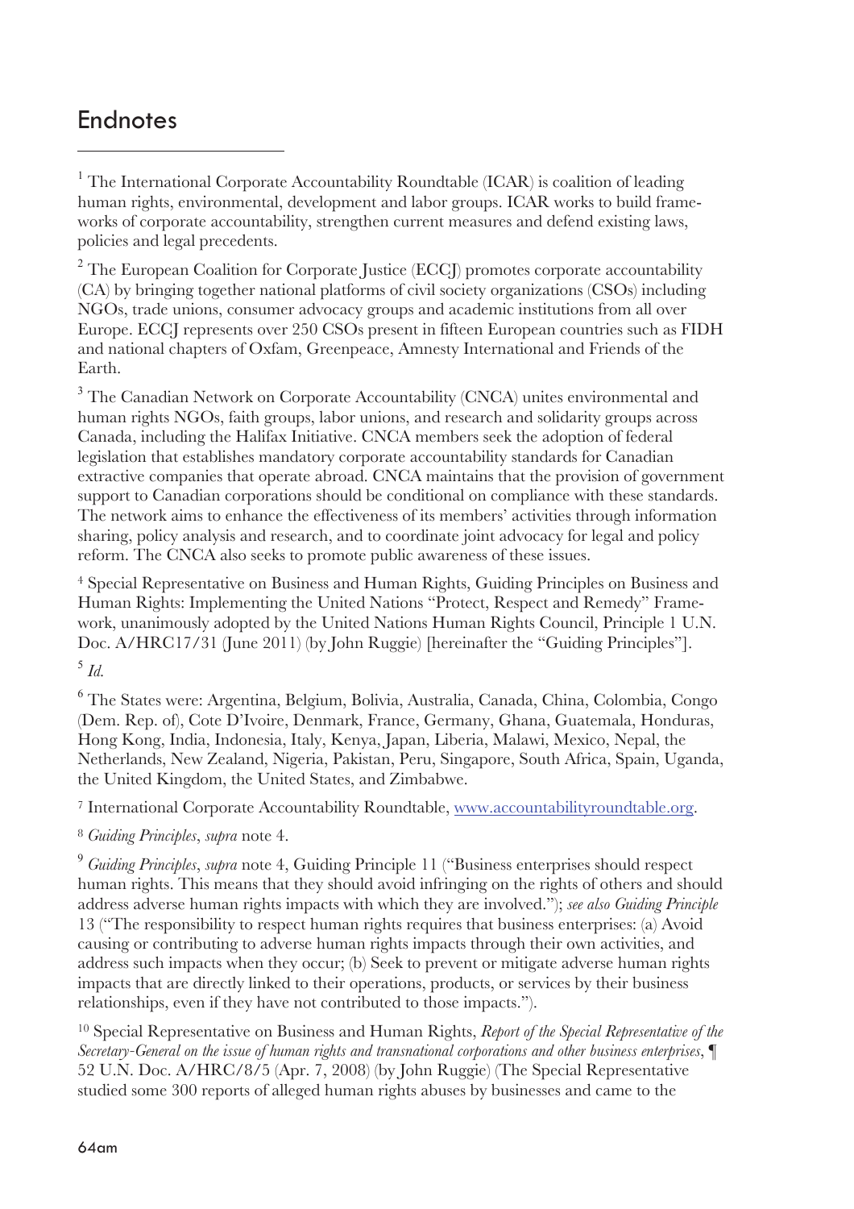## Endnotes

[1] The International Corporate Accountability Roundtable (ICAR) is coalition of leading human rights, environmental, development and labor groups. ICAR works to build frameworks of corporate accountability, strengthen current measures and defend existing laws, policies and legal precedents.

[2] The European Coalition for Corporate Justice (ECCJ) promotes corporate accountability (CA) by bringing together national platforms of civil society organizations (CSOs) including NGOs, trade unions, consumer advocacy groups and academic institutions from all over Europe. ECCJ represents over 250 CSOs present in fifteen European countries such as FIDH and national chapters of Oxfam, Greenpeace, Amnesty International and Friends of the Earth.

[3] The Canadian Network on Corporate Accountability (CNCA) unites environmental and human rights NGOs, faith groups, labor unions, and research and solidarity groups across Canada, including the Halifax Initiative. CNCA members seek the adoption of federal legislation that establishes mandatory corporate accountability standards for Canadian extractive companies that operate abroad. CNCA maintains that the provision of government support to Canadian corporations should be conditional on compliance with these standards. The network aims to enhance the effectiveness of its members' activities through information sharing, policy analysis and research, and to coordinate joint advocacy for legal and policy reform. The CNCA also seeks to promote public awareness of these issues.

[4] Special Representative on Business and Human Rights, Guiding Principles on Business and Human Rights: Implementing the United Nations "Protect, Respect and Remedy" Framework, unanimously adopted by the United Nations Human Rights Council, Principle 1 U.N. Doc. A/HRC17/31 (June 2011) (by John Ruggie) [hereinafter the "Guiding Principles"].

[5] *Id.*

[6] The States were: Argentina, Belgium, Bolivia, Australia, Canada, China, Colombia, Congo (Dem. Rep. of), Cote D'Ivoire, Denmark, France, Germany, Ghana, Guatemala, Honduras, Hong Kong, India, Indonesia, Italy, Kenya, Japan, Liberia, Malawi, Mexico, Nepal, the Netherlands, New Zealand, Nigeria, Pakistan, Peru, Singapore, South Africa, Spain, Uganda, the United Kingdom, the United States, and Zimbabwe.

[7] International Corporate Accountability Roundtable, [www.accountabilityroundtable.org](http://www.accountabilityroundtable.org).

[8] *Guiding Principles*, *supra* note 4.

[9] *Guiding Principles*, *supra* note 4, Guiding Principle 11 ("Business enterprises should respect human rights. This means that they should avoid infringing on the rights of others and should address adverse human rights impacts with which they are involved."); *see also Guiding Principle* 13 ("The responsibility to respect human rights requires that business enterprises: (a) Avoid causing or contributing to adverse human rights impacts through their own activities, and address such impacts when they occur; (b) Seek to prevent or mitigate adverse human rights impacts that are directly linked to their operations, products, or services by their business relationships, even if they have not contributed to those impacts.").

[10] Special Representative on Business and Human Rights, *Report of the Special Representative of the Secretary-General on the issue of human rights and transnational corporations and other business enterprises*, ¶ 52 U.N. Doc. A/HRC/8/5 (Apr. 7, 2008) (by John Ruggie) (The Special Representative studied some 300 reports of alleged human rights abuses by businesses and came to the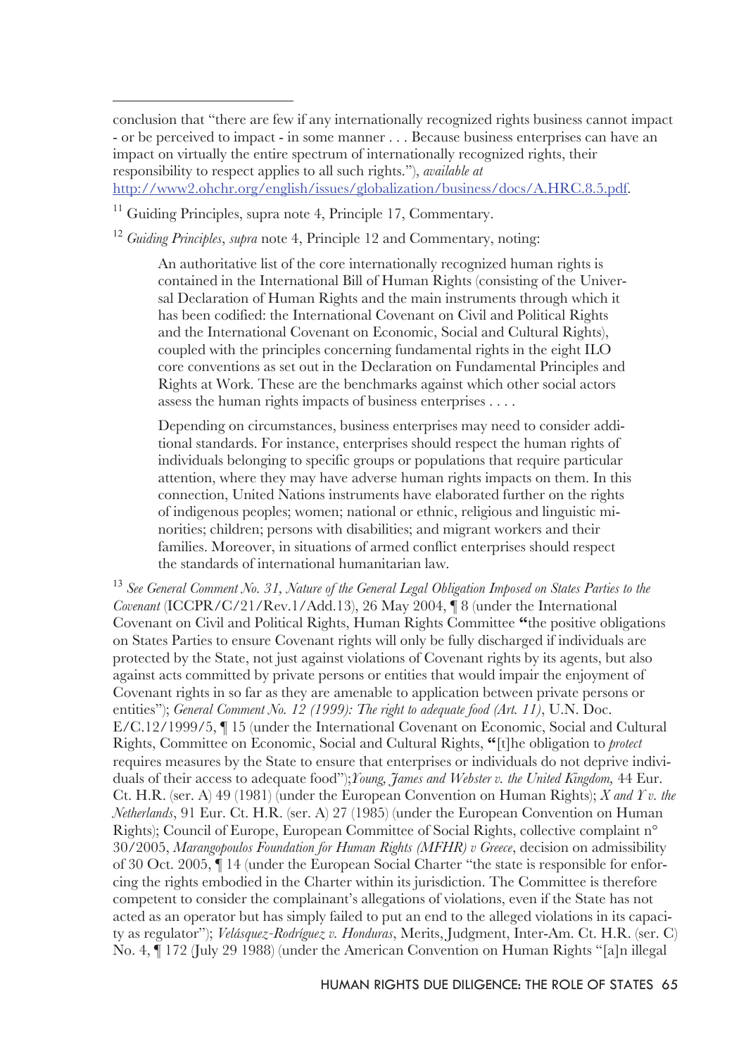conclusion that "there are few if any internationally recognized rights business cannot impact - or be perceived to impact - in some manner . . . Because business enterprises can have an impact on virtually the entire spectrum of internationally recognized rights, their responsibility to respect applies to all such rights."), *available at* http://www2.ohchr.org/english/issues/globalization/business/docs/A.HRC.8.5.pdf.

[11] Guiding Principles, supra note 4, Principle 17, Commentary.

[12] *Guiding Principles*, *supra* note 4, Principle 12 and Commentary, noting:

> An authoritative list of the core internationally recognized human rights is contained in the International Bill of Human Rights (consisting of the Universal Declaration of Human Rights and the main instruments through which it has been codified: the International Covenant on Civil and Political Rights and the International Covenant on Economic, Social and Cultural Rights), coupled with the principles concerning fundamental rights in the eight ILO core conventions as set out in the Declaration on Fundamental Principles and Rights at Work. These are the benchmarks against which other social actors assess the human rights impacts of business enterprises . . . .
>
> Depending on circumstances, business enterprises may need to consider additional standards. For instance, enterprises should respect the human rights of individuals belonging to specific groups or populations that require particular attention, where they may have adverse human rights impacts on them. In this connection, United Nations instruments have elaborated further on the rights of indigenous peoples; women; national or ethnic, religious and linguistic minorities; children; persons with disabilities; and migrant workers and their families. Moreover, in situations of armed conflict enterprises should respect the standards of international humanitarian law.

[13] *See General Comment No. 31, Nature of the General Legal Obligation Imposed on States Parties to the Covenant* (ICCPR/C/21/Rev.1/Add.13), 26 May 2004, ¶ 8 (under the International Covenant on Civil and Political Rights, Human Rights Committee "the positive obligations on States Parties to ensure Covenant rights will only be fully discharged if individuals are protected by the State, not just against violations of Covenant rights by its agents, but also against acts committed by private persons or entities that would impair the enjoyment of Covenant rights in so far as they are amenable to application between private persons or entities"); *General Comment No. 12 (1999): The right to adequate food (Art. 11)*, U.N. Doc. E/C.12/1999/5, ¶ 15 (under the International Covenant on Economic, Social and Cultural Rights, Committee on Economic, Social and Cultural Rights, "[t]he obligation to *protect* requires measures by the State to ensure that enterprises or individuals do not deprive individuals of their access to adequate food");*Young, James and Webster v. the United Kingdom,* 44 Eur. Ct. H.R. (ser. A) 49 (1981) (under the European Convention on Human Rights); *X and Y v. the Netherlands*, 91 Eur. Ct. H.R. (ser. A) 27 (1985) (under the European Convention on Human Rights); Council of Europe, European Committee of Social Rights, collective complaint n° 30/2005, *Marangopoulos Foundation for Human Rights (MFHR) v Greece*, decision on admissibility of 30 Oct. 2005, ¶ 14 (under the European Social Charter "the state is responsible for enforcing the rights embodied in the Charter within its jurisdiction. The Committee is therefore competent to consider the complainant's allegations of violations, even if the State has not acted as an operator but has simply failed to put an end to the alleged violations in its capacity as regulator"); *Velásquez-Rodríguez v. Honduras*, Merits, Judgment, Inter-Am. Ct. H.R. (ser. C) No. 4, ¶ 172 (July 29 1988) (under the American Convention on Human Rights "[a]n illegal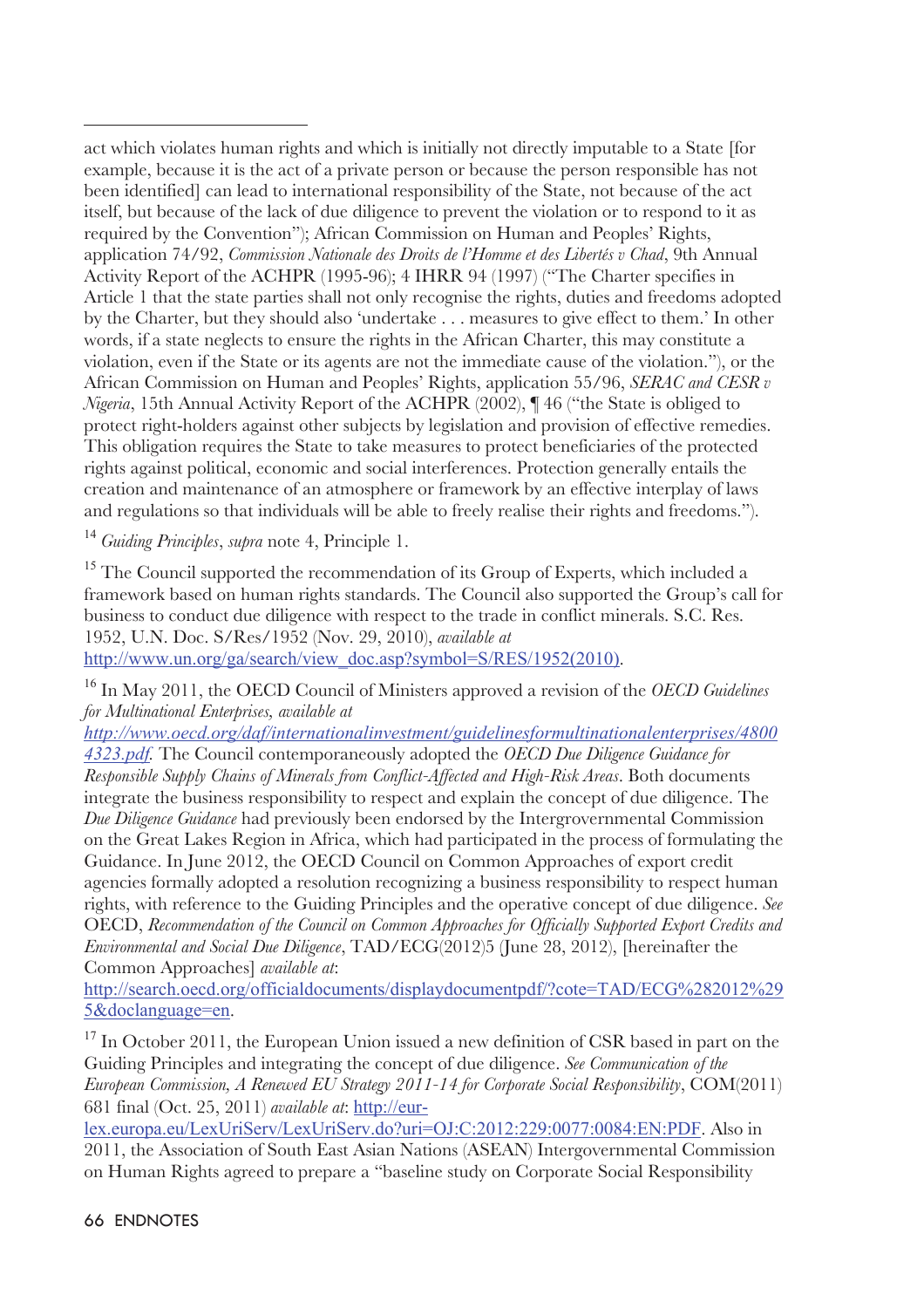act which violates human rights and which is initially not directly imputable to a State [for example, because it is the act of a private person or because the person responsible has not been identified] can lead to international responsibility of the State, not because of the act itself, but because of the lack of due diligence to prevent the violation or to respond to it as required by the Convention"); African Commission on Human and Peoples' Rights, application 74/92, *Commission Nationale des Droits de l'Homme et des Libertés v Chad*, 9th Annual Activity Report of the ACHPR (1995-96); 4 IHRR 94 (1997) ("The Charter specifies in Article 1 that the state parties shall not only recognise the rights, duties and freedoms adopted by the Charter, but they should also 'undertake . . . measures to give effect to them.' In other words, if a state neglects to ensure the rights in the African Charter, this may constitute a violation, even if the State or its agents are not the immediate cause of the violation."), or the African Commission on Human and Peoples' Rights, application 55/96, *SERAC and CESR v Nigeria*, 15th Annual Activity Report of the ACHPR (2002), ¶ 46 ("the State is obliged to protect right-holders against other subjects by legislation and provision of effective remedies. This obligation requires the State to take measures to protect beneficiaries of the protected rights against political, economic and social interferences. Protection generally entails the creation and maintenance of an atmosphere or framework by an effective interplay of laws and regulations so that individuals will be able to freely realise their rights and freedoms.").

[14] *Guiding Principles*, *supra* note 4, Principle 1.

[15] The Council supported the recommendation of its Group of Experts, which included a framework based on human rights standards. The Council also supported the Group's call for business to conduct due diligence with respect to the trade in conflict minerals. S.C. Res. 1952, U.N. Doc. S/Res/1952 (Nov. 29, 2010), *available at* http://www.un.org/ga/search/view_doc.asp?symbol=S/RES/1952(2010).

[16] In May 2011, the OECD Council of Ministers approved a revision of the *OECD Guidelines for Multinational Enterprises, available at http://www.oecd.org/daf/internationalinvestment/guidelinesformultinationalenterprises/48004323.pdf.* The Council contemporaneously adopted the *OECD Due Diligence Guidance for Responsible Supply Chains of Minerals from Conflict-Affected and High-Risk Areas*. Both documents integrate the business responsibility to respect and explain the concept of due diligence. The *Due Diligence Guidance* had previously been endorsed by the Intergrovernmental Commission on the Great Lakes Region in Africa, which had participated in the process of formulating the Guidance. In June 2012, the OECD Council on Common Approaches of export credit agencies formally adopted a resolution recognizing a business responsibility to respect human rights, with reference to the Guiding Principles and the operative concept of due diligence. *See* OECD, *Recommendation of the Council on Common Approaches for Officially Supported Export Credits and Environmental and Social Due Diligence*, TAD/ECG(2012)5 (June 28, 2012), [hereinafter the Common Approaches] *available at*: http://search.oecd.org/officialdocuments/displaydocumentpdf/?cote=TAD/ECG%282012%295&doclanguage=en.

[17] In October 2011, the European Union issued a new definition of CSR based in part on the Guiding Principles and integrating the concept of due diligence. *See Communication of the European Commission, A Renewed EU Strategy 2011-14 for Corporate Social Responsibility*, COM(2011) 681 final (Oct. 25, 2011) *available at*: http://eur-lex.europa.eu/LexUriServ/LexUriServ.do?uri=OJ:C:2012:229:0077:0084:EN:PDF. Also in 2011, the Association of South East Asian Nations (ASEAN) Intergovernmental Commission on Human Rights agreed to prepare a "baseline study on Corporate Social Responsibility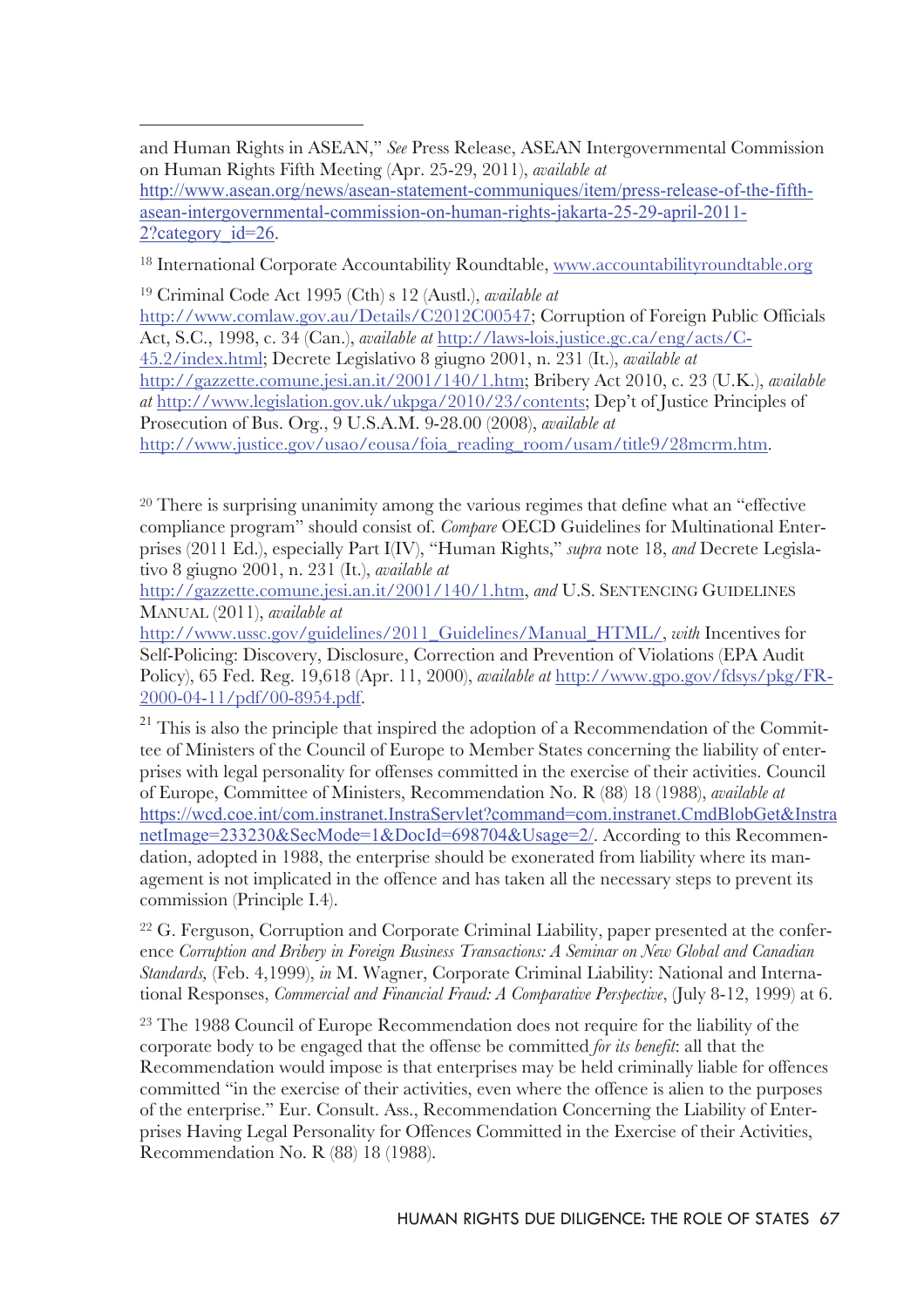and Human Rights in ASEAN," *See* Press Release, ASEAN Intergovernmental Commission on Human Rights Fifth Meeting (Apr. 25-29, 2011), *available at* http://www.asean.org/news/asean-statement-communiques/item/press-release-of-the-fifth-asean-intergovernmental-commission-on-human-rights-jakarta-25-29-april-2011-2?category_id=26.

[18] International Corporate Accountability Roundtable, www.accountabilityroundtable.org

[19] Criminal Code Act 1995 (Cth) s 12 (Austl.), *available at* http://www.comlaw.gov.au/Details/C2012C00547; Corruption of Foreign Public Officials Act, S.C., 1998, c. 34 (Can.), *available at* http://laws-lois.justice.gc.ca/eng/acts/C-45.2/index.html; Decrete Legislativo 8 giugno 2001, n. 231 (It.), *available at* http://gazzette.comune.jesi.an.it/2001/140/1.htm; Bribery Act 2010, c. 23 (U.K.), *available at* http://www.legislation.gov.uk/ukpga/2010/23/contents; Dep't of Justice Principles of Prosecution of Bus. Org., 9 U.S.A.M. 9-28.00 (2008), *available at* http://www.justice.gov/usao/eousa/foia_reading_room/usam/title9/28mcrm.htm.

[20] There is surprising unanimity among the various regimes that define what an "effective compliance program" should consist of. *Compare* OECD Guidelines for Multinational Enterprises (2011 Ed.), especially Part I(IV), "Human Rights," *supra* note 18, *and* Decrete Legislativo 8 giugno 2001, n. 231 (It.), *available at* http://gazzette.comune.jesi.an.it/2001/140/1.htm, *and* U.S. SENTENCING GUIDELINES MANUAL (2011), *available at* http://www.ussc.gov/guidelines/2011_Guidelines/Manual_HTML/, *with* Incentives for Self-Policing: Discovery, Disclosure, Correction and Prevention of Violations (EPA Audit Policy), 65 Fed. Reg. 19,618 (Apr. 11, 2000), *available at* http://www.gpo.gov/fdsys/pkg/FR-2000-04-11/pdf/00-8954.pdf.

[21] This is also the principle that inspired the adoption of a Recommendation of the Committee of Ministers of the Council of Europe to Member States concerning the liability of enterprises with legal personality for offenses committed in the exercise of their activities. Council of Europe, Committee of Ministers, Recommendation No. R (88) 18 (1988), *available at* https://wcd.coe.int/com.instranet.InstraServlet?command=com.instranet.CmdBlobGet&InstranetImage=233230&SecMode=1&DocId=698704&Usage=2/. According to this Recommendation, adopted in 1988, the enterprise should be exonerated from liability where its management is not implicated in the offence and has taken all the necessary steps to prevent its commission (Principle I.4).

[22] G. Ferguson, Corruption and Corporate Criminal Liability, paper presented at the conference *Corruption and Bribery in Foreign Business Transactions: A Seminar on New Global and Canadian Standards,* (Feb. 4,1999), *in* M. Wagner, Corporate Criminal Liability: National and International Responses, *Commercial and Financial Fraud: A Comparative Perspective*, (July 8-12, 1999) at 6.

[23] The 1988 Council of Europe Recommendation does not require for the liability of the corporate body to be engaged that the offense be committed *for its benefit*: all that the Recommendation would impose is that enterprises may be held criminally liable for offences committed "in the exercise of their activities, even where the offence is alien to the purposes of the enterprise." Eur. Consult. Ass., Recommendation Concerning the Liability of Enterprises Having Legal Personality for Offences Committed in the Exercise of their Activities, Recommendation No. R (88) 18 (1988).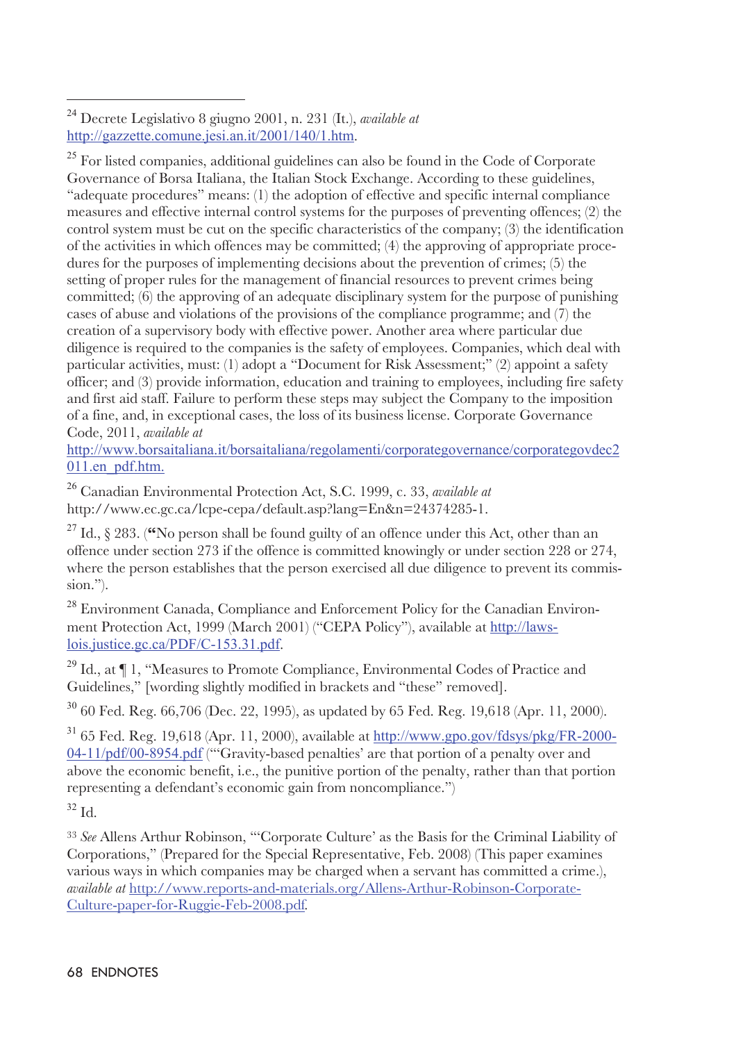[24] Decrete Legislativo 8 giugno 2001, n. 231 (It.), *available at* http://gazzette.comune.jesi.an.it/2001/140/1.htm.

[25] For listed companies, additional guidelines can also be found in the Code of Corporate Governance of Borsa Italiana, the Italian Stock Exchange. According to these guidelines, "adequate procedures" means: (1) the adoption of effective and specific internal compliance measures and effective internal control systems for the purposes of preventing offences; (2) the control system must be cut on the specific characteristics of the company; (3) the identification of the activities in which offences may be committed; (4) the approving of appropriate procedures for the purposes of implementing decisions about the prevention of crimes; (5) the setting of proper rules for the management of financial resources to prevent crimes being committed; (6) the approving of an adequate disciplinary system for the purpose of punishing cases of abuse and violations of the provisions of the compliance programme; and (7) the creation of a supervisory body with effective power. Another area where particular due diligence is required to the companies is the safety of employees. Companies, which deal with particular activities, must: (1) adopt a "Document for Risk Assessment;" (2) appoint a safety officer; and (3) provide information, education and training to employees, including fire safety and first aid staff. Failure to perform these steps may subject the Company to the imposition of a fine, and, in exceptional cases, the loss of its business license. Corporate Governance Code, 2011, *available at* http://www.borsaitaliana.it/borsaitaliana/regolamenti/corporategovernance/corporategovdec2011.en_pdf.htm.

[26] Canadian Environmental Protection Act, S.C. 1999, c. 33, *available at* http://www.ec.gc.ca/lcpe-cepa/default.asp?lang=En&n=24374285-1.

[27] Id., § 283. (**"**No person shall be found guilty of an offence under this Act, other than an offence under section 273 if the offence is committed knowingly or under section 228 or 274, where the person establishes that the person exercised all due diligence to prevent its commission.").

[28] Environment Canada, Compliance and Enforcement Policy for the Canadian Environment Protection Act, 1999 (March 2001) ("CEPA Policy"), available at http://laws-lois.justice.gc.ca/PDF/C-153.31.pdf.

[29] Id., at ¶ 1, "Measures to Promote Compliance, Environmental Codes of Practice and Guidelines," [wording slightly modified in brackets and "these" removed].

[30] 60 Fed. Reg. 66,706 (Dec. 22, 1995), as updated by 65 Fed. Reg. 19,618 (Apr. 11, 2000).

[31] 65 Fed. Reg. 19,618 (Apr. 11, 2000), available at http://www.gpo.gov/fdsys/pkg/FR-2000-04-11/pdf/00-8954.pdf ("'Gravity-based penalties' are that portion of a penalty over and above the economic benefit, i.e., the punitive portion of the penalty, rather than that portion representing a defendant's economic gain from noncompliance.")

[32] Id.

[33] *See* Allens Arthur Robinson, "'Corporate Culture' as the Basis for the Criminal Liability of Corporations," (Prepared for the Special Representative, Feb. 2008) (This paper examines various ways in which companies may be charged when a servant has committed a crime.), *available at* http://www.reports-and-materials.org/Allens-Arthur-Robinson-Corporate-Culture-paper-for-Ruggie-Feb-2008.pdf.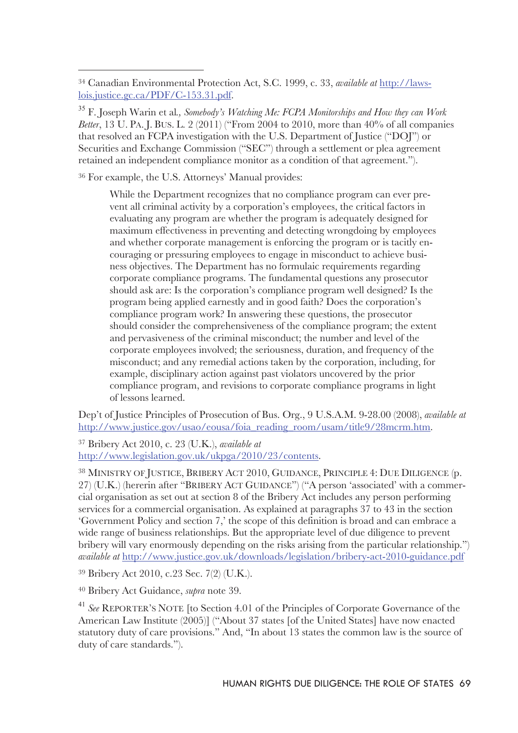[34] Canadian Environmental Protection Act, S.C. 1999, c. 33, *available at* http://laws-lois.justice.gc.ca/PDF/C-153.31.pdf.

[35] F. Joseph Warin et al., *Somebody's Watching Me: FCPA Monitorships and How they can Work Better*, 13 U. PA. J. BUS. L. 2 (2011) ("From 2004 to 2010, more than 40% of all companies that resolved an FCPA investigation with the U.S. Department of Justice ("DOJ") or Securities and Exchange Commission ("SEC") through a settlement or plea agreement retained an independent compliance monitor as a condition of that agreement.").

[36] For example, the U.S. Attorneys' Manual provides:

> While the Department recognizes that no compliance program can ever prevent all criminal activity by a corporation's employees, the critical factors in evaluating any program are whether the program is adequately designed for maximum effectiveness in preventing and detecting wrongdoing by employees and whether corporate management is enforcing the program or is tacitly encouraging or pressuring employees to engage in misconduct to achieve business objectives. The Department has no formulaic requirements regarding corporate compliance programs. The fundamental questions any prosecutor should ask are: Is the corporation's compliance program well designed? Is the program being applied earnestly and in good faith? Does the corporation's compliance program work? In answering these questions, the prosecutor should consider the comprehensiveness of the compliance program; the extent and pervasiveness of the criminal misconduct; the number and level of the corporate employees involved; the seriousness, duration, and frequency of the misconduct; and any remedial actions taken by the corporation, including, for example, disciplinary action against past violators uncovered by the prior compliance program, and revisions to corporate compliance programs in light of lessons learned.

Dep't of Justice Principles of Prosecution of Bus. Org., 9 U.S.A.M. 9-28.00 (2008), *available at* http://www.justice.gov/usao/eousa/foia_reading_room/usam/title9/28mcrm.htm.

[37] Bribery Act 2010, c. 23 (U.K.), *available at* http://www.legislation.gov.uk/ukpga/2010/23/contents.

[38] MINISTRY OF JUSTICE, BRIBERY ACT 2010, GUIDANCE, PRINCIPLE 4: DUE DILIGENCE (p. 27) (U.K.) (hererin after "BRIBERY ACT GUIDANCE") ("A person 'associated' with a commercial organisation as set out at section 8 of the Bribery Act includes any person performing services for a commercial organisation. As explained at paragraphs 37 to 43 in the section 'Government Policy and section 7,' the scope of this definition is broad and can embrace a wide range of business relationships. But the appropriate level of due diligence to prevent bribery will vary enormously depending on the risks arising from the particular relationship.") *available at* http://www.justice.gov.uk/downloads/legislation/bribery-act-2010-guidance.pdf

[39] Bribery Act 2010, c.23 Sec. 7(2) (U.K.).

[40] Bribery Act Guidance, *supra* note 39.

[41] *See* REPORTER'S NOTE [to Section 4.01 of the Principles of Corporate Governance of the American Law Institute (2005)] ("About 37 states [of the United States] have now enacted statutory duty of care provisions." And, "In about 13 states the common law is the source of duty of care standards.").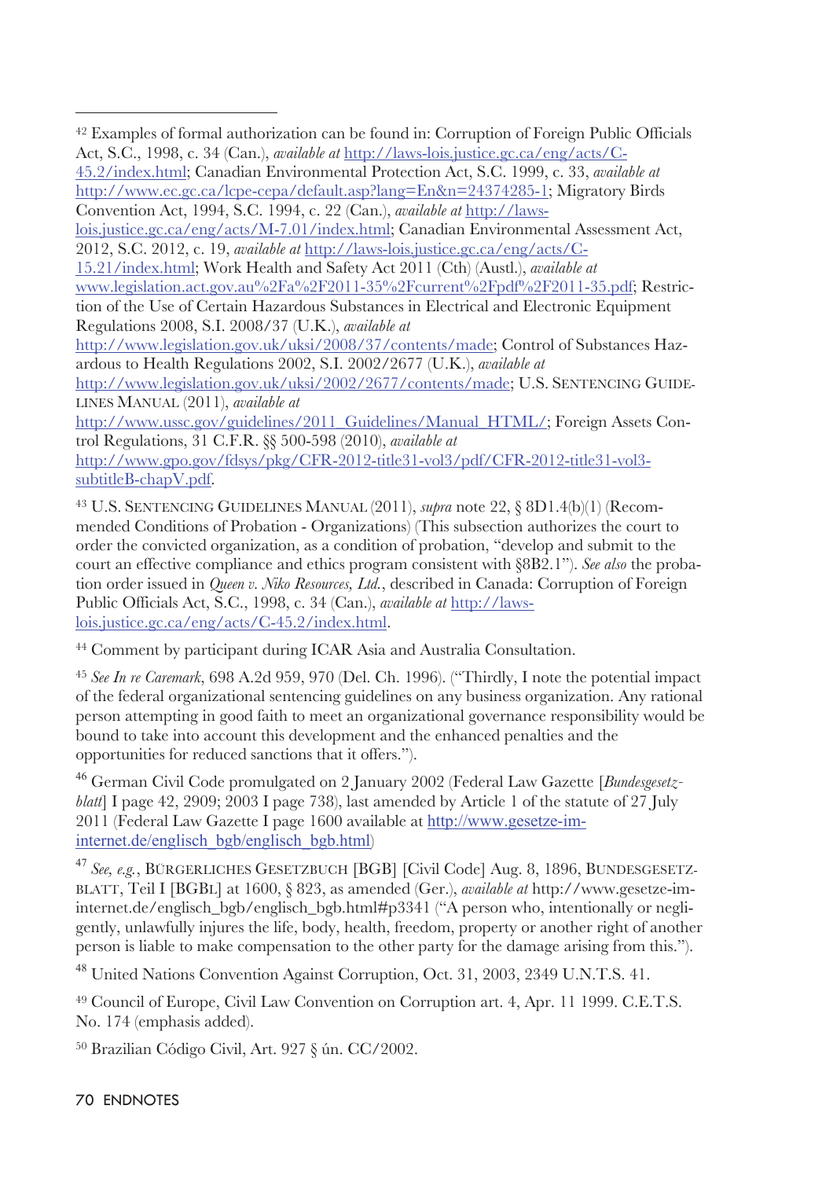[42] Examples of formal authorization can be found in: Corruption of Foreign Public Officials Act, S.C., 1998, c. 34 (Can.), *available at* http://laws-lois.justice.gc.ca/eng/acts/C-45.2/index.html; Canadian Environmental Protection Act, S.C. 1999, c. 33, *available at* http://www.ec.gc.ca/lcpe-cepa/default.asp?lang=En&n=24374285-1; Migratory Birds Convention Act, 1994, S.C. 1994, c. 22 (Can.), *available at* http://laws-lois.justice.gc.ca/eng/acts/M-7.01/index.html; Canadian Environmental Assessment Act, 2012, S.C. 2012, c. 19, *available at* http://laws-lois.justice.gc.ca/eng/acts/C-15.21/index.html; Work Health and Safety Act 2011 (Cth) (Austl.), *available at* www.legislation.act.gov.au%2Fa%2F2011-35%2Fcurrent%2Fpdf%2F2011-35.pdf; Restriction of the Use of Certain Hazardous Substances in Electrical and Electronic Equipment Regulations 2008, S.I. 2008/37 (U.K.), *available at* http://www.legislation.gov.uk/uksi/2008/37/contents/made; Control of Substances Hazardous to Health Regulations 2002, S.I. 2002/2677 (U.K.), *available at* http://www.legislation.gov.uk/uksi/2002/2677/contents/made; U.S. SENTENCING GUIDELINES MANUAL (2011), *available at* http://www.ussc.gov/guidelines/2011_Guidelines/Manual_HTML/; Foreign Assets Control Regulations, 31 C.F.R. §§ 500-598 (2010), *available at* http://www.gpo.gov/fdsys/pkg/CFR-2012-title31-vol3/pdf/CFR-2012-title31-vol3-subtitleB-chapV.pdf.

[43] U.S. SENTENCING GUIDELINES MANUAL (2011), *supra* note 22, § 8D1.4(b)(1) (Recommended Conditions of Probation - Organizations) (This subsection authorizes the court to order the convicted organization, as a condition of probation, "develop and submit to the court an effective compliance and ethics program consistent with §8B2.1"). *See also* the probation order issued in *Queen v. Niko Resources, Ltd.*, described in Canada: Corruption of Foreign Public Officials Act, S.C., 1998, c. 34 (Can.), *available at* http://laws-lois.justice.gc.ca/eng/acts/C-45.2/index.html.

[44] Comment by participant during ICAR Asia and Australia Consultation.

[45] *See In re Caremark*, 698 A.2d 959, 970 (Del. Ch. 1996). ("Thirdly, I note the potential impact of the federal organizational sentencing guidelines on any business organization. Any rational person attempting in good faith to meet an organizational governance responsibility would be bound to take into account this development and the enhanced penalties and the opportunities for reduced sanctions that it offers.").

[46] German Civil Code promulgated on 2 January 2002 (Federal Law Gazette [*Bundesgesetzblatt*] I page 42, 2909; 2003 I page 738), last amended by Article 1 of the statute of 27 July 2011 (Federal Law Gazette I page 1600 available at http://www.gesetze-im-internet.de/englisch_bgb/englisch_bgb.html)

[47] *See, e.g.*, BÜRGERLICHES GESETZBUCH [BGB] [Civil Code] Aug. 8, 1896, BUNDESGESETZBLATT, Teil I [BGBL] at 1600, § 823, as amended (Ger.), *available at* http://www.gesetze-im-internet.de/englisch_bgb/englisch_bgb.html#p3341 ("A person who, intentionally or negligently, unlawfully injures the life, body, health, freedom, property or another right of another person is liable to make compensation to the other party for the damage arising from this.").

[48] United Nations Convention Against Corruption, Oct. 31, 2003, 2349 U.N.T.S. 41.

[49] Council of Europe, Civil Law Convention on Corruption art. 4, Apr. 11 1999. C.E.T.S. No. 174 (emphasis added).

[50] Brazilian Código Civil, Art. 927 § ún. CC/2002.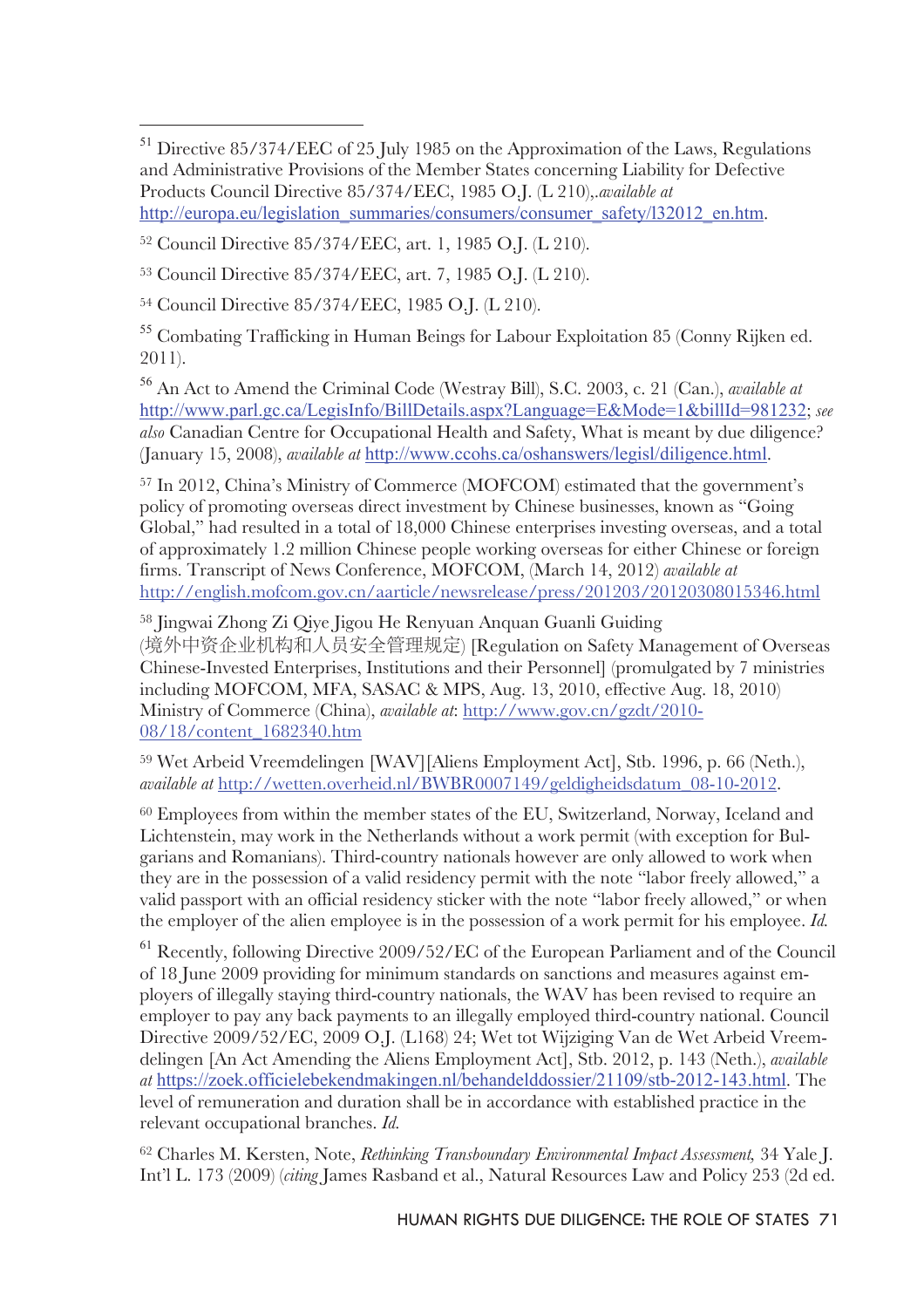[51] Directive 85/374/EEC of 25 July 1985 on the Approximation of the Laws, Regulations and Administrative Provisions of the Member States concerning Liability for Defective Products Council Directive 85/374/EEC, 1985 O.J. (L 210),.*available at* http://europa.eu/legislation_summaries/consumers/consumer_safety/l32012_en.htm.

[52] Council Directive 85/374/EEC, art. 1, 1985 O.J. (L 210).

[53] Council Directive 85/374/EEC, art. 7, 1985 O.J. (L 210).

[54] Council Directive 85/374/EEC, 1985 O.J. (L 210).

[55] Combating Trafficking in Human Beings for Labour Exploitation 85 (Conny Rijken ed. 2011).

[56] An Act to Amend the Criminal Code (Westray Bill), S.C. 2003, c. 21 (Can.), *available at* http://www.parl.gc.ca/LegisInfo/BillDetails.aspx?Language=E&Mode=1&billId=981232; *see also* Canadian Centre for Occupational Health and Safety, What is meant by due diligence? (January 15, 2008), *available at* http://www.ccohs.ca/oshanswers/legisl/diligence.html.

[57] In 2012, China's Ministry of Commerce (MOFCOM) estimated that the government's policy of promoting overseas direct investment by Chinese businesses, known as "Going Global," had resulted in a total of 18,000 Chinese enterprises investing overseas, and a total of approximately 1.2 million Chinese people working overseas for either Chinese or foreign firms. Transcript of News Conference, MOFCOM, (March 14, 2012) *available at* http://english.mofcom.gov.cn/aarticle/newsrelease/press/201203/20120308015346.html

[58] Jingwai Zhong Zi Qiye Jigou He Renyuan Anquan Guanli Guiding (境外中资企业机构和人员安全管理规定) [Regulation on Safety Management of Overseas Chinese-Invested Enterprises, Institutions and their Personnel] (promulgated by 7 ministries including MOFCOM, MFA, SASAC & MPS, Aug. 13, 2010, effective Aug. 18, 2010) Ministry of Commerce (China), *available at*: http://www.gov.cn/gzdt/2010-08/18/content_1682340.htm

[59] Wet Arbeid Vreemdelingen [WAV][Aliens Employment Act], Stb. 1996, p. 66 (Neth.), *available at* http://wetten.overheid.nl/BWBR0007149/geldigheidsdatum_08-10-2012.

[60] Employees from within the member states of the EU, Switzerland, Norway, Iceland and Lichtenstein, may work in the Netherlands without a work permit (with exception for Bulgarians and Romanians). Third-country nationals however are only allowed to work when they are in the possession of a valid residency permit with the note "labor freely allowed," a valid passport with an official residency sticker with the note "labor freely allowed," or when the employer of the alien employee is in the possession of a work permit for his employee. *Id.*

[61] Recently, following Directive 2009/52/EC of the European Parliament and of the Council of 18 June 2009 providing for minimum standards on sanctions and measures against employers of illegally staying third-country nationals, the WAV has been revised to require an employer to pay any back payments to an illegally employed third-country national. Council Directive 2009/52/EC, 2009 O.J. (L168) 24; Wet tot Wijziging Van de Wet Arbeid Vreemdelingen [An Act Amending the Aliens Employment Act], Stb. 2012, p. 143 (Neth.), *available at* https://zoek.officielebekendmakingen.nl/behandelddossier/21109/stb-2012-143.html. The level of remuneration and duration shall be in accordance with established practice in the relevant occupational branches. *Id.*

[62] Charles M. Kersten, Note, *Rethinking Transboundary Environmental Impact Assessment,* 34 Yale J. Int'l L. 173 (2009) (*citing* James Rasband et al., Natural Resources Law and Policy 253 (2d ed.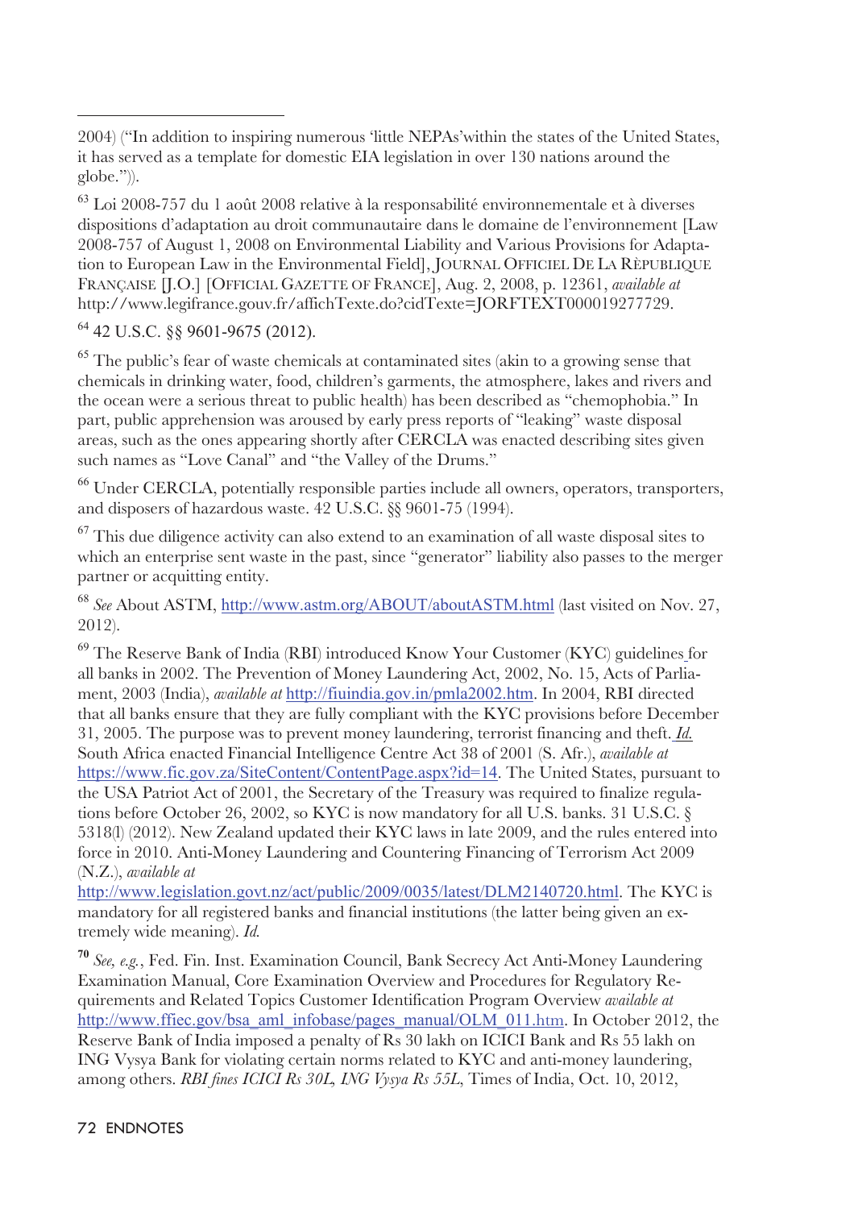2004) ("In addition to inspiring numerous 'little NEPAs'within the states of the United States, it has served as a template for domestic EIA legislation in over 130 nations around the globe.")).

[63] Loi 2008-757 du 1 août 2008 relative à la responsabilité environnementale et à diverses dispositions d'adaptation au droit communautaire dans le domaine de l'environnement [Law 2008-757 of August 1, 2008 on Environmental Liability and Various Provisions for Adaptation to European Law in the Environmental Field], JOURNAL OFFICIEL DE LA RÈPUBLIQUE FRANÇAISE [J.O.] [OFFICIAL GAZETTE OF FRANCE], Aug. 2, 2008, p. 12361, *available at* http://www.legifrance.gouv.fr/affichTexte.do?cidTexte=JORFTEXT000019277729.

[64] 42 U.S.C. §§ 9601-9675 (2012).

[65] The public's fear of waste chemicals at contaminated sites (akin to a growing sense that chemicals in drinking water, food, children's garments, the atmosphere, lakes and rivers and the ocean were a serious threat to public health) has been described as "chemophobia." In part, public apprehension was aroused by early press reports of "leaking" waste disposal areas, such as the ones appearing shortly after CERCLA was enacted describing sites given such names as "Love Canal" and "the Valley of the Drums."

[66] Under CERCLA, potentially responsible parties include all owners, operators, transporters, and disposers of hazardous waste. 42 U.S.C. §§ 9601-75 (1994).

[67] This due diligence activity can also extend to an examination of all waste disposal sites to which an enterprise sent waste in the past, since "generator" liability also passes to the merger partner or acquitting entity.

[68] *See* About ASTM, http://www.astm.org/ABOUT/aboutASTM.html (last visited on Nov. 27, 2012).

[69] The Reserve Bank of India (RBI) introduced Know Your Customer (KYC) guidelines for all banks in 2002. The Prevention of Money Laundering Act, 2002, No. 15, Acts of Parliament, 2003 (India), *available at* http://fiuindia.gov.in/pmla2002.htm. In 2004, RBI directed that all banks ensure that they are fully compliant with the KYC provisions before December 31, 2005. The purpose was to prevent money laundering, terrorist financing and theft. *Id.* South Africa enacted Financial Intelligence Centre Act 38 of 2001 (S. Afr.), *available at* https://www.fic.gov.za/SiteContent/ContentPage.aspx?id=14. The United States, pursuant to the USA Patriot Act of 2001, the Secretary of the Treasury was required to finalize regulations before October 26, 2002, so KYC is now mandatory for all U.S. banks. 31 U.S.C. § 5318(l) (2012). New Zealand updated their KYC laws in late 2009, and the rules entered into force in 2010. Anti-Money Laundering and Countering Financing of Terrorism Act 2009 (N.Z.), *available at* http://www.legislation.govt.nz/act/public/2009/0035/latest/DLM2140720.html. The KYC is mandatory for all registered banks and financial institutions (the latter being given an extremely wide meaning). *Id.*

[70] *See, e.g.*, Fed. Fin. Inst. Examination Council, Bank Secrecy Act Anti-Money Laundering Examination Manual, Core Examination Overview and Procedures for Regulatory Requirements and Related Topics Customer Identification Program Overview *available at* http://www.ffiec.gov/bsa_aml_infobase/pages_manual/OLM_011.htm. In October 2012, the Reserve Bank of India imposed a penalty of Rs 30 lakh on ICICI Bank and Rs 55 lakh on ING Vysya Bank for violating certain norms related to KYC and anti-money laundering, among others. *RBI fines ICICI Rs 30L, ING Vysya Rs 55L*, Times of India, Oct. 10, 2012,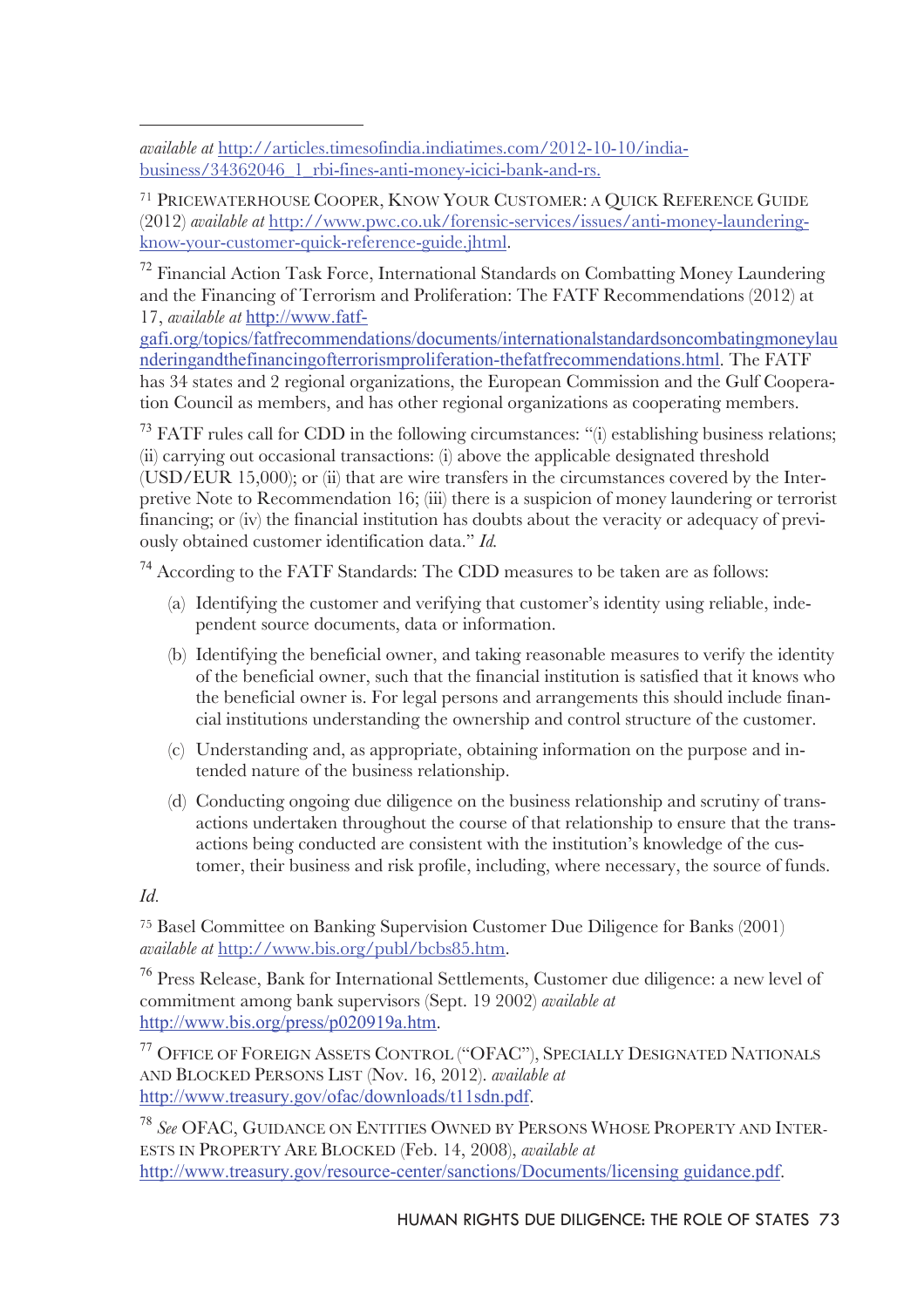*available at* http://articles.timesofindia.indiatimes.com/2012-10-10/india-business/34362046_1_rbi-fines-anti-money-icici-bank-and-rs.

[71] PRICEWATERHOUSE COOPER, KNOW YOUR CUSTOMER: A QUICK REFERENCE GUIDE (2012) *available at* http://www.pwc.co.uk/forensic-services/issues/anti-money-laundering-know-your-customer-quick-reference-guide.jhtml.

[72] Financial Action Task Force, International Standards on Combatting Money Laundering and the Financing of Terrorism and Proliferation: The FATF Recommendations (2012) at 17, *available at* http://www.fatf-gafi.org/topics/fatfrecommendations/documents/internationalstandardsoncombatingmoneylaunderingandthefinancingofterrorismproliferation-thefatfrecommendations.html. The FATF has 34 states and 2 regional organizations, the European Commission and the Gulf Cooperation Council as members, and has other regional organizations as cooperating members.

[73] FATF rules call for CDD in the following circumstances: "(i) establishing business relations; (ii) carrying out occasional transactions: (i) above the applicable designated threshold (USD/EUR 15,000); or (ii) that are wire transfers in the circumstances covered by the Interpretive Note to Recommendation 16; (iii) there is a suspicion of money laundering or terrorist financing; or (iv) the financial institution has doubts about the veracity or adequacy of previously obtained customer identification data." *Id.*

[74] According to the FATF Standards: The CDD measures to be taken are as follows:

(a) Identifying the customer and verifying that customer's identity using reliable, independent source documents, data or information.

(b) Identifying the beneficial owner, and taking reasonable measures to verify the identity of the beneficial owner, such that the financial institution is satisfied that it knows who the beneficial owner is. For legal persons and arrangements this should include financial institutions understanding the ownership and control structure of the customer.

(c) Understanding and, as appropriate, obtaining information on the purpose and intended nature of the business relationship.

(d) Conducting ongoing due diligence on the business relationship and scrutiny of transactions undertaken throughout the course of that relationship to ensure that the transactions being conducted are consistent with the institution's knowledge of the customer, their business and risk profile, including, where necessary, the source of funds.

*Id.*

[75] Basel Committee on Banking Supervision Customer Due Diligence for Banks (2001) *available at* http://www.bis.org/publ/bcbs85.htm.

[76] Press Release, Bank for International Settlements, Customer due diligence: a new level of commitment among bank supervisors (Sept. 19 2002) *available at* http://www.bis.org/press/p020919a.htm.

[77] OFFICE OF FOREIGN ASSETS CONTROL ("OFAC"), SPECIALLY DESIGNATED NATIONALS AND BLOCKED PERSONS LIST (Nov. 16, 2012). *available at* http://www.treasury.gov/ofac/downloads/t11sdn.pdf.

[78] *See* OFAC, GUIDANCE ON ENTITIES OWNED BY PERSONS WHOSE PROPERTY AND INTERESTS IN PROPERTY ARE BLOCKED (Feb. 14, 2008), *available at* http://www.treasury.gov/resource-center/sanctions/Documents/licensing guidance.pdf.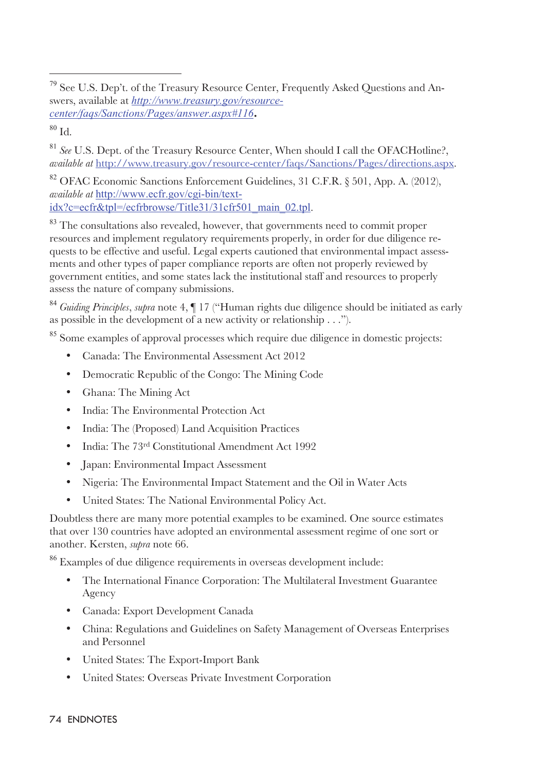[79] See U.S. Dep't. of the Treasury Resource Center, Frequently Asked Questions and Answers, available at *http://www.treasury.gov/resource-center/faqs/Sanctions/Pages/answer.aspx#116*.

[80] Id.

[81] *See* U.S. Dept. of the Treasury Resource Center, When should I call the OFACHotline?, *available at* http://www.treasury.gov/resource-center/faqs/Sanctions/Pages/directions.aspx.

[82] OFAC Economic Sanctions Enforcement Guidelines, 31 C.F.R. § 501, App. A. (2012), *available at* http://www.ecfr.gov/cgi-bin/text-idx?c=ecfr&tpl=/ecfrbrowse/Title31/31cfr501_main_02.tpl.

[83] The consultations also revealed, however, that governments need to commit proper resources and implement regulatory requirements properly, in order for due diligence requests to be effective and useful. Legal experts cautioned that environmental impact assessments and other types of paper compliance reports are often not properly reviewed by government entities, and some states lack the institutional staff and resources to properly assess the nature of company submissions.

[84] *Guiding Principles*, *supra* note 4, ¶ 17 ("Human rights due diligence should be initiated as early as possible in the development of a new activity or relationship . . .").

[85] Some examples of approval processes which require due diligence in domestic projects:

- Canada: The Environmental Assessment Act 2012
- Democratic Republic of the Congo: The Mining Code
- Ghana: The Mining Act
- India: The Environmental Protection Act
- India: The (Proposed) Land Acquisition Practices
- India: The 73rd Constitutional Amendment Act 1992
- Japan: Environmental Impact Assessment
- Nigeria: The Environmental Impact Statement and the Oil in Water Acts
- United States: The National Environmental Policy Act.

Doubtless there are many more potential examples to be examined. One source estimates that over 130 countries have adopted an environmental assessment regime of one sort or another. Kersten, *supra* note 66.

[86] Examples of due diligence requirements in overseas development include:

- The International Finance Corporation: The Multilateral Investment Guarantee Agency
- Canada: Export Development Canada
- China: Regulations and Guidelines on Safety Management of Overseas Enterprises and Personnel
- United States: The Export-Import Bank
- United States: Overseas Private Investment Corporation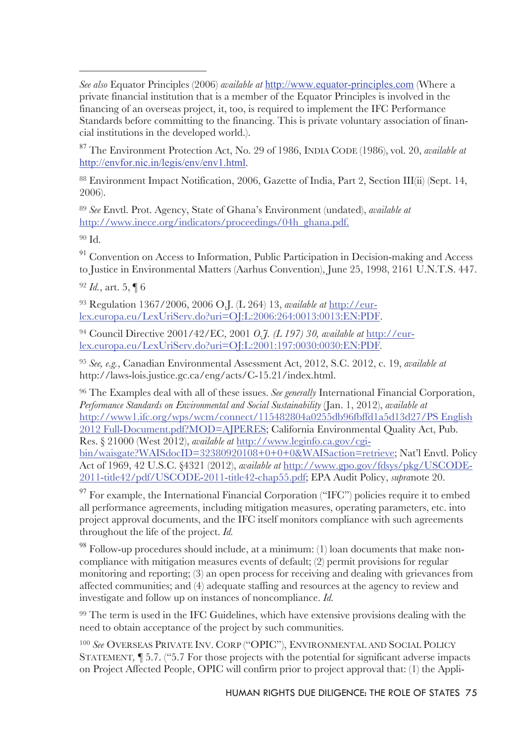*See also* Equator Principles (2006) *available at* http://www.equator-principles.com (Where a private financial institution that is a member of the Equator Principles is involved in the financing of an overseas project, it, too, is required to implement the IFC Performance Standards before committing to the financing. This is private voluntary association of financial institutions in the developed world.).

[87] The Environment Protection Act, No. 29 of 1986, INDIA CODE (1986), vol. 20, *available at* http://envfor.nic.in/legis/env/env1.html.

[88] Environment Impact Notification, 2006, Gazette of India, Part 2, Section III(ii) (Sept. 14, 2006).

[89] *See* Envtl. Prot. Agency, State of Ghana's Environment (undated), *available at* http://www.inece.org/indicators/proceedings/04h_ghana.pdf.

[90] Id.

[91] Convention on Access to Information, Public Participation in Decision-making and Access to Justice in Environmental Matters (Aarhus Convention), June 25, 1998, 2161 U.N.T.S. 447.

[92] *Id.*, art. 5, ¶ 6

[93] Regulation 1367/2006, 2006 O.J. (L 264) 13, *available at* http://eur-lex.europa.eu/LexUriServ.do?uri=OJ:L:2006:264:0013:0013:EN:PDF.

[94] Council Directive 2001/42/EC, 2001 *O.J. (L 197) 30, available at* http://eur-lex.europa.eu/LexUriServ.do?uri=OJ:L:2001:197:0030:0030:EN:PDF.

[95] *See, e.g.*, Canadian Environmental Assessment Act, 2012, S.C. 2012, c. 19, *available at* http://laws-lois.justice.gc.ca/eng/acts/C-15.21/index.html.

[96] The Examples deal with all of these issues. *See generally* International Financial Corporation, *Performance Standards on Environmental and Social Sustainability* (Jan. 1, 2012), *available at* http://www1.ifc.org/wps/wcm/connect/115482804a0255db96fbffd1a5d13d27/PS English 2012 Full-Document.pdf?MOD=AJPERES; California Environmental Quality Act, Pub. Res. § 21000 (West 2012), *available at* http://www.leginfo.ca.gov/cgi-bin/waisgate?WAISdocID=32380920108+0+0+0&WAISaction=retrieve; Nat'l Envtl. Policy Act of 1969, 42 U.S.C. §4321 (2012), *available at* http://www.gpo.gov/fdsys/pkg/USCODE-2011-title42/pdf/USCODE-2011-title42-chap55.pdf; EPA Audit Policy, *supra*note 20.

[97] For example, the International Financial Corporation ("IFC") policies require it to embed all performance agreements, including mitigation measures, operating parameters, etc. into project approval documents, and the IFC itself monitors compliance with such agreements throughout the life of the project. *Id.*

[98] Follow-up procedures should include, at a minimum: (1) loan documents that make non-compliance with mitigation measures events of default; (2) permit provisions for regular monitoring and reporting; (3) an open process for receiving and dealing with grievances from affected communities; and (4) adequate staffing and resources at the agency to review and investigate and follow up on instances of noncompliance. *Id.*

[99] The term is used in the IFC Guidelines, which have extensive provisions dealing with the need to obtain acceptance of the project by such communities.

[100] *See* OVERSEAS PRIVATE INV. CORP ("OPIC"), ENVIRONMENTAL AND SOCIAL POLICY STATEMENT, ¶ 5.7. ("5.7 For those projects with the potential for significant adverse impacts on Project Affected People, OPIC will confirm prior to project approval that: (1) the Appli-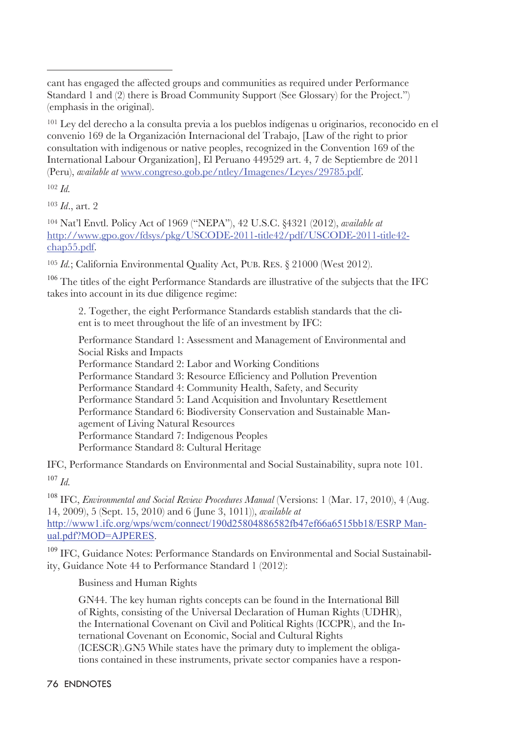cant has engaged the affected groups and communities as required under Performance Standard 1 and (2) there is Broad Community Support (See Glossary) for the Project.") (emphasis in the original).

[101] Ley del derecho a la consulta previa a los pueblos indígenas u originarios, reconocido en el convenio 169 de la Organización Internacional del Trabajo, [Law of the right to prior consultation with indigenous or native peoples, recognized in the Convention 169 of the International Labour Organization], El Peruano 449529 art. 4, 7 de Septiembre de 2011 (Peru), *available at* www.congreso.gob.pe/ntley/Imagenes/Leyes/29785.pdf.

[102] *Id.*

[103] *Id.*, art. 2

[104] Nat'l Envtl. Policy Act of 1969 ("NEPA"), 42 U.S.C. §4321 (2012), *available at* http://www.gpo.gov/fdsys/pkg/USCODE-2011-title42/pdf/USCODE-2011-title42-chap55.pdf.

[105] *Id.*; California Environmental Quality Act, PUB. RES. § 21000 (West 2012).

[106] The titles of the eight Performance Standards are illustrative of the subjects that the IFC takes into account in its due diligence regime:

> 2. Together, the eight Performance Standards establish standards that the client is to meet throughout the life of an investment by IFC:
>
> Performance Standard 1: Assessment and Management of Environmental and Social Risks and Impacts
> Performance Standard 2: Labor and Working Conditions
> Performance Standard 3: Resource Efficiency and Pollution Prevention
> Performance Standard 4: Community Health, Safety, and Security
> Performance Standard 5: Land Acquisition and Involuntary Resettlement
> Performance Standard 6: Biodiversity Conservation and Sustainable Management of Living Natural Resources
> Performance Standard 7: Indigenous Peoples
> Performance Standard 8: Cultural Heritage

IFC, Performance Standards on Environmental and Social Sustainability, supra note 101.

[107] *Id.*

[108] IFC, *Environmental and Social Review Procedures Manual* (Versions: 1 (Mar. 17, 2010), 4 (Aug. 14, 2009), 5 (Sept. 15, 2010) and 6 (June 3, 1011)), *available at* http://www1.ifc.org/wps/wcm/connect/190d25804886582fb47ef66a6515bb18/ESRP Manual.pdf?MOD=AJPERES.

[109] IFC, Guidance Notes: Performance Standards on Environmental and Social Sustainability, Guidance Note 44 to Performance Standard 1 (2012):

> Business and Human Rights
>
> GN44. The key human rights concepts can be found in the International Bill of Rights, consisting of the Universal Declaration of Human Rights (UDHR), the International Covenant on Civil and Political Rights (ICCPR), and the International Covenant on Economic, Social and Cultural Rights (ICESCR).GN5 While states have the primary duty to implement the obligations contained in these instruments, private sector companies have a respon-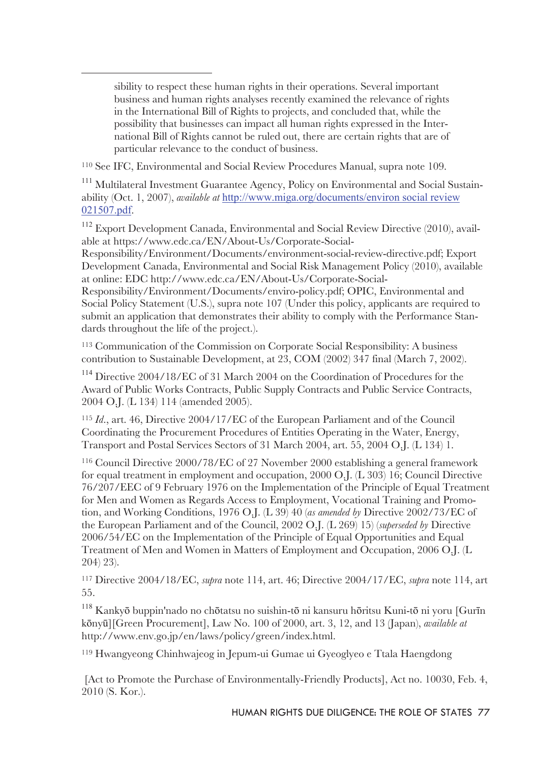sibility to respect these human rights in their operations. Several important business and human rights analyses recently examined the relevance of rights in the International Bill of Rights to projects, and concluded that, while the possibility that businesses can impact all human rights expressed in the International Bill of Rights cannot be ruled out, there are certain rights that are of particular relevance to the conduct of business.

[110] See IFC, Environmental and Social Review Procedures Manual, supra note 109.

[111] Multilateral Investment Guarantee Agency, Policy on Environmental and Social Sustainability (Oct. 1, 2007), *available at* [http://www.miga.org/documents/environ social review 021507.pdf](http://www.miga.org/documents/environ social review 021507.pdf).

[112] Export Development Canada, Environmental and Social Review Directive (2010), available at https://www.edc.ca/EN/About-Us/Corporate-Social-Responsibility/Environment/Documents/environment-social-review-directive.pdf; Export Development Canada, Environmental and Social Risk Management Policy (2010), available at online: EDC http://www.edc.ca/EN/About-Us/Corporate-Social-Responsibility/Environment/Documents/enviro-policy.pdf; OPIC, Environmental and Social Policy Statement (U.S.), supra note 107 (Under this policy, applicants are required to submit an application that demonstrates their ability to comply with the Performance Standards throughout the life of the project.).

[113] Communication of the Commission on Corporate Social Responsibility: A business contribution to Sustainable Development, at 23, COM (2002) 347 final (March 7, 2002).

[114] Directive 2004/18/EC of 31 March 2004 on the Coordination of Procedures for the Award of Public Works Contracts, Public Supply Contracts and Public Service Contracts, 2004 O.J. (L 134) 114 (amended 2005).

[115] *Id.*, art. 46, Directive 2004/17/EC of the European Parliament and of the Council Coordinating the Procurement Procedures of Entities Operating in the Water, Energy, Transport and Postal Services Sectors of 31 March 2004, art. 55, 2004 O.J. (L 134) 1.

[116] Council Directive 2000/78/EC of 27 November 2000 establishing a general framework for equal treatment in employment and occupation, 2000 O.J. (L 303) 16; Council Directive 76/207/EEC of 9 February 1976 on the Implementation of the Principle of Equal Treatment for Men and Women as Regards Access to Employment, Vocational Training and Promotion, and Working Conditions, 1976 O.J. (L 39) 40 (*as amended by* Directive 2002/73/EC of the European Parliament and of the Council, 2002 O.J. (L 269) 15) (*superseded by* Directive 2006/54/EC on the Implementation of the Principle of Equal Opportunities and Equal Treatment of Men and Women in Matters of Employment and Occupation, 2006 O.J. (L 204) 23).

[117] Directive 2004/18/EC, *supra* note 114, art. 46; Directive 2004/17/EC, *supra* note 114, art 55.

[118] Kankyō buppin'nado no chōtatsu no suishin-tō ni kansuru hōritsu Kuni-tō ni yoru [Gurīn kōnyū][Green Procurement], Law No. 100 of 2000, art. 3, 12, and 13 (Japan), *available at* http://www.env.go.jp/en/laws/policy/green/index.html.

[119] Hwangyeong Chinhwajeog in Jepum-ui Gumae ui Gyeoglyeo e Ttala Haengdong

[Act to Promote the Purchase of Environmentally-Friendly Products], Act no. 10030, Feb. 4, 2010 (S. Kor.).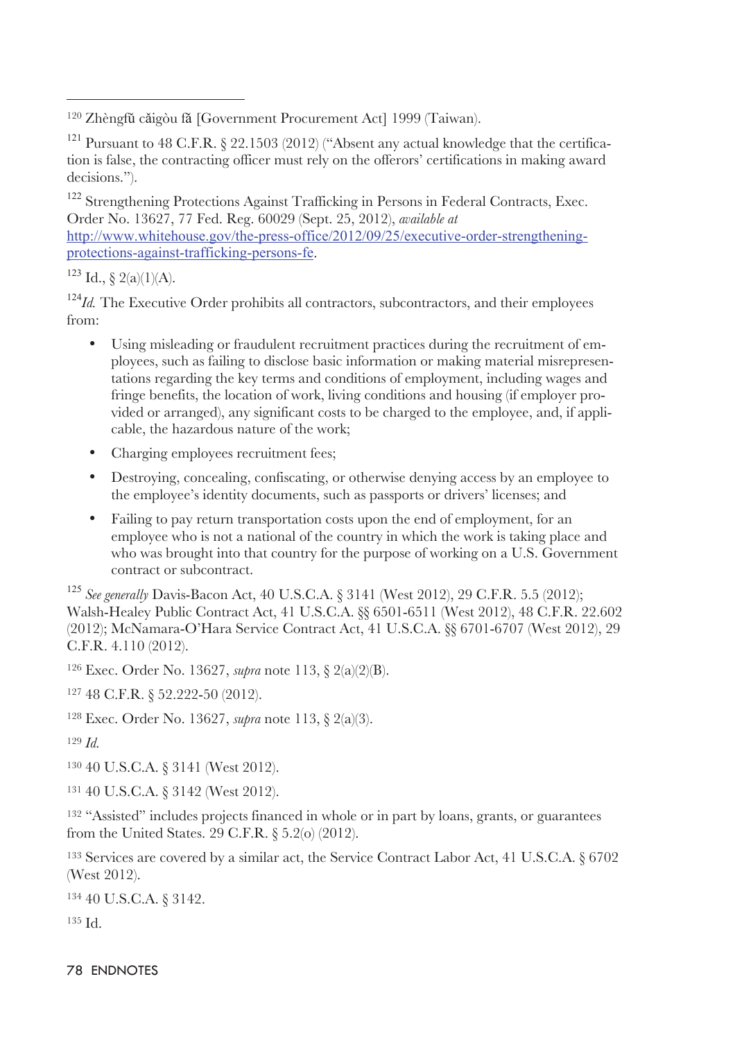[120] Zhèngfǔ cǎigòu fǎ [Government Procurement Act] 1999 (Taiwan).

[121] Pursuant to 48 C.F.R. § 22.1503 (2012) ("Absent any actual knowledge that the certification is false, the contracting officer must rely on the offerors' certifications in making award decisions.").

[122] Strengthening Protections Against Trafficking in Persons in Federal Contracts, Exec. Order No. 13627, 77 Fed. Reg. 60029 (Sept. 25, 2012), *available at* http://www.whitehouse.gov/the-press-office/2012/09/25/executive-order-strengthening-protections-against-trafficking-persons-fe.

[123] Id., § 2(a)(1)(A).

[124] *Id.* The Executive Order prohibits all contractors, subcontractors, and their employees from:

- Using misleading or fraudulent recruitment practices during the recruitment of employees, such as failing to disclose basic information or making material misrepresentations regarding the key terms and conditions of employment, including wages and fringe benefits, the location of work, living conditions and housing (if employer provided or arranged), any significant costs to be charged to the employee, and, if applicable, the hazardous nature of the work;
- Charging employees recruitment fees;
- Destroying, concealing, confiscating, or otherwise denying access by an employee to the employee's identity documents, such as passports or drivers' licenses; and
- Failing to pay return transportation costs upon the end of employment, for an employee who is not a national of the country in which the work is taking place and who was brought into that country for the purpose of working on a U.S. Government contract or subcontract.

[125] *See generally* Davis-Bacon Act, 40 U.S.C.A. § 3141 (West 2012), 29 C.F.R. 5.5 (2012); Walsh-Healey Public Contract Act, 41 U.S.C.A. §§ 6501-6511 (West 2012), 48 C.F.R. 22.602 (2012); McNamara-O'Hara Service Contract Act, 41 U.S.C.A. §§ 6701-6707 (West 2012), 29 C.F.R. 4.110 (2012).

[126] Exec. Order No. 13627, *supra* note 113, § 2(a)(2)(B).

[127] 48 C.F.R. § 52.222-50 (2012).

[128] Exec. Order No. 13627, *supra* note 113, § 2(a)(3).

[129] *Id.*

[130] 40 U.S.C.A. § 3141 (West 2012).

[131] 40 U.S.C.A. § 3142 (West 2012).

[132] "Assisted" includes projects financed in whole or in part by loans, grants, or guarantees from the United States. 29 C.F.R. § 5.2(o) (2012).

[133] Services are covered by a similar act, the Service Contract Labor Act, 41 U.S.C.A. § 6702 (West 2012).

[134] 40 U.S.C.A. § 3142.

[135] Id.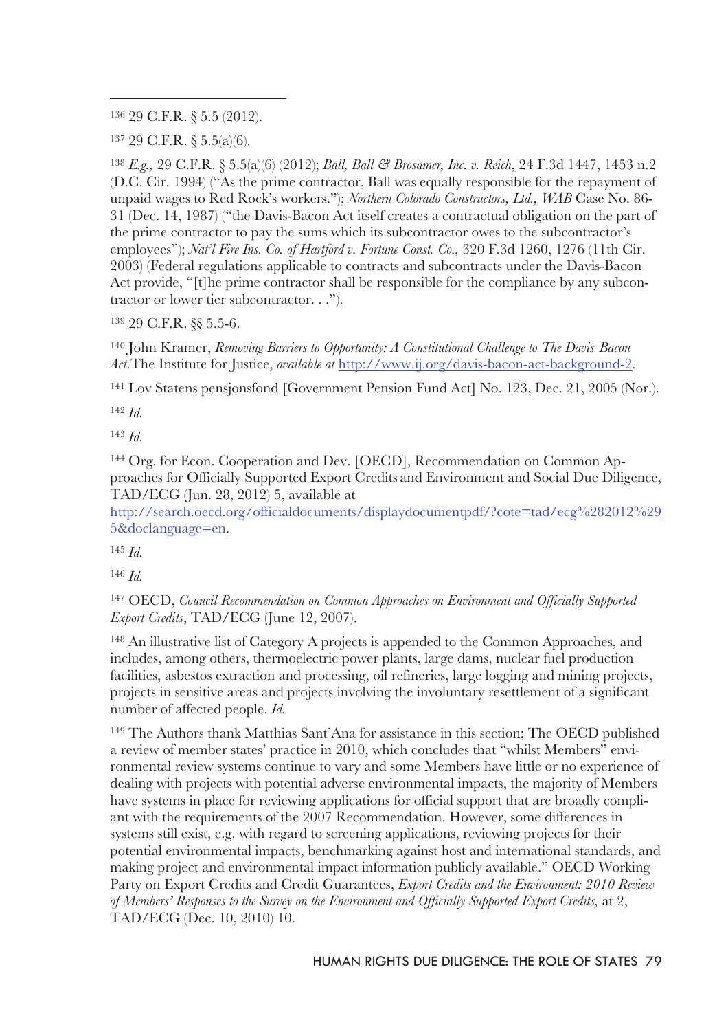[136] 29 C.F.R. § 5.5 (2012).

[137] 29 C.F.R. § 5.5(a)(6).

[138] *E.g.,* 29 C.F.R. § 5.5(a)(6) (2012); *Ball, Ball & Brosamer, Inc. v. Reich*, 24 F.3d 1447, 1453 n.2 (D.C. Cir. 1994) ("As the prime contractor, Ball was equally responsible for the repayment of unpaid wages to Red Rock's workers."); *Northern Colorado Constructors, Ltd., WAB* Case No. 86-31 (Dec. 14, 1987) ("the Davis-Bacon Act itself creates a contractual obligation on the part of the prime contractor to pay the sums which its subcontractor owes to the subcontractor's employees"); *Nat'l Fire Ins. Co. of Hartford v. Fortune Const. Co.,* 320 F.3d 1260, 1276 (11th Cir. 2003) (Federal regulations applicable to contracts and subcontracts under the Davis-Bacon Act provide, "[t]he prime contractor shall be responsible for the compliance by any subcontractor or lower tier subcontractor. . .").

[139] 29 C.F.R. §§ 5.5-6.

[140] John Kramer, *Removing Barriers to Opportunity: A Constitutional Challenge to The Davis-Bacon Act.*The Institute for Justice, *available at* [http://www.ij.org/davis-bacon-act-background-2](http://www.ij.org/davis-bacon-act-background-2).

[141] Lov Statens pensjonsfond [Government Pension Fund Act] No. 123, Dec. 21, 2005 (Nor.).

[142] *Id.*

[143] *Id.*

[144] Org. for Econ. Cooperation and Dev. [OECD], Recommendation on Common Approaches for Officially Supported Export Credits and Environment and Social Due Diligence, TAD/ECG (Jun. 28, 2012) 5, available at [http://search.oecd.org/officialdocuments/displaydocumentpdf/?cote=tad/ecg%282012%295&doclanguage=en](http://search.oecd.org/officialdocuments/displaydocumentpdf/?cote=tad/ecg%282012%295&doclanguage=en).

[145] *Id.*

[146] *Id.*

[147] OECD, *Council Recommendation on Common Approaches on Environment and Officially Supported Export Credits*, TAD/ECG (June 12, 2007).

[148] An illustrative list of Category A projects is appended to the Common Approaches, and includes, among others, thermoelectric power plants, large dams, nuclear fuel production facilities, asbestos extraction and processing, oil refineries, large logging and mining projects, projects in sensitive areas and projects involving the involuntary resettlement of a significant number of affected people. *Id.*

[149] The Authors thank Matthias Sant'Ana for assistance in this section; The OECD published a review of member states' practice in 2010, which concludes that "whilst Members" environmental review systems continue to vary and some Members have little or no experience of dealing with projects with potential adverse environmental impacts, the majority of Members have systems in place for reviewing applications for official support that are broadly compliant with the requirements of the 2007 Recommendation. However, some differences in systems still exist, e.g. with regard to screening applications, reviewing projects for their potential environmental impacts, benchmarking against host and international standards, and making project and environmental impact information publicly available." OECD Working Party on Export Credits and Credit Guarantees, *Export Credits and the Environment: 2010 Review of Members' Responses to the Survey on the Environment and Officially Supported Export Credits,* at 2, TAD/ECG (Dec. 10, 2010) 10.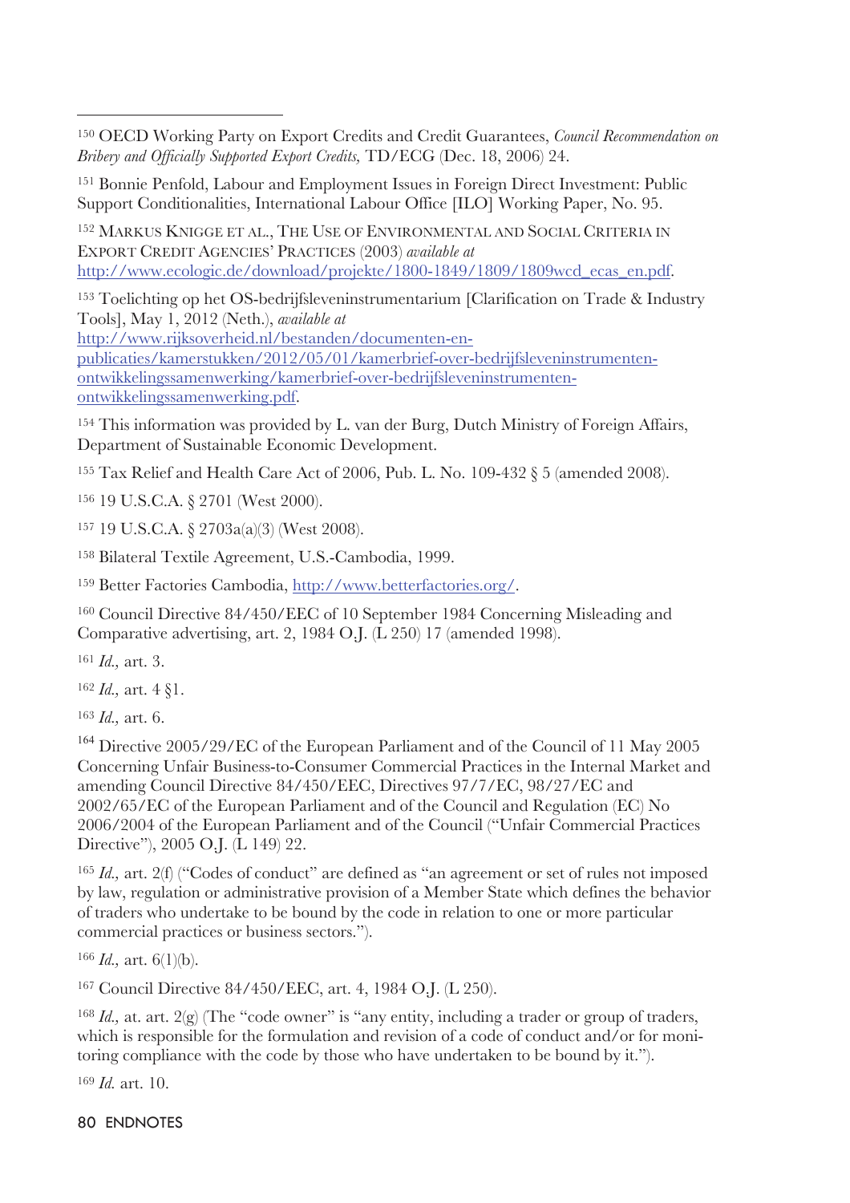[150] OECD Working Party on Export Credits and Credit Guarantees, *Council Recommendation on Bribery and Officially Supported Export Credits,* TD/ECG (Dec. 18, 2006) 24.

[151] Bonnie Penfold, Labour and Employment Issues in Foreign Direct Investment: Public Support Conditionalities, International Labour Office [ILO] Working Paper, No. 95.

[152] MARKUS KNIGGE ET AL., THE USE OF ENVIRONMENTAL AND SOCIAL CRITERIA IN EXPORT CREDIT AGENCIES' PRACTICES (2003) *available at* http://www.ecologic.de/download/projekte/1800-1849/1809/1809wcd_ecas_en.pdf.

[153] Toelichting op het OS-bedrijfsleveninstrumentarium [Clarification on Trade & Industry Tools], May 1, 2012 (Neth.), *available at* http://www.rijksoverheid.nl/bestanden/documenten-en-publicaties/kamerstukken/2012/05/01/kamerbrief-over-bedrijfsleveninstrumenten-ontwikkelingssamenwerking/kamerbrief-over-bedrijfsleveninstrumenten-ontwikkelingssamenwerking.pdf.

[154] This information was provided by L. van der Burg, Dutch Ministry of Foreign Affairs, Department of Sustainable Economic Development.

[155] Tax Relief and Health Care Act of 2006, Pub. L. No. 109-432 § 5 (amended 2008).

[156] 19 U.S.C.A. § 2701 (West 2000).

[157] 19 U.S.C.A. § 2703a(a)(3) (West 2008).

[158] Bilateral Textile Agreement, U.S.-Cambodia, 1999.

[159] Better Factories Cambodia, http://www.betterfactories.org/.

[160] Council Directive 84/450/EEC of 10 September 1984 Concerning Misleading and Comparative advertising, art. 2, 1984 O.J. (L 250) 17 (amended 1998).

[161] *Id.,* art. 3.

[162] *Id.,* art. 4 §1.

[163] *Id.,* art. 6.

[164] Directive 2005/29/EC of the European Parliament and of the Council of 11 May 2005 Concerning Unfair Business-to-Consumer Commercial Practices in the Internal Market and amending Council Directive 84/450/EEC, Directives 97/7/EC, 98/27/EC and 2002/65/EC of the European Parliament and of the Council and Regulation (EC) No 2006/2004 of the European Parliament and of the Council ("Unfair Commercial Practices Directive"), 2005 O.J. (L 149) 22.

[165] *Id.,* art. 2(f) ("Codes of conduct" are defined as "an agreement or set of rules not imposed by law, regulation or administrative provision of a Member State which defines the behavior of traders who undertake to be bound by the code in relation to one or more particular commercial practices or business sectors.").

[166] *Id.,* art. 6(1)(b).

[167] Council Directive 84/450/EEC, art. 4, 1984 O.J. (L 250).

[168] *Id.,* at. art. 2(g) (The "code owner" is "any entity, including a trader or group of traders, which is responsible for the formulation and revision of a code of conduct and/or for monitoring compliance with the code by those who have undertaken to be bound by it.").

[169] *Id.* art. 10.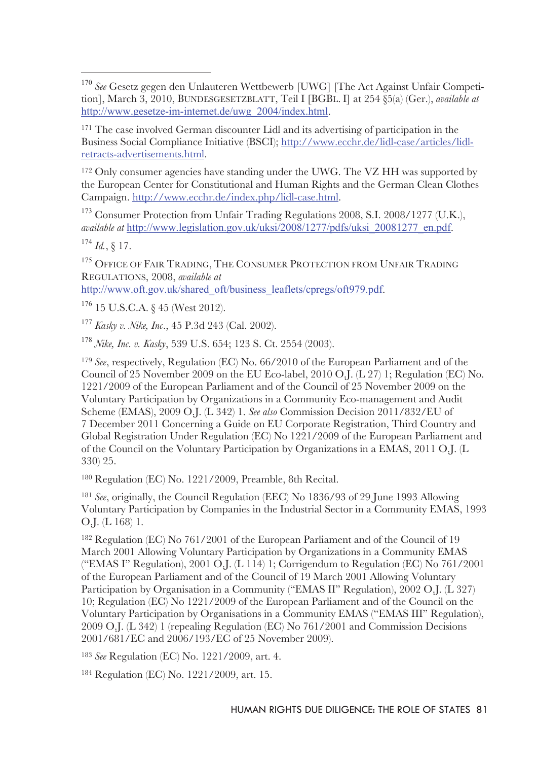[170] *See* Gesetz gegen den Unlauteren Wettbewerb [UWG] [The Act Against Unfair Competition], March 3, 2010, BUNDESGESETZBLATT, Teil I [BGBL. I] at 254 §5(a) (Ger.), *available at* http://www.gesetze-im-internet.de/uwg_2004/index.html.

[171] The case involved German discounter Lidl and its advertising of participation in the Business Social Compliance Initiative (BSCI); http://www.ecchr.de/lidl-case/articles/lidl-retracts-advertisements.html.

[172] Only consumer agencies have standing under the UWG. The VZ HH was supported by the European Center for Constitutional and Human Rights and the German Clean Clothes Campaign. http://www.ecchr.de/index.php/lidl-case.html.

[173] Consumer Protection from Unfair Trading Regulations 2008, S.I. 2008/1277 (U.K.), *available at* http://www.legislation.gov.uk/uksi/2008/1277/pdfs/uksi_20081277_en.pdf.

[174] *Id.*, § 17.

[175] OFFICE OF FAIR TRADING, THE CONSUMER PROTECTION FROM UNFAIR TRADING REGULATIONS, 2008, *available at* http://www.oft.gov.uk/shared_oft/business_leaflets/cpregs/oft979.pdf.

[176] 15 U.S.C.A. § 45 (West 2012).

[177] *Kasky v. Nike, Inc*., 45 P.3d 243 (Cal. 2002).

[178] *Nike, Inc. v. Kasky*, 539 U.S. 654; 123 S. Ct. 2554 (2003).

[179] *See*, respectively, Regulation (EC) No. 66/2010 of the European Parliament and of the Council of 25 November 2009 on the EU Eco-label, 2010 O.J. (L 27) 1; Regulation (EC) No. 1221/2009 of the European Parliament and of the Council of 25 November 2009 on the Voluntary Participation by Organizations in a Community Eco-management and Audit Scheme (EMAS), 2009 O.J. (L 342) 1. *See also* Commission Decision 2011/832/EU of 7 December 2011 Concerning a Guide on EU Corporate Registration, Third Country and Global Registration Under Regulation (EC) No 1221/2009 of the European Parliament and of the Council on the Voluntary Participation by Organizations in a EMAS, 2011 O.J. (L 330) 25.

[180] Regulation (EC) No. 1221/2009, Preamble, 8th Recital.

[181] *See*, originally, the Council Regulation (EEC) No 1836/93 of 29 June 1993 Allowing Voluntary Participation by Companies in the Industrial Sector in a Community EMAS, 1993 O.J. (L 168) 1.

[182] Regulation (EC) No 761/2001 of the European Parliament and of the Council of 19 March 2001 Allowing Voluntary Participation by Organizations in a Community EMAS ("EMAS I" Regulation), 2001 O.J. (L 114) 1; Corrigendum to Regulation (EC) No 761/2001 of the European Parliament and of the Council of 19 March 2001 Allowing Voluntary Participation by Organisation in a Community ("EMAS II" Regulation), 2002 O.J. (L 327) 10; Regulation (EC) No 1221/2009 of the European Parliament and of the Council on the Voluntary Participation by Organisations in a Community EMAS ("EMAS III" Regulation), 2009 O.J. (L 342) 1 (repealing Regulation (EC) No 761/2001 and Commission Decisions 2001/681/EC and 2006/193/EC of 25 November 2009).

[183] *See* Regulation (EC) No. 1221/2009, art. 4.

[184] Regulation (EC) No. 1221/2009, art. 15.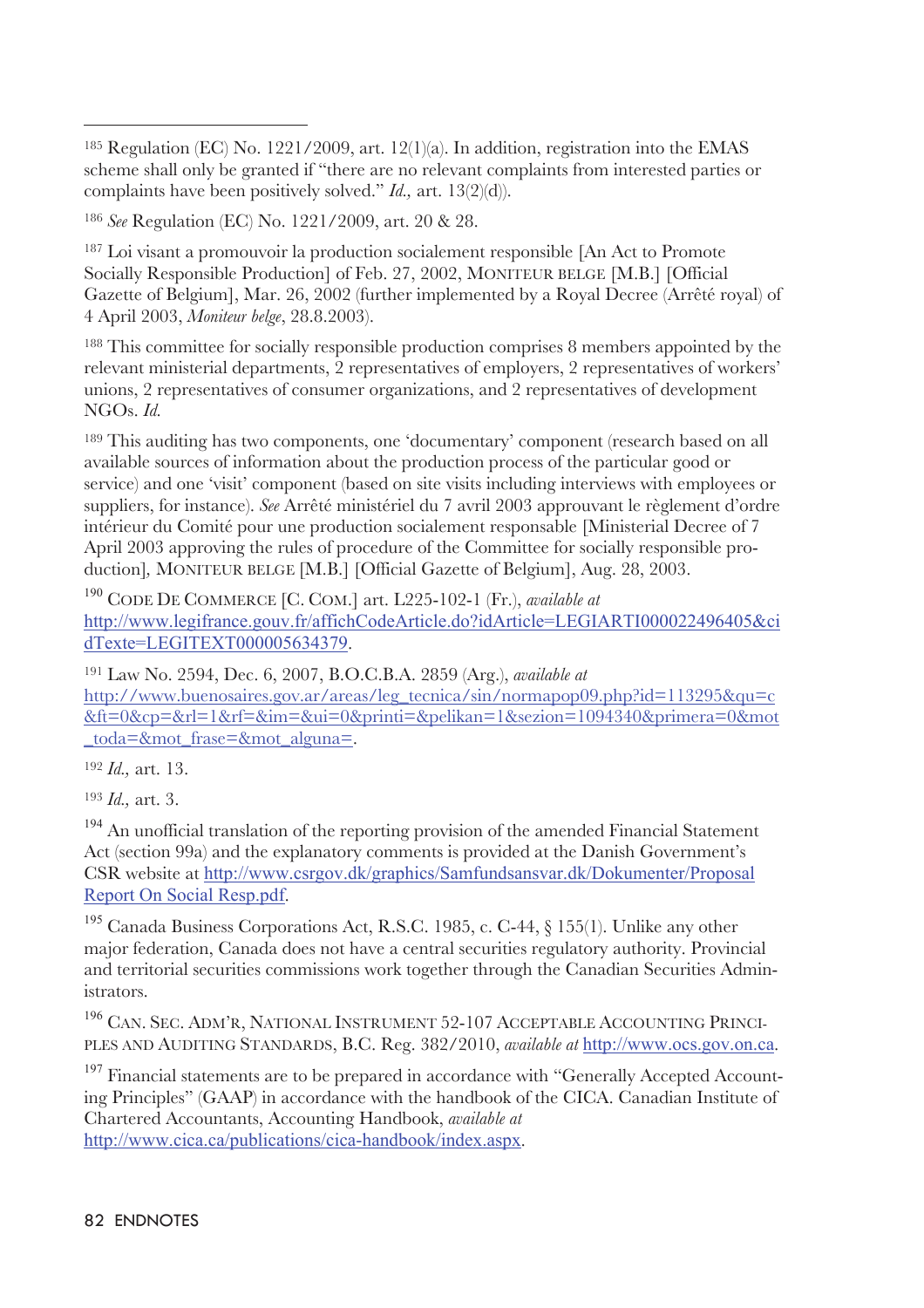[185] Regulation (EC) No. 1221/2009, art. 12(1)(a). In addition, registration into the EMAS scheme shall only be granted if "there are no relevant complaints from interested parties or complaints have been positively solved." *Id.,* art. 13(2)(d)).

[186] *See* Regulation (EC) No. 1221/2009, art. 20 & 28.

[187] Loi visant a promouvoir la production socialement responsible [An Act to Promote Socially Responsible Production] of Feb. 27, 2002, MONITEUR BELGE [M.B.] [Official Gazette of Belgium], Mar. 26, 2002 (further implemented by a Royal Decree (Arrêté royal) of 4 April 2003, *Moniteur belge*, 28.8.2003).

[188] This committee for socially responsible production comprises 8 members appointed by the relevant ministerial departments, 2 representatives of employers, 2 representatives of workers' unions, 2 representatives of consumer organizations, and 2 representatives of development NGOs. *Id.*

[189] This auditing has two components, one 'documentary' component (research based on all available sources of information about the production process of the particular good or service) and one 'visit' component (based on site visits including interviews with employees or suppliers, for instance). *See* Arrêté ministériel du 7 avril 2003 approuvant le règlement d'ordre intérieur du Comité pour une production socialement responsable [Ministerial Decree of 7 April 2003 approving the rules of procedure of the Committee for socially responsible production], MONITEUR BELGE [M.B.] [Official Gazette of Belgium], Aug. 28, 2003.

[190] CODE DE COMMERCE [C. COM.] art. L225-102-1 (Fr.), *available at* http://www.legifrance.gouv.fr/affichCodeArticle.do?idArticle=LEGIARTI000022496405&cidTexte=LEGITEXT000005634379.

[191] Law No. 2594, Dec. 6, 2007, B.O.C.B.A. 2859 (Arg.), *available at* http://www.buenosaires.gov.ar/areas/leg_tecnica/sin/normapop09.php?id=113295&qu=c&ft=0&cp=&rl=1&rf=&im=&ui=0&printi=&pelikan=1&sezion=1094340&primera=0&mot_toda=&mot_frase=&mot_alguna=.

[192] *Id.,* art. 13.

[193] *Id.,* art. 3.

[194] An unofficial translation of the reporting provision of the amended Financial Statement Act (section 99a) and the explanatory comments is provided at the Danish Government's CSR website at http://www.csrgov.dk/graphics/Samfundsansvar.dk/Dokumenter/Proposal Report On Social Resp.pdf.

[195] Canada Business Corporations Act, R.S.C. 1985, c. C-44, § 155(1). Unlike any other major federation, Canada does not have a central securities regulatory authority. Provincial and territorial securities commissions work together through the Canadian Securities Administrators.

[196] CAN. SEC. ADM'R, NATIONAL INSTRUMENT 52-107 ACCEPTABLE ACCOUNTING PRINCIPLES AND AUDITING STANDARDS, B.C. Reg. 382/2010, *available at* http://www.ocs.gov.on.ca.

[197] Financial statements are to be prepared in accordance with "Generally Accepted Accounting Principles" (GAAP) in accordance with the handbook of the CICA. Canadian Institute of Chartered Accountants, Accounting Handbook, *available at* http://www.cica.ca/publications/cica-handbook/index.aspx.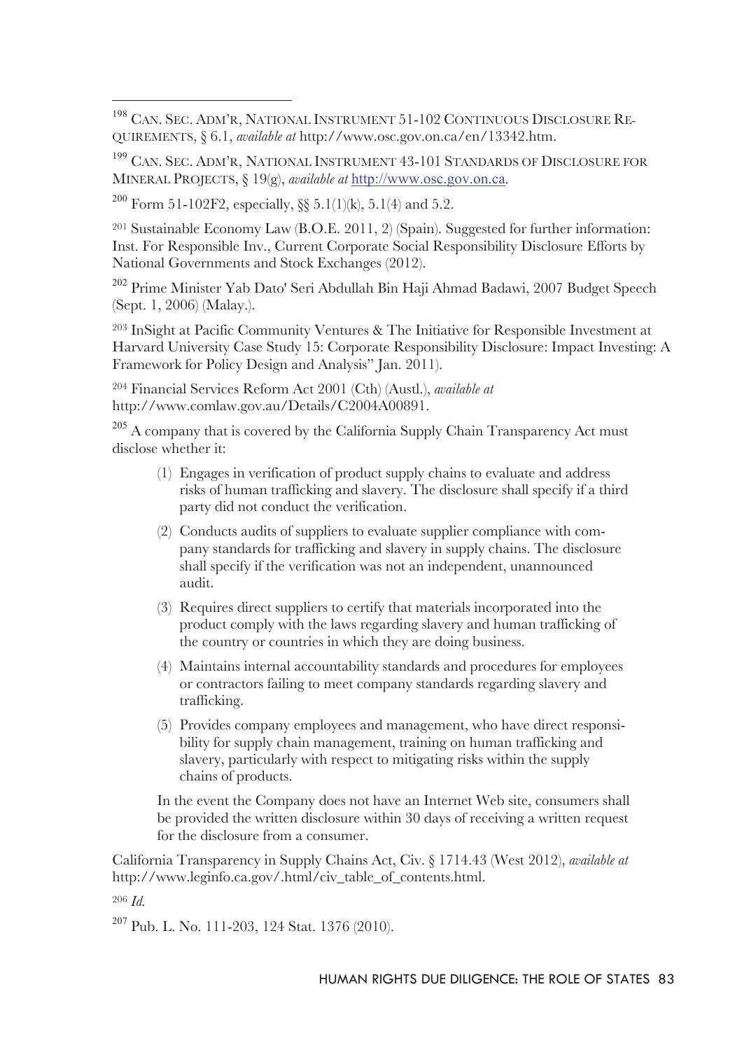[198] CAN. SEC. ADM'R, NATIONAL INSTRUMENT 51-102 CONTINUOUS DISCLOSURE REQUIREMENTS, § 6.1, *available at* http://www.osc.gov.on.ca/en/13342.htm.

[199] CAN. SEC. ADM'R, NATIONAL INSTRUMENT 43-101 STANDARDS OF DISCLOSURE FOR MINERAL PROJECTS, § 19(g), *available at* http://www.osc.gov.on.ca.

[200] Form 51-102F2, especially, §§ 5.1(1)(k), 5.1(4) and 5.2.

[201] Sustainable Economy Law (B.O.E. 2011, 2) (Spain). Suggested for further information: Inst. For Responsible Inv., Current Corporate Social Responsibility Disclosure Efforts by National Governments and Stock Exchanges (2012).

[202] Prime Minister Yab Dato' Seri Abdullah Bin Haji Ahmad Badawi, 2007 Budget Speech (Sept. 1, 2006) (Malay.).

[203] InSight at Pacific Community Ventures & The Initiative for Responsible Investment at Harvard University Case Study 15: Corporate Responsibility Disclosure: Impact Investing: A Framework for Policy Design and Analysis" Jan. 2011).

[204] Financial Services Reform Act 2001 (Cth) (Austl.), *available at* http://www.comlaw.gov.au/Details/C2004A00891.

[205] A company that is covered by the California Supply Chain Transparency Act must disclose whether it:

> (1) Engages in verification of product supply chains to evaluate and address risks of human trafficking and slavery. The disclosure shall specify if a third party did not conduct the verification.
>
> (2) Conducts audits of suppliers to evaluate supplier compliance with company standards for trafficking and slavery in supply chains. The disclosure shall specify if the verification was not an independent, unannounced audit.
>
> (3) Requires direct suppliers to certify that materials incorporated into the product comply with the laws regarding slavery and human trafficking of the country or countries in which they are doing business.
>
> (4) Maintains internal accountability standards and procedures for employees or contractors failing to meet company standards regarding slavery and trafficking.
>
> (5) Provides company employees and management, who have direct responsibility for supply chain management, training on human trafficking and slavery, particularly with respect to mitigating risks within the supply chains of products.
>
> In the event the Company does not have an Internet Web site, consumers shall be provided the written disclosure within 30 days of receiving a written request for the disclosure from a consumer.

California Transparency in Supply Chains Act, Civ. § 1714.43 (West 2012), *available at* http://www.leginfo.ca.gov/.html/civ_table_of_contents.html.

[206] *Id.*

[207] Pub. L. No. 111-203, 124 Stat. 1376 (2010).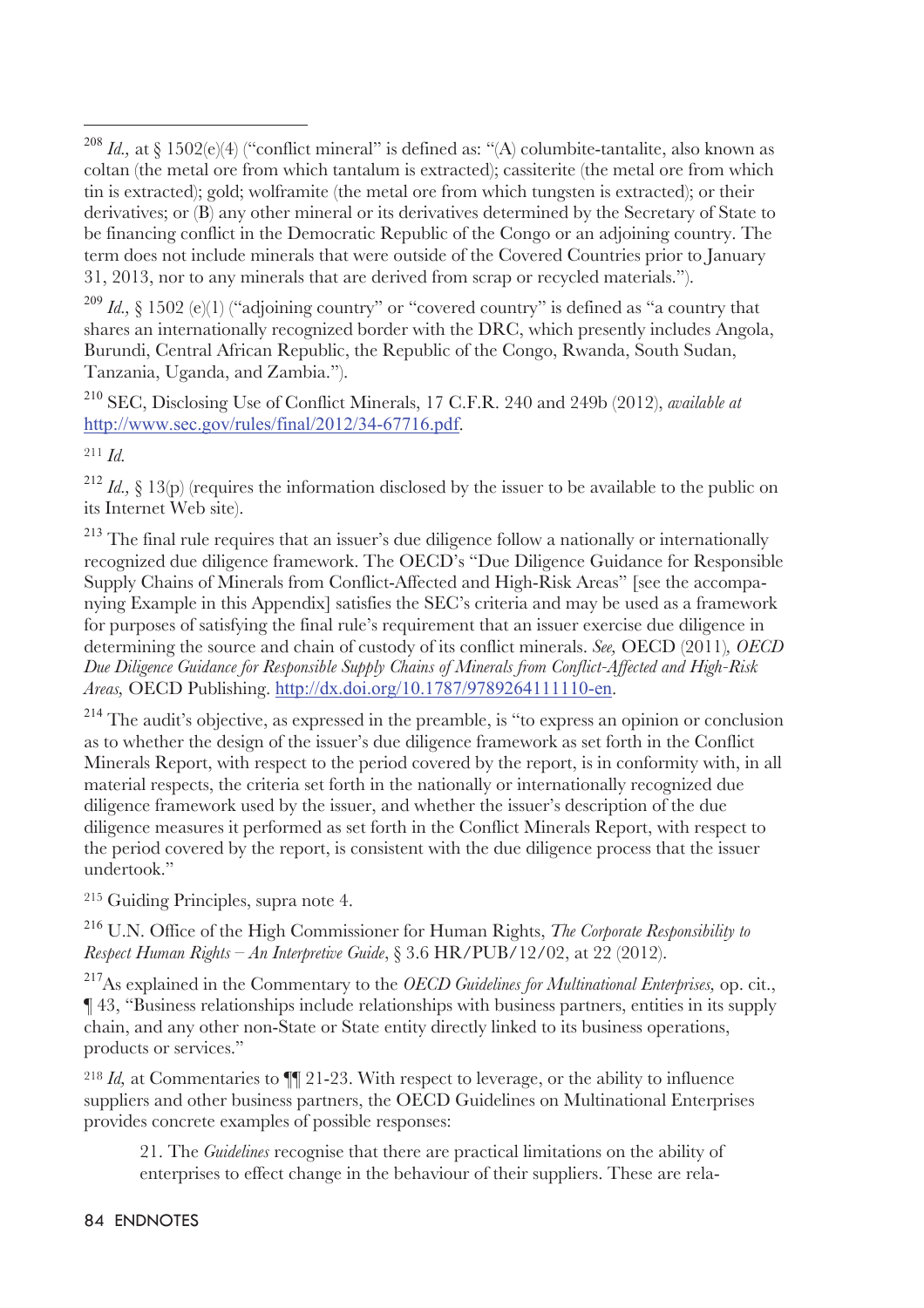[208] *Id.,* at § 1502(e)(4) ("conflict mineral" is defined as: "(A) columbite-tantalite, also known as coltan (the metal ore from which tantalum is extracted); cassiterite (the metal ore from which tin is extracted); gold; wolframite (the metal ore from which tungsten is extracted); or their derivatives; or (B) any other mineral or its derivatives determined by the Secretary of State to be financing conflict in the Democratic Republic of the Congo or an adjoining country. The term does not include minerals that were outside of the Covered Countries prior to January 31, 2013, nor to any minerals that are derived from scrap or recycled materials.").

[209] *Id.,* § 1502 (e)(1) ("adjoining country" or "covered country" is defined as "a country that shares an internationally recognized border with the DRC, which presently includes Angola, Burundi, Central African Republic, the Republic of the Congo, Rwanda, South Sudan, Tanzania, Uganda, and Zambia.").

[210] SEC, Disclosing Use of Conflict Minerals, 17 C.F.R. 240 and 249b (2012), *available at* http://www.sec.gov/rules/final/2012/34-67716.pdf.

[211] *Id.*

[212] *Id.,* § 13(p) (requires the information disclosed by the issuer to be available to the public on its Internet Web site).

[213] The final rule requires that an issuer's due diligence follow a nationally or internationally recognized due diligence framework. The OECD's "Due Diligence Guidance for Responsible Supply Chains of Minerals from Conflict-Affected and High-Risk Areas" [see the accompanying Example in this Appendix] satisfies the SEC's criteria and may be used as a framework for purposes of satisfying the final rule's requirement that an issuer exercise due diligence in determining the source and chain of custody of its conflict minerals. *See,* OECD (2011)*, OECD Due Diligence Guidance for Responsible Supply Chains of Minerals from Conflict-Affected and High-Risk Areas,* OECD Publishing. http://dx.doi.org/10.1787/9789264111110-en.

[214] The audit's objective, as expressed in the preamble, is "to express an opinion or conclusion as to whether the design of the issuer's due diligence framework as set forth in the Conflict Minerals Report, with respect to the period covered by the report, is in conformity with, in all material respects, the criteria set forth in the nationally or internationally recognized due diligence framework used by the issuer, and whether the issuer's description of the due diligence measures it performed as set forth in the Conflict Minerals Report, with respect to the period covered by the report, is consistent with the due diligence process that the issuer undertook."

[215] Guiding Principles, supra note 4.

[216] U.N. Office of the High Commissioner for Human Rights, *The Corporate Responsibility to Respect Human Rights – An Interpretive Guide*, § 3.6 HR/PUB/12/02, at 22 (2012).

[217] As explained in the Commentary to the *OECD Guidelines for Multinational Enterprises,* op. cit., ¶ 43, "Business relationships include relationships with business partners, entities in its supply chain, and any other non-State or State entity directly linked to its business operations, products or services."

[218] *Id,* at Commentaries to ¶¶ 21-23. With respect to leverage, or the ability to influence suppliers and other business partners, the OECD Guidelines on Multinational Enterprises provides concrete examples of possible responses:

> 21. The *Guidelines* recognise that there are practical limitations on the ability of enterprises to effect change in the behaviour of their suppliers. These are rela-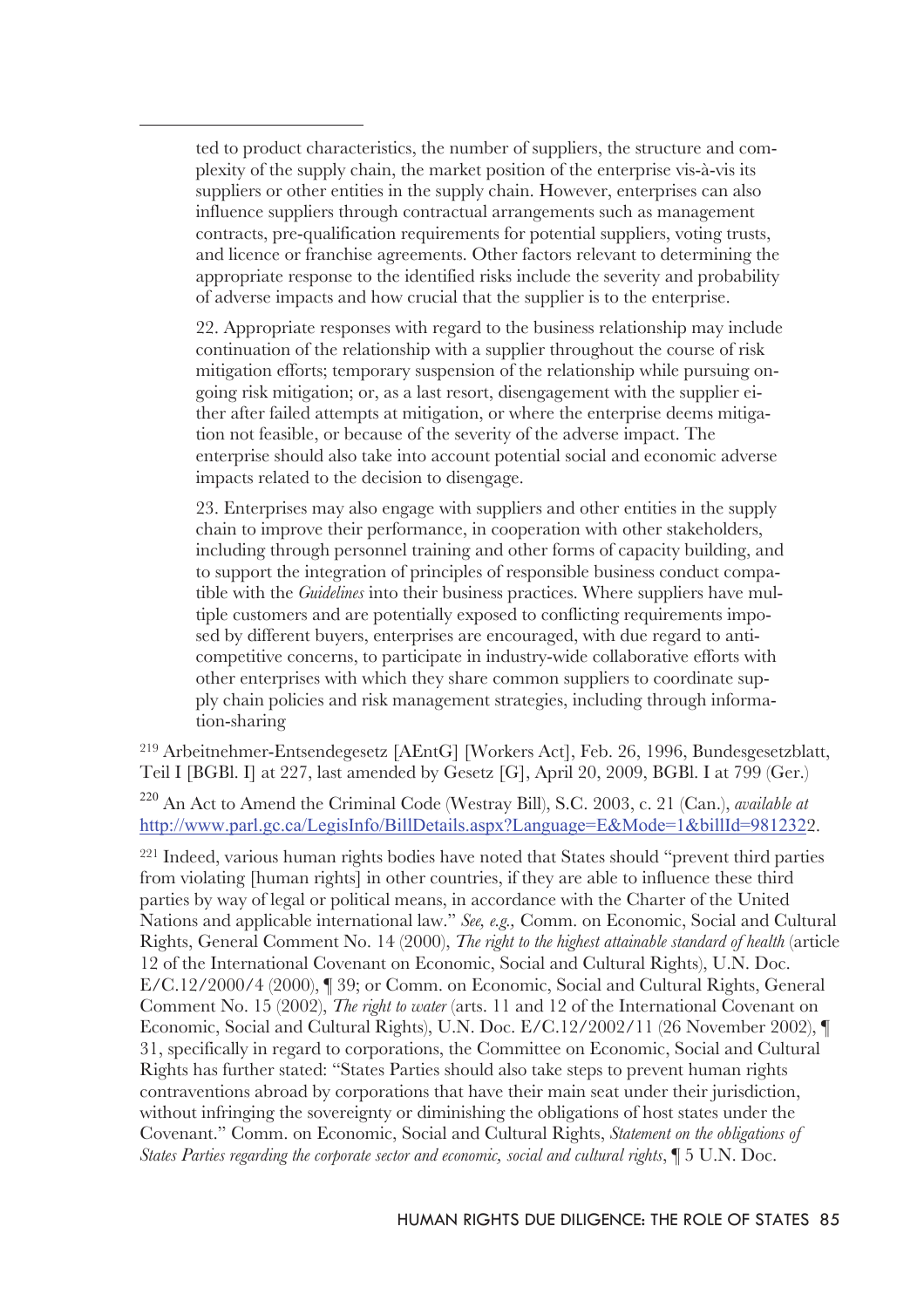ted to product characteristics, the number of suppliers, the structure and complexity of the supply chain, the market position of the enterprise vis-à-vis its suppliers or other entities in the supply chain. However, enterprises can also influence suppliers through contractual arrangements such as management contracts, pre-qualification requirements for potential suppliers, voting trusts, and licence or franchise agreements. Other factors relevant to determining the appropriate response to the identified risks include the severity and probability of adverse impacts and how crucial that the supplier is to the enterprise.

> 22. Appropriate responses with regard to the business relationship may include continuation of the relationship with a supplier throughout the course of risk mitigation efforts; temporary suspension of the relationship while pursuing ongoing risk mitigation; or, as a last resort, disengagement with the supplier either after failed attempts at mitigation, or where the enterprise deems mitigation not feasible, or because of the severity of the adverse impact. The enterprise should also take into account potential social and economic adverse impacts related to the decision to disengage.

> 23. Enterprises may also engage with suppliers and other entities in the supply chain to improve their performance, in cooperation with other stakeholders, including through personnel training and other forms of capacity building, and to support the integration of principles of responsible business conduct compatible with the *Guidelines* into their business practices. Where suppliers have multiple customers and are potentially exposed to conflicting requirements imposed by different buyers, enterprises are encouraged, with due regard to anti-competitive concerns, to participate in industry-wide collaborative efforts with other enterprises with which they share common suppliers to coordinate supply chain policies and risk management strategies, including through information-sharing

[219] Arbeitnehmer-Entsendegesetz [AEntG] [Workers Act], Feb. 26, 1996, Bundesgesetzblatt, Teil I [BGBl. I] at 227, last amended by Gesetz [G], April 20, 2009, BGBl. I at 799 (Ger.)

[220] An Act to Amend the Criminal Code (Westray Bill), S.C. 2003, c. 21 (Can.), *available at* http://www.parl.gc.ca/LegisInfo/BillDetails.aspx?Language=E&Mode=1&billId=9812322.

[221] Indeed, various human rights bodies have noted that States should "prevent third parties from violating [human rights] in other countries, if they are able to influence these third parties by way of legal or political means, in accordance with the Charter of the United Nations and applicable international law." *See, e.g.,* Comm. on Economic, Social and Cultural Rights, General Comment No. 14 (2000), *The right to the highest attainable standard of health* (article 12 of the International Covenant on Economic, Social and Cultural Rights), U.N. Doc. E/C.12/2000/4 (2000), ¶ 39; or Comm. on Economic, Social and Cultural Rights, General Comment No. 15 (2002), *The right to water* (arts. 11 and 12 of the International Covenant on Economic, Social and Cultural Rights), U.N. Doc. E/C.12/2002/11 (26 November 2002), ¶ 31, specifically in regard to corporations, the Committee on Economic, Social and Cultural Rights has further stated: "States Parties should also take steps to prevent human rights contraventions abroad by corporations that have their main seat under their jurisdiction, without infringing the sovereignty or diminishing the obligations of host states under the Covenant." Comm. on Economic, Social and Cultural Rights, *Statement on the obligations of States Parties regarding the corporate sector and economic, social and cultural rights*, ¶ 5 U.N. Doc.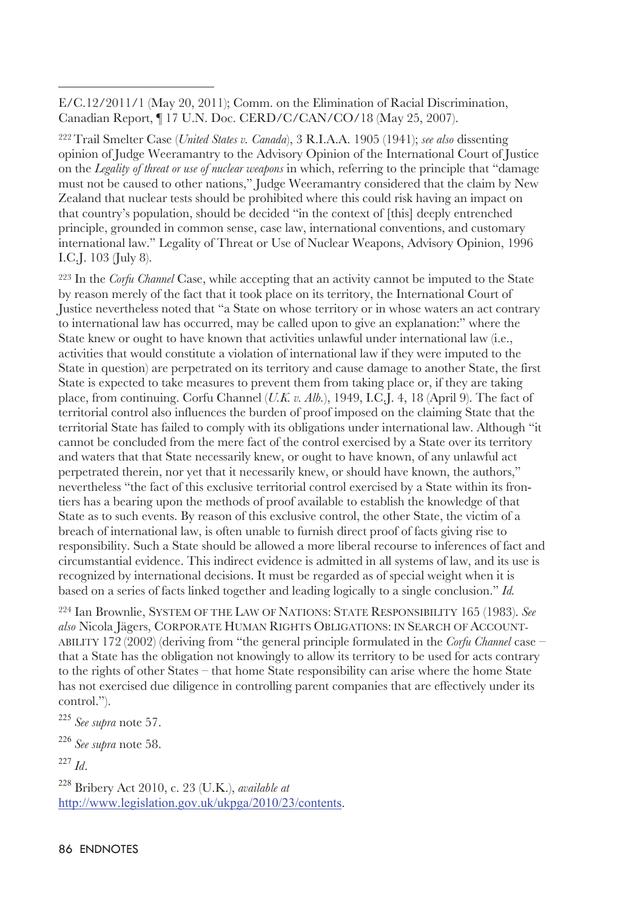E/C.12/2011/1 (May 20, 2011); Comm. on the Elimination of Racial Discrimination, Canadian Report, ¶ 17 U.N. Doc. CERD/C/CAN/CO/18 (May 25, 2007).

[222] Trail Smelter Case (*United States v. Canada*), 3 R.I.A.A. 1905 (1941); *see also* dissenting opinion of Judge Weeramantry to the Advisory Opinion of the International Court of Justice on the *Legality of threat or use of nuclear weapons* in which, referring to the principle that "damage must not be caused to other nations," Judge Weeramantry considered that the claim by New Zealand that nuclear tests should be prohibited where this could risk having an impact on that country's population, should be decided "in the context of [this] deeply entrenched principle, grounded in common sense, case law, international conventions, and customary international law." Legality of Threat or Use of Nuclear Weapons, Advisory Opinion, 1996 I.C.J. 103 (July 8).

[223] In the *Corfu Channel* Case, while accepting that an activity cannot be imputed to the State by reason merely of the fact that it took place on its territory, the International Court of Justice nevertheless noted that "a State on whose territory or in whose waters an act contrary to international law has occurred, may be called upon to give an explanation:" where the State knew or ought to have known that activities unlawful under international law (i.e., activities that would constitute a violation of international law if they were imputed to the State in question) are perpetrated on its territory and cause damage to another State, the first State is expected to take measures to prevent them from taking place or, if they are taking place, from continuing. Corfu Channel (*U.K. v. Alb.*), 1949, I.C.J. 4, 18 (April 9). The fact of territorial control also influences the burden of proof imposed on the claiming State that the territorial State has failed to comply with its obligations under international law. Although "it cannot be concluded from the mere fact of the control exercised by a State over its territory and waters that that State necessarily knew, or ought to have known, of any unlawful act perpetrated therein, nor yet that it necessarily knew, or should have known, the authors," nevertheless "the fact of this exclusive territorial control exercised by a State within its frontiers has a bearing upon the methods of proof available to establish the knowledge of that State as to such events. By reason of this exclusive control, the other State, the victim of a breach of international law, is often unable to furnish direct proof of facts giving rise to responsibility. Such a State should be allowed a more liberal recourse to inferences of fact and circumstantial evidence. This indirect evidence is admitted in all systems of law, and its use is recognized by international decisions. It must be regarded as of special weight when it is based on a series of facts linked together and leading logically to a single conclusion." *Id.*

[224] Ian Brownlie, SYSTEM OF THE LAW OF NATIONS: STATE RESPONSIBILITY 165 (1983). *See also* Nicola Jägers, CORPORATE HUMAN RIGHTS OBLIGATIONS: IN SEARCH OF ACCOUNTABILITY 172 (2002) (deriving from "the general principle formulated in the *Corfu Channel* case – that a State has the obligation not knowingly to allow its territory to be used for acts contrary to the rights of other States – that home State responsibility can arise where the home State has not exercised due diligence in controlling parent companies that are effectively under its control.").

[225] *See supra* note 57.

[226] *See supra* note 58.

[227] *Id*.

[228] Bribery Act 2010, c. 23 (U.K.), *available at* http://www.legislation.gov.uk/ukpga/2010/23/contents.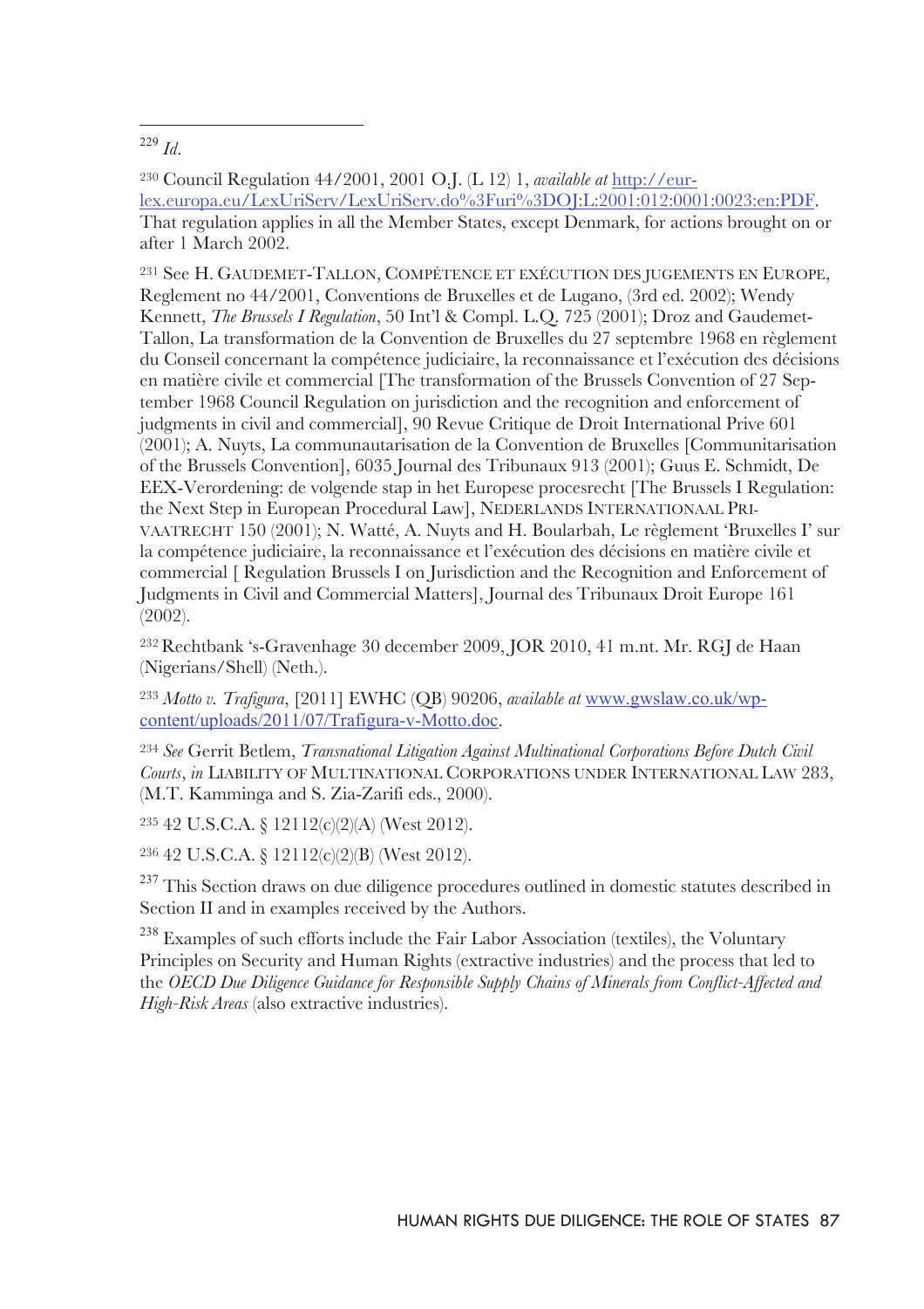[229] *Id.*

[230] Council Regulation 44/2001, 2001 O.J. (L 12) 1, *available at* http://eur-lex.europa.eu/LexUriServ/LexUriServ.do%3Furi%3DOJ:L:2001:012:0001:0023:en:PDF. That regulation applies in all the Member States, except Denmark, for actions brought on or after 1 March 2002.

[231] See H. GAUDEMET-TALLON, COMPÉTENCE ET EXÉCUTION DES JUGEMENTS EN EUROPE, Reglement no 44/2001, Conventions de Bruxelles et de Lugano, (3rd ed. 2002); Wendy Kennett, *The Brussels I Regulation*, 50 Int'l & Compl. L.Q. 725 (2001); Droz and Gaudemet-Tallon, La transformation de la Convention de Bruxelles du 27 septembre 1968 en règlement du Conseil concernant la compétence judiciaire, la reconnaissance et l'exécution des décisions en matière civile et commercial [The transformation of the Brussels Convention of 27 September 1968 Council Regulation on jurisdiction and the recognition and enforcement of judgments in civil and commercial], 90 Revue Critique de Droit International Prive 601 (2001); A. Nuyts, La communautarisation de la Convention de Bruxelles [Communitarisation of the Brussels Convention], 6035 Journal des Tribunaux 913 (2001); Guus E. Schmidt, De EEX-Verordening: de volgende stap in het Europese procesrecht [The Brussels I Regulation: the Next Step in European Procedural Law], NEDERLANDS INTERNATIONAAL PRIVAATRECHT 150 (2001); N. Watté, A. Nuyts and H. Boularbah, Le règlement 'Bruxelles I' sur la compétence judiciaire, la reconnaissance et l'exécution des décisions en matière civile et commercial [ Regulation Brussels I on Jurisdiction and the Recognition and Enforcement of Judgments in Civil and Commercial Matters], Journal des Tribunaux Droit Europe 161 (2002).

[232] Rechtbank 's-Gravenhage 30 december 2009, JOR 2010, 41 m.nt. Mr. RGJ de Haan (Nigerians/Shell) (Neth.).

[233] *Motto v. Trafigura*, [2011] EWHC (QB) 90206, *available at* www.gwslaw.co.uk/wp-content/uploads/2011/07/Trafigura-v-Motto.doc.

[234] *See* Gerrit Betlem, *Transnational Litigation Against Multinational Corporations Before Dutch Civil Courts*, *in* LIABILITY OF MULTINATIONAL CORPORATIONS UNDER INTERNATIONAL LAW 283, (M.T. Kamminga and S. Zia-Zarifi eds., 2000).

[235] 42 U.S.C.A. § 12112(c)(2)(A) (West 2012).

[236] 42 U.S.C.A. § 12112(c)(2)(B) (West 2012).

[237] This Section draws on due diligence procedures outlined in domestic statutes described in Section II and in examples received by the Authors.

[238] Examples of such efforts include the Fair Labor Association (textiles), the Voluntary Principles on Security and Human Rights (extractive industries) and the process that led to the *OECD Due Diligence Guidance for Responsible Supply Chains of Minerals from Conflict-Affected and High-Risk Areas* (also extractive industries).